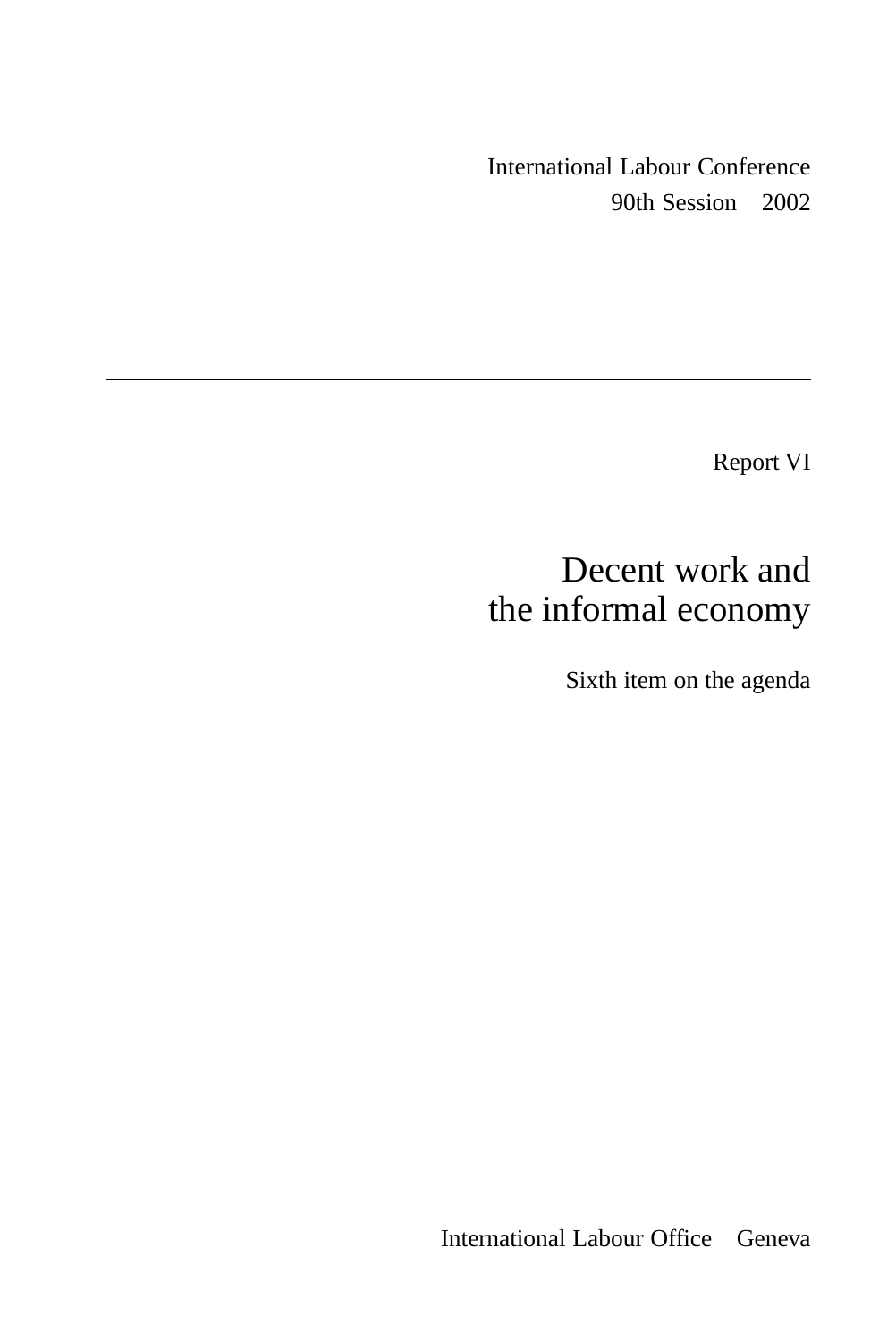International Labour Conference
90th Session 2002

Report VI

# Decent work and the informal economy

Sixth item on the agenda

International Labour Office Geneva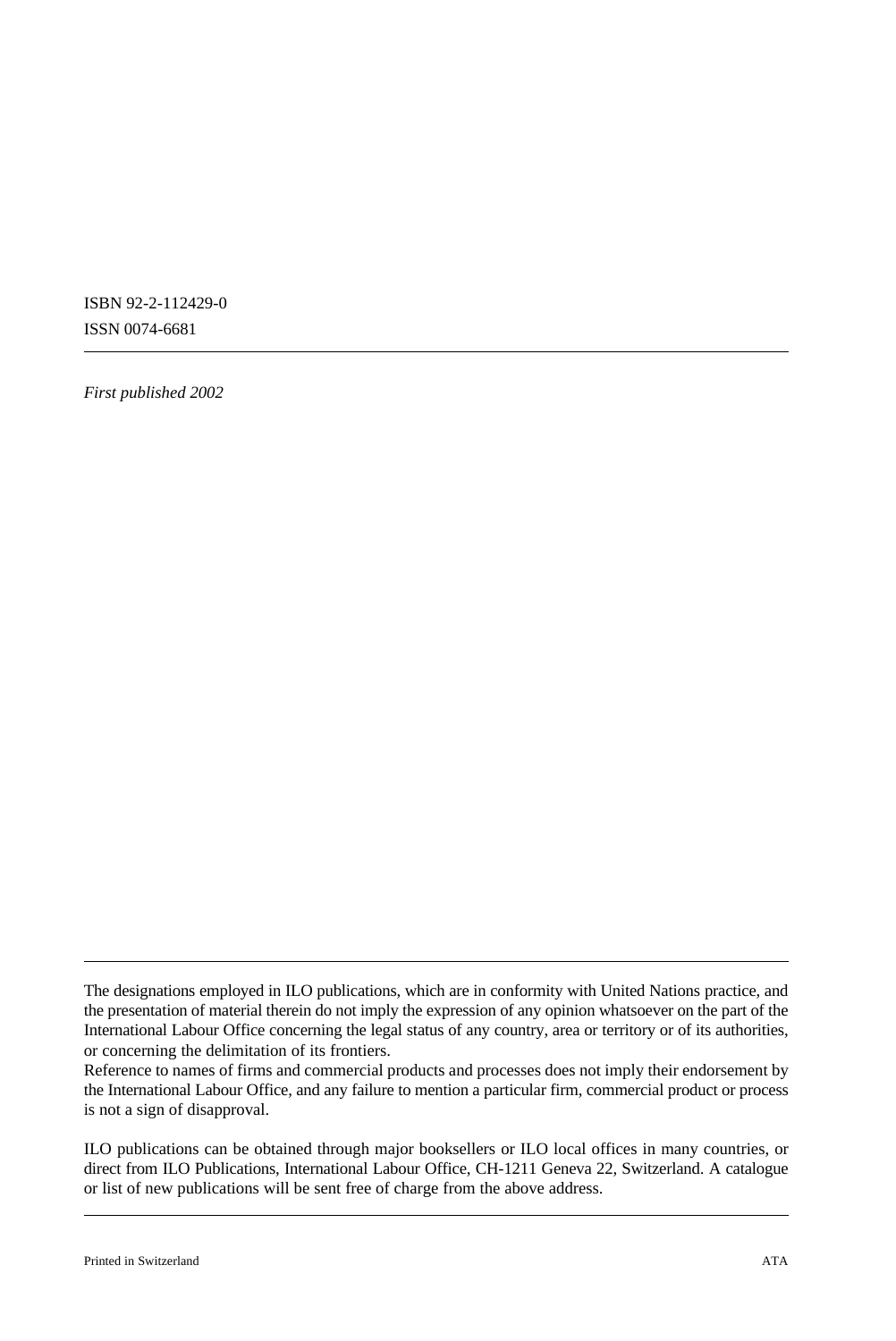ISBN 92-2-112429-0

ISSN 0074-6681

---

*First published 2002*

---

The designations employed in ILO publications, which are in conformity with United Nations practice, and the presentation of material therein do not imply the expression of any opinion whatsoever on the part of the International Labour Office concerning the legal status of any country, area or territory or of its authorities, or concerning the delimitation of its frontiers.

Reference to names of firms and commercial products and processes does not imply their endorsement by the International Labour Office, and any failure to mention a particular firm, commercial product or process is not a sign of disapproval.

ILO publications can be obtained through major booksellers or ILO local offices in many countries, or direct from ILO Publications, International Labour Office, CH-1211 Geneva 22, Switzerland. A catalogue or list of new publications will be sent free of charge from the above address.

---

Printed in Switzerland ATA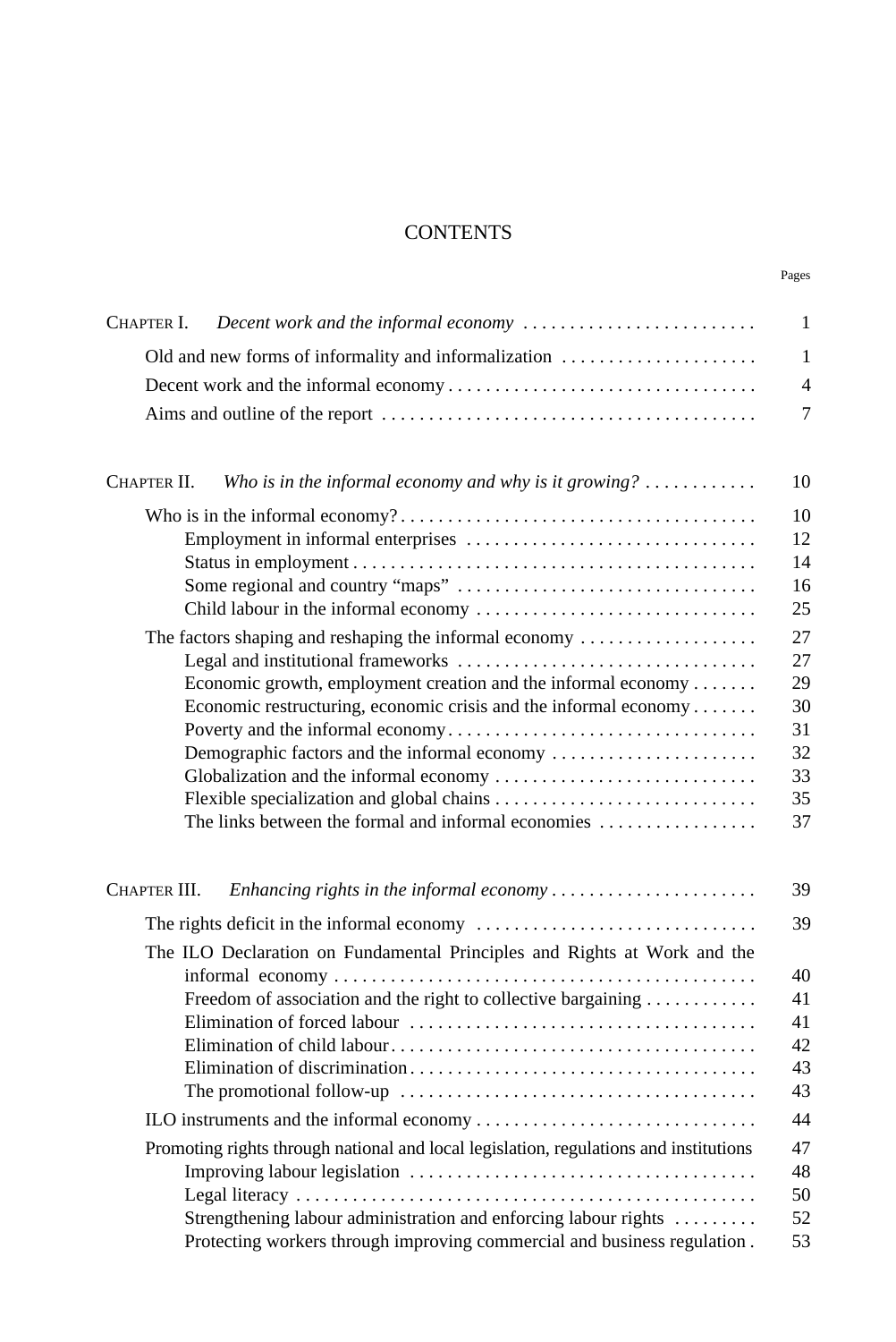# CONTENTS

| | Pages |
|---|---|
| CHAPTER I. *Decent work and the informal economy* | 1 |
| Old and new forms of informality and informalization | 1 |
| Decent work and the informal economy | 4 |
| Aims and outline of the report | 7 |
| CHAPTER II. *Who is in the informal economy and why is it growing?* | 10 |
| Who is in the informal economy? | 10 |
| Employment in informal enterprises | 12 |
| Status in employment | 14 |
| Some regional and country "maps" | 16 |
| Child labour in the informal economy | 25 |
| The factors shaping and reshaping the informal economy | 27 |
| Legal and institutional frameworks | 27 |
| Economic growth, employment creation and the informal economy | 29 |
| Economic restructuring, economic crisis and the informal economy | 30 |
| Poverty and the informal economy | 31 |
| Demographic factors and the informal economy | 32 |
| Globalization and the informal economy | 33 |
| Flexible specialization and global chains | 35 |
| The links between the formal and informal economies | 37 |
| CHAPTER III. *Enhancing rights in the informal economy* | 39 |
| The rights deficit in the informal economy | 39 |
| The ILO Declaration on Fundamental Principles and Rights at Work and the informal economy | 40 |
| Freedom of association and the right to collective bargaining | 41 |
| Elimination of forced labour | 41 |
| Elimination of child labour | 42 |
| Elimination of discrimination | 43 |
| The promotional follow-up | 43 |
| ILO instruments and the informal economy | 44 |
| Promoting rights through national and local legislation, regulations and institutions | 47 |
| Improving labour legislation | 48 |
| Legal literacy | 50 |
| Strengthening labour administration and enforcing labour rights | 52 |
| Protecting workers through improving commercial and business regulation | 53 |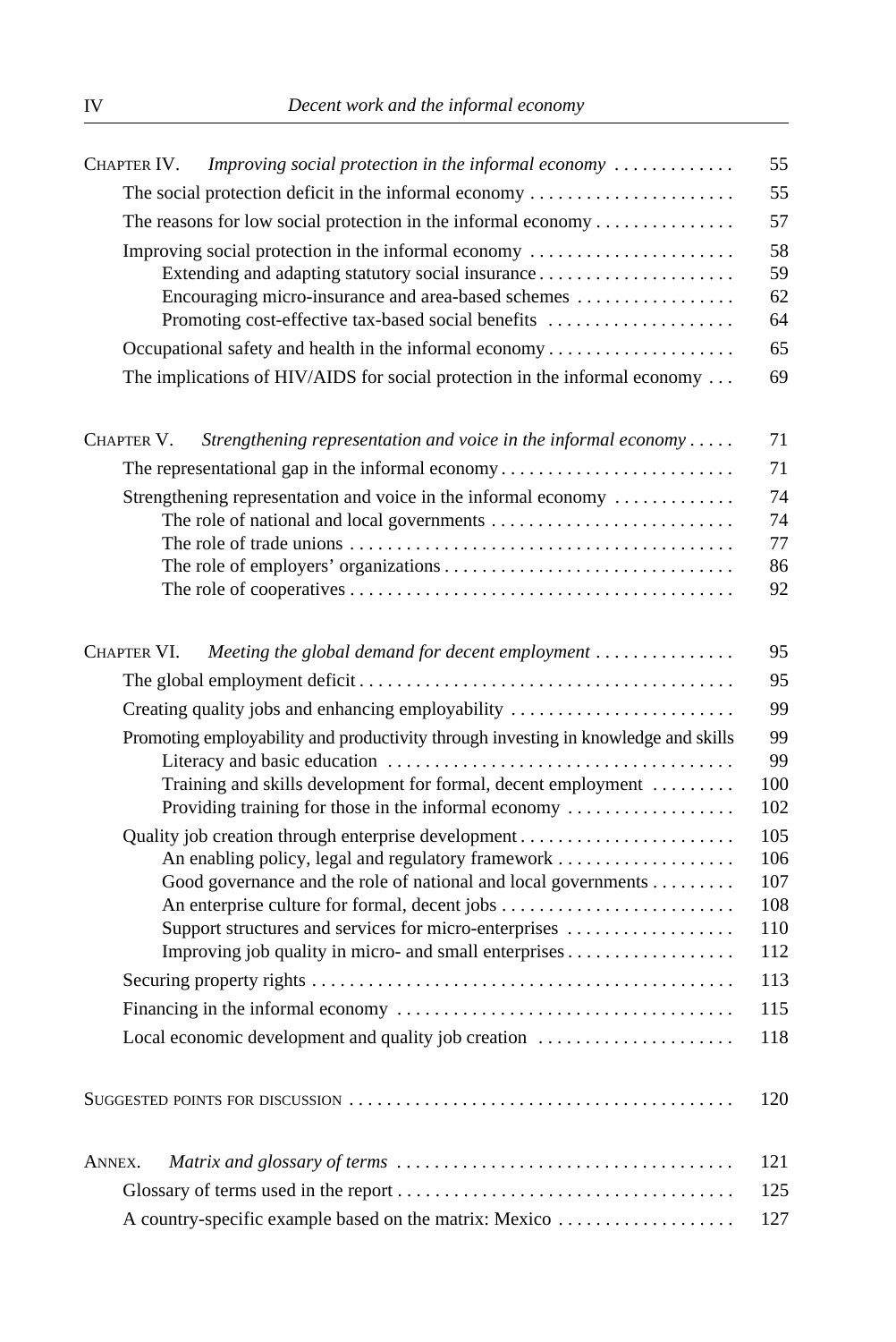| | |
|---|---|
| CHAPTER IV. *Improving social protection in the informal economy* | 55 |
| The social protection deficit in the informal economy | 55 |
| The reasons for low social protection in the informal economy | 57 |
| Improving social protection in the informal economy | 58 |
| Extending and adapting statutory social insurance | 59 |
| Encouraging micro-insurance and area-based schemes | 62 |
| Promoting cost-effective tax-based social benefits | 64 |
| Occupational safety and health in the informal economy | 65 |
| The implications of HIV/AIDS for social protection in the informal economy | 69 |
| CHAPTER V. *Strengthening representation and voice in the informal economy* | 71 |
| The representational gap in the informal economy | 71 |
| Strengthening representation and voice in the informal economy | 74 |
| The role of national and local governments | 74 |
| The role of trade unions | 77 |
| The role of employers' organizations | 86 |
| The role of cooperatives | 92 |
| CHAPTER VI. *Meeting the global demand for decent employment* | 95 |
| The global employment deficit | 95 |
| Creating quality jobs and enhancing employability | 99 |
| Promoting employability and productivity through investing in knowledge and skills | 99 |
| Literacy and basic education | 99 |
| Training and skills development for formal, decent employment | 100 |
| Providing training for those in the informal economy | 102 |
| Quality job creation through enterprise development | 105 |
| An enabling policy, legal and regulatory framework | 106 |
| Good governance and the role of national and local governments | 107 |
| An enterprise culture for formal, decent jobs | 108 |
| Support structures and services for micro-enterprises | 110 |
| Improving job quality in micro- and small enterprises | 112 |
| Securing property rights | 113 |
| Financing in the informal economy | 115 |
| Local economic development and quality job creation | 118 |
| SUGGESTED POINTS FOR DISCUSSION | 120 |
| ANNEX. *Matrix and glossary of terms* | 121 |
| Glossary of terms used in the report | 125 |
| A country-specific example based on the matrix: Mexico | 127 |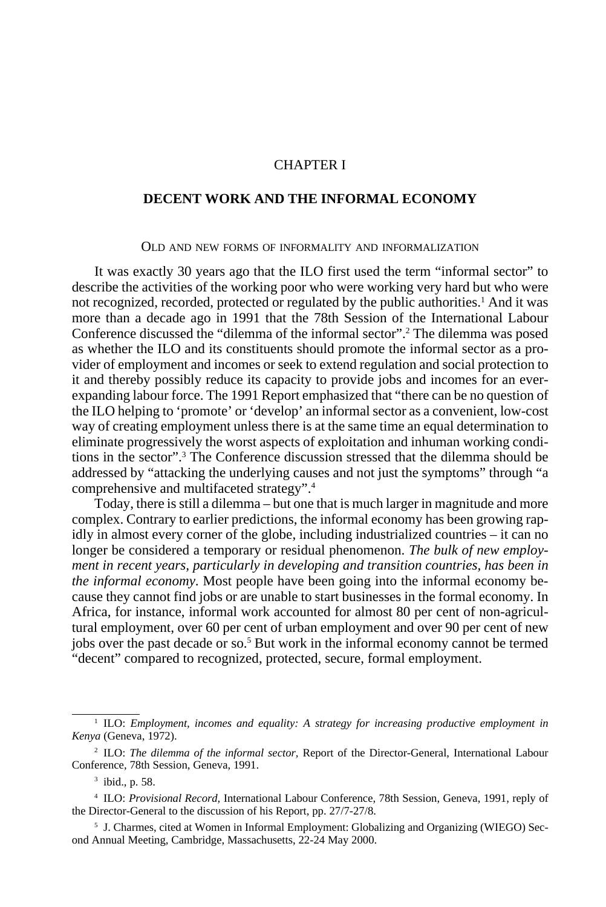# CHAPTER I

## DECENT WORK AND THE INFORMAL ECONOMY

### Old and new forms of informality and informalization

It was exactly 30 years ago that the ILO first used the term "informal sector" to describe the activities of the working poor who were working very hard but who were not recognized, recorded, protected or regulated by the public authorities.[1] And it was more than a decade ago in 1991 that the 78th Session of the International Labour Conference discussed the "dilemma of the informal sector".[2] The dilemma was posed as whether the ILO and its constituents should promote the informal sector as a provider of employment and incomes or seek to extend regulation and social protection to it and thereby possibly reduce its capacity to provide jobs and incomes for an ever-expanding labour force. The 1991 Report emphasized that "there can be no question of the ILO helping to 'promote' or 'develop' an informal sector as a convenient, low-cost way of creating employment unless there is at the same time an equal determination to eliminate progressively the worst aspects of exploitation and inhuman working conditions in the sector".[3] The Conference discussion stressed that the dilemma should be addressed by "attacking the underlying causes and not just the symptoms" through "a comprehensive and multifaceted strategy".[4]

Today, there is still a dilemma – but one that is much larger in magnitude and more complex. Contrary to earlier predictions, the informal economy has been growing rapidly in almost every corner of the globe, including industrialized countries – it can no longer be considered a temporary or residual phenomenon. *The bulk of new employment in recent years, particularly in developing and transition countries, has been in the informal economy*. Most people have been going into the informal economy because they cannot find jobs or are unable to start businesses in the formal economy. In Africa, for instance, informal work accounted for almost 80 per cent of non-agricultural employment, over 60 per cent of urban employment and over 90 per cent of new jobs over the past decade or so.[5] But work in the informal economy cannot be termed "decent" compared to recognized, protected, secure, formal employment.

---

[1] ILO: *Employment, incomes and equality: A strategy for increasing productive employment in Kenya* (Geneva, 1972).

[2] ILO: *The dilemma of the informal sector*, Report of the Director-General, International Labour Conference, 78th Session, Geneva, 1991.

[3] ibid., p. 58.

[4] ILO: *Provisional Record*, International Labour Conference, 78th Session, Geneva, 1991, reply of the Director-General to the discussion of his Report, pp. 27/7-27/8.

[5] J. Charmes, cited at Women in Informal Employment: Globalizing and Organizing (WIEGO) Second Annual Meeting, Cambridge, Massachusetts, 22-24 May 2000.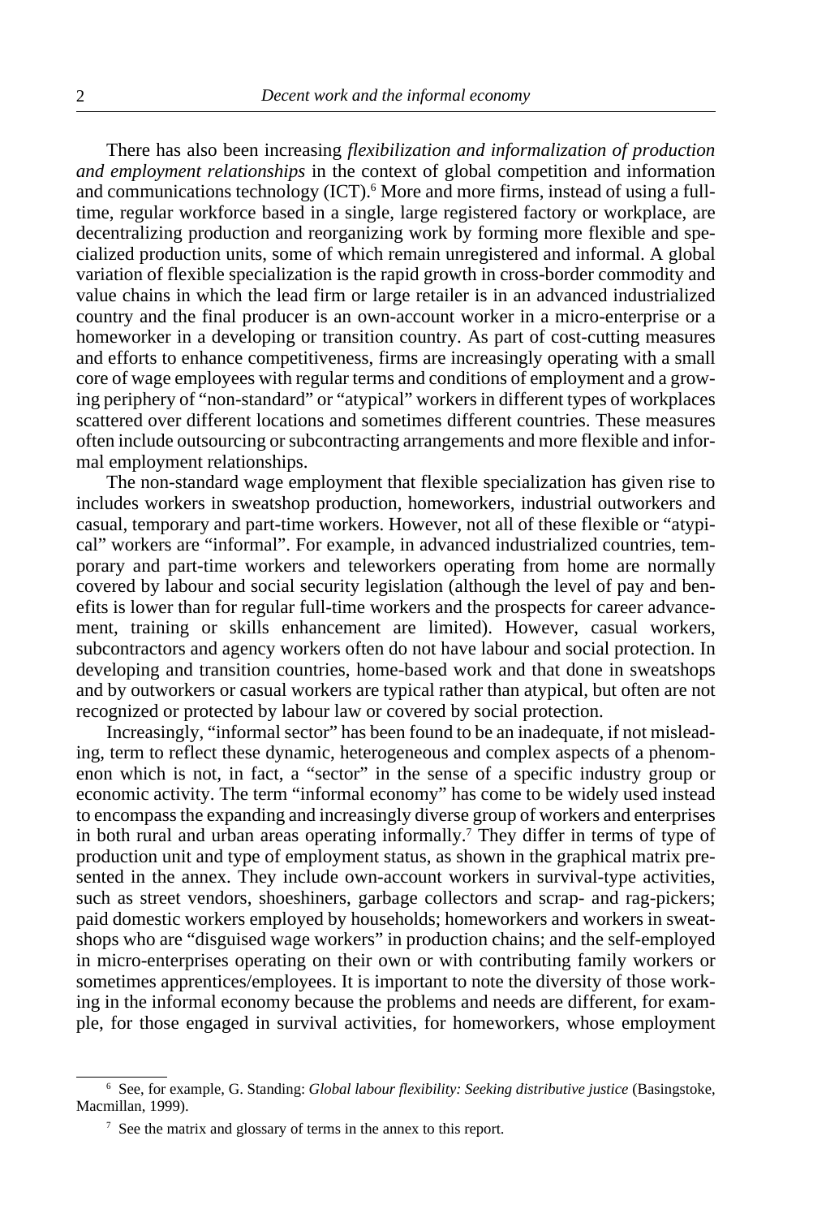There has also been increasing *flexibilization and informalization of production and employment relationships* in the context of global competition and information and communications technology (ICT).[6] More and more firms, instead of using a full-time, regular workforce based in a single, large registered factory or workplace, are decentralizing production and reorganizing work by forming more flexible and specialized production units, some of which remain unregistered and informal. A global variation of flexible specialization is the rapid growth in cross-border commodity and value chains in which the lead firm or large retailer is in an advanced industrialized country and the final producer is an own-account worker in a micro-enterprise or a homeworker in a developing or transition country. As part of cost-cutting measures and efforts to enhance competitiveness, firms are increasingly operating with a small core of wage employees with regular terms and conditions of employment and a growing periphery of "non-standard" or "atypical" workers in different types of workplaces scattered over different locations and sometimes different countries. These measures often include outsourcing or subcontracting arrangements and more flexible and informal employment relationships.

The non-standard wage employment that flexible specialization has given rise to includes workers in sweatshop production, homeworkers, industrial outworkers and casual, temporary and part-time workers. However, not all of these flexible or "atypical" workers are "informal". For example, in advanced industrialized countries, temporary and part-time workers and teleworkers operating from home are normally covered by labour and social security legislation (although the level of pay and benefits is lower than for regular full-time workers and the prospects for career advancement, training or skills enhancement are limited). However, casual workers, subcontractors and agency workers often do not have labour and social protection. In developing and transition countries, home-based work and that done in sweatshops and by outworkers or casual workers are typical rather than atypical, but often are not recognized or protected by labour law or covered by social protection.

Increasingly, "informal sector" has been found to be an inadequate, if not misleading, term to reflect these dynamic, heterogeneous and complex aspects of a phenomenon which is not, in fact, a "sector" in the sense of a specific industry group or economic activity. The term "informal economy" has come to be widely used instead to encompass the expanding and increasingly diverse group of workers and enterprises in both rural and urban areas operating informally.[7] They differ in terms of type of production unit and type of employment status, as shown in the graphical matrix presented in the annex. They include own-account workers in survival-type activities, such as street vendors, shoeshiners, garbage collectors and scrap- and rag-pickers; paid domestic workers employed by households; homeworkers and workers in sweatshops who are "disguised wage workers" in production chains; and the self-employed in micro-enterprises operating on their own or with contributing family workers or sometimes apprentices/employees. It is important to note the diversity of those working in the informal economy because the problems and needs are different, for example, for those engaged in survival activities, for homeworkers, whose employment

---

[6] See, for example, G. Standing: *Global labour flexibility: Seeking distributive justice* (Basingstoke, Macmillan, 1999).

[7] See the matrix and glossary of terms in the annex to this report.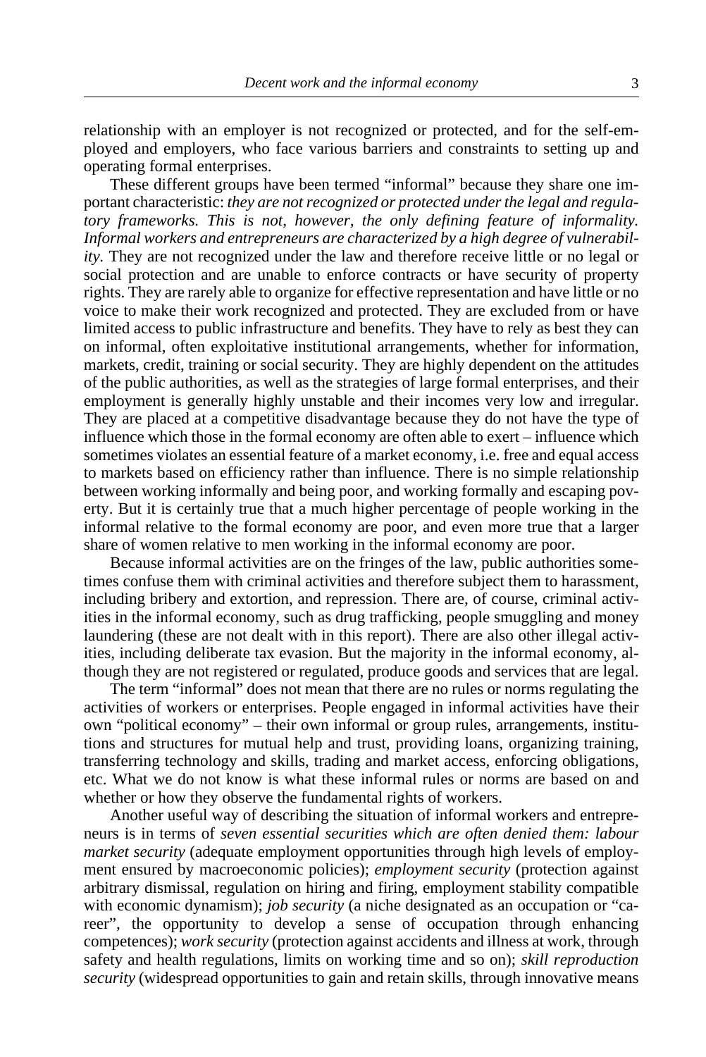relationship with an employer is not recognized or protected, and for the self-employed and employers, who face various barriers and constraints to setting up and operating formal enterprises.

These different groups have been termed "informal" because they share one important characteristic: *they are not recognized or protected under the legal and regulatory frameworks. This is not, however, the only defining feature of informality. Informal workers and entrepreneurs are characterized by a high degree of vulnerability.* They are not recognized under the law and therefore receive little or no legal or social protection and are unable to enforce contracts or have security of property rights. They are rarely able to organize for effective representation and have little or no voice to make their work recognized and protected. They are excluded from or have limited access to public infrastructure and benefits. They have to rely as best they can on informal, often exploitative institutional arrangements, whether for information, markets, credit, training or social security. They are highly dependent on the attitudes of the public authorities, as well as the strategies of large formal enterprises, and their employment is generally highly unstable and their incomes very low and irregular. They are placed at a competitive disadvantage because they do not have the type of influence which those in the formal economy are often able to exert – influence which sometimes violates an essential feature of a market economy, i.e. free and equal access to markets based on efficiency rather than influence. There is no simple relationship between working informally and being poor, and working formally and escaping poverty. But it is certainly true that a much higher percentage of people working in the informal relative to the formal economy are poor, and even more true that a larger share of women relative to men working in the informal economy are poor.

Because informal activities are on the fringes of the law, public authorities sometimes confuse them with criminal activities and therefore subject them to harassment, including bribery and extortion, and repression. There are, of course, criminal activities in the informal economy, such as drug trafficking, people smuggling and money laundering (these are not dealt with in this report). There are also other illegal activities, including deliberate tax evasion. But the majority in the informal economy, although they are not registered or regulated, produce goods and services that are legal.

The term "informal" does not mean that there are no rules or norms regulating the activities of workers or enterprises. People engaged in informal activities have their own "political economy" – their own informal or group rules, arrangements, institutions and structures for mutual help and trust, providing loans, organizing training, transferring technology and skills, trading and market access, enforcing obligations, etc. What we do not know is what these informal rules or norms are based on and whether or how they observe the fundamental rights of workers.

Another useful way of describing the situation of informal workers and entrepreneurs is in terms of *seven essential securities which are often denied them: labour market security* (adequate employment opportunities through high levels of employment ensured by macroeconomic policies); *employment security* (protection against arbitrary dismissal, regulation on hiring and firing, employment stability compatible with economic dynamism); *job security* (a niche designated as an occupation or "career", the opportunity to develop a sense of occupation through enhancing competences); *work security* (protection against accidents and illness at work, through safety and health regulations, limits on working time and so on); *skill reproduction security* (widespread opportunities to gain and retain skills, through innovative means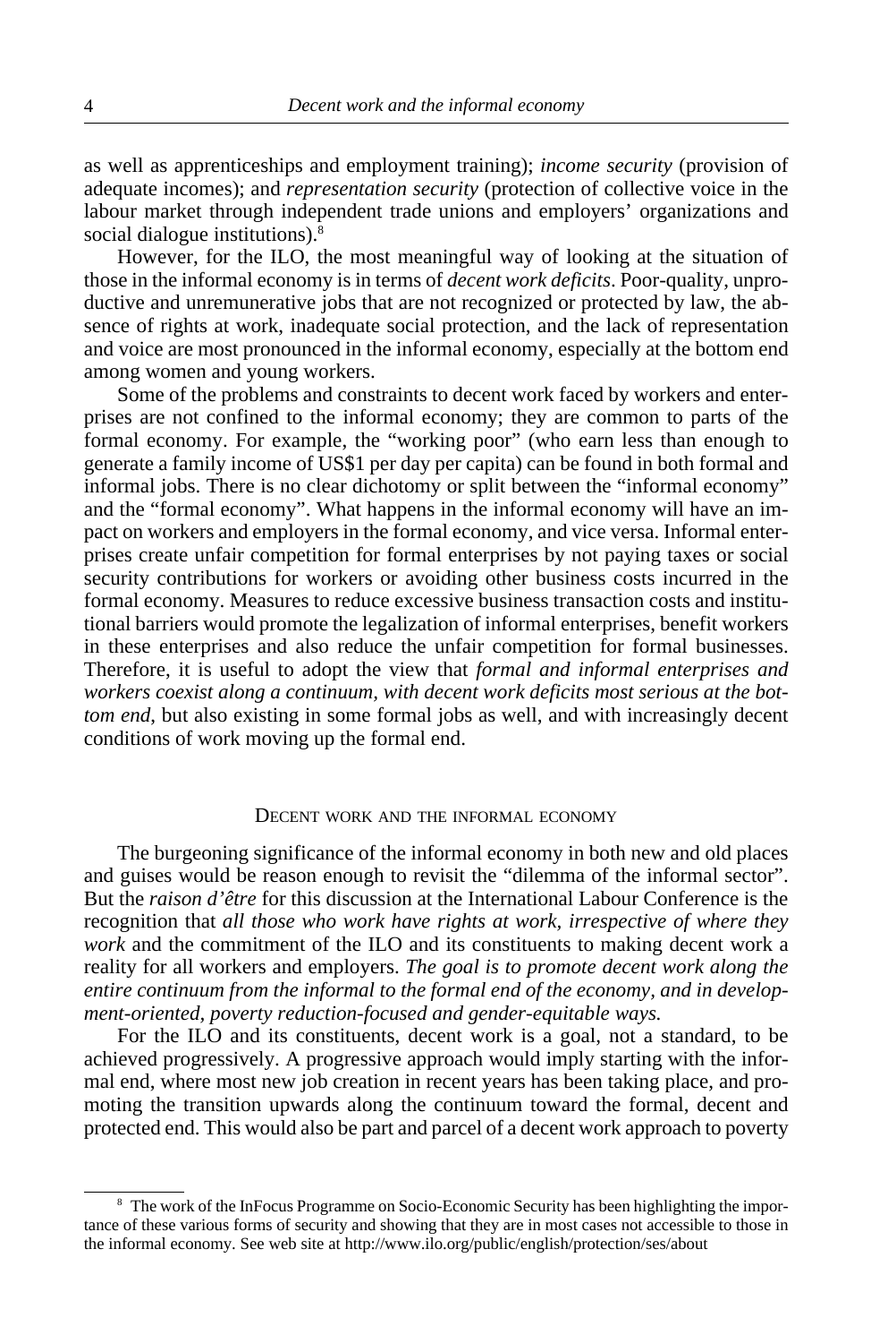as well as apprenticeships and employment training); *income security* (provision of adequate incomes); and *representation security* (protection of collective voice in the labour market through independent trade unions and employers' organizations and social dialogue institutions).[8]

However, for the ILO, the most meaningful way of looking at the situation of those in the informal economy is in terms of *decent work deficits*. Poor-quality, unproductive and unremunerative jobs that are not recognized or protected by law, the absence of rights at work, inadequate social protection, and the lack of representation and voice are most pronounced in the informal economy, especially at the bottom end among women and young workers.

Some of the problems and constraints to decent work faced by workers and enterprises are not confined to the informal economy; they are common to parts of the formal economy. For example, the "working poor" (who earn less than enough to generate a family income of US$1 per day per capita) can be found in both formal and informal jobs. There is no clear dichotomy or split between the "informal economy" and the "formal economy". What happens in the informal economy will have an impact on workers and employers in the formal economy, and vice versa. Informal enterprises create unfair competition for formal enterprises by not paying taxes or social security contributions for workers or avoiding other business costs incurred in the formal economy. Measures to reduce excessive business transaction costs and institutional barriers would promote the legalization of informal enterprises, benefit workers in these enterprises and also reduce the unfair competition for formal businesses. Therefore, it is useful to adopt the view that *formal and informal enterprises and workers coexist along a continuum, with decent work deficits most serious at the bottom end*, but also existing in some formal jobs as well, and with increasingly decent conditions of work moving up the formal end.

## Decent work and the informal economy

The burgeoning significance of the informal economy in both new and old places and guises would be reason enough to revisit the "dilemma of the informal sector". But the *raison d'être* for this discussion at the International Labour Conference is the recognition that *all those who work have rights at work, irrespective of where they work* and the commitment of the ILO and its constituents to making decent work a reality for all workers and employers. *The goal is to promote decent work along the entire continuum from the informal to the formal end of the economy, and in development-oriented, poverty reduction-focused and gender-equitable ways.*

For the ILO and its constituents, decent work is a goal, not a standard, to be achieved progressively. A progressive approach would imply starting with the informal end, where most new job creation in recent years has been taking place, and promoting the transition upwards along the continuum toward the formal, decent and protected end. This would also be part and parcel of a decent work approach to poverty

---

[8] The work of the InFocus Programme on Socio-Economic Security has been highlighting the importance of these various forms of security and showing that they are in most cases not accessible to those in the informal economy. See web site at http://www.ilo.org/public/english/protection/ses/about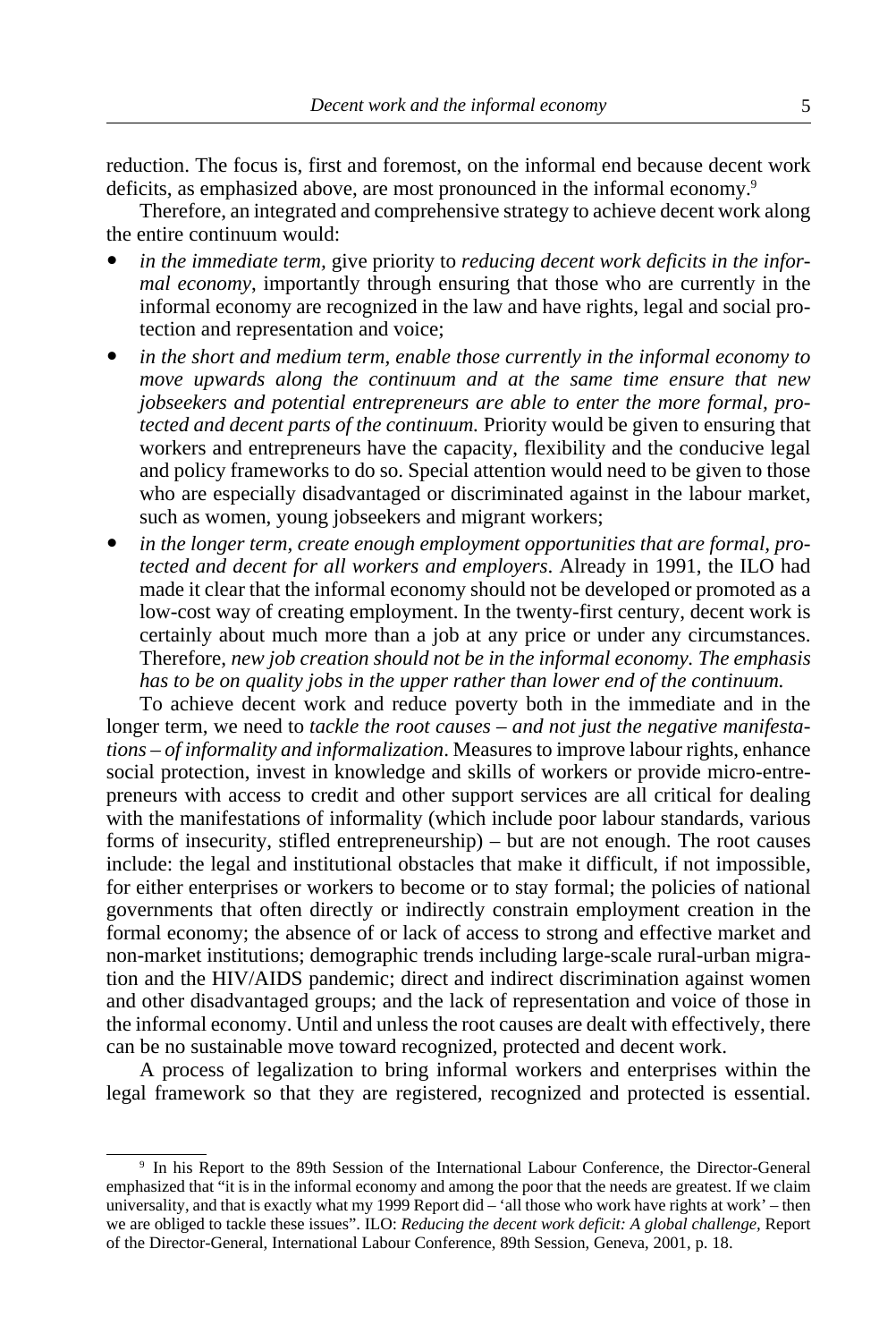reduction. The focus is, first and foremost, on the informal end because decent work deficits, as emphasized above, are most pronounced in the informal economy.[9]

Therefore, an integrated and comprehensive strategy to achieve decent work along the entire continuum would:

- *in the immediate term,* give priority to *reducing decent work deficits in the informal economy*, importantly through ensuring that those who are currently in the informal economy are recognized in the law and have rights, legal and social protection and representation and voice;
- *in the short and medium term, enable those currently in the informal economy to move upwards along the continuum and at the same time ensure that new jobseekers and potential entrepreneurs are able to enter the more formal, protected and decent parts of the continuum.* Priority would be given to ensuring that workers and entrepreneurs have the capacity, flexibility and the conducive legal and policy frameworks to do so. Special attention would need to be given to those who are especially disadvantaged or discriminated against in the labour market, such as women, young jobseekers and migrant workers;
- *in the longer term, create enough employment opportunities that are formal, protected and decent for all workers and employers*. Already in 1991, the ILO had made it clear that the informal economy should not be developed or promoted as a low-cost way of creating employment. In the twenty-first century, decent work is certainly about much more than a job at any price or under any circumstances. Therefore, *new job creation should not be in the informal economy. The emphasis has to be on quality jobs in the upper rather than lower end of the continuum.*

To achieve decent work and reduce poverty both in the immediate and in the longer term, we need to *tackle the root causes – and not just the negative manifestations – of informality and informalization*. Measures to improve labour rights, enhance social protection, invest in knowledge and skills of workers or provide micro-entrepreneurs with access to credit and other support services are all critical for dealing with the manifestations of informality (which include poor labour standards, various forms of insecurity, stifled entrepreneurship) – but are not enough. The root causes include: the legal and institutional obstacles that make it difficult, if not impossible, for either enterprises or workers to become or to stay formal; the policies of national governments that often directly or indirectly constrain employment creation in the formal economy; the absence of or lack of access to strong and effective market and non-market institutions; demographic trends including large-scale rural-urban migration and the HIV/AIDS pandemic; direct and indirect discrimination against women and other disadvantaged groups; and the lack of representation and voice of those in the informal economy. Until and unless the root causes are dealt with effectively, there can be no sustainable move toward recognized, protected and decent work.

A process of legalization to bring informal workers and enterprises within the legal framework so that they are registered, recognized and protected is essential.

---

[9] In his Report to the 89th Session of the International Labour Conference, the Director-General emphasized that "it is in the informal economy and among the poor that the needs are greatest. If we claim universality, and that is exactly what my 1999 Report did – 'all those who work have rights at work' – then we are obliged to tackle these issues". ILO: *Reducing the decent work deficit: A global challenge,* Report of the Director-General, International Labour Conference, 89th Session, Geneva, 2001, p. 18.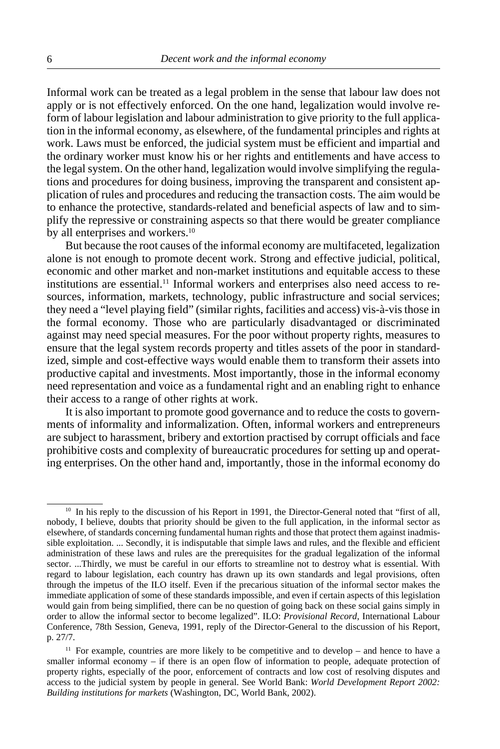Informal work can be treated as a legal problem in the sense that labour law does not apply or is not effectively enforced. On the one hand, legalization would involve reform of labour legislation and labour administration to give priority to the full application in the informal economy, as elsewhere, of the fundamental principles and rights at work. Laws must be enforced, the judicial system must be efficient and impartial and the ordinary worker must know his or her rights and entitlements and have access to the legal system. On the other hand, legalization would involve simplifying the regulations and procedures for doing business, improving the transparent and consistent application of rules and procedures and reducing the transaction costs. The aim would be to enhance the protective, standards-related and beneficial aspects of law and to simplify the repressive or constraining aspects so that there would be greater compliance by all enterprises and workers.[10]

But because the root causes of the informal economy are multifaceted, legalization alone is not enough to promote decent work. Strong and effective judicial, political, economic and other market and non-market institutions and equitable access to these institutions are essential.[11] Informal workers and enterprises also need access to resources, information, markets, technology, public infrastructure and social services; they need a "level playing field" (similar rights, facilities and access) vis-à-vis those in the formal economy. Those who are particularly disadvantaged or discriminated against may need special measures. For the poor without property rights, measures to ensure that the legal system records property and titles assets of the poor in standardized, simple and cost-effective ways would enable them to transform their assets into productive capital and investments. Most importantly, those in the informal economy need representation and voice as a fundamental right and an enabling right to enhance their access to a range of other rights at work.

It is also important to promote good governance and to reduce the costs to governments of informality and informalization. Often, informal workers and entrepreneurs are subject to harassment, bribery and extortion practised by corrupt officials and face prohibitive costs and complexity of bureaucratic procedures for setting up and operating enterprises. On the other hand and, importantly, those in the informal economy do

---

[10] In his reply to the discussion of his Report in 1991, the Director-General noted that "first of all, nobody, I believe, doubts that priority should be given to the full application, in the informal sector as elsewhere, of standards concerning fundamental human rights and those that protect them against inadmissible exploitation. ... Secondly, it is indisputable that simple laws and rules, and the flexible and efficient administration of these laws and rules are the prerequisites for the gradual legalization of the informal sector. ...Thirdly, we must be careful in our efforts to streamline not to destroy what is essential. With regard to labour legislation, each country has drawn up its own standards and legal provisions, often through the impetus of the ILO itself. Even if the precarious situation of the informal sector makes the immediate application of some of these standards impossible, and even if certain aspects of this legislation would gain from being simplified, there can be no question of going back on these social gains simply in order to allow the informal sector to become legalized". ILO: *Provisional Record*, International Labour Conference, 78th Session, Geneva, 1991, reply of the Director-General to the discussion of his Report, p. 27/7.

[11] For example, countries are more likely to be competitive and to develop – and hence to have a smaller informal economy – if there is an open flow of information to people, adequate protection of property rights, especially of the poor, enforcement of contracts and low cost of resolving disputes and access to the judicial system by people in general. See World Bank: *World Development Report 2002: Building institutions for markets* (Washington, DC, World Bank, 2002).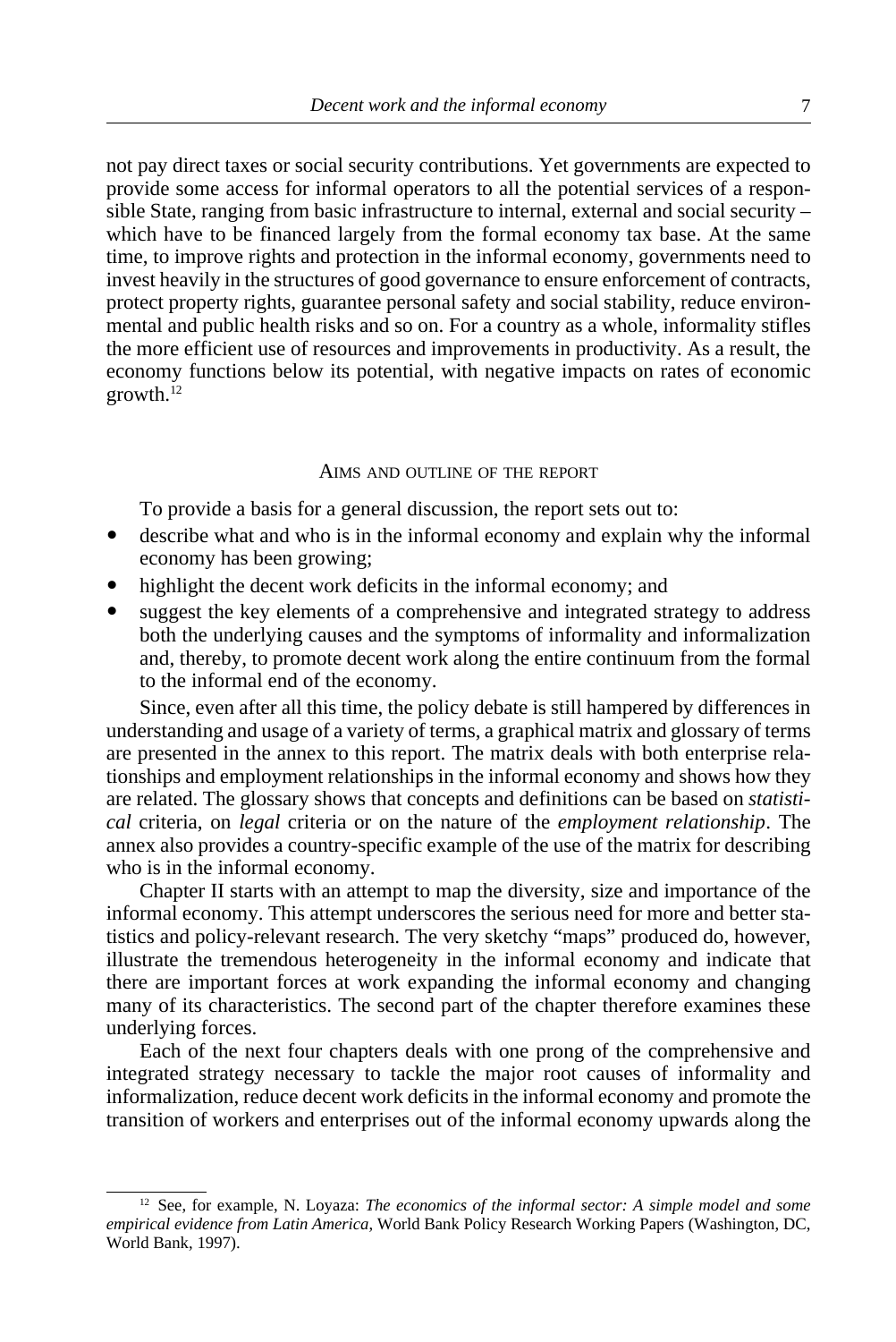not pay direct taxes or social security contributions. Yet governments are expected to provide some access for informal operators to all the potential services of a responsible State, ranging from basic infrastructure to internal, external and social security – which have to be financed largely from the formal economy tax base. At the same time, to improve rights and protection in the informal economy, governments need to invest heavily in the structures of good governance to ensure enforcement of contracts, protect property rights, guarantee personal safety and social stability, reduce environmental and public health risks and so on. For a country as a whole, informality stifles the more efficient use of resources and improvements in productivity. As a result, the economy functions below its potential, with negative impacts on rates of economic growth.[12]

## Aims and outline of the report

To provide a basis for a general discussion, the report sets out to:

- describe what and who is in the informal economy and explain why the informal economy has been growing;
- highlight the decent work deficits in the informal economy; and
- suggest the key elements of a comprehensive and integrated strategy to address both the underlying causes and the symptoms of informality and informalization and, thereby, to promote decent work along the entire continuum from the formal to the informal end of the economy.

Since, even after all this time, the policy debate is still hampered by differences in understanding and usage of a variety of terms, a graphical matrix and glossary of terms are presented in the annex to this report. The matrix deals with both enterprise relationships and employment relationships in the informal economy and shows how they are related. The glossary shows that concepts and definitions can be based on *statistical* criteria, on *legal* criteria or on the nature of the *employment relationship*. The annex also provides a country-specific example of the use of the matrix for describing who is in the informal economy.

Chapter II starts with an attempt to map the diversity, size and importance of the informal economy. This attempt underscores the serious need for more and better statistics and policy-relevant research. The very sketchy "maps" produced do, however, illustrate the tremendous heterogeneity in the informal economy and indicate that there are important forces at work expanding the informal economy and changing many of its characteristics. The second part of the chapter therefore examines these underlying forces.

Each of the next four chapters deals with one prong of the comprehensive and integrated strategy necessary to tackle the major root causes of informality and informalization, reduce decent work deficits in the informal economy and promote the transition of workers and enterprises out of the informal economy upwards along the

---

[12] See, for example, N. Loyaza: *The economics of the informal sector: A simple model and some empirical evidence from Latin America*, World Bank Policy Research Working Papers (Washington, DC, World Bank, 1997).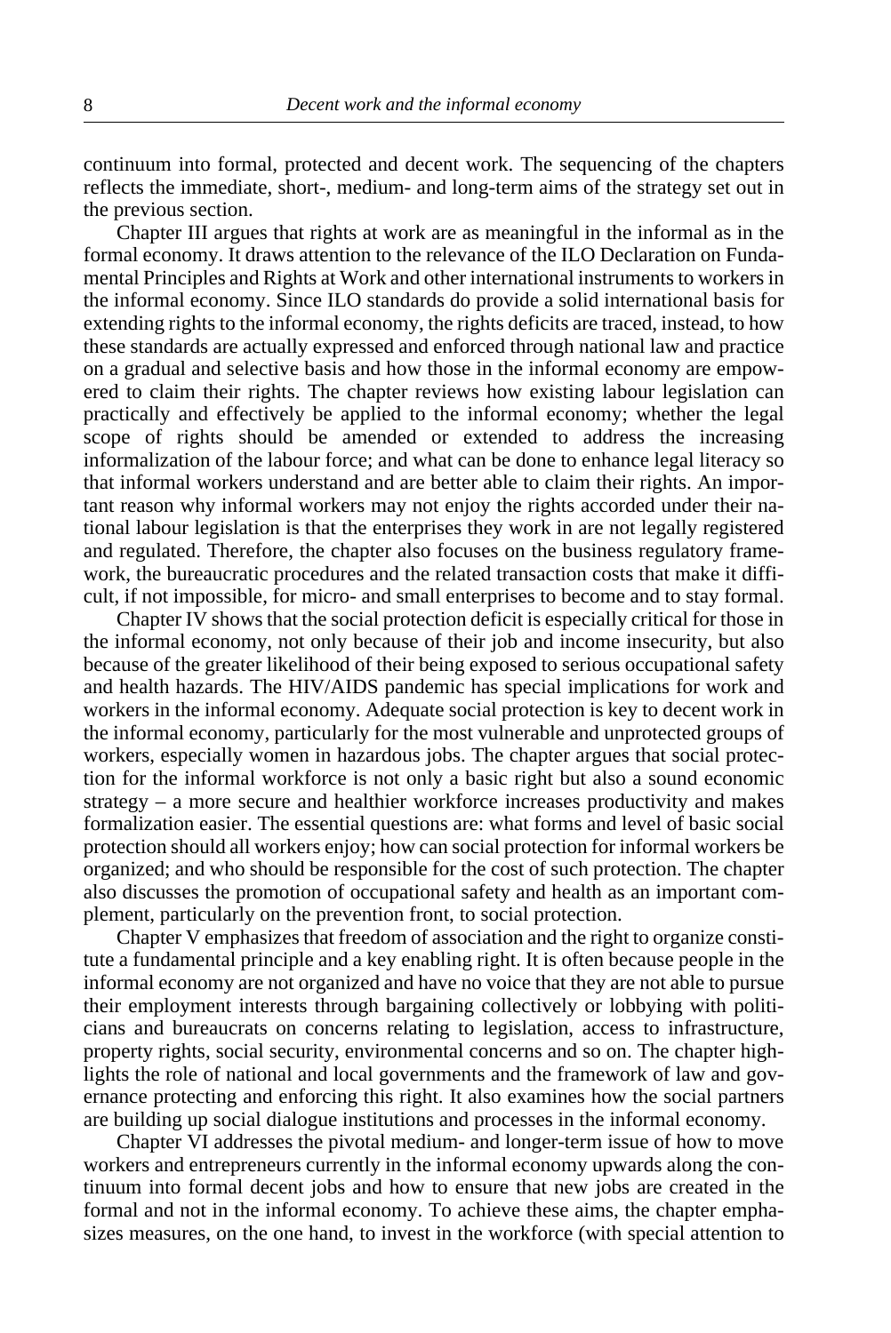continuum into formal, protected and decent work. The sequencing of the chapters reflects the immediate, short-, medium- and long-term aims of the strategy set out in the previous section.

Chapter III argues that rights at work are as meaningful in the informal as in the formal economy. It draws attention to the relevance of the ILO Declaration on Fundamental Principles and Rights at Work and other international instruments to workers in the informal economy. Since ILO standards do provide a solid international basis for extending rights to the informal economy, the rights deficits are traced, instead, to how these standards are actually expressed and enforced through national law and practice on a gradual and selective basis and how those in the informal economy are empowered to claim their rights. The chapter reviews how existing labour legislation can practically and effectively be applied to the informal economy; whether the legal scope of rights should be amended or extended to address the increasing informalization of the labour force; and what can be done to enhance legal literacy so that informal workers understand and are better able to claim their rights. An important reason why informal workers may not enjoy the rights accorded under their national labour legislation is that the enterprises they work in are not legally registered and regulated. Therefore, the chapter also focuses on the business regulatory framework, the bureaucratic procedures and the related transaction costs that make it difficult, if not impossible, for micro- and small enterprises to become and to stay formal.

Chapter IV shows that the social protection deficit is especially critical for those in the informal economy, not only because of their job and income insecurity, but also because of the greater likelihood of their being exposed to serious occupational safety and health hazards. The HIV/AIDS pandemic has special implications for work and workers in the informal economy. Adequate social protection is key to decent work in the informal economy, particularly for the most vulnerable and unprotected groups of workers, especially women in hazardous jobs. The chapter argues that social protection for the informal workforce is not only a basic right but also a sound economic strategy – a more secure and healthier workforce increases productivity and makes formalization easier. The essential questions are: what forms and level of basic social protection should all workers enjoy; how can social protection for informal workers be organized; and who should be responsible for the cost of such protection. The chapter also discusses the promotion of occupational safety and health as an important complement, particularly on the prevention front, to social protection.

Chapter V emphasizes that freedom of association and the right to organize constitute a fundamental principle and a key enabling right. It is often because people in the informal economy are not organized and have no voice that they are not able to pursue their employment interests through bargaining collectively or lobbying with politicians and bureaucrats on concerns relating to legislation, access to infrastructure, property rights, social security, environmental concerns and so on. The chapter highlights the role of national and local governments and the framework of law and governance protecting and enforcing this right. It also examines how the social partners are building up social dialogue institutions and processes in the informal economy.

Chapter VI addresses the pivotal medium- and longer-term issue of how to move workers and entrepreneurs currently in the informal economy upwards along the continuum into formal decent jobs and how to ensure that new jobs are created in the formal and not in the informal economy. To achieve these aims, the chapter emphasizes measures, on the one hand, to invest in the workforce (with special attention to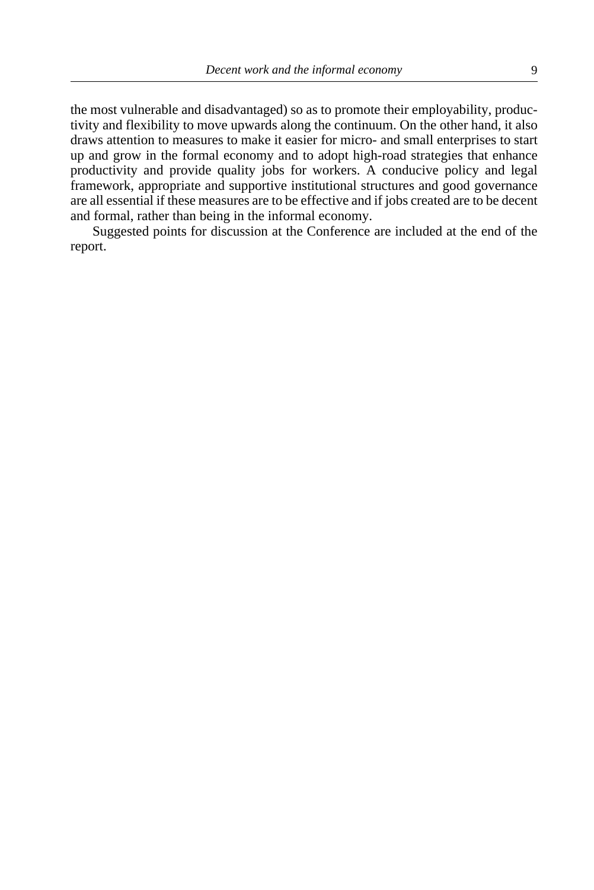the most vulnerable and disadvantaged) so as to promote their employability, productivity and flexibility to move upwards along the continuum. On the other hand, it also draws attention to measures to make it easier for micro- and small enterprises to start up and grow in the formal economy and to adopt high-road strategies that enhance productivity and provide quality jobs for workers. A conducive policy and legal framework, appropriate and supportive institutional structures and good governance are all essential if these measures are to be effective and if jobs created are to be decent and formal, rather than being in the informal economy.

Suggested points for discussion at the Conference are included at the end of the report.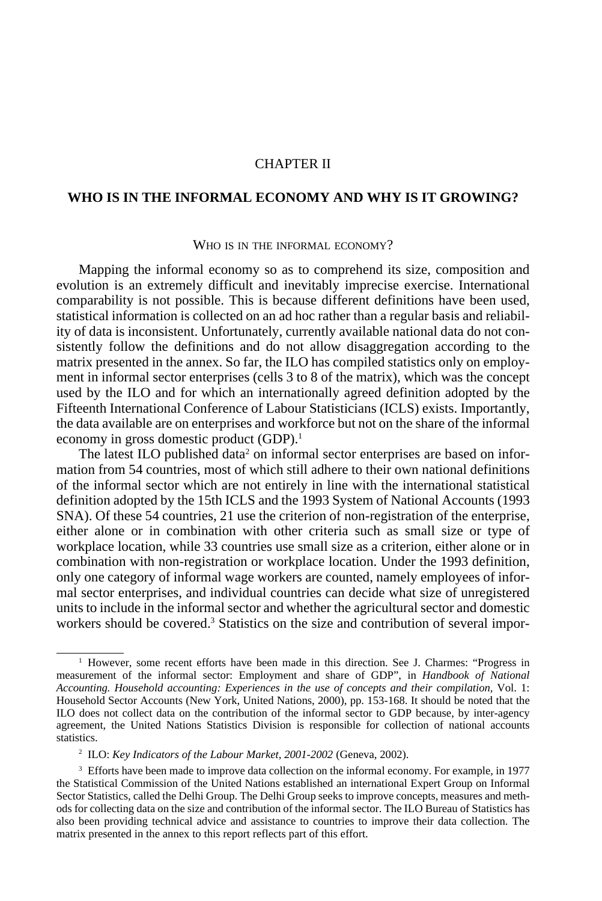# CHAPTER II

## WHO IS IN THE INFORMAL ECONOMY AND WHY IS IT GROWING?

### WHO IS IN THE INFORMAL ECONOMY?

Mapping the informal economy so as to comprehend its size, composition and evolution is an extremely difficult and inevitably imprecise exercise. International comparability is not possible. This is because different definitions have been used, statistical information is collected on an ad hoc rather than a regular basis and reliability of data is inconsistent. Unfortunately, currently available national data do not consistently follow the definitions and do not allow disaggregation according to the matrix presented in the annex. So far, the ILO has compiled statistics only on employment in informal sector enterprises (cells 3 to 8 of the matrix), which was the concept used by the ILO and for which an internationally agreed definition adopted by the Fifteenth International Conference of Labour Statisticians (ICLS) exists. Importantly, the data available are on enterprises and workforce but not on the share of the informal economy in gross domestic product (GDP).[1]

The latest ILO published data[2] on informal sector enterprises are based on information from 54 countries, most of which still adhere to their own national definitions of the informal sector which are not entirely in line with the international statistical definition adopted by the 15th ICLS and the 1993 System of National Accounts (1993 SNA). Of these 54 countries, 21 use the criterion of non-registration of the enterprise, either alone or in combination with other criteria such as small size or type of workplace location, while 33 countries use small size as a criterion, either alone or in combination with non-registration or workplace location. Under the 1993 definition, only one category of informal wage workers are counted, namely employees of informal sector enterprises, and individual countries can decide what size of unregistered units to include in the informal sector and whether the agricultural sector and domestic workers should be covered.[3] Statistics on the size and contribution of several impor-

---

[1] However, some recent efforts have been made in this direction. See J. Charmes: "Progress in measurement of the informal sector: Employment and share of GDP", in *Handbook of National Accounting. Household accounting: Experiences in the use of concepts and their compilation*, Vol. 1: Household Sector Accounts (New York, United Nations, 2000), pp. 153-168. It should be noted that the ILO does not collect data on the contribution of the informal sector to GDP because, by inter-agency agreement, the United Nations Statistics Division is responsible for collection of national accounts statistics.

[2] ILO: *Key Indicators of the Labour Market, 2001-2002* (Geneva, 2002).

[3] Efforts have been made to improve data collection on the informal economy. For example, in 1977 the Statistical Commission of the United Nations established an international Expert Group on Informal Sector Statistics, called the Delhi Group. The Delhi Group seeks to improve concepts, measures and methods for collecting data on the size and contribution of the informal sector. The ILO Bureau of Statistics has also been providing technical advice and assistance to countries to improve their data collection. The matrix presented in the annex to this report reflects part of this effort.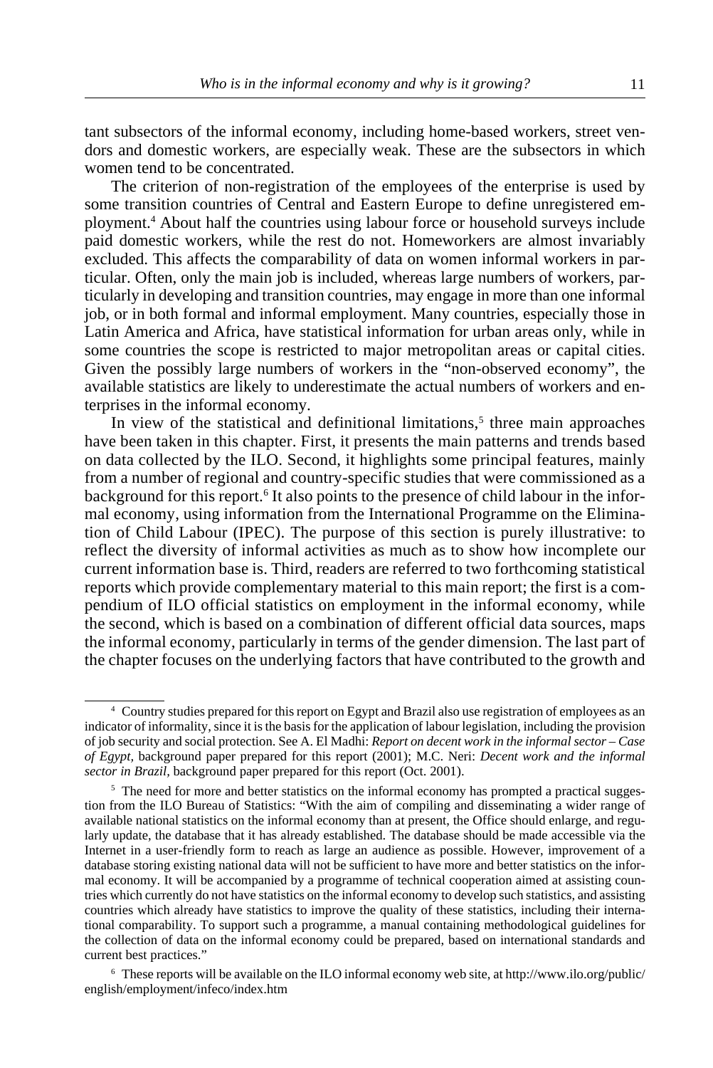tant subsectors of the informal economy, including home-based workers, street vendors and domestic workers, are especially weak. These are the subsectors in which women tend to be concentrated.

The criterion of non-registration of the employees of the enterprise is used by some transition countries of Central and Eastern Europe to define unregistered employment.[4] About half the countries using labour force or household surveys include paid domestic workers, while the rest do not. Homeworkers are almost invariably excluded. This affects the comparability of data on women informal workers in particular. Often, only the main job is included, whereas large numbers of workers, particularly in developing and transition countries, may engage in more than one informal job, or in both formal and informal employment. Many countries, especially those in Latin America and Africa, have statistical information for urban areas only, while in some countries the scope is restricted to major metropolitan areas or capital cities. Given the possibly large numbers of workers in the "non-observed economy", the available statistics are likely to underestimate the actual numbers of workers and enterprises in the informal economy.

In view of the statistical and definitional limitations,[5] three main approaches have been taken in this chapter. First, it presents the main patterns and trends based on data collected by the ILO. Second, it highlights some principal features, mainly from a number of regional and country-specific studies that were commissioned as a background for this report.[6] It also points to the presence of child labour in the informal economy, using information from the International Programme on the Elimination of Child Labour (IPEC). The purpose of this section is purely illustrative: to reflect the diversity of informal activities as much as to show how incomplete our current information base is. Third, readers are referred to two forthcoming statistical reports which provide complementary material to this main report; the first is a compendium of ILO official statistics on employment in the informal economy, while the second, which is based on a combination of different official data sources, maps the informal economy, particularly in terms of the gender dimension. The last part of the chapter focuses on the underlying factors that have contributed to the growth and

---

[4] Country studies prepared for this report on Egypt and Brazil also use registration of employees as an indicator of informality, since it is the basis for the application of labour legislation, including the provision of job security and social protection. See A. El Madhi: *Report on decent work in the informal sector – Case of Egypt*, background paper prepared for this report (2001); M.C. Neri: *Decent work and the informal sector in Brazil*, background paper prepared for this report (Oct. 2001).

[5] The need for more and better statistics on the informal economy has prompted a practical suggestion from the ILO Bureau of Statistics: "With the aim of compiling and disseminating a wider range of available national statistics on the informal economy than at present, the Office should enlarge, and regularly update, the database that it has already established. The database should be made accessible via the Internet in a user-friendly form to reach as large an audience as possible. However, improvement of a database storing existing national data will not be sufficient to have more and better statistics on the informal economy. It will be accompanied by a programme of technical cooperation aimed at assisting countries which currently do not have statistics on the informal economy to develop such statistics, and assisting countries which already have statistics to improve the quality of these statistics, including their international comparability. To support such a programme, a manual containing methodological guidelines for the collection of data on the informal economy could be prepared, based on international standards and current best practices."

[6] These reports will be available on the ILO informal economy web site, at http://www.ilo.org/public/english/employment/infeco/index.htm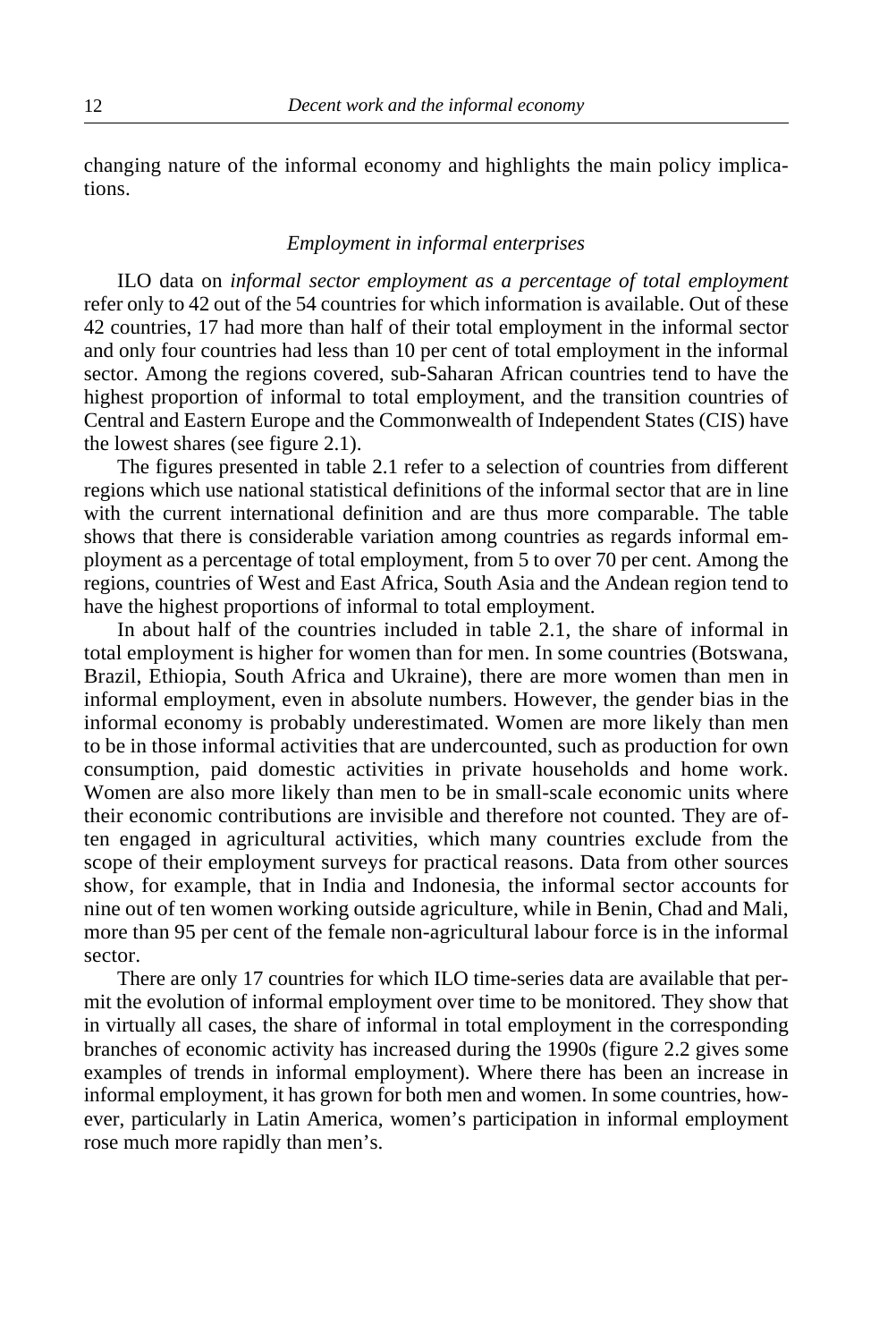changing nature of the informal economy and highlights the main policy implications.

### *Employment in informal enterprises*

ILO data on *informal sector employment as a percentage of total employment* refer only to 42 out of the 54 countries for which information is available. Out of these 42 countries, 17 had more than half of their total employment in the informal sector and only four countries had less than 10 per cent of total employment in the informal sector. Among the regions covered, sub-Saharan African countries tend to have the highest proportion of informal to total employment, and the transition countries of Central and Eastern Europe and the Commonwealth of Independent States (CIS) have the lowest shares (see figure 2.1).

The figures presented in table 2.1 refer to a selection of countries from different regions which use national statistical definitions of the informal sector that are in line with the current international definition and are thus more comparable. The table shows that there is considerable variation among countries as regards informal employment as a percentage of total employment, from 5 to over 70 per cent. Among the regions, countries of West and East Africa, South Asia and the Andean region tend to have the highest proportions of informal to total employment.

In about half of the countries included in table 2.1, the share of informal in total employment is higher for women than for men. In some countries (Botswana, Brazil, Ethiopia, South Africa and Ukraine), there are more women than men in informal employment, even in absolute numbers. However, the gender bias in the informal economy is probably underestimated. Women are more likely than men to be in those informal activities that are undercounted, such as production for own consumption, paid domestic activities in private households and home work. Women are also more likely than men to be in small-scale economic units where their economic contributions are invisible and therefore not counted. They are often engaged in agricultural activities, which many countries exclude from the scope of their employment surveys for practical reasons. Data from other sources show, for example, that in India and Indonesia, the informal sector accounts for nine out of ten women working outside agriculture, while in Benin, Chad and Mali, more than 95 per cent of the female non-agricultural labour force is in the informal sector.

There are only 17 countries for which ILO time-series data are available that permit the evolution of informal employment over time to be monitored. They show that in virtually all cases, the share of informal in total employment in the corresponding branches of economic activity has increased during the 1990s (figure 2.2 gives some examples of trends in informal employment). Where there has been an increase in informal employment, it has grown for both men and women. In some countries, however, particularly in Latin America, women's participation in informal employment rose much more rapidly than men's.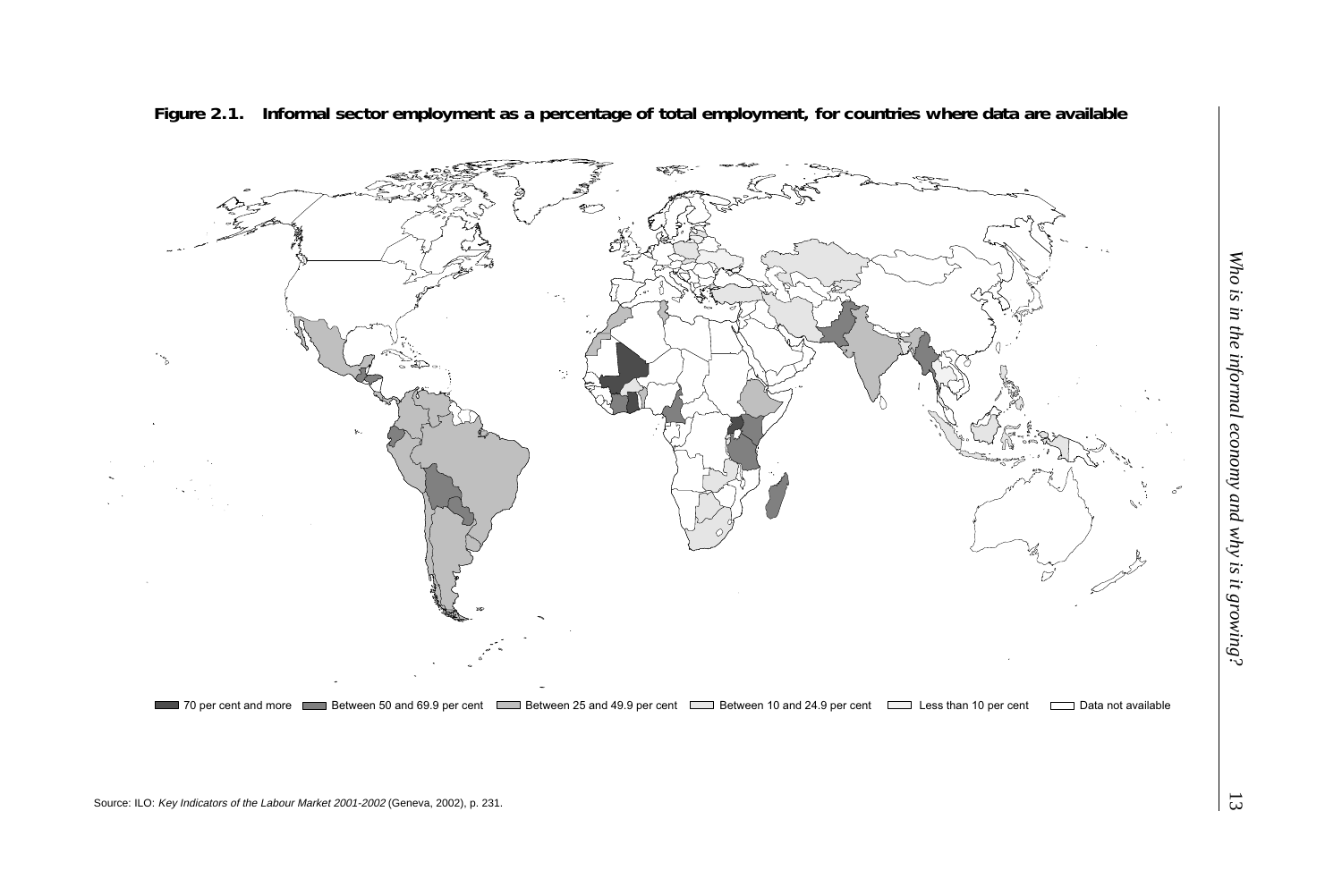**Figure 2.1. Informal sector employment as a percentage of total employment, for countries where data are available**

70 per cent and more | Between 50 and 69.9 per cent | Between 25 and 49.9 per cent | Between 10 and 24.9 per cent | Less than 10 per cent | Data not available

Source: ILO: *Key Indicators of the Labour Market 2001-2002* (Geneva, 2002), p. 231.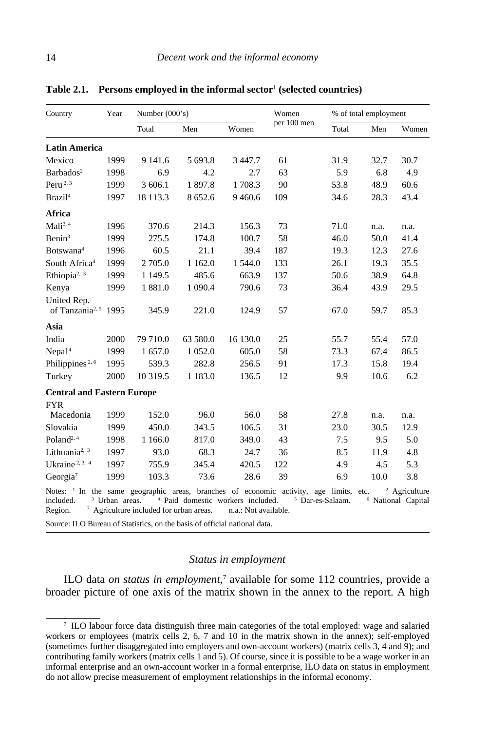**Table 2.1. Persons employed in the informal sector[1] (selected countries)**

| Country | Year | Number (000's) | | | Women per 100 men | % of total employment | | |
|---|---|---|---|---|---|---|---|---|
| | | Total | Men | Women | | Total | Men | Women |
| **Latin America** | | | | | | | | |
| Mexico | 1999 | 9 141.6 | 5 693.8 | 3 447.7 | 61 | 31.9 | 32.7 | 30.7 |
| Barbados[2] | 1998 | 6.9 | 4.2 | 2.7 | 63 | 5.9 | 6.8 | 4.9 |
| Peru[2, 3] | 1999 | 3 606.1 | 1 897.8 | 1 708.3 | 90 | 53.8 | 48.9 | 60.6 |
| Brazil[4] | 1997 | 18 113.3 | 8 652.6 | 9 460.6 | 109 | 34.6 | 28.3 | 43.4 |
| **Africa** | | | | | | | | |
| Mali[3, 4] | 1996 | 370.6 | 214.3 | 156.3 | 73 | 71.0 | n.a. | n.a. |
| Benin[3] | 1999 | 275.5 | 174.8 | 100.7 | 58 | 46.0 | 50.0 | 41.4 |
| Botswana[4] | 1996 | 60.5 | 21.1 | 39.4 | 187 | 19.3 | 12.3 | 27.6 |
| South Africa[4] | 1999 | 2 705.0 | 1 162.0 | 1 544.0 | 133 | 26.1 | 19.3 | 35.5 |
| Ethiopia[2, 3] | 1999 | 1 149.5 | 485.6 | 663.9 | 137 | 50.6 | 38.9 | 64.8 |
| Kenya | 1999 | 1 881.0 | 1 090.4 | 790.6 | 73 | 36.4 | 43.9 | 29.5 |
| United Rep. of Tanzania[2, 5] | 1995 | 345.9 | 221.0 | 124.9 | 57 | 67.0 | 59.7 | 85.3 |
| **Asia** | | | | | | | | |
| India | 2000 | 79 710.0 | 63 580.0 | 16 130.0 | 25 | 55.7 | 55.4 | 57.0 |
| Nepal[4] | 1999 | 1 657.0 | 1 052.0 | 605.0 | 58 | 73.3 | 67.4 | 86.5 |
| Philippines[2, 6] | 1995 | 539.3 | 282.8 | 256.5 | 91 | 17.3 | 15.8 | 19.4 |
| Turkey | 2000 | 10 319.5 | 1 183.0 | 136.5 | 12 | 9.9 | 10.6 | 6.2 |
| **Central and Eastern Europe** | | | | | | | | |
| FYR Macedonia | 1999 | 152.0 | 96.0 | 56.0 | 58 | 27.8 | n.a. | n.a. |
| Slovakia | 1999 | 450.0 | 343.5 | 106.5 | 31 | 23.0 | 30.5 | 12.9 |
| Poland[2, 4] | 1998 | 1 166.0 | 817.0 | 349.0 | 43 | 7.5 | 9.5 | 5.0 |
| Lithuania[2, 3] | 1997 | 93.0 | 68.3 | 24.7 | 36 | 8.5 | 11.9 | 4.8 |
| Ukraine[2, 3, 4] | 1997 | 755.9 | 345.4 | 420.5 | 122 | 4.9 | 4.5 | 5.3 |
| Georgia[7] | 1999 | 103.3 | 73.6 | 28.6 | 39 | 6.9 | 10.0 | 3.8 |

Notes: [1] In the same geographic areas, branches of economic activity, age limits, etc. [2] Agriculture included. [3] Urban areas. [4] Paid domestic workers included. [5] Dar-es-Salaam. [6] National Capital Region. [7] Agriculture included for urban areas. n.a.: Not available.

Source: ILO Bureau of Statistics, on the basis of official national data.

### *Status in employment*

ILO data *on status in employment*,[7] available for some 112 countries, provide a broader picture of one axis of the matrix shown in the annex to the report. A high

[7] ILO labour force data distinguish three main categories of the total employed: wage and salaried workers or employees (matrix cells 2, 6, 7 and 10 in the matrix shown in the annex); self-employed (sometimes further disaggregated into employers and own-account workers) (matrix cells 3, 4 and 9); and contributing family workers (matrix cells 1 and 5). Of course, since it is possible to be a wage worker in an informal enterprise and an own-account worker in a formal enterprise, ILO data on status in employment do not allow precise measurement of employment relationships in the informal economy.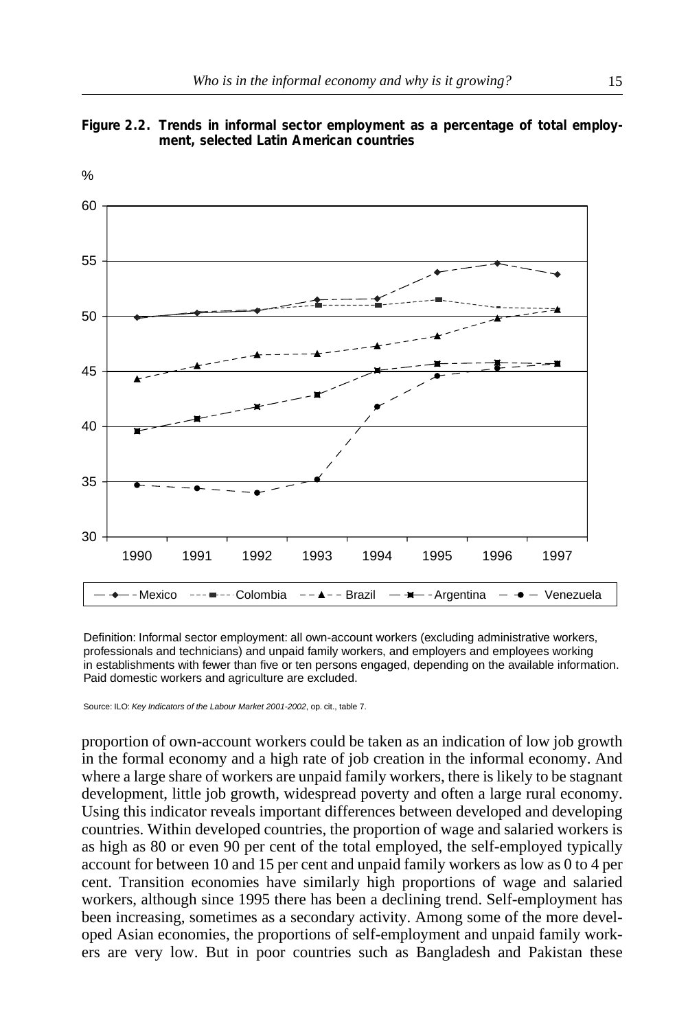**Figure 2.2. Trends in informal sector employment as a percentage of total employment, selected Latin American countries**

Definition: Informal sector employment: all own-account workers (excluding administrative workers, professionals and technicians) and unpaid family workers, and employers and employees working in establishments with fewer than five or ten persons engaged, depending on the available information. Paid domestic workers and agriculture are excluded.

Source: ILO: *Key Indicators of the Labour Market 2001-2002*, op. cit., table 7.

proportion of own-account workers could be taken as an indication of low job growth in the formal economy and a high rate of job creation in the informal economy. And where a large share of workers are unpaid family workers, there is likely to be stagnant development, little job growth, widespread poverty and often a large rural economy. Using this indicator reveals important differences between developed and developing countries. Within developed countries, the proportion of wage and salaried workers is as high as 80 or even 90 per cent of the total employed, the self-employed typically account for between 10 and 15 per cent and unpaid family workers as low as 0 to 4 per cent. Transition economies have similarly high proportions of wage and salaried workers, although since 1995 there has been a declining trend. Self-employment has been increasing, sometimes as a secondary activity. Among some of the more developed Asian economies, the proportions of self-employment and unpaid family workers are very low. But in poor countries such as Bangladesh and Pakistan these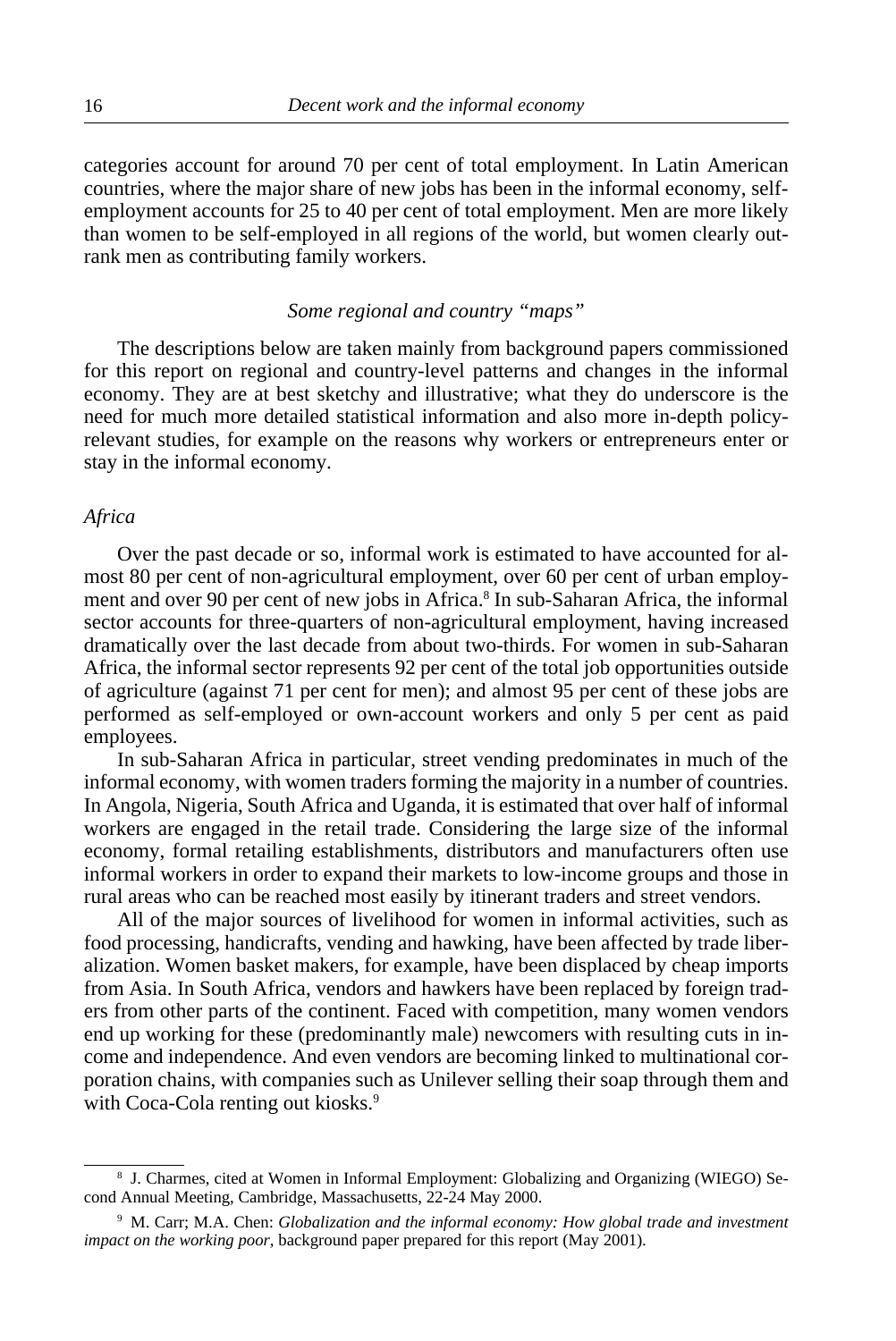categories account for around 70 per cent of total employment. In Latin American countries, where the major share of new jobs has been in the informal economy, self-employment accounts for 25 to 40 per cent of total employment. Men are more likely than women to be self-employed in all regions of the world, but women clearly outrank men as contributing family workers.

### *Some regional and country "maps"*

The descriptions below are taken mainly from background papers commissioned for this report on regional and country-level patterns and changes in the informal economy. They are at best sketchy and illustrative; what they do underscore is the need for much more detailed statistical information and also more in-depth policy-relevant studies, for example on the reasons why workers or entrepreneurs enter or stay in the informal economy.

#### *Africa*

Over the past decade or so, informal work is estimated to have accounted for almost 80 per cent of non-agricultural employment, over 60 per cent of urban employment and over 90 per cent of new jobs in Africa.[8] In sub-Saharan Africa, the informal sector accounts for three-quarters of non-agricultural employment, having increased dramatically over the last decade from about two-thirds. For women in sub-Saharan Africa, the informal sector represents 92 per cent of the total job opportunities outside of agriculture (against 71 per cent for men); and almost 95 per cent of these jobs are performed as self-employed or own-account workers and only 5 per cent as paid employees.

In sub-Saharan Africa in particular, street vending predominates in much of the informal economy, with women traders forming the majority in a number of countries. In Angola, Nigeria, South Africa and Uganda, it is estimated that over half of informal workers are engaged in the retail trade. Considering the large size of the informal economy, formal retailing establishments, distributors and manufacturers often use informal workers in order to expand their markets to low-income groups and those in rural areas who can be reached most easily by itinerant traders and street vendors.

All of the major sources of livelihood for women in informal activities, such as food processing, handicrafts, vending and hawking, have been affected by trade liberalization. Women basket makers, for example, have been displaced by cheap imports from Asia. In South Africa, vendors and hawkers have been replaced by foreign traders from other parts of the continent. Faced with competition, many women vendors end up working for these (predominantly male) newcomers with resulting cuts in income and independence. And even vendors are becoming linked to multinational corporation chains, with companies such as Unilever selling their soap through them and with Coca-Cola renting out kiosks.[9]

---

[8] J. Charmes, cited at Women in Informal Employment: Globalizing and Organizing (WIEGO) Second Annual Meeting, Cambridge, Massachusetts, 22-24 May 2000.

[9] M. Carr; M.A. Chen: *Globalization and the informal economy: How global trade and investment impact on the working poor*, background paper prepared for this report (May 2001).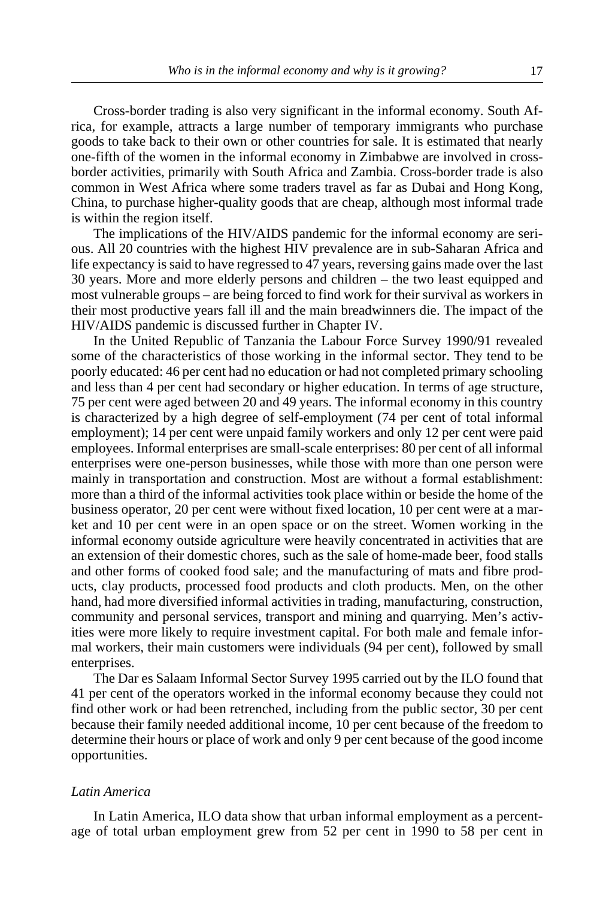Cross-border trading is also very significant in the informal economy. South Africa, for example, attracts a large number of temporary immigrants who purchase goods to take back to their own or other countries for sale. It is estimated that nearly one-fifth of the women in the informal economy in Zimbabwe are involved in cross-border activities, primarily with South Africa and Zambia. Cross-border trade is also common in West Africa where some traders travel as far as Dubai and Hong Kong, China, to purchase higher-quality goods that are cheap, although most informal trade is within the region itself.

The implications of the HIV/AIDS pandemic for the informal economy are serious. All 20 countries with the highest HIV prevalence are in sub-Saharan Africa and life expectancy is said to have regressed to 47 years, reversing gains made over the last 30 years. More and more elderly persons and children – the two least equipped and most vulnerable groups – are being forced to find work for their survival as workers in their most productive years fall ill and the main breadwinners die. The impact of the HIV/AIDS pandemic is discussed further in Chapter IV.

In the United Republic of Tanzania the Labour Force Survey 1990/91 revealed some of the characteristics of those working in the informal sector. They tend to be poorly educated: 46 per cent had no education or had not completed primary schooling and less than 4 per cent had secondary or higher education. In terms of age structure, 75 per cent were aged between 20 and 49 years. The informal economy in this country is characterized by a high degree of self-employment (74 per cent of total informal employment); 14 per cent were unpaid family workers and only 12 per cent were paid employees. Informal enterprises are small-scale enterprises: 80 per cent of all informal enterprises were one-person businesses, while those with more than one person were mainly in transportation and construction. Most are without a formal establishment: more than a third of the informal activities took place within or beside the home of the business operator, 20 per cent were without fixed location, 10 per cent were at a market and 10 per cent were in an open space or on the street. Women working in the informal economy outside agriculture were heavily concentrated in activities that are an extension of their domestic chores, such as the sale of home-made beer, food stalls and other forms of cooked food sale; and the manufacturing of mats and fibre products, clay products, processed food products and cloth products. Men, on the other hand, had more diversified informal activities in trading, manufacturing, construction, community and personal services, transport and mining and quarrying. Men's activities were more likely to require investment capital. For both male and female informal workers, their main customers were individuals (94 per cent), followed by small enterprises.

The Dar es Salaam Informal Sector Survey 1995 carried out by the ILO found that 41 per cent of the operators worked in the informal economy because they could not find other work or had been retrenched, including from the public sector, 30 per cent because their family needed additional income, 10 per cent because of the freedom to determine their hours or place of work and only 9 per cent because of the good income opportunities.

*Latin America*

In Latin America, ILO data show that urban informal employment as a percentage of total urban employment grew from 52 per cent in 1990 to 58 per cent in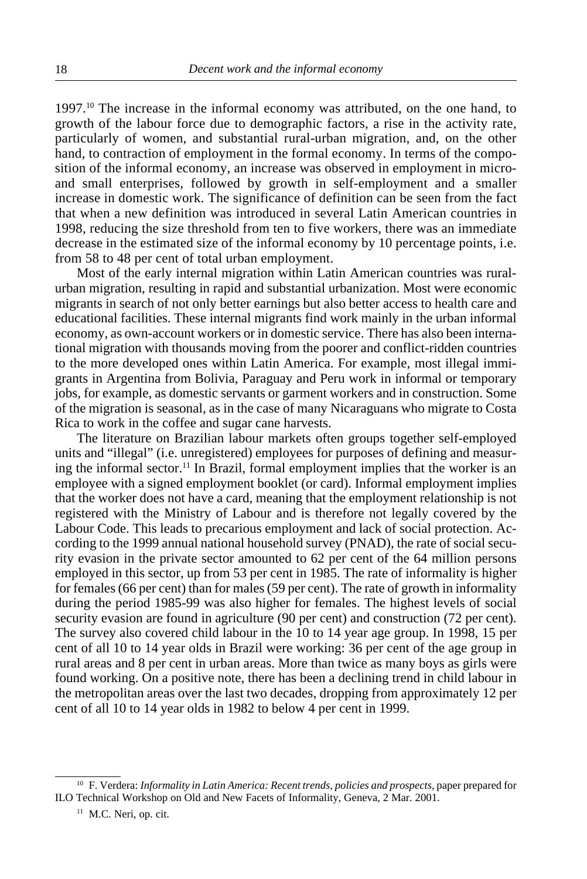1997.[10] The increase in the informal economy was attributed, on the one hand, to growth of the labour force due to demographic factors, a rise in the activity rate, particularly of women, and substantial rural-urban migration, and, on the other hand, to contraction of employment in the formal economy. In terms of the composition of the informal economy, an increase was observed in employment in micro- and small enterprises, followed by growth in self-employment and a smaller increase in domestic work. The significance of definition can be seen from the fact that when a new definition was introduced in several Latin American countries in 1998, reducing the size threshold from ten to five workers, there was an immediate decrease in the estimated size of the informal economy by 10 percentage points, i.e. from 58 to 48 per cent of total urban employment.

Most of the early internal migration within Latin American countries was rural-urban migration, resulting in rapid and substantial urbanization. Most were economic migrants in search of not only better earnings but also better access to health care and educational facilities. These internal migrants find work mainly in the urban informal economy, as own-account workers or in domestic service. There has also been international migration with thousands moving from the poorer and conflict-ridden countries to the more developed ones within Latin America. For example, most illegal immigrants in Argentina from Bolivia, Paraguay and Peru work in informal or temporary jobs, for example, as domestic servants or garment workers and in construction. Some of the migration is seasonal, as in the case of many Nicaraguans who migrate to Costa Rica to work in the coffee and sugar cane harvests.

The literature on Brazilian labour markets often groups together self-employed units and "illegal" (i.e. unregistered) employees for purposes of defining and measuring the informal sector.[11] In Brazil, formal employment implies that the worker is an employee with a signed employment booklet (or card). Informal employment implies that the worker does not have a card, meaning that the employment relationship is not registered with the Ministry of Labour and is therefore not legally covered by the Labour Code. This leads to precarious employment and lack of social protection. According to the 1999 annual national household survey (PNAD), the rate of social security evasion in the private sector amounted to 62 per cent of the 64 million persons employed in this sector, up from 53 per cent in 1985. The rate of informality is higher for females (66 per cent) than for males (59 per cent). The rate of growth in informality during the period 1985-99 was also higher for females. The highest levels of social security evasion are found in agriculture (90 per cent) and construction (72 per cent). The survey also covered child labour in the 10 to 14 year age group. In 1998, 15 per cent of all 10 to 14 year olds in Brazil were working: 36 per cent of the age group in rural areas and 8 per cent in urban areas. More than twice as many boys as girls were found working. On a positive note, there has been a declining trend in child labour in the metropolitan areas over the last two decades, dropping from approximately 12 per cent of all 10 to 14 year olds in 1982 to below 4 per cent in 1999.

---

[10] F. Verdera: *Informality in Latin America: Recent trends, policies and prospects*, paper prepared for ILO Technical Workshop on Old and New Facets of Informality, Geneva, 2 Mar. 2001.

[11] M.C. Neri, op. cit.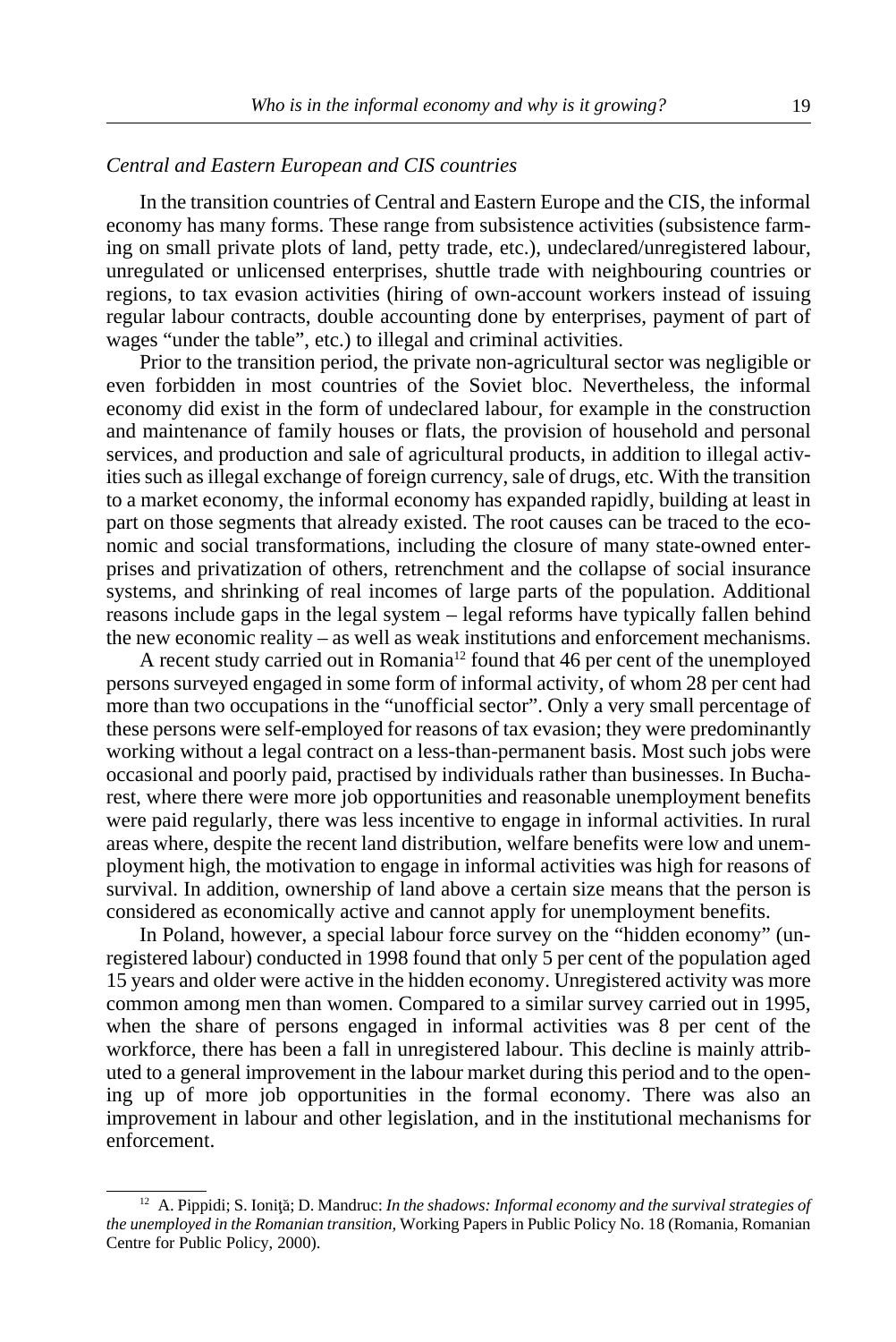*Central and Eastern European and CIS countries*

In the transition countries of Central and Eastern Europe and the CIS, the informal economy has many forms. These range from subsistence activities (subsistence farming on small private plots of land, petty trade, etc.), undeclared/unregistered labour, unregulated or unlicensed enterprises, shuttle trade with neighbouring countries or regions, to tax evasion activities (hiring of own-account workers instead of issuing regular labour contracts, double accounting done by enterprises, payment of part of wages "under the table", etc.) to illegal and criminal activities.

Prior to the transition period, the private non-agricultural sector was negligible or even forbidden in most countries of the Soviet bloc. Nevertheless, the informal economy did exist in the form of undeclared labour, for example in the construction and maintenance of family houses or flats, the provision of household and personal services, and production and sale of agricultural products, in addition to illegal activities such as illegal exchange of foreign currency, sale of drugs, etc. With the transition to a market economy, the informal economy has expanded rapidly, building at least in part on those segments that already existed. The root causes can be traced to the economic and social transformations, including the closure of many state-owned enterprises and privatization of others, retrenchment and the collapse of social insurance systems, and shrinking of real incomes of large parts of the population. Additional reasons include gaps in the legal system – legal reforms have typically fallen behind the new economic reality – as well as weak institutions and enforcement mechanisms.

A recent study carried out in Romania[12] found that 46 per cent of the unemployed persons surveyed engaged in some form of informal activity, of whom 28 per cent had more than two occupations in the "unofficial sector". Only a very small percentage of these persons were self-employed for reasons of tax evasion; they were predominantly working without a legal contract on a less-than-permanent basis. Most such jobs were occasional and poorly paid, practised by individuals rather than businesses. In Bucharest, where there were more job opportunities and reasonable unemployment benefits were paid regularly, there was less incentive to engage in informal activities. In rural areas where, despite the recent land distribution, welfare benefits were low and unemployment high, the motivation to engage in informal activities was high for reasons of survival. In addition, ownership of land above a certain size means that the person is considered as economically active and cannot apply for unemployment benefits.

In Poland, however, a special labour force survey on the "hidden economy" (unregistered labour) conducted in 1998 found that only 5 per cent of the population aged 15 years and older were active in the hidden economy. Unregistered activity was more common among men than women. Compared to a similar survey carried out in 1995, when the share of persons engaged in informal activities was 8 per cent of the workforce, there has been a fall in unregistered labour. This decline is mainly attributed to a general improvement in the labour market during this period and to the opening up of more job opportunities in the formal economy. There was also an improvement in labour and other legislation, and in the institutional mechanisms for enforcement.

---

[12] A. Pippidi; S. Ioniţă; D. Mandruc: *In the shadows: Informal economy and the survival strategies of the unemployed in the Romanian transition*, Working Papers in Public Policy No. 18 (Romania, Romanian Centre for Public Policy, 2000).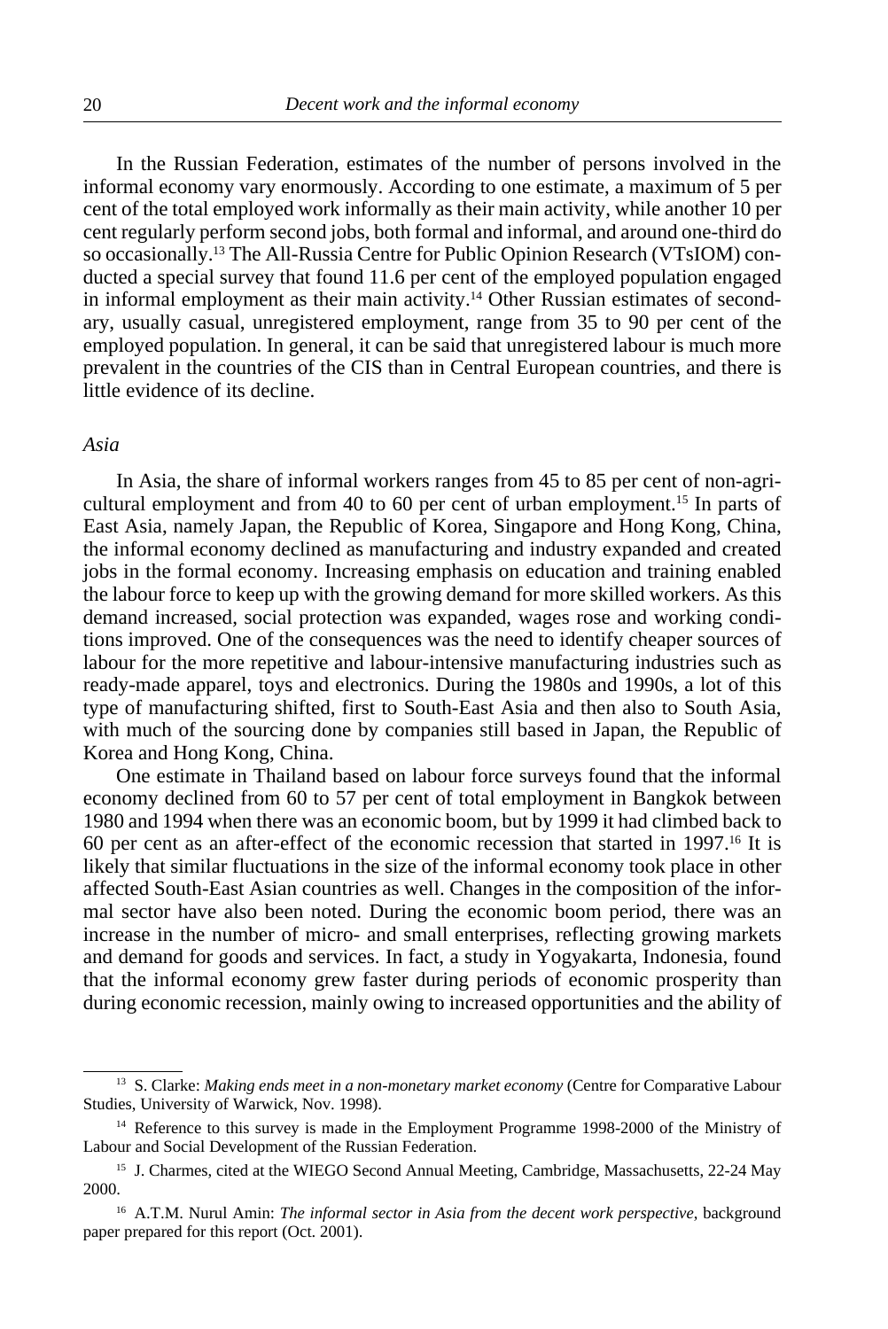In the Russian Federation, estimates of the number of persons involved in the informal economy vary enormously. According to one estimate, a maximum of 5 per cent of the total employed work informally as their main activity, while another 10 per cent regularly perform second jobs, both formal and informal, and around one-third do so occasionally.[13] The All-Russia Centre for Public Opinion Research (VTsIOM) conducted a special survey that found 11.6 per cent of the employed population engaged in informal employment as their main activity.[14] Other Russian estimates of secondary, usually casual, unregistered employment, range from 35 to 90 per cent of the employed population. In general, it can be said that unregistered labour is much more prevalent in the countries of the CIS than in Central European countries, and there is little evidence of its decline.

### *Asia*

In Asia, the share of informal workers ranges from 45 to 85 per cent of non-agricultural employment and from 40 to 60 per cent of urban employment.[15] In parts of East Asia, namely Japan, the Republic of Korea, Singapore and Hong Kong, China, the informal economy declined as manufacturing and industry expanded and created jobs in the formal economy. Increasing emphasis on education and training enabled the labour force to keep up with the growing demand for more skilled workers. As this demand increased, social protection was expanded, wages rose and working conditions improved. One of the consequences was the need to identify cheaper sources of labour for the more repetitive and labour-intensive manufacturing industries such as ready-made apparel, toys and electronics. During the 1980s and 1990s, a lot of this type of manufacturing shifted, first to South-East Asia and then also to South Asia, with much of the sourcing done by companies still based in Japan, the Republic of Korea and Hong Kong, China.

One estimate in Thailand based on labour force surveys found that the informal economy declined from 60 to 57 per cent of total employment in Bangkok between 1980 and 1994 when there was an economic boom, but by 1999 it had climbed back to 60 per cent as an after-effect of the economic recession that started in 1997.[16] It is likely that similar fluctuations in the size of the informal economy took place in other affected South-East Asian countries as well. Changes in the composition of the informal sector have also been noted. During the economic boom period, there was an increase in the number of micro- and small enterprises, reflecting growing markets and demand for goods and services. In fact, a study in Yogyakarta, Indonesia, found that the informal economy grew faster during periods of economic prosperity than during economic recession, mainly owing to increased opportunities and the ability of

---

[13] S. Clarke: *Making ends meet in a non-monetary market economy* (Centre for Comparative Labour Studies, University of Warwick, Nov. 1998).

[14] Reference to this survey is made in the Employment Programme 1998-2000 of the Ministry of Labour and Social Development of the Russian Federation.

[15] J. Charmes, cited at the WIEGO Second Annual Meeting, Cambridge, Massachusetts, 22-24 May 2000.

[16] A.T.M. Nurul Amin: *The informal sector in Asia from the decent work perspective*, background paper prepared for this report (Oct. 2001).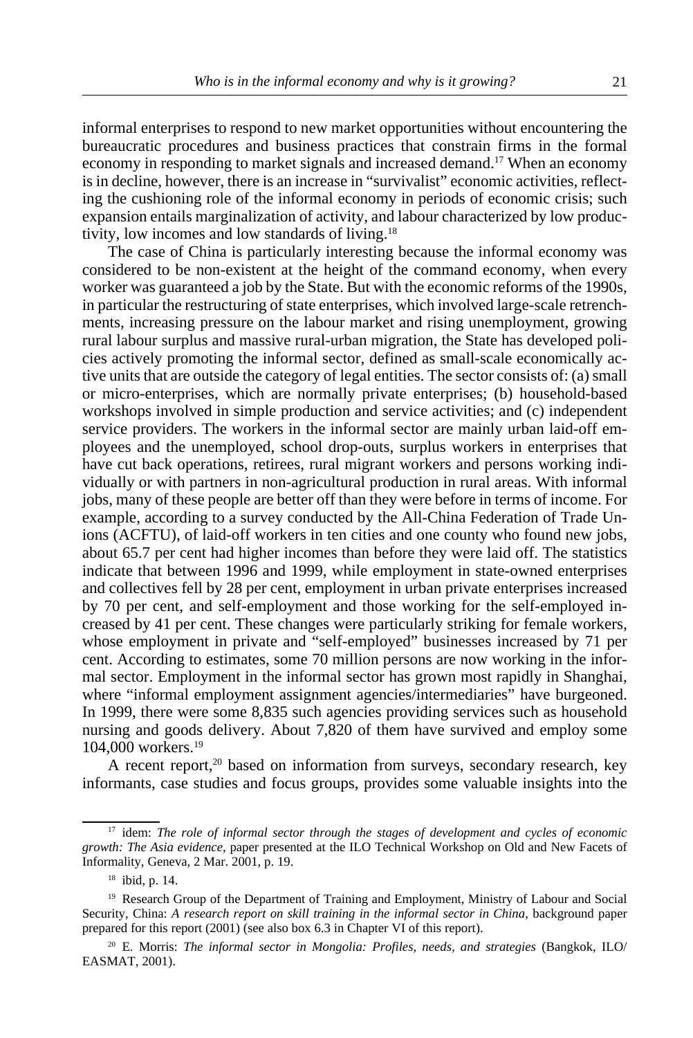informal enterprises to respond to new market opportunities without encountering the bureaucratic procedures and business practices that constrain firms in the formal economy in responding to market signals and increased demand.[17] When an economy is in decline, however, there is an increase in "survivalist" economic activities, reflecting the cushioning role of the informal economy in periods of economic crisis; such expansion entails marginalization of activity, and labour characterized by low productivity, low incomes and low standards of living.[18]

The case of China is particularly interesting because the informal economy was considered to be non-existent at the height of the command economy, when every worker was guaranteed a job by the State. But with the economic reforms of the 1990s, in particular the restructuring of state enterprises, which involved large-scale retrenchments, increasing pressure on the labour market and rising unemployment, growing rural labour surplus and massive rural-urban migration, the State has developed policies actively promoting the informal sector, defined as small-scale economically active units that are outside the category of legal entities. The sector consists of: (a) small or micro-enterprises, which are normally private enterprises; (b) household-based workshops involved in simple production and service activities; and (c) independent service providers. The workers in the informal sector are mainly urban laid-off employees and the unemployed, school drop-outs, surplus workers in enterprises that have cut back operations, retirees, rural migrant workers and persons working individually or with partners in non-agricultural production in rural areas. With informal jobs, many of these people are better off than they were before in terms of income. For example, according to a survey conducted by the All-China Federation of Trade Unions (ACFTU), of laid-off workers in ten cities and one county who found new jobs, about 65.7 per cent had higher incomes than before they were laid off. The statistics indicate that between 1996 and 1999, while employment in state-owned enterprises and collectives fell by 28 per cent, employment in urban private enterprises increased by 70 per cent, and self-employment and those working for the self-employed increased by 41 per cent. These changes were particularly striking for female workers, whose employment in private and "self-employed" businesses increased by 71 per cent. According to estimates, some 70 million persons are now working in the informal sector. Employment in the informal sector has grown most rapidly in Shanghai, where "informal employment assignment agencies/intermediaries" have burgeoned. In 1999, there were some 8,835 such agencies providing services such as household nursing and goods delivery. About 7,820 of them have survived and employ some 104,000 workers.[19]

A recent report,[20] based on information from surveys, secondary research, key informants, case studies and focus groups, provides some valuable insights into the

---

[17] idem: *The role of informal sector through the stages of development and cycles of economic growth: The Asia evidence*, paper presented at the ILO Technical Workshop on Old and New Facets of Informality, Geneva, 2 Mar. 2001, p. 19.

[18] ibid, p. 14.

[19] Research Group of the Department of Training and Employment, Ministry of Labour and Social Security, China: *A research report on skill training in the informal sector in China*, background paper prepared for this report (2001) (see also box 6.3 in Chapter VI of this report).

[20] E. Morris: *The informal sector in Mongolia: Profiles, needs, and strategies* (Bangkok, ILO/EASMAT, 2001).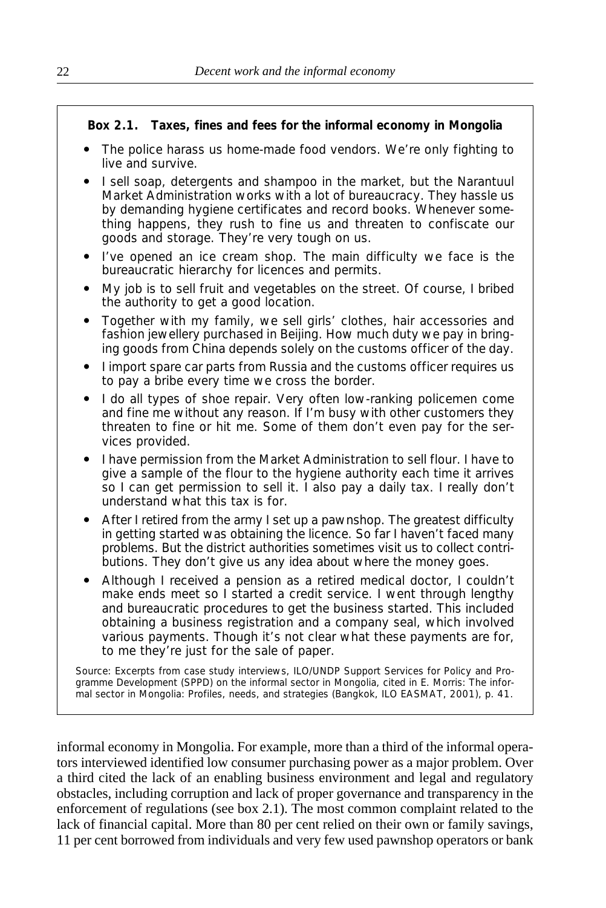**Box 2.1. Taxes, fines and fees for the informal economy in Mongolia**

- The police harass us home-made food vendors. We're only fighting to live and survive.
- I sell soap, detergents and shampoo in the market, but the Narantuul Market Administration works with a lot of bureaucracy. They hassle us by demanding hygiene certificates and record books. Whenever something happens, they rush to fine us and threaten to confiscate our goods and storage. They're very tough on us.
- I've opened an ice cream shop. The main difficulty we face is the bureaucratic hierarchy for licences and permits.
- My job is to sell fruit and vegetables on the street. Of course, I bribed the authority to get a good location.
- Together with my family, we sell girls' clothes, hair accessories and fashion jewellery purchased in Beijing. How much duty we pay in bringing goods from China depends solely on the customs officer of the day.
- I import spare car parts from Russia and the customs officer requires us to pay a bribe every time we cross the border.
- I do all types of shoe repair. Very often low-ranking policemen come and fine me without any reason. If I'm busy with other customers they threaten to fine or hit me. Some of them don't even pay for the services provided.
- I have permission from the Market Administration to sell flour. I have to give a sample of the flour to the hygiene authority each time it arrives so I can get permission to sell it. I also pay a daily tax. I really don't understand what this tax is for.
- After I retired from the army I set up a pawnshop. The greatest difficulty in getting started was obtaining the licence. So far I haven't faced many problems. But the district authorities sometimes visit us to collect contributions. They don't give us any idea about where the money goes.
- Although I received a pension as a retired medical doctor, I couldn't make ends meet so I started a credit service. I went through lengthy and bureaucratic procedures to get the business started. This included obtaining a business registration and a company seal, which involved various payments. Though it's not clear what these payments are for, to me they're just for the sale of paper.

Source: Excerpts from case study interviews, ILO/UNDP Support Services for Policy and Programme Development (SPPD) on the informal sector in Mongolia, cited in E. Morris: *The informal sector in Mongolia: Profiles, needs, and strategies* (Bangkok, ILO EASMAT, 2001), p. 41.

informal economy in Mongolia. For example, more than a third of the informal operators interviewed identified low consumer purchasing power as a major problem. Over a third cited the lack of an enabling business environment and legal and regulatory obstacles, including corruption and lack of proper governance and transparency in the enforcement of regulations (see box 2.1). The most common complaint related to the lack of financial capital. More than 80 per cent relied on their own or family savings, 11 per cent borrowed from individuals and very few used pawnshop operators or bank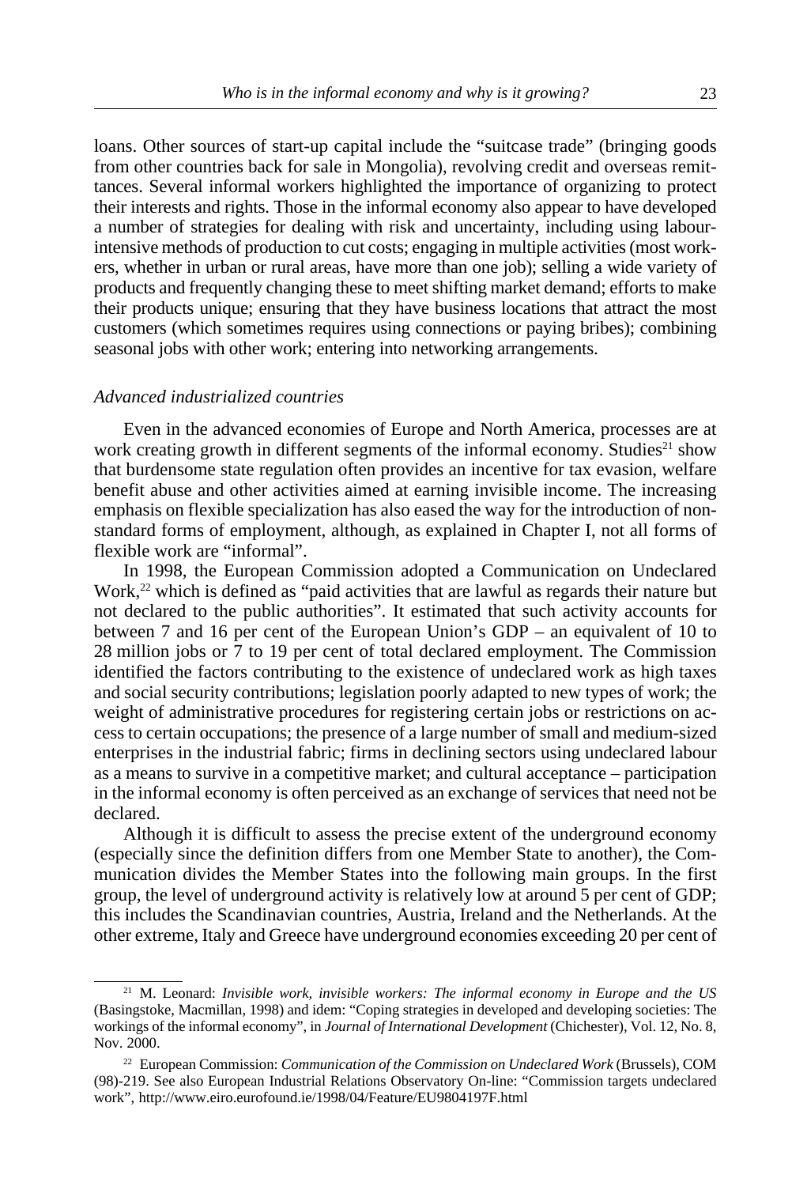loans. Other sources of start-up capital include the "suitcase trade" (bringing goods from other countries back for sale in Mongolia), revolving credit and overseas remittances. Several informal workers highlighted the importance of organizing to protect their interests and rights. Those in the informal economy also appear to have developed a number of strategies for dealing with risk and uncertainty, including using labour-intensive methods of production to cut costs; engaging in multiple activities (most workers, whether in urban or rural areas, have more than one job); selling a wide variety of products and frequently changing these to meet shifting market demand; efforts to make their products unique; ensuring that they have business locations that attract the most customers (which sometimes requires using connections or paying bribes); combining seasonal jobs with other work; entering into networking arrangements.

### *Advanced industrialized countries*

Even in the advanced economies of Europe and North America, processes are at work creating growth in different segments of the informal economy. Studies[21] show that burdensome state regulation often provides an incentive for tax evasion, welfare benefit abuse and other activities aimed at earning invisible income. The increasing emphasis on flexible specialization has also eased the way for the introduction of non-standard forms of employment, although, as explained in Chapter I, not all forms of flexible work are "informal".

In 1998, the European Commission adopted a Communication on Undeclared Work,[22] which is defined as "paid activities that are lawful as regards their nature but not declared to the public authorities". It estimated that such activity accounts for between 7 and 16 per cent of the European Union's GDP – an equivalent of 10 to 28 million jobs or 7 to 19 per cent of total declared employment. The Commission identified the factors contributing to the existence of undeclared work as high taxes and social security contributions; legislation poorly adapted to new types of work; the weight of administrative procedures for registering certain jobs or restrictions on access to certain occupations; the presence of a large number of small and medium-sized enterprises in the industrial fabric; firms in declining sectors using undeclared labour as a means to survive in a competitive market; and cultural acceptance – participation in the informal economy is often perceived as an exchange of services that need not be declared.

Although it is difficult to assess the precise extent of the underground economy (especially since the definition differs from one Member State to another), the Communication divides the Member States into the following main groups. In the first group, the level of underground activity is relatively low at around 5 per cent of GDP; this includes the Scandinavian countries, Austria, Ireland and the Netherlands. At the other extreme, Italy and Greece have underground economies exceeding 20 per cent of

---

[21] M. Leonard: *Invisible work, invisible workers: The informal economy in Europe and the US* (Basingstoke, Macmillan, 1998) and idem: "Coping strategies in developed and developing societies: The workings of the informal economy", in *Journal of International Development* (Chichester), Vol. 12, No. 8, Nov. 2000.

[22] European Commission: *Communication of the Commission on Undeclared Work* (Brussels), COM (98)-219. See also European Industrial Relations Observatory On-line: "Commission targets undeclared work", http://www.eiro.eurofound.ie/1998/04/Feature/EU9804197F.html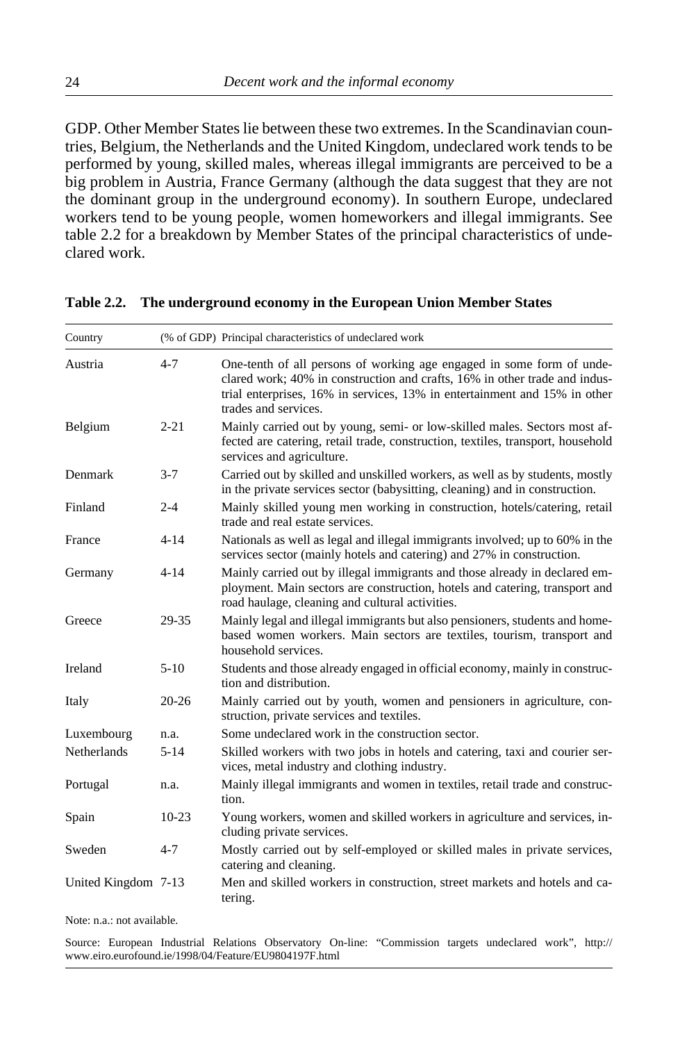GDP. Other Member States lie between these two extremes. In the Scandinavian countries, Belgium, the Netherlands and the United Kingdom, undeclared work tends to be performed by young, skilled males, whereas illegal immigrants are perceived to be a big problem in Austria, France Germany (although the data suggest that they are not the dominant group in the underground economy). In southern Europe, undeclared workers tend to be young people, women homeworkers and illegal immigrants. See table 2.2 for a breakdown by Member States of the principal characteristics of undeclared work.

**Table 2.2. The underground economy in the European Union Member States**

| Country | (% of GDP) | Principal characteristics of undeclared work |
|---|---|---|
| Austria | 4-7 | One-tenth of all persons of working age engaged in some form of undeclared work; 40% in construction and crafts, 16% in other trade and industrial enterprises, 16% in services, 13% in entertainment and 15% in other trades and services. |
| Belgium | 2-21 | Mainly carried out by young, semi- or low-skilled males. Sectors most affected are catering, retail trade, construction, textiles, transport, household services and agriculture. |
| Denmark | 3-7 | Carried out by skilled and unskilled workers, as well as by students, mostly in the private services sector (babysitting, cleaning) and in construction. |
| Finland | 2-4 | Mainly skilled young men working in construction, hotels/catering, retail trade and real estate services. |
| France | 4-14 | Nationals as well as legal and illegal immigrants involved; up to 60% in the services sector (mainly hotels and catering) and 27% in construction. |
| Germany | 4-14 | Mainly carried out by illegal immigrants and those already in declared employment. Main sectors are construction, hotels and catering, transport and road haulage, cleaning and cultural activities. |
| Greece | 29-35 | Mainly legal and illegal immigrants but also pensioners, students and home-based women workers. Main sectors are textiles, tourism, transport and household services. |
| Ireland | 5-10 | Students and those already engaged in official economy, mainly in construction and distribution. |
| Italy | 20-26 | Mainly carried out by youth, women and pensioners in agriculture, construction, private services and textiles. |
| Luxembourg | n.a. | Some undeclared work in the construction sector. |
| Netherlands | 5-14 | Skilled workers with two jobs in hotels and catering, taxi and courier services, metal industry and clothing industry. |
| Portugal | n.a. | Mainly illegal immigrants and women in textiles, retail trade and construction. |
| Spain | 10-23 | Young workers, women and skilled workers in agriculture and services, including private services. |
| Sweden | 4-7 | Mostly carried out by self-employed or skilled males in private services, catering and cleaning. |
| United Kingdom | 7-13 | Men and skilled workers in construction, street markets and hotels and catering. |

Note: n.a.: not available.

Source: European Industrial Relations Observatory On-line: "Commission targets undeclared work", http://www.eiro.eurofound.ie/1998/04/Feature/EU9804197F.html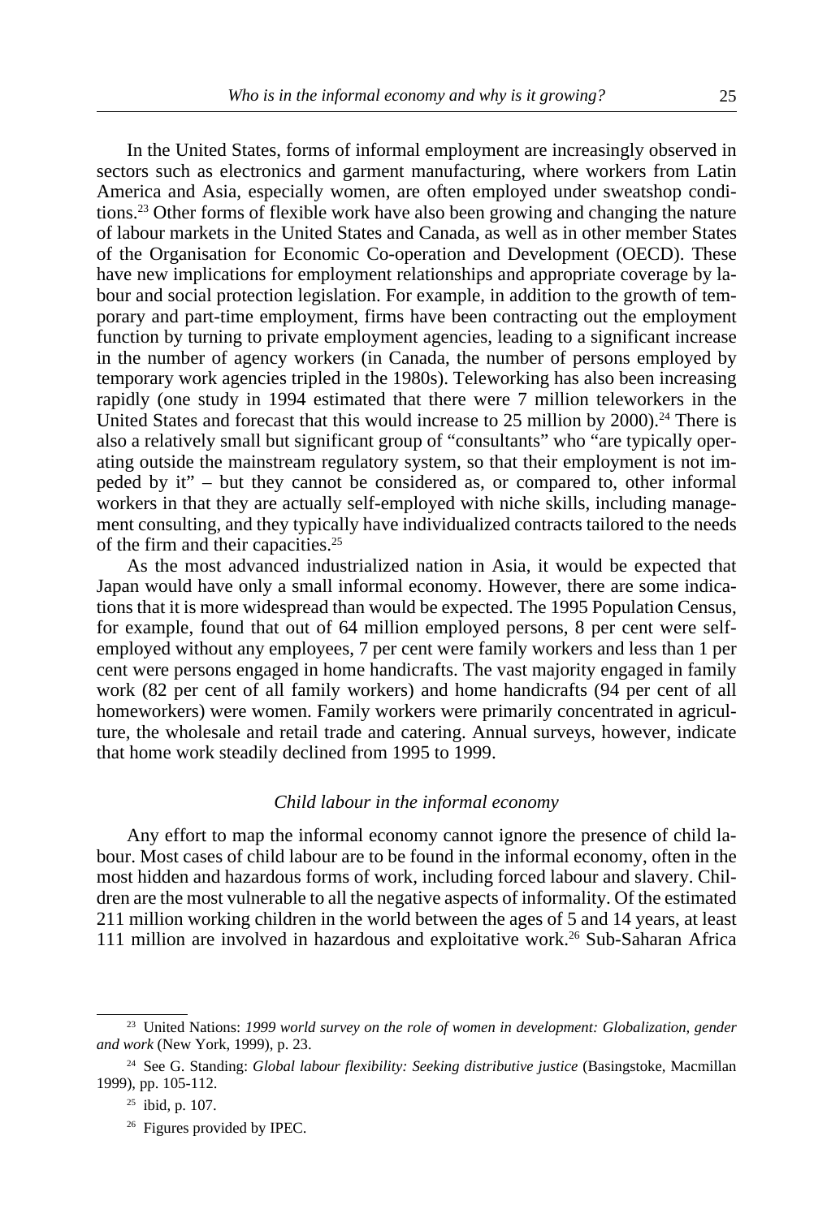In the United States, forms of informal employment are increasingly observed in sectors such as electronics and garment manufacturing, where workers from Latin America and Asia, especially women, are often employed under sweatshop conditions.[23] Other forms of flexible work have also been growing and changing the nature of labour markets in the United States and Canada, as well as in other member States of the Organisation for Economic Co-operation and Development (OECD). These have new implications for employment relationships and appropriate coverage by labour and social protection legislation. For example, in addition to the growth of temporary and part-time employment, firms have been contracting out the employment function by turning to private employment agencies, leading to a significant increase in the number of agency workers (in Canada, the number of persons employed by temporary work agencies tripled in the 1980s). Teleworking has also been increasing rapidly (one study in 1994 estimated that there were 7 million teleworkers in the United States and forecast that this would increase to 25 million by 2000).[24] There is also a relatively small but significant group of "consultants" who "are typically operating outside the mainstream regulatory system, so that their employment is not impeded by it" – but they cannot be considered as, or compared to, other informal workers in that they are actually self-employed with niche skills, including management consulting, and they typically have individualized contracts tailored to the needs of the firm and their capacities.[25]

As the most advanced industrialized nation in Asia, it would be expected that Japan would have only a small informal economy. However, there are some indications that it is more widespread than would be expected. The 1995 Population Census, for example, found that out of 64 million employed persons, 8 per cent were self-employed without any employees, 7 per cent were family workers and less than 1 per cent were persons engaged in home handicrafts. The vast majority engaged in family work (82 per cent of all family workers) and home handicrafts (94 per cent of all homeworkers) were women. Family workers were primarily concentrated in agriculture, the wholesale and retail trade and catering. Annual surveys, however, indicate that home work steadily declined from 1995 to 1999.

### *Child labour in the informal economy*

Any effort to map the informal economy cannot ignore the presence of child labour. Most cases of child labour are to be found in the informal economy, often in the most hidden and hazardous forms of work, including forced labour and slavery. Children are the most vulnerable to all the negative aspects of informality. Of the estimated 211 million working children in the world between the ages of 5 and 14 years, at least 111 million are involved in hazardous and exploitative work.[26] Sub-Saharan Africa

---

[23] United Nations: *1999 world survey on the role of women in development: Globalization, gender and work* (New York, 1999), p. 23.

[24] See G. Standing: *Global labour flexibility: Seeking distributive justice* (Basingstoke, Macmillan 1999), pp. 105-112.

[25] ibid, p. 107.

[26] Figures provided by IPEC.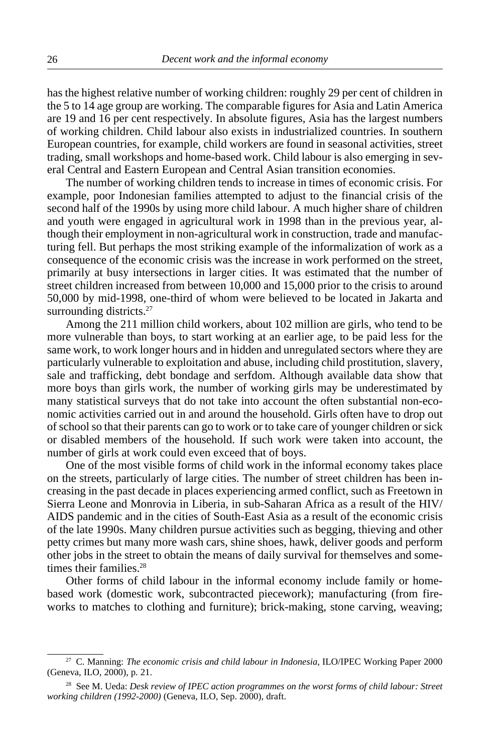has the highest relative number of working children: roughly 29 per cent of children in the 5 to 14 age group are working. The comparable figures for Asia and Latin America are 19 and 16 per cent respectively. In absolute figures, Asia has the largest numbers of working children. Child labour also exists in industrialized countries. In southern European countries, for example, child workers are found in seasonal activities, street trading, small workshops and home-based work. Child labour is also emerging in several Central and Eastern European and Central Asian transition economies.

The number of working children tends to increase in times of economic crisis. For example, poor Indonesian families attempted to adjust to the financial crisis of the second half of the 1990s by using more child labour. A much higher share of children and youth were engaged in agricultural work in 1998 than in the previous year, although their employment in non-agricultural work in construction, trade and manufacturing fell. But perhaps the most striking example of the informalization of work as a consequence of the economic crisis was the increase in work performed on the street, primarily at busy intersections in larger cities. It was estimated that the number of street children increased from between 10,000 and 15,000 prior to the crisis to around 50,000 by mid-1998, one-third of whom were believed to be located in Jakarta and surrounding districts.[27]

Among the 211 million child workers, about 102 million are girls, who tend to be more vulnerable than boys, to start working at an earlier age, to be paid less for the same work, to work longer hours and in hidden and unregulated sectors where they are particularly vulnerable to exploitation and abuse, including child prostitution, slavery, sale and trafficking, debt bondage and serfdom. Although available data show that more boys than girls work, the number of working girls may be underestimated by many statistical surveys that do not take into account the often substantial non-economic activities carried out in and around the household. Girls often have to drop out of school so that their parents can go to work or to take care of younger children or sick or disabled members of the household. If such work were taken into account, the number of girls at work could even exceed that of boys.

One of the most visible forms of child work in the informal economy takes place on the streets, particularly of large cities. The number of street children has been increasing in the past decade in places experiencing armed conflict, such as Freetown in Sierra Leone and Monrovia in Liberia, in sub-Saharan Africa as a result of the HIV/AIDS pandemic and in the cities of South-East Asia as a result of the economic crisis of the late 1990s. Many children pursue activities such as begging, thieving and other petty crimes but many more wash cars, shine shoes, hawk, deliver goods and perform other jobs in the street to obtain the means of daily survival for themselves and sometimes their families.[28]

Other forms of child labour in the informal economy include family or home-based work (domestic work, subcontracted piecework); manufacturing (from fireworks to matches to clothing and furniture); brick-making, stone carving, weaving;

---

[27] C. Manning: *The economic crisis and child labour in Indonesia,* ILO/IPEC Working Paper 2000 (Geneva, ILO, 2000), p. 21.

[28] See M. Ueda: *Desk review of IPEC action programmes on the worst forms of child labour: Street working children (1992-2000)* (Geneva, ILO, Sep. 2000), draft.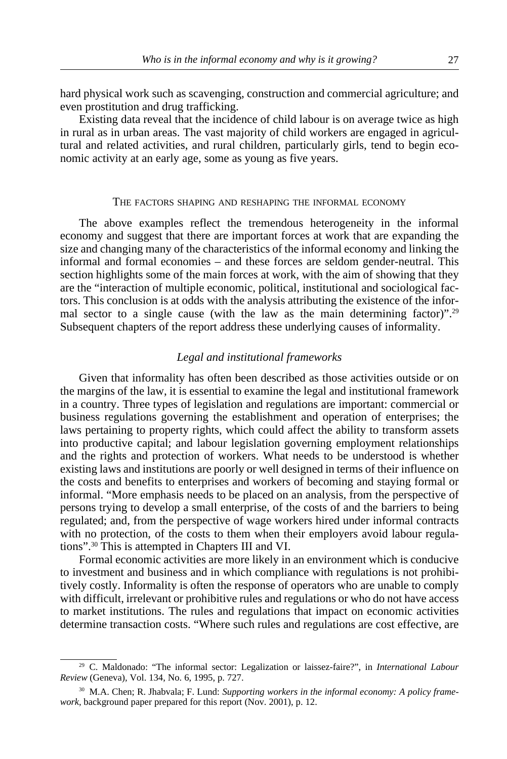hard physical work such as scavenging, construction and commercial agriculture; and even prostitution and drug trafficking.

Existing data reveal that the incidence of child labour is on average twice as high in rural as in urban areas. The vast majority of child workers are engaged in agricultural and related activities, and rural children, particularly girls, tend to begin economic activity at an early age, some as young as five years.

## The factors shaping and reshaping the informal economy

The above examples reflect the tremendous heterogeneity in the informal economy and suggest that there are important forces at work that are expanding the size and changing many of the characteristics of the informal economy and linking the informal and formal economies – and these forces are seldom gender-neutral. This section highlights some of the main forces at work, with the aim of showing that they are the "interaction of multiple economic, political, institutional and sociological factors. This conclusion is at odds with the analysis attributing the existence of the informal sector to a single cause (with the law as the main determining factor)".[29] Subsequent chapters of the report address these underlying causes of informality.

### *Legal and institutional frameworks*

Given that informality has often been described as those activities outside or on the margins of the law, it is essential to examine the legal and institutional framework in a country. Three types of legislation and regulations are important: commercial or business regulations governing the establishment and operation of enterprises; the laws pertaining to property rights, which could affect the ability to transform assets into productive capital; and labour legislation governing employment relationships and the rights and protection of workers. What needs to be understood is whether existing laws and institutions are poorly or well designed in terms of their influence on the costs and benefits to enterprises and workers of becoming and staying formal or informal. "More emphasis needs to be placed on an analysis, from the perspective of persons trying to develop a small enterprise, of the costs of and the barriers to being regulated; and, from the perspective of wage workers hired under informal contracts with no protection, of the costs to them when their employers avoid labour regulations".[30] This is attempted in Chapters III and VI.

Formal economic activities are more likely in an environment which is conducive to investment and business and in which compliance with regulations is not prohibitively costly. Informality is often the response of operators who are unable to comply with difficult, irrelevant or prohibitive rules and regulations or who do not have access to market institutions. The rules and regulations that impact on economic activities determine transaction costs. "Where such rules and regulations are cost effective, are

---

[29] C. Maldonado: "The informal sector: Legalization or laissez-faire?", in *International Labour Review* (Geneva), Vol. 134, No. 6, 1995, p. 727.

[30] M.A. Chen; R. Jhabvala; F. Lund: *Supporting workers in the informal economy: A policy framework*, background paper prepared for this report (Nov. 2001), p. 12.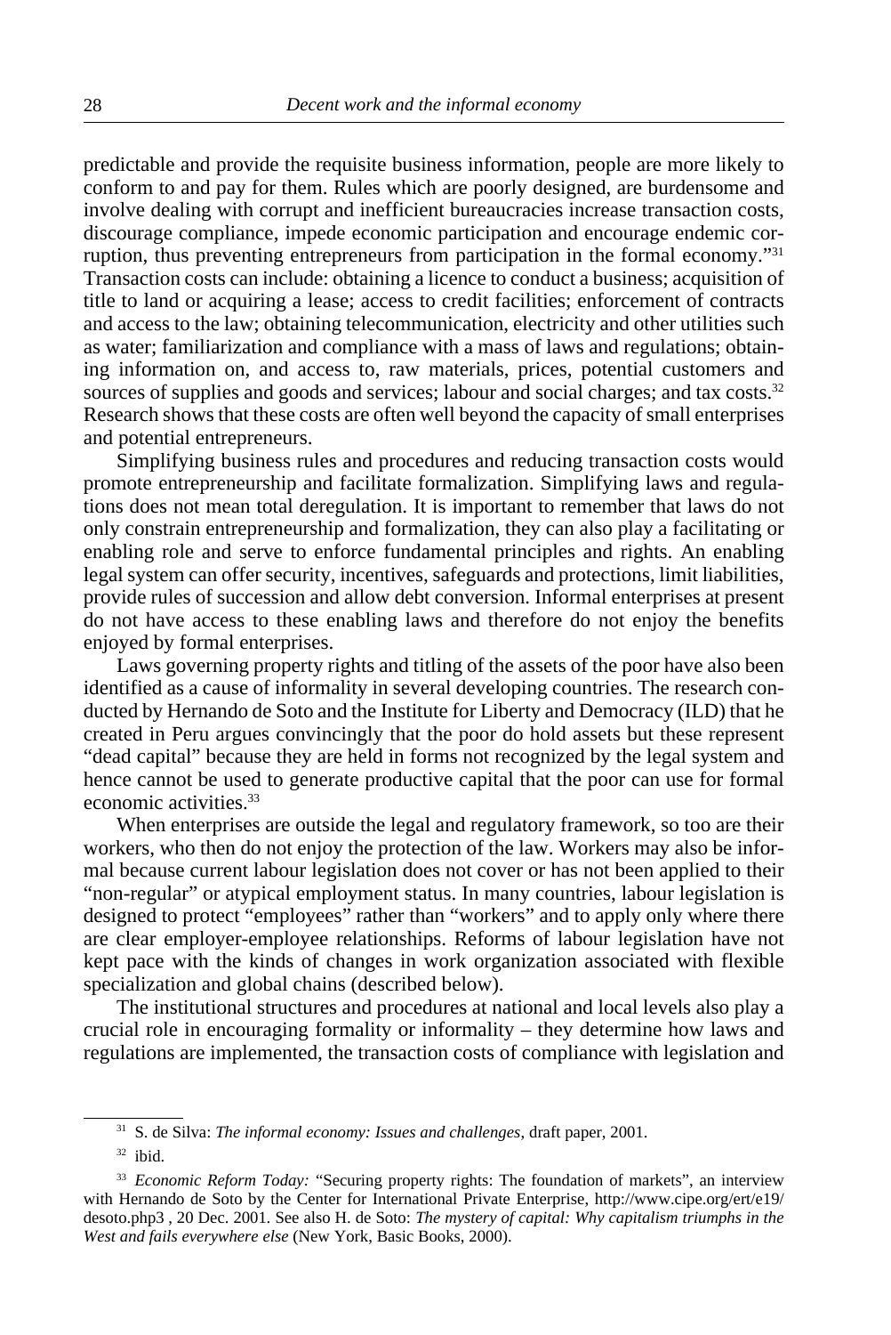predictable and provide the requisite business information, people are more likely to conform to and pay for them. Rules which are poorly designed, are burdensome and involve dealing with corrupt and inefficient bureaucracies increase transaction costs, discourage compliance, impede economic participation and encourage endemic corruption, thus preventing entrepreneurs from participation in the formal economy."[31] Transaction costs can include: obtaining a licence to conduct a business; acquisition of title to land or acquiring a lease; access to credit facilities; enforcement of contracts and access to the law; obtaining telecommunication, electricity and other utilities such as water; familiarization and compliance with a mass of laws and regulations; obtaining information on, and access to, raw materials, prices, potential customers and sources of supplies and goods and services; labour and social charges; and tax costs.[32] Research shows that these costs are often well beyond the capacity of small enterprises and potential entrepreneurs.

Simplifying business rules and procedures and reducing transaction costs would promote entrepreneurship and facilitate formalization. Simplifying laws and regulations does not mean total deregulation. It is important to remember that laws do not only constrain entrepreneurship and formalization, they can also play a facilitating or enabling role and serve to enforce fundamental principles and rights. An enabling legal system can offer security, incentives, safeguards and protections, limit liabilities, provide rules of succession and allow debt conversion. Informal enterprises at present do not have access to these enabling laws and therefore do not enjoy the benefits enjoyed by formal enterprises.

Laws governing property rights and titling of the assets of the poor have also been identified as a cause of informality in several developing countries. The research conducted by Hernando de Soto and the Institute for Liberty and Democracy (ILD) that he created in Peru argues convincingly that the poor do hold assets but these represent "dead capital" because they are held in forms not recognized by the legal system and hence cannot be used to generate productive capital that the poor can use for formal economic activities.[33]

When enterprises are outside the legal and regulatory framework, so too are their workers, who then do not enjoy the protection of the law. Workers may also be informal because current labour legislation does not cover or has not been applied to their "non-regular" or atypical employment status. In many countries, labour legislation is designed to protect "employees" rather than "workers" and to apply only where there are clear employer-employee relationships. Reforms of labour legislation have not kept pace with the kinds of changes in work organization associated with flexible specialization and global chains (described below).

The institutional structures and procedures at national and local levels also play a crucial role in encouraging formality or informality – they determine how laws and regulations are implemented, the transaction costs of compliance with legislation and

---

[31] S. de Silva: *The informal economy: Issues and challenges*, draft paper, 2001.

[32] ibid.

[33] *Economic Reform Today:* "Securing property rights: The foundation of markets", an interview with Hernando de Soto by the Center for International Private Enterprise, http://www.cipe.org/ert/e19/desoto.php3 , 20 Dec. 2001. See also H. de Soto: *The mystery of capital: Why capitalism triumphs in the West and fails everywhere else* (New York, Basic Books, 2000).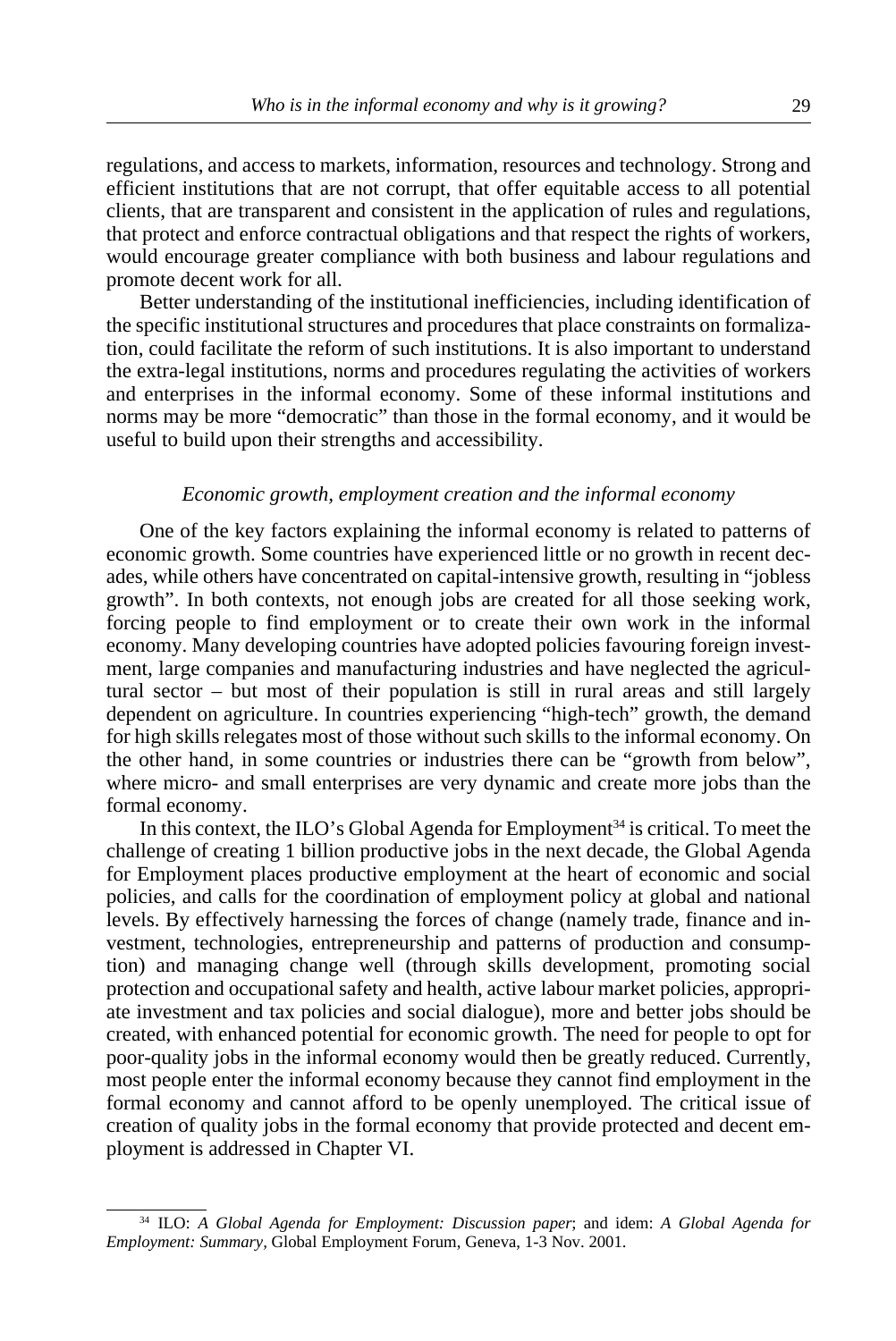regulations, and access to markets, information, resources and technology. Strong and efficient institutions that are not corrupt, that offer equitable access to all potential clients, that are transparent and consistent in the application of rules and regulations, that protect and enforce contractual obligations and that respect the rights of workers, would encourage greater compliance with both business and labour regulations and promote decent work for all.

Better understanding of the institutional inefficiencies, including identification of the specific institutional structures and procedures that place constraints on formalization, could facilitate the reform of such institutions. It is also important to understand the extra-legal institutions, norms and procedures regulating the activities of workers and enterprises in the informal economy. Some of these informal institutions and norms may be more "democratic" than those in the formal economy, and it would be useful to build upon their strengths and accessibility.

### *Economic growth, employment creation and the informal economy*

One of the key factors explaining the informal economy is related to patterns of economic growth. Some countries have experienced little or no growth in recent decades, while others have concentrated on capital-intensive growth, resulting in "jobless growth". In both contexts, not enough jobs are created for all those seeking work, forcing people to find employment or to create their own work in the informal economy. Many developing countries have adopted policies favouring foreign investment, large companies and manufacturing industries and have neglected the agricultural sector – but most of their population is still in rural areas and still largely dependent on agriculture. In countries experiencing "high-tech" growth, the demand for high skills relegates most of those without such skills to the informal economy. On the other hand, in some countries or industries there can be "growth from below", where micro- and small enterprises are very dynamic and create more jobs than the formal economy.

In this context, the ILO's Global Agenda for Employment[34] is critical. To meet the challenge of creating 1 billion productive jobs in the next decade, the Global Agenda for Employment places productive employment at the heart of economic and social policies, and calls for the coordination of employment policy at global and national levels. By effectively harnessing the forces of change (namely trade, finance and investment, technologies, entrepreneurship and patterns of production and consumption) and managing change well (through skills development, promoting social protection and occupational safety and health, active labour market policies, appropriate investment and tax policies and social dialogue), more and better jobs should be created, with enhanced potential for economic growth. The need for people to opt for poor-quality jobs in the informal economy would then be greatly reduced. Currently, most people enter the informal economy because they cannot find employment in the formal economy and cannot afford to be openly unemployed. The critical issue of creation of quality jobs in the formal economy that provide protected and decent employment is addressed in Chapter VI.

---

[34] ILO: *A Global Agenda for Employment: Discussion paper*; and idem: *A Global Agenda for Employment: Summary*, Global Employment Forum, Geneva, 1-3 Nov. 2001.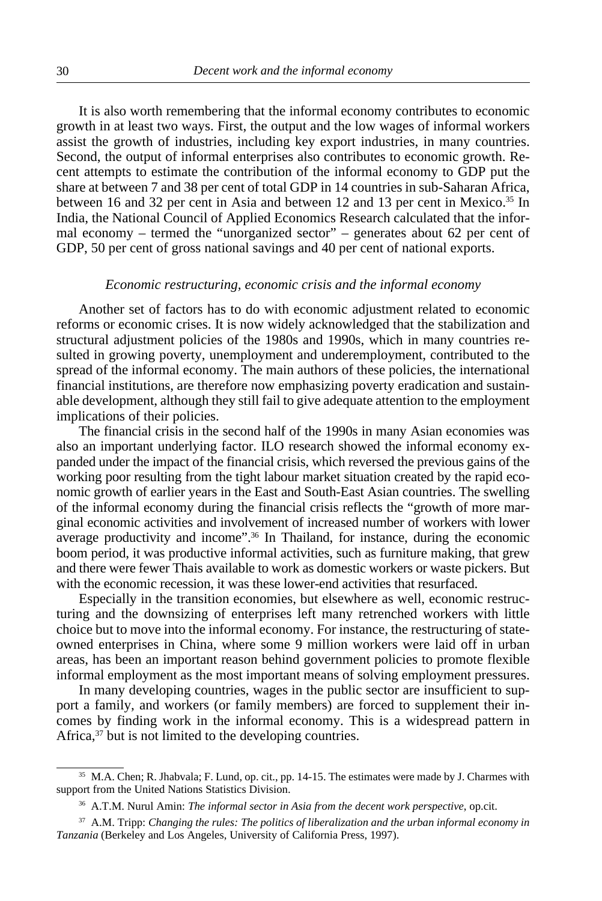It is also worth remembering that the informal economy contributes to economic growth in at least two ways. First, the output and the low wages of informal workers assist the growth of industries, including key export industries, in many countries. Second, the output of informal enterprises also contributes to economic growth. Recent attempts to estimate the contribution of the informal economy to GDP put the share at between 7 and 38 per cent of total GDP in 14 countries in sub-Saharan Africa, between 16 and 32 per cent in Asia and between 12 and 13 per cent in Mexico.[35] In India, the National Council of Applied Economics Research calculated that the informal economy – termed the "unorganized sector" – generates about 62 per cent of GDP, 50 per cent of gross national savings and 40 per cent of national exports.

### *Economic restructuring, economic crisis and the informal economy*

Another set of factors has to do with economic adjustment related to economic reforms or economic crises. It is now widely acknowledged that the stabilization and structural adjustment policies of the 1980s and 1990s, which in many countries resulted in growing poverty, unemployment and underemployment, contributed to the spread of the informal economy. The main authors of these policies, the international financial institutions, are therefore now emphasizing poverty eradication and sustainable development, although they still fail to give adequate attention to the employment implications of their policies.

The financial crisis in the second half of the 1990s in many Asian economies was also an important underlying factor. ILO research showed the informal economy expanded under the impact of the financial crisis, which reversed the previous gains of the working poor resulting from the tight labour market situation created by the rapid economic growth of earlier years in the East and South-East Asian countries. The swelling of the informal economy during the financial crisis reflects the "growth of more marginal economic activities and involvement of increased number of workers with lower average productivity and income".[36] In Thailand, for instance, during the economic boom period, it was productive informal activities, such as furniture making, that grew and there were fewer Thais available to work as domestic workers or waste pickers. But with the economic recession, it was these lower-end activities that resurfaced.

Especially in the transition economies, but elsewhere as well, economic restructuring and the downsizing of enterprises left many retrenched workers with little choice but to move into the informal economy. For instance, the restructuring of state-owned enterprises in China, where some 9 million workers were laid off in urban areas, has been an important reason behind government policies to promote flexible informal employment as the most important means of solving employment pressures.

In many developing countries, wages in the public sector are insufficient to support a family, and workers (or family members) are forced to supplement their incomes by finding work in the informal economy. This is a widespread pattern in Africa,[37] but is not limited to the developing countries.

---

[35] M.A. Chen; R. Jhabvala; F. Lund, op. cit., pp. 14-15. The estimates were made by J. Charmes with support from the United Nations Statistics Division.

[36] A.T.M. Nurul Amin: *The informal sector in Asia from the decent work perspective*, op.cit.

[37] A.M. Tripp: *Changing the rules: The politics of liberalization and the urban informal economy in Tanzania* (Berkeley and Los Angeles, University of California Press, 1997).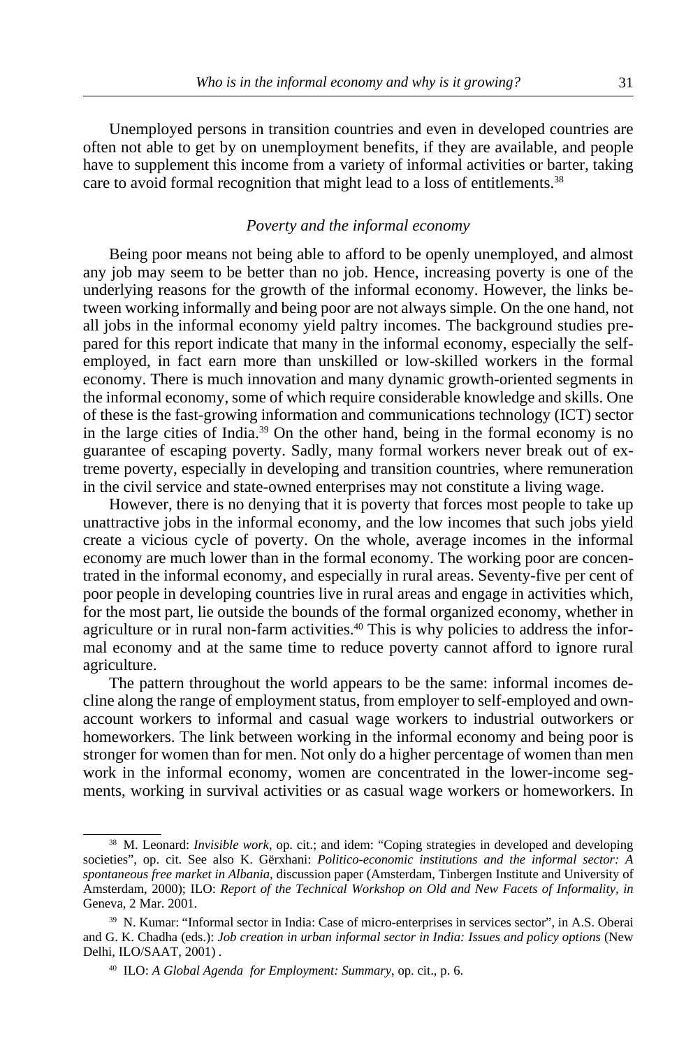Unemployed persons in transition countries and even in developed countries are often not able to get by on unemployment benefits, if they are available, and people have to supplement this income from a variety of informal activities or barter, taking care to avoid formal recognition that might lead to a loss of entitlements.[38]

### *Poverty and the informal economy*

Being poor means not being able to afford to be openly unemployed, and almost any job may seem to be better than no job. Hence, increasing poverty is one of the underlying reasons for the growth of the informal economy. However, the links between working informally and being poor are not always simple. On the one hand, not all jobs in the informal economy yield paltry incomes. The background studies prepared for this report indicate that many in the informal economy, especially the self-employed, in fact earn more than unskilled or low-skilled workers in the formal economy. There is much innovation and many dynamic growth-oriented segments in the informal economy, some of which require considerable knowledge and skills. One of these is the fast-growing information and communications technology (ICT) sector in the large cities of India.[39] On the other hand, being in the formal economy is no guarantee of escaping poverty. Sadly, many formal workers never break out of extreme poverty, especially in developing and transition countries, where remuneration in the civil service and state-owned enterprises may not constitute a living wage.

However, there is no denying that it is poverty that forces most people to take up unattractive jobs in the informal economy, and the low incomes that such jobs yield create a vicious cycle of poverty. On the whole, average incomes in the informal economy are much lower than in the formal economy. The working poor are concentrated in the informal economy, and especially in rural areas. Seventy-five per cent of poor people in developing countries live in rural areas and engage in activities which, for the most part, lie outside the bounds of the formal organized economy, whether in agriculture or in rural non-farm activities.[40] This is why policies to address the informal economy and at the same time to reduce poverty cannot afford to ignore rural agriculture.

The pattern throughout the world appears to be the same: informal incomes decline along the range of employment status, from employer to self-employed and own-account workers to informal and casual wage workers to industrial outworkers or homeworkers. The link between working in the informal economy and being poor is stronger for women than for men. Not only do a higher percentage of women than men work in the informal economy, women are concentrated in the lower-income segments, working in survival activities or as casual wage workers or homeworkers. In

---

[38] M. Leonard: *Invisible work*, op. cit.; and idem: "Coping strategies in developed and developing societies", op. cit. See also K. Gërxhani: *Politico-economic institutions and the informal sector: A spontaneous free market in Albania*, discussion paper (Amsterdam, Tinbergen Institute and University of Amsterdam, 2000); ILO: *Report of the Technical Workshop on Old and New Facets of Informality, in* Geneva, 2 Mar. 2001.

[39] N. Kumar: "Informal sector in India: Case of micro-enterprises in services sector", in A.S. Oberai and G. K. Chadha (eds.): *Job creation in urban informal sector in India: Issues and policy options* (New Delhi, ILO/SAAT, 2001) .

[40] ILO: *A Global Agenda for Employment: Summary*, op. cit., p. 6.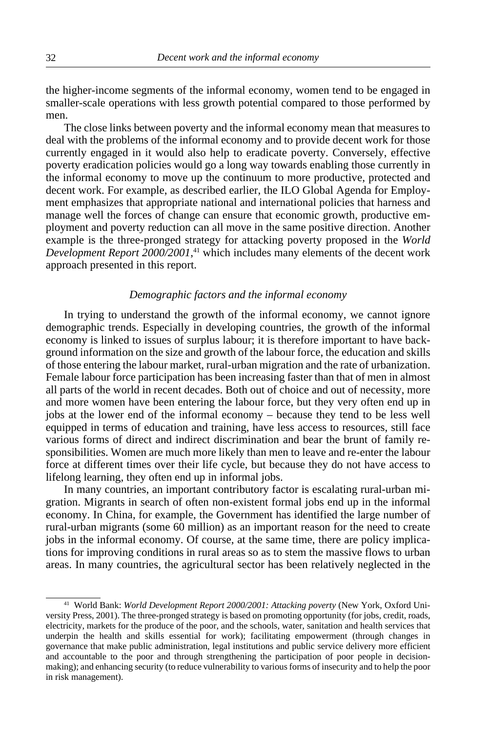the higher-income segments of the informal economy, women tend to be engaged in smaller-scale operations with less growth potential compared to those performed by men.

The close links between poverty and the informal economy mean that measures to deal with the problems of the informal economy and to provide decent work for those currently engaged in it would also help to eradicate poverty. Conversely, effective poverty eradication policies would go a long way towards enabling those currently in the informal economy to move up the continuum to more productive, protected and decent work. For example, as described earlier, the ILO Global Agenda for Employment emphasizes that appropriate national and international policies that harness and manage well the forces of change can ensure that economic growth, productive employment and poverty reduction can all move in the same positive direction. Another example is the three-pronged strategy for attacking poverty proposed in the *World Development Report 2000/2001*,[41] which includes many elements of the decent work approach presented in this report.

### *Demographic factors and the informal economy*

In trying to understand the growth of the informal economy, we cannot ignore demographic trends. Especially in developing countries, the growth of the informal economy is linked to issues of surplus labour; it is therefore important to have background information on the size and growth of the labour force, the education and skills of those entering the labour market, rural-urban migration and the rate of urbanization. Female labour force participation has been increasing faster than that of men in almost all parts of the world in recent decades. Both out of choice and out of necessity, more and more women have been entering the labour force, but they very often end up in jobs at the lower end of the informal economy – because they tend to be less well equipped in terms of education and training, have less access to resources, still face various forms of direct and indirect discrimination and bear the brunt of family responsibilities. Women are much more likely than men to leave and re-enter the labour force at different times over their life cycle, but because they do not have access to lifelong learning, they often end up in informal jobs.

In many countries, an important contributory factor is escalating rural-urban migration. Migrants in search of often non-existent formal jobs end up in the informal economy. In China, for example, the Government has identified the large number of rural-urban migrants (some 60 million) as an important reason for the need to create jobs in the informal economy. Of course, at the same time, there are policy implications for improving conditions in rural areas so as to stem the massive flows to urban areas. In many countries, the agricultural sector has been relatively neglected in the

---

[41] World Bank: *World Development Report 2000/2001: Attacking poverty* (New York, Oxford University Press, 2001). The three-pronged strategy is based on promoting opportunity (for jobs, credit, roads, electricity, markets for the produce of the poor, and the schools, water, sanitation and health services that underpin the health and skills essential for work); facilitating empowerment (through changes in governance that make public administration, legal institutions and public service delivery more efficient and accountable to the poor and through strengthening the participation of poor people in decision-making); and enhancing security (to reduce vulnerability to various forms of insecurity and to help the poor in risk management).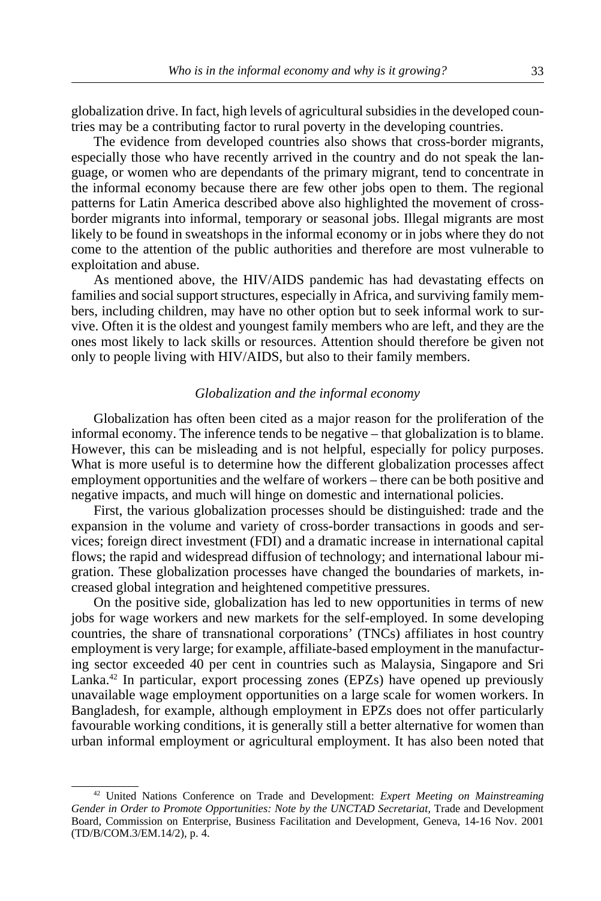globalization drive. In fact, high levels of agricultural subsidies in the developed countries may be a contributing factor to rural poverty in the developing countries.

The evidence from developed countries also shows that cross-border migrants, especially those who have recently arrived in the country and do not speak the language, or women who are dependants of the primary migrant, tend to concentrate in the informal economy because there are few other jobs open to them. The regional patterns for Latin America described above also highlighted the movement of cross-border migrants into informal, temporary or seasonal jobs. Illegal migrants are most likely to be found in sweatshops in the informal economy or in jobs where they do not come to the attention of the public authorities and therefore are most vulnerable to exploitation and abuse.

As mentioned above, the HIV/AIDS pandemic has had devastating effects on families and social support structures, especially in Africa, and surviving family members, including children, may have no other option but to seek informal work to survive. Often it is the oldest and youngest family members who are left, and they are the ones most likely to lack skills or resources. Attention should therefore be given not only to people living with HIV/AIDS, but also to their family members.

### *Globalization and the informal economy*

Globalization has often been cited as a major reason for the proliferation of the informal economy. The inference tends to be negative – that globalization is to blame. However, this can be misleading and is not helpful, especially for policy purposes. What is more useful is to determine how the different globalization processes affect employment opportunities and the welfare of workers – there can be both positive and negative impacts, and much will hinge on domestic and international policies.

First, the various globalization processes should be distinguished: trade and the expansion in the volume and variety of cross-border transactions in goods and services; foreign direct investment (FDI) and a dramatic increase in international capital flows; the rapid and widespread diffusion of technology; and international labour migration. These globalization processes have changed the boundaries of markets, increased global integration and heightened competitive pressures.

On the positive side, globalization has led to new opportunities in terms of new jobs for wage workers and new markets for the self-employed. In some developing countries, the share of transnational corporations' (TNCs) affiliates in host country employment is very large; for example, affiliate-based employment in the manufacturing sector exceeded 40 per cent in countries such as Malaysia, Singapore and Sri Lanka.[42] In particular, export processing zones (EPZs) have opened up previously unavailable wage employment opportunities on a large scale for women workers. In Bangladesh, for example, although employment in EPZs does not offer particularly favourable working conditions, it is generally still a better alternative for women than urban informal employment or agricultural employment. It has also been noted that

---

[42] United Nations Conference on Trade and Development: *Expert Meeting on Mainstreaming Gender in Order to Promote Opportunities: Note by the UNCTAD Secretariat*, Trade and Development Board, Commission on Enterprise, Business Facilitation and Development, Geneva, 14-16 Nov. 2001 (TD/B/COM.3/EM.14/2), p. 4.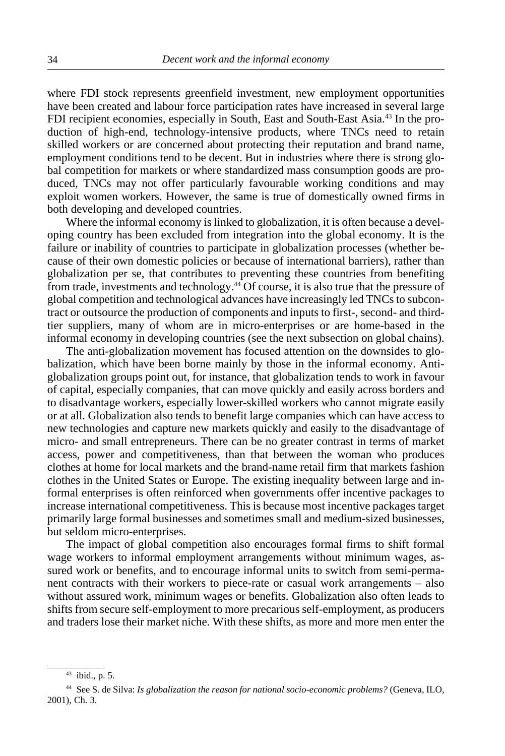where FDI stock represents greenfield investment, new employment opportunities have been created and labour force participation rates have increased in several large FDI recipient economies, especially in South, East and South-East Asia.[43] In the production of high-end, technology-intensive products, where TNCs need to retain skilled workers or are concerned about protecting their reputation and brand name, employment conditions tend to be decent. But in industries where there is strong global competition for markets or where standardized mass consumption goods are produced, TNCs may not offer particularly favourable working conditions and may exploit women workers. However, the same is true of domestically owned firms in both developing and developed countries.

Where the informal economy is linked to globalization, it is often because a developing country has been excluded from integration into the global economy. It is the failure or inability of countries to participate in globalization processes (whether because of their own domestic policies or because of international barriers), rather than globalization per se, that contributes to preventing these countries from benefiting from trade, investments and technology.[44] Of course, it is also true that the pressure of global competition and technological advances have increasingly led TNCs to subcontract or outsource the production of components and inputs to first-, second- and third-tier suppliers, many of whom are in micro-enterprises or are home-based in the informal economy in developing countries (see the next subsection on global chains).

The anti-globalization movement has focused attention on the downsides to globalization, which have been borne mainly by those in the informal economy. Anti-globalization groups point out, for instance, that globalization tends to work in favour of capital, especially companies, that can move quickly and easily across borders and to disadvantage workers, especially lower-skilled workers who cannot migrate easily or at all. Globalization also tends to benefit large companies which can have access to new technologies and capture new markets quickly and easily to the disadvantage of micro- and small entrepreneurs. There can be no greater contrast in terms of market access, power and competitiveness, than that between the woman who produces clothes at home for local markets and the brand-name retail firm that markets fashion clothes in the United States or Europe. The existing inequality between large and informal enterprises is often reinforced when governments offer incentive packages to increase international competitiveness. This is because most incentive packages target primarily large formal businesses and sometimes small and medium-sized businesses, but seldom micro-enterprises.

The impact of global competition also encourages formal firms to shift formal wage workers to informal employment arrangements without minimum wages, assured work or benefits, and to encourage informal units to switch from semi-permanent contracts with their workers to piece-rate or casual work arrangements – also without assured work, minimum wages or benefits. Globalization also often leads to shifts from secure self-employment to more precarious self-employment, as producers and traders lose their market niche. With these shifts, as more and more men enter the

---

[43] ibid., p. 5.

[44] See S. de Silva: *Is globalization the reason for national socio-economic problems?* (Geneva, ILO, 2001), Ch. 3.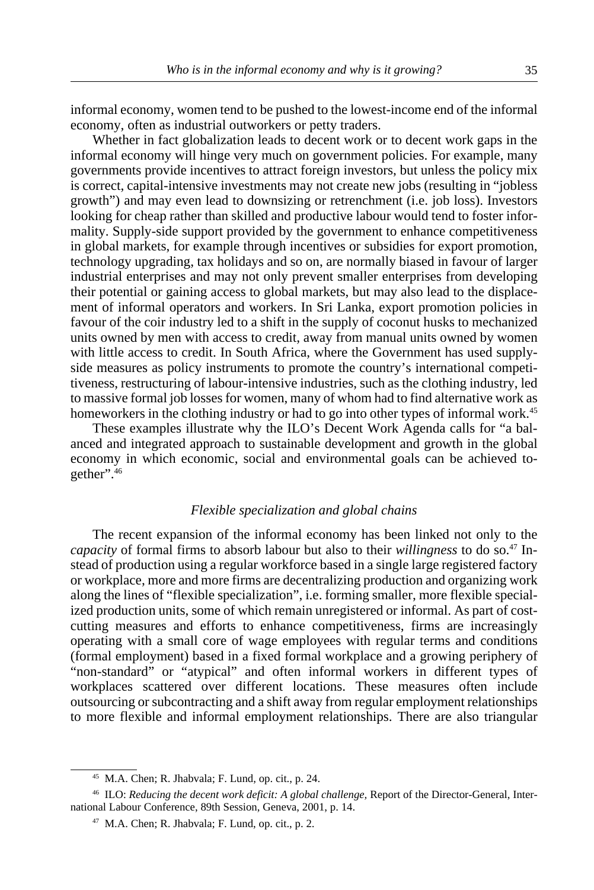informal economy, women tend to be pushed to the lowest-income end of the informal economy, often as industrial outworkers or petty traders.

Whether in fact globalization leads to decent work or to decent work gaps in the informal economy will hinge very much on government policies. For example, many governments provide incentives to attract foreign investors, but unless the policy mix is correct, capital-intensive investments may not create new jobs (resulting in "jobless growth") and may even lead to downsizing or retrenchment (i.e. job loss). Investors looking for cheap rather than skilled and productive labour would tend to foster informality. Supply-side support provided by the government to enhance competitiveness in global markets, for example through incentives or subsidies for export promotion, technology upgrading, tax holidays and so on, are normally biased in favour of larger industrial enterprises and may not only prevent smaller enterprises from developing their potential or gaining access to global markets, but may also lead to the displacement of informal operators and workers. In Sri Lanka, export promotion policies in favour of the coir industry led to a shift in the supply of coconut husks to mechanized units owned by men with access to credit, away from manual units owned by women with little access to credit. In South Africa, where the Government has used supply-side measures as policy instruments to promote the country's international competitiveness, restructuring of labour-intensive industries, such as the clothing industry, led to massive formal job losses for women, many of whom had to find alternative work as homeworkers in the clothing industry or had to go into other types of informal work.[45]

These examples illustrate why the ILO's Decent Work Agenda calls for "a balanced and integrated approach to sustainable development and growth in the global economy in which economic, social and environmental goals can be achieved together".[46]

### *Flexible specialization and global chains*

The recent expansion of the informal economy has been linked not only to the *capacity* of formal firms to absorb labour but also to their *willingness* to do so.[47] Instead of production using a regular workforce based in a single large registered factory or workplace, more and more firms are decentralizing production and organizing work along the lines of "flexible specialization", i.e. forming smaller, more flexible specialized production units, some of which remain unregistered or informal. As part of cost-cutting measures and efforts to enhance competitiveness, firms are increasingly operating with a small core of wage employees with regular terms and conditions (formal employment) based in a fixed formal workplace and a growing periphery of "non-standard" or "atypical" and often informal workers in different types of workplaces scattered over different locations. These measures often include outsourcing or subcontracting and a shift away from regular employment relationships to more flexible and informal employment relationships. There are also triangular

---

[45] M.A. Chen; R. Jhabvala; F. Lund, op. cit., p. 24.

[46] ILO: *Reducing the decent work deficit: A global challenge,* Report of the Director-General, International Labour Conference, 89th Session, Geneva, 2001, p. 14.

[47] M.A. Chen; R. Jhabvala; F. Lund, op. cit., p. 2.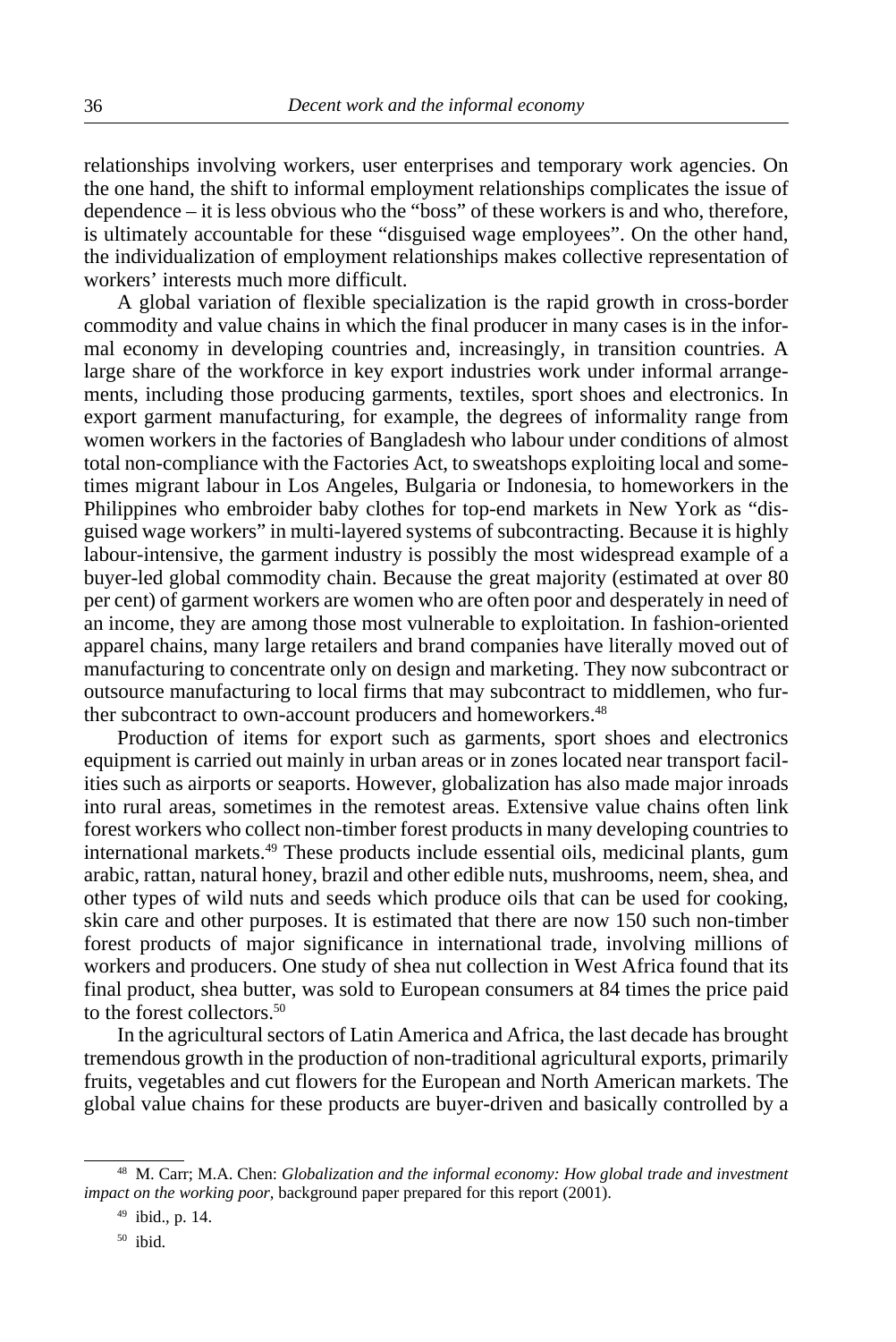relationships involving workers, user enterprises and temporary work agencies. On the one hand, the shift to informal employment relationships complicates the issue of dependence – it is less obvious who the "boss" of these workers is and who, therefore, is ultimately accountable for these "disguised wage employees". On the other hand, the individualization of employment relationships makes collective representation of workers' interests much more difficult.

A global variation of flexible specialization is the rapid growth in cross-border commodity and value chains in which the final producer in many cases is in the informal economy in developing countries and, increasingly, in transition countries. A large share of the workforce in key export industries work under informal arrangements, including those producing garments, textiles, sport shoes and electronics. In export garment manufacturing, for example, the degrees of informality range from women workers in the factories of Bangladesh who labour under conditions of almost total non-compliance with the Factories Act, to sweatshops exploiting local and sometimes migrant labour in Los Angeles, Bulgaria or Indonesia, to homeworkers in the Philippines who embroider baby clothes for top-end markets in New York as "disguised wage workers" in multi-layered systems of subcontracting. Because it is highly labour-intensive, the garment industry is possibly the most widespread example of a buyer-led global commodity chain. Because the great majority (estimated at over 80 per cent) of garment workers are women who are often poor and desperately in need of an income, they are among those most vulnerable to exploitation. In fashion-oriented apparel chains, many large retailers and brand companies have literally moved out of manufacturing to concentrate only on design and marketing. They now subcontract or outsource manufacturing to local firms that may subcontract to middlemen, who further subcontract to own-account producers and homeworkers.[48]

Production of items for export such as garments, sport shoes and electronics equipment is carried out mainly in urban areas or in zones located near transport facilities such as airports or seaports. However, globalization has also made major inroads into rural areas, sometimes in the remotest areas. Extensive value chains often link forest workers who collect non-timber forest products in many developing countries to international markets.[49] These products include essential oils, medicinal plants, gum arabic, rattan, natural honey, brazil and other edible nuts, mushrooms, neem, shea, and other types of wild nuts and seeds which produce oils that can be used for cooking, skin care and other purposes. It is estimated that there are now 150 such non-timber forest products of major significance in international trade, involving millions of workers and producers. One study of shea nut collection in West Africa found that its final product, shea butter, was sold to European consumers at 84 times the price paid to the forest collectors.[50]

In the agricultural sectors of Latin America and Africa, the last decade has brought tremendous growth in the production of non-traditional agricultural exports, primarily fruits, vegetables and cut flowers for the European and North American markets. The global value chains for these products are buyer-driven and basically controlled by a

---

[48] M. Carr; M.A. Chen: *Globalization and the informal economy: How global trade and investment impact on the working poor*, background paper prepared for this report (2001).

[49] ibid., p. 14.

[50] ibid.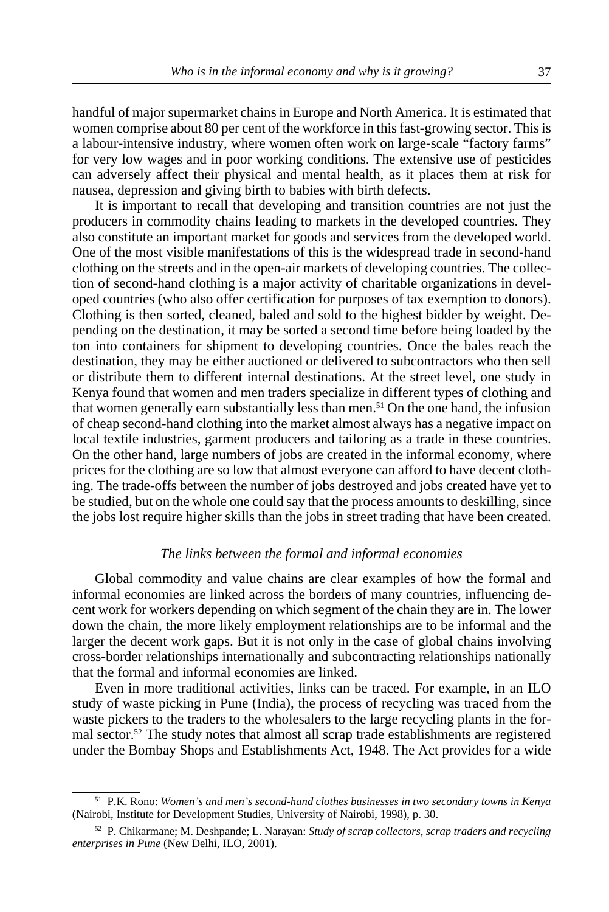handful of major supermarket chains in Europe and North America. It is estimated that women comprise about 80 per cent of the workforce in this fast-growing sector. This is a labour-intensive industry, where women often work on large-scale "factory farms" for very low wages and in poor working conditions. The extensive use of pesticides can adversely affect their physical and mental health, as it places them at risk for nausea, depression and giving birth to babies with birth defects.

It is important to recall that developing and transition countries are not just the producers in commodity chains leading to markets in the developed countries. They also constitute an important market for goods and services from the developed world. One of the most visible manifestations of this is the widespread trade in second-hand clothing on the streets and in the open-air markets of developing countries. The collection of second-hand clothing is a major activity of charitable organizations in developed countries (who also offer certification for purposes of tax exemption to donors). Clothing is then sorted, cleaned, baled and sold to the highest bidder by weight. Depending on the destination, it may be sorted a second time before being loaded by the ton into containers for shipment to developing countries. Once the bales reach the destination, they may be either auctioned or delivered to subcontractors who then sell or distribute them to different internal destinations. At the street level, one study in Kenya found that women and men traders specialize in different types of clothing and that women generally earn substantially less than men.[51] On the one hand, the infusion of cheap second-hand clothing into the market almost always has a negative impact on local textile industries, garment producers and tailoring as a trade in these countries. On the other hand, large numbers of jobs are created in the informal economy, where prices for the clothing are so low that almost everyone can afford to have decent clothing. The trade-offs between the number of jobs destroyed and jobs created have yet to be studied, but on the whole one could say that the process amounts to deskilling, since the jobs lost require higher skills than the jobs in street trading that have been created.

### *The links between the formal and informal economies*

Global commodity and value chains are clear examples of how the formal and informal economies are linked across the borders of many countries, influencing decent work for workers depending on which segment of the chain they are in. The lower down the chain, the more likely employment relationships are to be informal and the larger the decent work gaps. But it is not only in the case of global chains involving cross-border relationships internationally and subcontracting relationships nationally that the formal and informal economies are linked.

Even in more traditional activities, links can be traced. For example, in an ILO study of waste picking in Pune (India), the process of recycling was traced from the waste pickers to the traders to the wholesalers to the large recycling plants in the formal sector.[52] The study notes that almost all scrap trade establishments are registered under the Bombay Shops and Establishments Act, 1948. The Act provides for a wide

---

[51] P.K. Rono: *Women's and men's second-hand clothes businesses in two secondary towns in Kenya* (Nairobi, Institute for Development Studies, University of Nairobi, 1998), p. 30.

[52] P. Chikarmane; M. Deshpande; L. Narayan: *Study of scrap collectors, scrap traders and recycling enterprises in Pune* (New Delhi, ILO, 2001).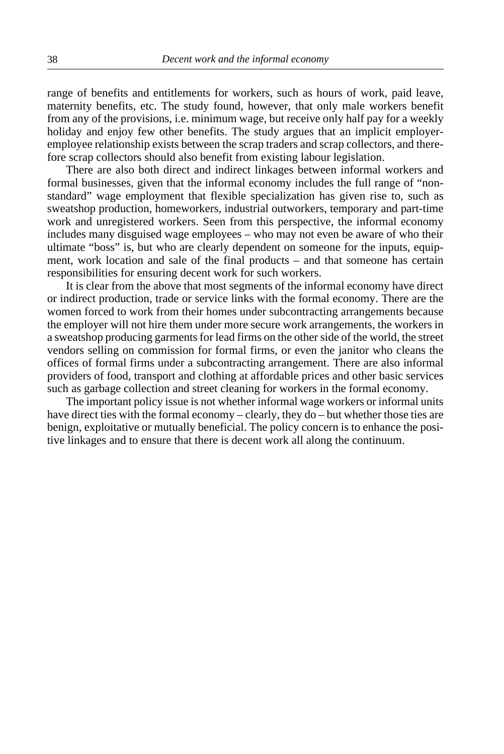range of benefits and entitlements for workers, such as hours of work, paid leave, maternity benefits, etc. The study found, however, that only male workers benefit from any of the provisions, i.e. minimum wage, but receive only half pay for a weekly holiday and enjoy few other benefits. The study argues that an implicit employer-employee relationship exists between the scrap traders and scrap collectors, and therefore scrap collectors should also benefit from existing labour legislation.

There are also both direct and indirect linkages between informal workers and formal businesses, given that the informal economy includes the full range of "non-standard" wage employment that flexible specialization has given rise to, such as sweatshop production, homeworkers, industrial outworkers, temporary and part-time work and unregistered workers. Seen from this perspective, the informal economy includes many disguised wage employees – who may not even be aware of who their ultimate "boss" is, but who are clearly dependent on someone for the inputs, equipment, work location and sale of the final products – and that someone has certain responsibilities for ensuring decent work for such workers.

It is clear from the above that most segments of the informal economy have direct or indirect production, trade or service links with the formal economy. There are the women forced to work from their homes under subcontracting arrangements because the employer will not hire them under more secure work arrangements, the workers in a sweatshop producing garments for lead firms on the other side of the world, the street vendors selling on commission for formal firms, or even the janitor who cleans the offices of formal firms under a subcontracting arrangement. There are also informal providers of food, transport and clothing at affordable prices and other basic services such as garbage collection and street cleaning for workers in the formal economy.

The important policy issue is not whether informal wage workers or informal units have direct ties with the formal economy – clearly, they do – but whether those ties are benign, exploitative or mutually beneficial. The policy concern is to enhance the positive linkages and to ensure that there is decent work all along the continuum.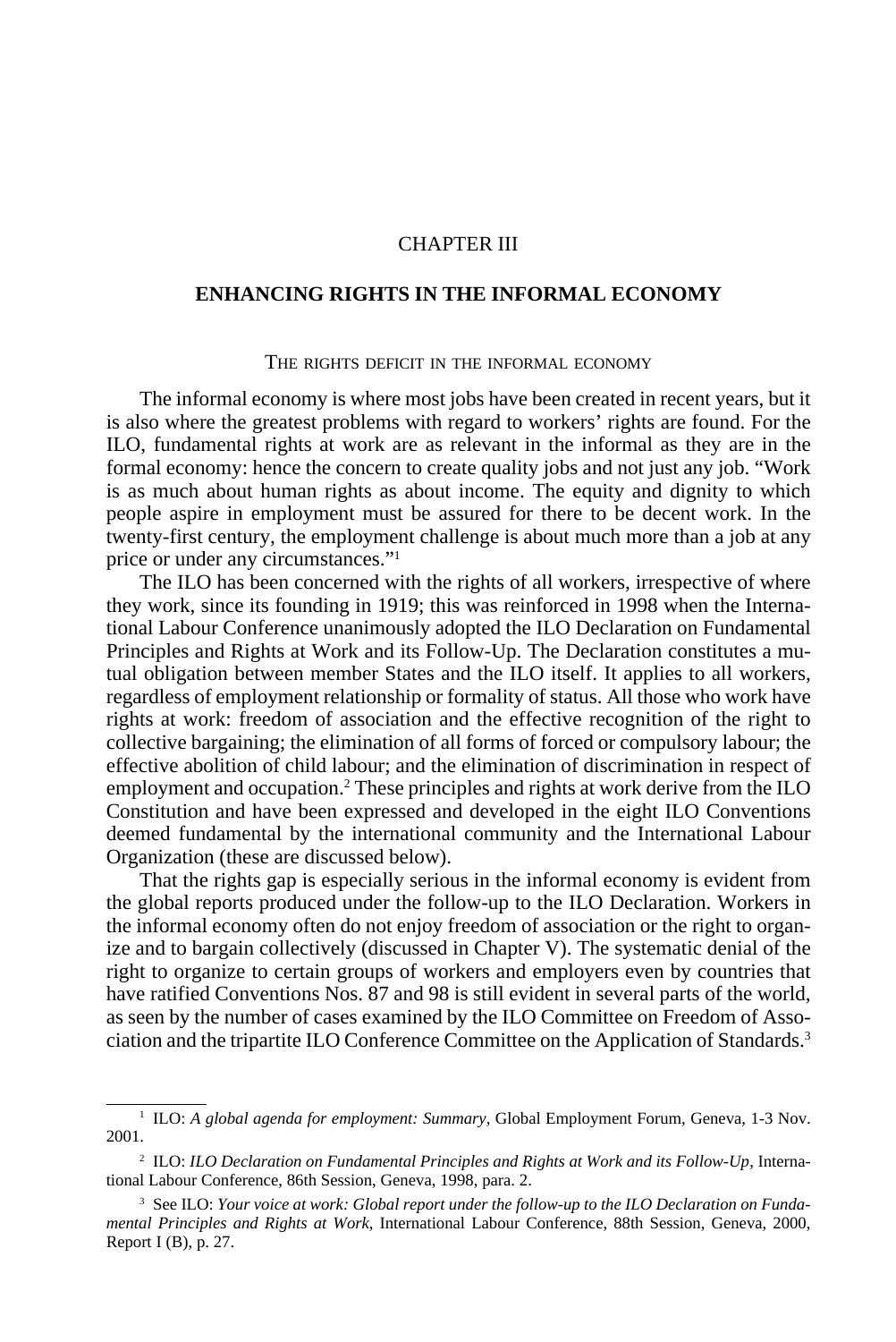# CHAPTER III

## ENHANCING RIGHTS IN THE INFORMAL ECONOMY

### THE RIGHTS DEFICIT IN THE INFORMAL ECONOMY

The informal economy is where most jobs have been created in recent years, but it is also where the greatest problems with regard to workers' rights are found. For the ILO, fundamental rights at work are as relevant in the informal as they are in the formal economy: hence the concern to create quality jobs and not just any job. "Work is as much about human rights as about income. The equity and dignity to which people aspire in employment must be assured for there to be decent work. In the twenty-first century, the employment challenge is about much more than a job at any price or under any circumstances."[1]

The ILO has been concerned with the rights of all workers, irrespective of where they work, since its founding in 1919; this was reinforced in 1998 when the International Labour Conference unanimously adopted the ILO Declaration on Fundamental Principles and Rights at Work and its Follow-Up. The Declaration constitutes a mutual obligation between member States and the ILO itself. It applies to all workers, regardless of employment relationship or formality of status. All those who work have rights at work: freedom of association and the effective recognition of the right to collective bargaining; the elimination of all forms of forced or compulsory labour; the effective abolition of child labour; and the elimination of discrimination in respect of employment and occupation.[2] These principles and rights at work derive from the ILO Constitution and have been expressed and developed in the eight ILO Conventions deemed fundamental by the international community and the International Labour Organization (these are discussed below).

That the rights gap is especially serious in the informal economy is evident from the global reports produced under the follow-up to the ILO Declaration. Workers in the informal economy often do not enjoy freedom of association or the right to organize and to bargain collectively (discussed in Chapter V). The systematic denial of the right to organize to certain groups of workers and employers even by countries that have ratified Conventions Nos. 87 and 98 is still evident in several parts of the world, as seen by the number of cases examined by the ILO Committee on Freedom of Association and the tripartite ILO Conference Committee on the Application of Standards.[3]

---

[1] ILO: *A global agenda for employment: Summary*, Global Employment Forum, Geneva, 1-3 Nov. 2001.

[2] ILO: *ILO Declaration on Fundamental Principles and Rights at Work and its Follow-Up*, International Labour Conference, 86th Session, Geneva, 1998, para. 2.

[3] See ILO: *Your voice at work: Global report under the follow-up to the ILO Declaration on Fundamental Principles and Rights at Work*, International Labour Conference, 88th Session, Geneva, 2000, Report I (B), p. 27.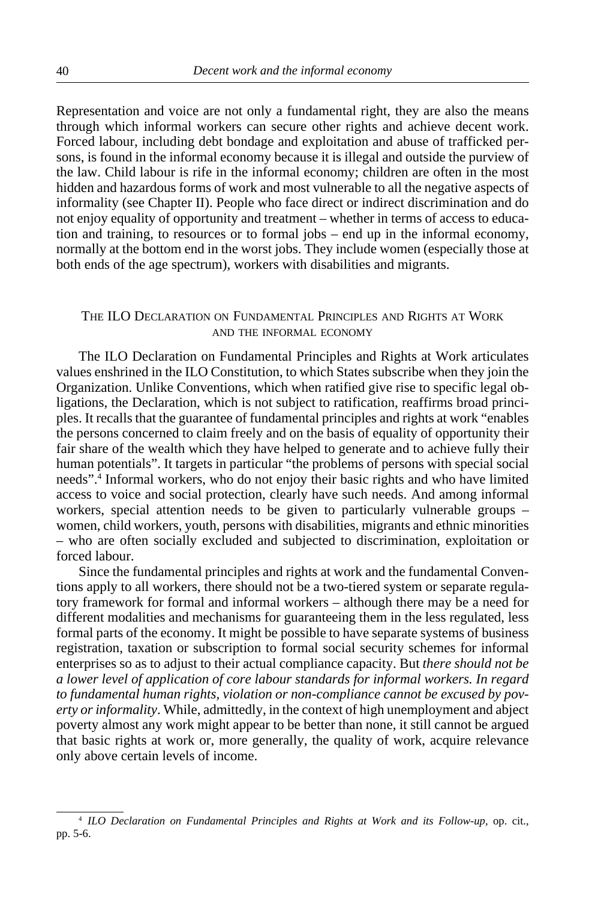Representation and voice are not only a fundamental right, they are also the means through which informal workers can secure other rights and achieve decent work. Forced labour, including debt bondage and exploitation and abuse of trafficked persons, is found in the informal economy because it is illegal and outside the purview of the law. Child labour is rife in the informal economy; children are often in the most hidden and hazardous forms of work and most vulnerable to all the negative aspects of informality (see Chapter II). People who face direct or indirect discrimination and do not enjoy equality of opportunity and treatment – whether in terms of access to education and training, to resources or to formal jobs – end up in the informal economy, normally at the bottom end in the worst jobs. They include women (especially those at both ends of the age spectrum), workers with disabilities and migrants.

## The ILO Declaration on Fundamental Principles and Rights at Work and the informal economy

The ILO Declaration on Fundamental Principles and Rights at Work articulates values enshrined in the ILO Constitution, to which States subscribe when they join the Organization. Unlike Conventions, which when ratified give rise to specific legal obligations, the Declaration, which is not subject to ratification, reaffirms broad principles. It recalls that the guarantee of fundamental principles and rights at work "enables the persons concerned to claim freely and on the basis of equality of opportunity their fair share of the wealth which they have helped to generate and to achieve fully their human potentials". It targets in particular "the problems of persons with special social needs".[4] Informal workers, who do not enjoy their basic rights and who have limited access to voice and social protection, clearly have such needs. And among informal workers, special attention needs to be given to particularly vulnerable groups – women, child workers, youth, persons with disabilities, migrants and ethnic minorities – who are often socially excluded and subjected to discrimination, exploitation or forced labour.

Since the fundamental principles and rights at work and the fundamental Conventions apply to all workers, there should not be a two-tiered system or separate regulatory framework for formal and informal workers – although there may be a need for different modalities and mechanisms for guaranteeing them in the less regulated, less formal parts of the economy. It might be possible to have separate systems of business registration, taxation or subscription to formal social security schemes for informal enterprises so as to adjust to their actual compliance capacity. But *there should not be a lower level of application of core labour standards for informal workers. In regard to fundamental human rights, violation or non-compliance cannot be excused by poverty or informality*. While, admittedly, in the context of high unemployment and abject poverty almost any work might appear to be better than none, it still cannot be argued that basic rights at work or, more generally, the quality of work, acquire relevance only above certain levels of income.

[4] *ILO Declaration on Fundamental Principles and Rights at Work and its Follow-up*, op. cit., pp. 5-6.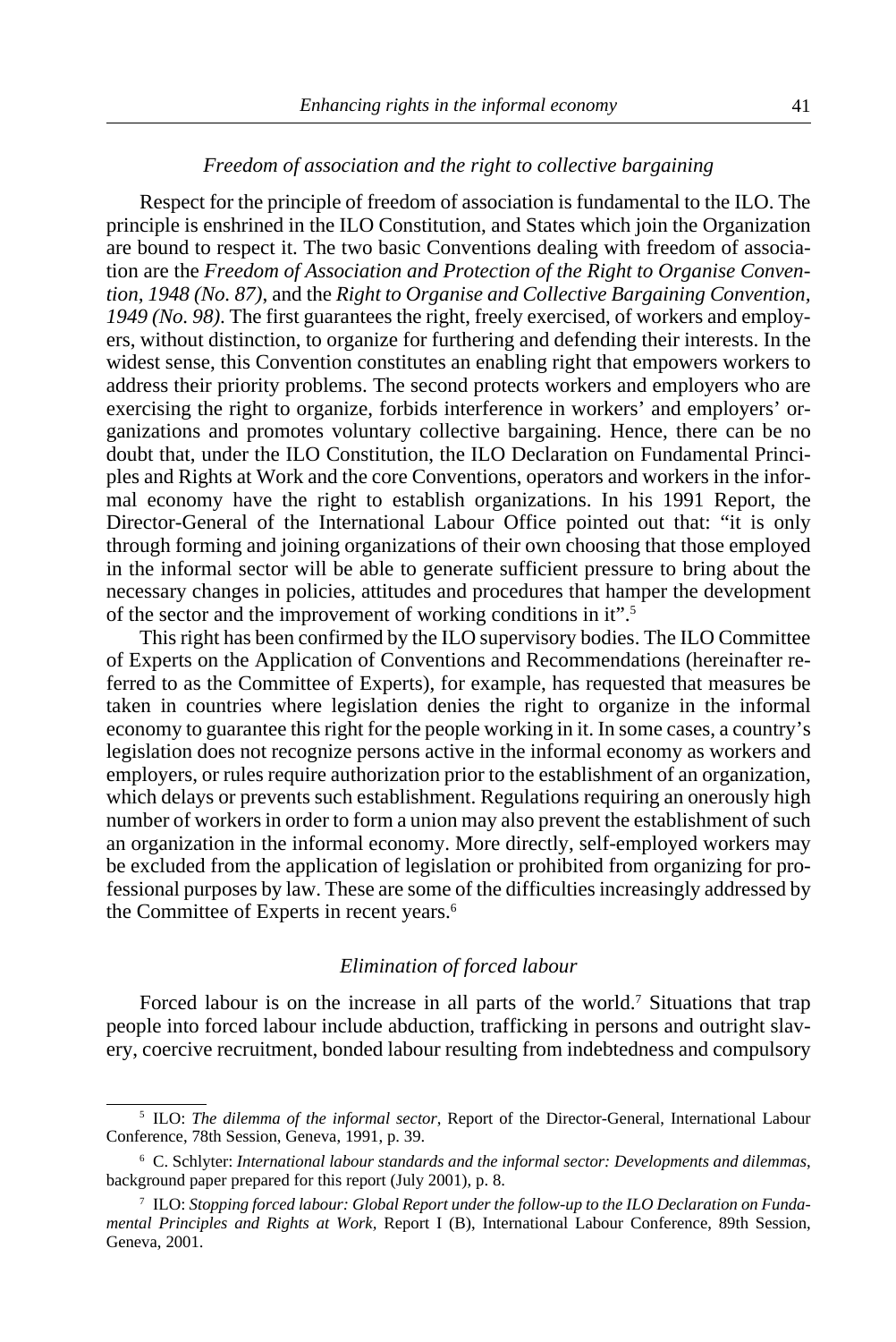### *Freedom of association and the right to collective bargaining*

Respect for the principle of freedom of association is fundamental to the ILO. The principle is enshrined in the ILO Constitution, and States which join the Organization are bound to respect it. The two basic Conventions dealing with freedom of association are the *Freedom of Association and Protection of the Right to Organise Convention, 1948 (No. 87)*, and the *Right to Organise and Collective Bargaining Convention, 1949 (No. 98)*. The first guarantees the right, freely exercised, of workers and employers, without distinction, to organize for furthering and defending their interests. In the widest sense, this Convention constitutes an enabling right that empowers workers to address their priority problems. The second protects workers and employers who are exercising the right to organize, forbids interference in workers' and employers' organizations and promotes voluntary collective bargaining. Hence, there can be no doubt that, under the ILO Constitution, the ILO Declaration on Fundamental Principles and Rights at Work and the core Conventions, operators and workers in the informal economy have the right to establish organizations. In his 1991 Report, the Director-General of the International Labour Office pointed out that: "it is only through forming and joining organizations of their own choosing that those employed in the informal sector will be able to generate sufficient pressure to bring about the necessary changes in policies, attitudes and procedures that hamper the development of the sector and the improvement of working conditions in it".[5]

This right has been confirmed by the ILO supervisory bodies. The ILO Committee of Experts on the Application of Conventions and Recommendations (hereinafter referred to as the Committee of Experts), for example, has requested that measures be taken in countries where legislation denies the right to organize in the informal economy to guarantee this right for the people working in it. In some cases, a country's legislation does not recognize persons active in the informal economy as workers and employers, or rules require authorization prior to the establishment of an organization, which delays or prevents such establishment. Regulations requiring an onerously high number of workers in order to form a union may also prevent the establishment of such an organization in the informal economy. More directly, self-employed workers may be excluded from the application of legislation or prohibited from organizing for professional purposes by law. These are some of the difficulties increasingly addressed by the Committee of Experts in recent years.[6]

### *Elimination of forced labour*

Forced labour is on the increase in all parts of the world.[7] Situations that trap people into forced labour include abduction, trafficking in persons and outright slavery, coercive recruitment, bonded labour resulting from indebtedness and compulsory

---

[5] ILO: *The dilemma of the informal sector*, Report of the Director-General, International Labour Conference, 78th Session, Geneva, 1991, p. 39.

[6] C. Schlyter: *International labour standards and the informal sector: Developments and dilemmas*, background paper prepared for this report (July 2001), p. 8.

[7] ILO: *Stopping forced labour: Global Report under the follow-up to the ILO Declaration on Fundamental Principles and Rights at Work*, Report I (B), International Labour Conference, 89th Session, Geneva, 2001.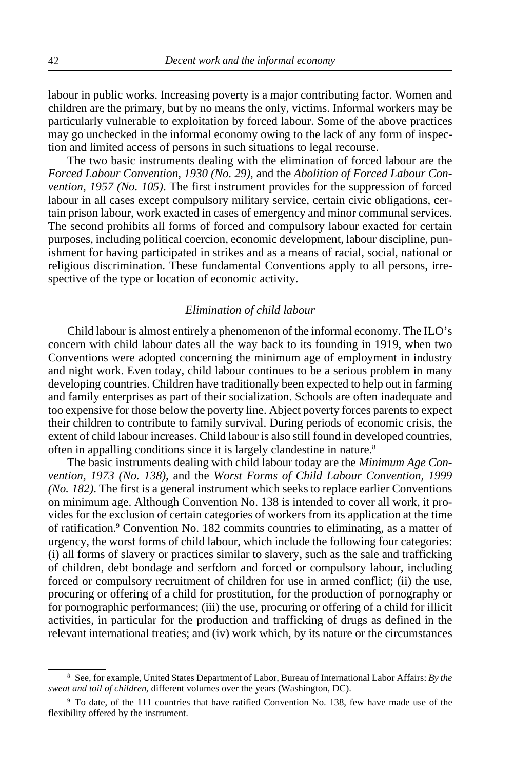labour in public works. Increasing poverty is a major contributing factor. Women and children are the primary, but by no means the only, victims. Informal workers may be particularly vulnerable to exploitation by forced labour. Some of the above practices may go unchecked in the informal economy owing to the lack of any form of inspection and limited access of persons in such situations to legal recourse.

The two basic instruments dealing with the elimination of forced labour are the *Forced Labour Convention, 1930 (No. 29)*, and the *Abolition of Forced Labour Convention, 1957 (No. 105)*. The first instrument provides for the suppression of forced labour in all cases except compulsory military service, certain civic obligations, certain prison labour, work exacted in cases of emergency and minor communal services. The second prohibits all forms of forced and compulsory labour exacted for certain purposes, including political coercion, economic development, labour discipline, punishment for having participated in strikes and as a means of racial, social, national or religious discrimination. These fundamental Conventions apply to all persons, irrespective of the type or location of economic activity.

### *Elimination of child labour*

Child labour is almost entirely a phenomenon of the informal economy. The ILO's concern with child labour dates all the way back to its founding in 1919, when two Conventions were adopted concerning the minimum age of employment in industry and night work. Even today, child labour continues to be a serious problem in many developing countries. Children have traditionally been expected to help out in farming and family enterprises as part of their socialization. Schools are often inadequate and too expensive for those below the poverty line. Abject poverty forces parents to expect their children to contribute to family survival. During periods of economic crisis, the extent of child labour increases. Child labour is also still found in developed countries, often in appalling conditions since it is largely clandestine in nature.[8]

The basic instruments dealing with child labour today are the *Minimum Age Convention, 1973 (No. 138)*, and the *Worst Forms of Child Labour Convention, 1999 (No. 182)*. The first is a general instrument which seeks to replace earlier Conventions on minimum age. Although Convention No. 138 is intended to cover all work, it provides for the exclusion of certain categories of workers from its application at the time of ratification.[9] Convention No. 182 commits countries to eliminating, as a matter of urgency, the worst forms of child labour, which include the following four categories: (i) all forms of slavery or practices similar to slavery, such as the sale and trafficking of children, debt bondage and serfdom and forced or compulsory labour, including forced or compulsory recruitment of children for use in armed conflict; (ii) the use, procuring or offering of a child for prostitution, for the production of pornography or for pornographic performances; (iii) the use, procuring or offering of a child for illicit activities, in particular for the production and trafficking of drugs as defined in the relevant international treaties; and (iv) work which, by its nature or the circumstances

[8] See, for example, United States Department of Labor, Bureau of International Labor Affairs: *By the sweat and toil of children*, different volumes over the years (Washington, DC).

[9] To date, of the 111 countries that have ratified Convention No. 138, few have made use of the flexibility offered by the instrument.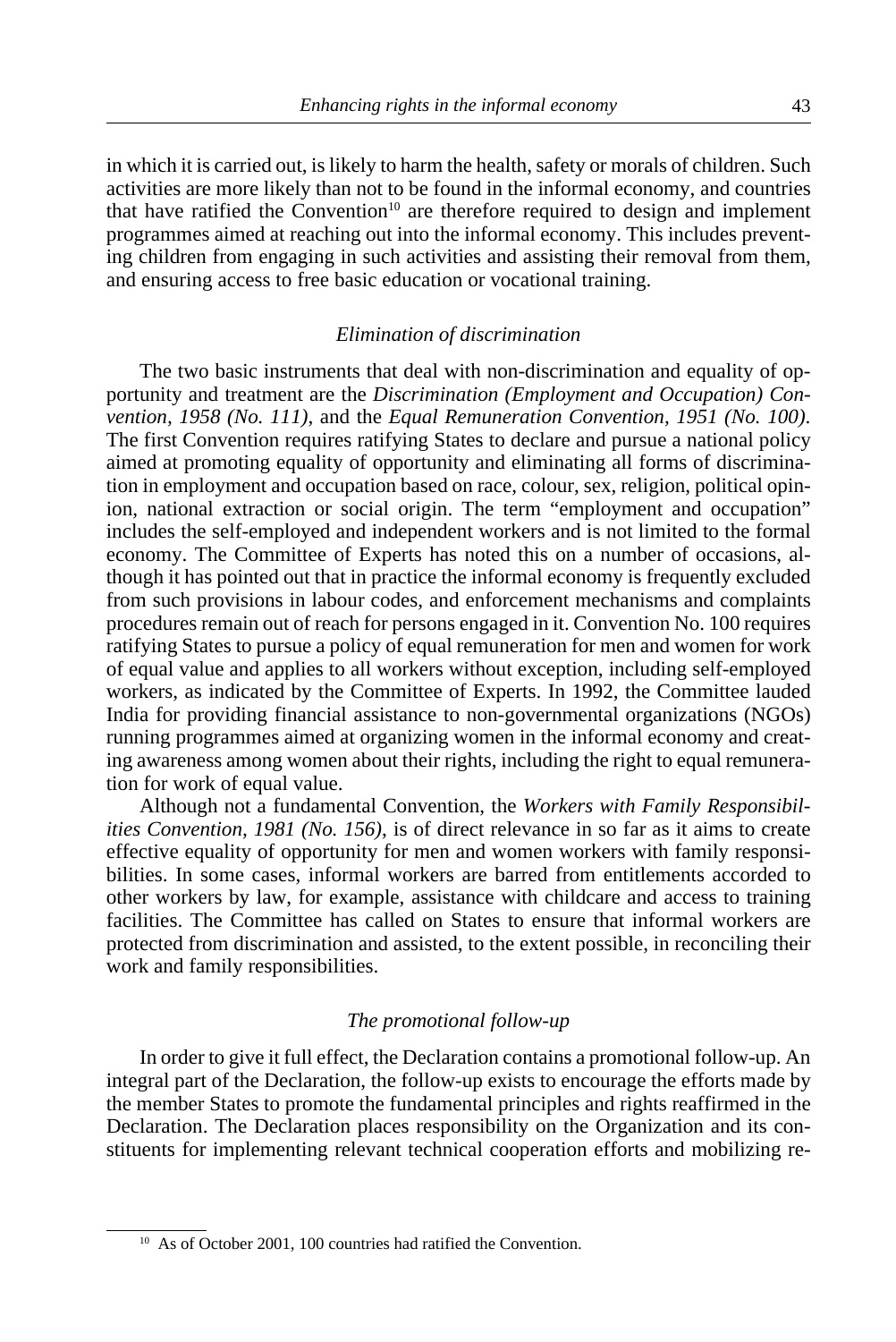in which it is carried out, is likely to harm the health, safety or morals of children. Such activities are more likely than not to be found in the informal economy, and countries that have ratified the Convention[10] are therefore required to design and implement programmes aimed at reaching out into the informal economy. This includes preventing children from engaging in such activities and assisting their removal from them, and ensuring access to free basic education or vocational training.

### *Elimination of discrimination*

The two basic instruments that deal with non-discrimination and equality of opportunity and treatment are the *Discrimination (Employment and Occupation) Convention, 1958 (No. 111),* and the *Equal Remuneration Convention, 1951 (No. 100).* The first Convention requires ratifying States to declare and pursue a national policy aimed at promoting equality of opportunity and eliminating all forms of discrimination in employment and occupation based on race, colour, sex, religion, political opinion, national extraction or social origin. The term "employment and occupation" includes the self-employed and independent workers and is not limited to the formal economy. The Committee of Experts has noted this on a number of occasions, although it has pointed out that in practice the informal economy is frequently excluded from such provisions in labour codes, and enforcement mechanisms and complaints procedures remain out of reach for persons engaged in it. Convention No. 100 requires ratifying States to pursue a policy of equal remuneration for men and women for work of equal value and applies to all workers without exception, including self-employed workers, as indicated by the Committee of Experts. In 1992, the Committee lauded India for providing financial assistance to non-governmental organizations (NGOs) running programmes aimed at organizing women in the informal economy and creating awareness among women about their rights, including the right to equal remuneration for work of equal value.

Although not a fundamental Convention, the *Workers with Family Responsibilities Convention, 1981 (No. 156),* is of direct relevance in so far as it aims to create effective equality of opportunity for men and women workers with family responsibilities. In some cases, informal workers are barred from entitlements accorded to other workers by law, for example, assistance with childcare and access to training facilities. The Committee has called on States to ensure that informal workers are protected from discrimination and assisted, to the extent possible, in reconciling their work and family responsibilities.

### *The promotional follow-up*

In order to give it full effect, the Declaration contains a promotional follow-up. An integral part of the Declaration, the follow-up exists to encourage the efforts made by the member States to promote the fundamental principles and rights reaffirmed in the Declaration. The Declaration places responsibility on the Organization and its constituents for implementing relevant technical cooperation efforts and mobilizing re-

---

[10] As of October 2001, 100 countries had ratified the Convention.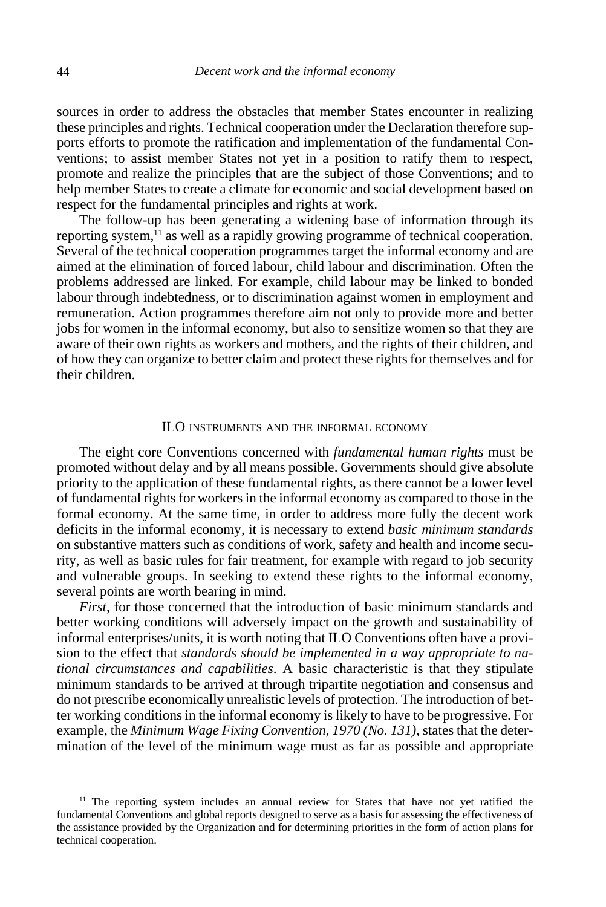sources in order to address the obstacles that member States encounter in realizing these principles and rights. Technical cooperation under the Declaration therefore supports efforts to promote the ratification and implementation of the fundamental Conventions; to assist member States not yet in a position to ratify them to respect, promote and realize the principles that are the subject of those Conventions; and to help member States to create a climate for economic and social development based on respect for the fundamental principles and rights at work.

The follow-up has been generating a widening base of information through its reporting system,[11] as well as a rapidly growing programme of technical cooperation. Several of the technical cooperation programmes target the informal economy and are aimed at the elimination of forced labour, child labour and discrimination. Often the problems addressed are linked. For example, child labour may be linked to bonded labour through indebtedness, or to discrimination against women in employment and remuneration. Action programmes therefore aim not only to provide more and better jobs for women in the informal economy, but also to sensitize women so that they are aware of their own rights as workers and mothers, and the rights of their children, and of how they can organize to better claim and protect these rights for themselves and for their children.

## ILO instruments and the informal economy

The eight core Conventions concerned with *fundamental human rights* must be promoted without delay and by all means possible. Governments should give absolute priority to the application of these fundamental rights, as there cannot be a lower level of fundamental rights for workers in the informal economy as compared to those in the formal economy. At the same time, in order to address more fully the decent work deficits in the informal economy, it is necessary to extend *basic minimum standards* on substantive matters such as conditions of work, safety and health and income security, as well as basic rules for fair treatment, for example with regard to job security and vulnerable groups. In seeking to extend these rights to the informal economy, several points are worth bearing in mind.

*First*, for those concerned that the introduction of basic minimum standards and better working conditions will adversely impact on the growth and sustainability of informal enterprises/units, it is worth noting that ILO Conventions often have a provision to the effect that *standards should be implemented in a way appropriate to national circumstances and capabilities*. A basic characteristic is that they stipulate minimum standards to be arrived at through tripartite negotiation and consensus and do not prescribe economically unrealistic levels of protection. The introduction of better working conditions in the informal economy is likely to have to be progressive. For example, the *Minimum Wage Fixing Convention, 1970 (No. 131)*, states that the determination of the level of the minimum wage must as far as possible and appropriate

[11] The reporting system includes an annual review for States that have not yet ratified the fundamental Conventions and global reports designed to serve as a basis for assessing the effectiveness of the assistance provided by the Organization and for determining priorities in the form of action plans for technical cooperation.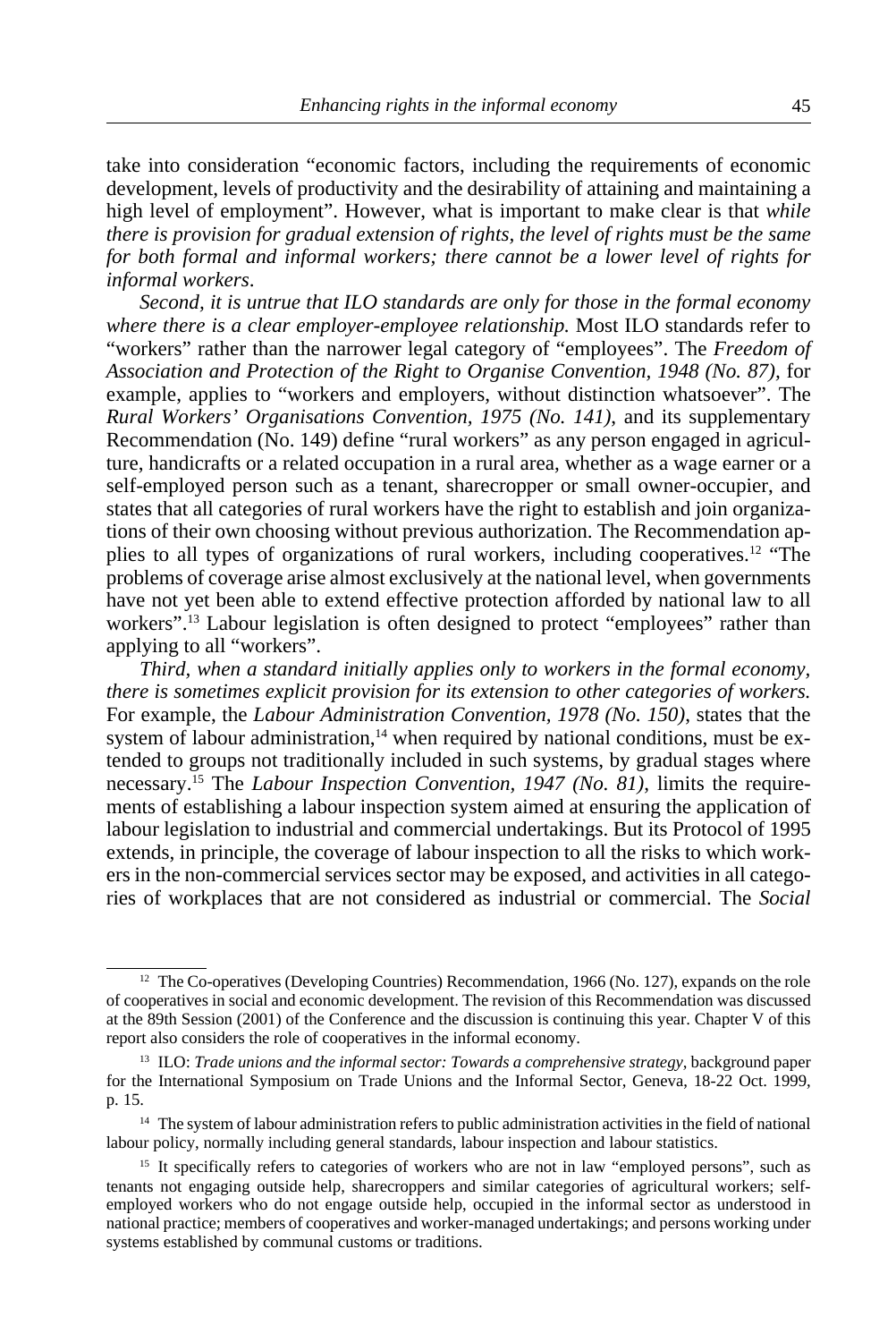take into consideration "economic factors, including the requirements of economic development, levels of productivity and the desirability of attaining and maintaining a high level of employment". However, what is important to make clear is that *while there is provision for gradual extension of rights, the level of rights must be the same for both formal and informal workers; there cannot be a lower level of rights for informal workers*.

*Second, it is untrue that ILO standards are only for those in the formal economy where there is a clear employer-employee relationship.* Most ILO standards refer to "workers" rather than the narrower legal category of "employees". The *Freedom of Association and Protection of the Right to Organise Convention, 1948 (No. 87)*, for example, applies to "workers and employers, without distinction whatsoever". The *Rural Workers' Organisations Convention, 1975 (No. 141)*, and its supplementary Recommendation (No. 149) define "rural workers" as any person engaged in agriculture, handicrafts or a related occupation in a rural area, whether as a wage earner or a self-employed person such as a tenant, sharecropper or small owner-occupier, and states that all categories of rural workers have the right to establish and join organizations of their own choosing without previous authorization. The Recommendation applies to all types of organizations of rural workers, including cooperatives.[12] "The problems of coverage arise almost exclusively at the national level, when governments have not yet been able to extend effective protection afforded by national law to all workers".[13] Labour legislation is often designed to protect "employees" rather than applying to all "workers".

*Third, when a standard initially applies only to workers in the formal economy, there is sometimes explicit provision for its extension to other categories of workers.* For example, the *Labour Administration Convention, 1978 (No. 150)*, states that the system of labour administration,[14] when required by national conditions, must be extended to groups not traditionally included in such systems, by gradual stages where necessary.[15] The *Labour Inspection Convention, 1947 (No. 81)*, limits the requirements of establishing a labour inspection system aimed at ensuring the application of labour legislation to industrial and commercial undertakings. But its Protocol of 1995 extends, in principle, the coverage of labour inspection to all the risks to which workers in the non-commercial services sector may be exposed, and activities in all categories of workplaces that are not considered as industrial or commercial. The *Social*

---

[12] The Co-operatives (Developing Countries) Recommendation, 1966 (No. 127), expands on the role of cooperatives in social and economic development. The revision of this Recommendation was discussed at the 89th Session (2001) of the Conference and the discussion is continuing this year. Chapter V of this report also considers the role of cooperatives in the informal economy.

[13] ILO: *Trade unions and the informal sector: Towards a comprehensive strategy*, background paper for the International Symposium on Trade Unions and the Informal Sector, Geneva, 18-22 Oct. 1999, p. 15.

[14] The system of labour administration refers to public administration activities in the field of national labour policy, normally including general standards, labour inspection and labour statistics.

[15] It specifically refers to categories of workers who are not in law "employed persons", such as tenants not engaging outside help, sharecroppers and similar categories of agricultural workers; self-employed workers who do not engage outside help, occupied in the informal sector as understood in national practice; members of cooperatives and worker-managed undertakings; and persons working under systems established by communal customs or traditions.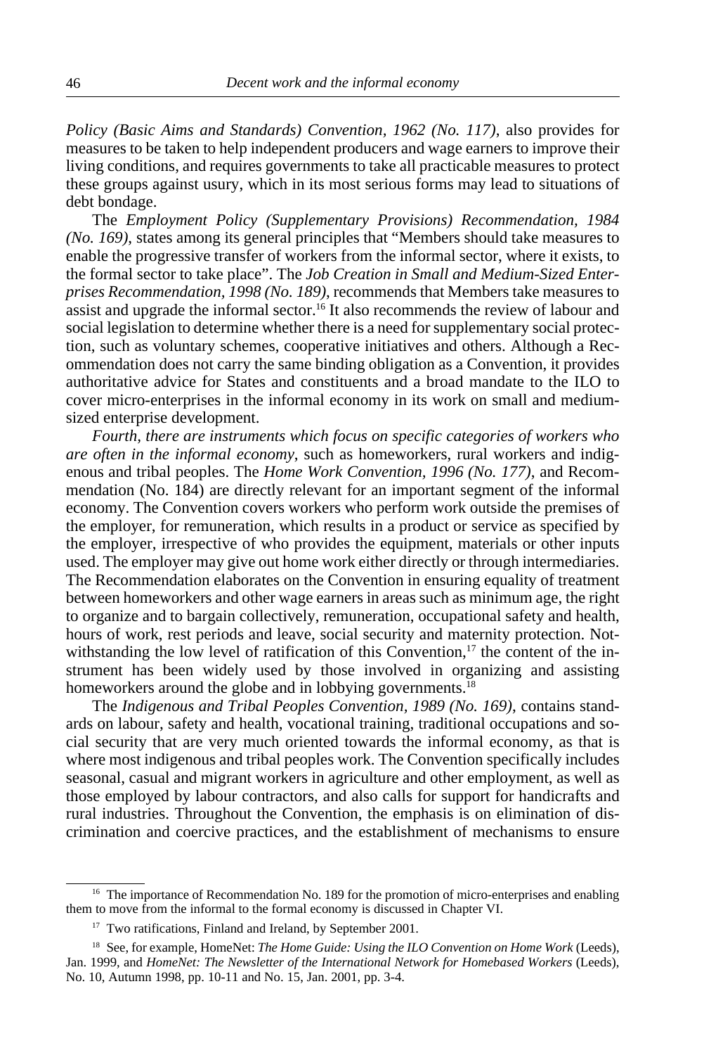*Policy (Basic Aims and Standards) Convention, 1962 (No. 117)*, also provides for measures to be taken to help independent producers and wage earners to improve their living conditions, and requires governments to take all practicable measures to protect these groups against usury, which in its most serious forms may lead to situations of debt bondage.

The *Employment Policy (Supplementary Provisions) Recommendation, 1984 (No. 169)*, states among its general principles that "Members should take measures to enable the progressive transfer of workers from the informal sector, where it exists, to the formal sector to take place". The *Job Creation in Small and Medium-Sized Enterprises Recommendation, 1998 (No. 189)*, recommends that Members take measures to assist and upgrade the informal sector.[16] It also recommends the review of labour and social legislation to determine whether there is a need for supplementary social protection, such as voluntary schemes, cooperative initiatives and others. Although a Recommendation does not carry the same binding obligation as a Convention, it provides authoritative advice for States and constituents and a broad mandate to the ILO to cover micro-enterprises in the informal economy in its work on small and medium-sized enterprise development.

*Fourth, there are instruments which focus on specific categories of workers who are often in the informal economy*, such as homeworkers, rural workers and indigenous and tribal peoples. The *Home Work Convention, 1996 (No. 177)*, and Recommendation (No. 184) are directly relevant for an important segment of the informal economy. The Convention covers workers who perform work outside the premises of the employer, for remuneration, which results in a product or service as specified by the employer, irrespective of who provides the equipment, materials or other inputs used. The employer may give out home work either directly or through intermediaries. The Recommendation elaborates on the Convention in ensuring equality of treatment between homeworkers and other wage earners in areas such as minimum age, the right to organize and to bargain collectively, remuneration, occupational safety and health, hours of work, rest periods and leave, social security and maternity protection. Notwithstanding the low level of ratification of this Convention,[17] the content of the instrument has been widely used by those involved in organizing and assisting homeworkers around the globe and in lobbying governments.[18]

The *Indigenous and Tribal Peoples Convention, 1989 (No. 169)*, contains standards on labour, safety and health, vocational training, traditional occupations and social security that are very much oriented towards the informal economy, as that is where most indigenous and tribal peoples work. The Convention specifically includes seasonal, casual and migrant workers in agriculture and other employment, as well as those employed by labour contractors, and also calls for support for handicrafts and rural industries. Throughout the Convention, the emphasis is on elimination of discrimination and coercive practices, and the establishment of mechanisms to ensure

---

[16] The importance of Recommendation No. 189 for the promotion of micro-enterprises and enabling them to move from the informal to the formal economy is discussed in Chapter VI.

[17] Two ratifications, Finland and Ireland, by September 2001.

[18] See, for example, HomeNet: *The Home Guide: Using the ILO Convention on Home Work* (Leeds), Jan. 1999, and *HomeNet: The Newsletter of the International Network for Homebased Workers* (Leeds), No. 10, Autumn 1998, pp. 10-11 and No. 15, Jan. 2001, pp. 3-4.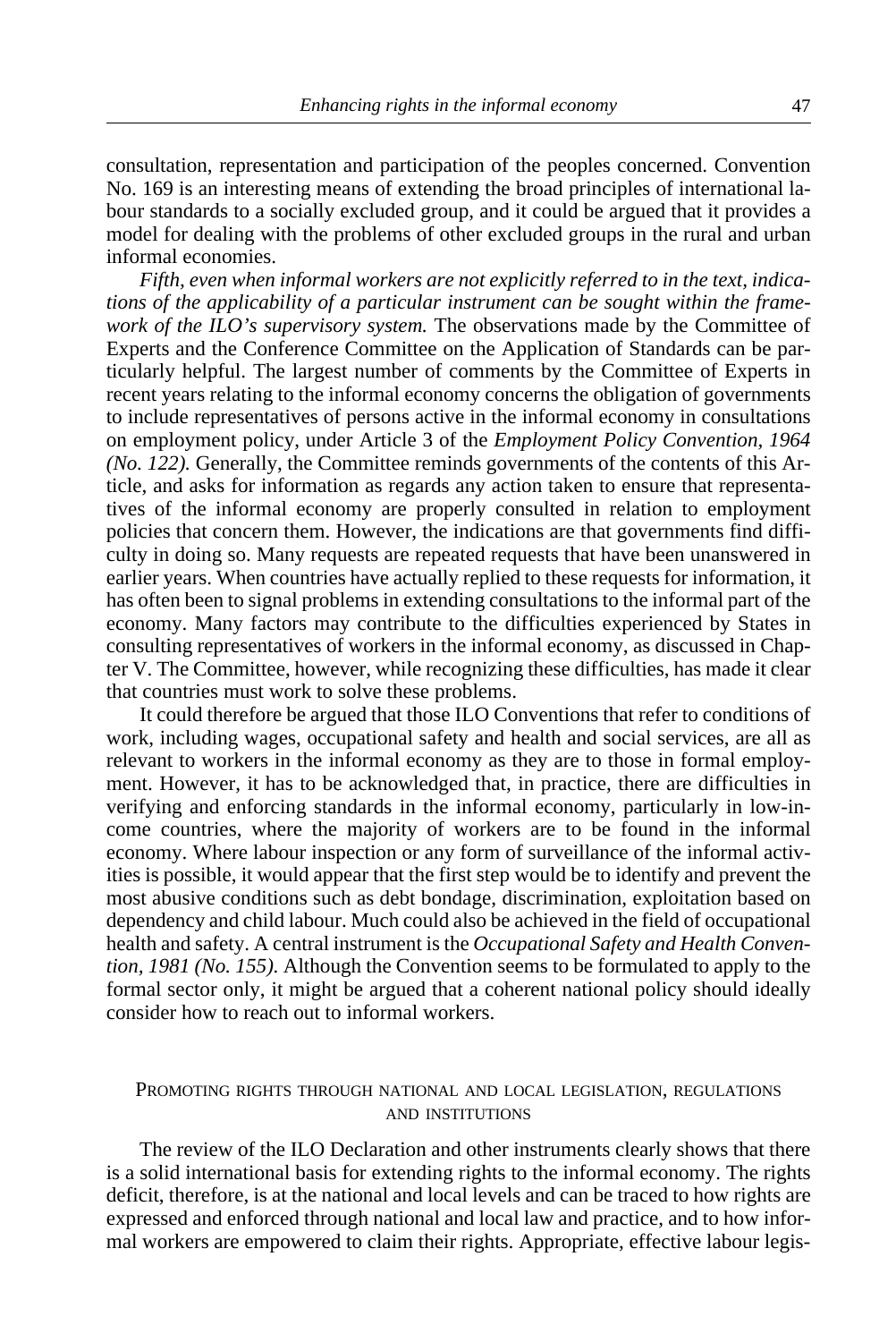consultation, representation and participation of the peoples concerned. Convention No. 169 is an interesting means of extending the broad principles of international labour standards to a socially excluded group, and it could be argued that it provides a model for dealing with the problems of other excluded groups in the rural and urban informal economies.

*Fifth, even when informal workers are not explicitly referred to in the text, indications of the applicability of a particular instrument can be sought within the framework of the ILO's supervisory system.* The observations made by the Committee of Experts and the Conference Committee on the Application of Standards can be particularly helpful. The largest number of comments by the Committee of Experts in recent years relating to the informal economy concerns the obligation of governments to include representatives of persons active in the informal economy in consultations on employment policy, under Article 3 of the *Employment Policy Convention, 1964 (No. 122).* Generally, the Committee reminds governments of the contents of this Article, and asks for information as regards any action taken to ensure that representatives of the informal economy are properly consulted in relation to employment policies that concern them. However, the indications are that governments find difficulty in doing so. Many requests are repeated requests that have been unanswered in earlier years. When countries have actually replied to these requests for information, it has often been to signal problems in extending consultations to the informal part of the economy. Many factors may contribute to the difficulties experienced by States in consulting representatives of workers in the informal economy, as discussed in Chapter V. The Committee, however, while recognizing these difficulties, has made it clear that countries must work to solve these problems.

It could therefore be argued that those ILO Conventions that refer to conditions of work, including wages, occupational safety and health and social services, are all as relevant to workers in the informal economy as they are to those in formal employment. However, it has to be acknowledged that, in practice, there are difficulties in verifying and enforcing standards in the informal economy, particularly in low-income countries, where the majority of workers are to be found in the informal economy. Where labour inspection or any form of surveillance of the informal activities is possible, it would appear that the first step would be to identify and prevent the most abusive conditions such as debt bondage, discrimination, exploitation based on dependency and child labour. Much could also be achieved in the field of occupational health and safety. A central instrument is the *Occupational Safety and Health Convention, 1981 (No. 155).* Although the Convention seems to be formulated to apply to the formal sector only, it might be argued that a coherent national policy should ideally consider how to reach out to informal workers.

## Promoting rights through national and local legislation, regulations and institutions

The review of the ILO Declaration and other instruments clearly shows that there is a solid international basis for extending rights to the informal economy. The rights deficit, therefore, is at the national and local levels and can be traced to how rights are expressed and enforced through national and local law and practice, and to how informal workers are empowered to claim their rights. Appropriate, effective labour legis-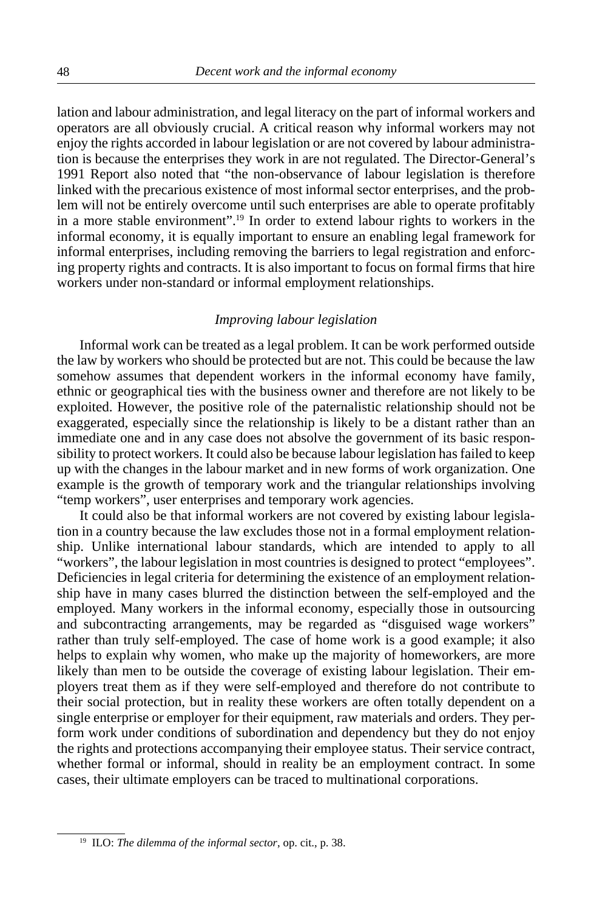lation and labour administration, and legal literacy on the part of informal workers and operators are all obviously crucial. A critical reason why informal workers may not enjoy the rights accorded in labour legislation or are not covered by labour administration is because the enterprises they work in are not regulated. The Director-General's 1991 Report also noted that "the non-observance of labour legislation is therefore linked with the precarious existence of most informal sector enterprises, and the problem will not be entirely overcome until such enterprises are able to operate profitably in a more stable environment".[19] In order to extend labour rights to workers in the informal economy, it is equally important to ensure an enabling legal framework for informal enterprises, including removing the barriers to legal registration and enforcing property rights and contracts. It is also important to focus on formal firms that hire workers under non-standard or informal employment relationships.

### *Improving labour legislation*

Informal work can be treated as a legal problem. It can be work performed outside the law by workers who should be protected but are not. This could be because the law somehow assumes that dependent workers in the informal economy have family, ethnic or geographical ties with the business owner and therefore are not likely to be exploited. However, the positive role of the paternalistic relationship should not be exaggerated, especially since the relationship is likely to be a distant rather than an immediate one and in any case does not absolve the government of its basic responsibility to protect workers. It could also be because labour legislation has failed to keep up with the changes in the labour market and in new forms of work organization. One example is the growth of temporary work and the triangular relationships involving "temp workers", user enterprises and temporary work agencies.

It could also be that informal workers are not covered by existing labour legislation in a country because the law excludes those not in a formal employment relationship. Unlike international labour standards, which are intended to apply to all "workers", the labour legislation in most countries is designed to protect "employees". Deficiencies in legal criteria for determining the existence of an employment relationship have in many cases blurred the distinction between the self-employed and the employed. Many workers in the informal economy, especially those in outsourcing and subcontracting arrangements, may be regarded as "disguised wage workers" rather than truly self-employed. The case of home work is a good example; it also helps to explain why women, who make up the majority of homeworkers, are more likely than men to be outside the coverage of existing labour legislation. Their employers treat them as if they were self-employed and therefore do not contribute to their social protection, but in reality these workers are often totally dependent on a single enterprise or employer for their equipment, raw materials and orders. They perform work under conditions of subordination and dependency but they do not enjoy the rights and protections accompanying their employee status. Their service contract, whether formal or informal, should in reality be an employment contract. In some cases, their ultimate employers can be traced to multinational corporations.

---

[19] ILO: *The dilemma of the informal sector*, op. cit., p. 38.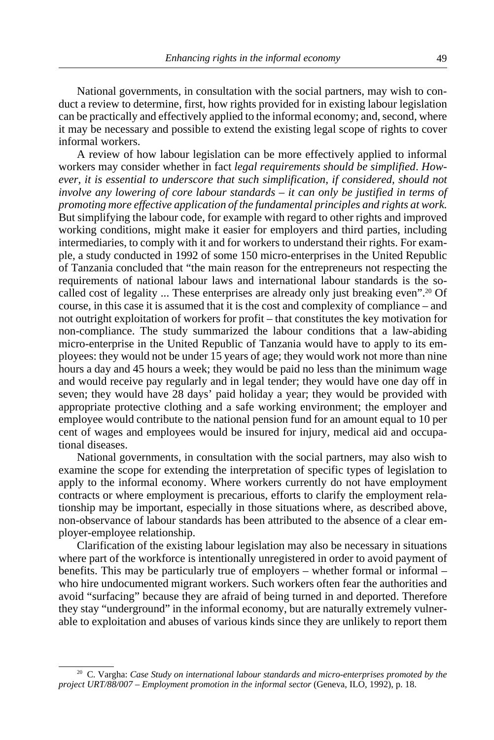National governments, in consultation with the social partners, may wish to conduct a review to determine, first, how rights provided for in existing labour legislation can be practically and effectively applied to the informal economy; and, second, where it may be necessary and possible to extend the existing legal scope of rights to cover informal workers.

A review of how labour legislation can be more effectively applied to informal workers may consider whether in fact *legal requirements should be simplified*. *However, it is essential to underscore that such simplification, if considered, should not involve any lowering of core labour standards – it can only be justified in terms of promoting more effective application of the fundamental principles and rights at work.* But simplifying the labour code, for example with regard to other rights and improved working conditions, might make it easier for employers and third parties, including intermediaries, to comply with it and for workers to understand their rights. For example, a study conducted in 1992 of some 150 micro-enterprises in the United Republic of Tanzania concluded that "the main reason for the entrepreneurs not respecting the requirements of national labour laws and international labour standards is the so-called cost of legality ... These enterprises are already only just breaking even".[20] Of course, in this case it is assumed that it is the cost and complexity of compliance – and not outright exploitation of workers for profit – that constitutes the key motivation for non-compliance. The study summarized the labour conditions that a law-abiding micro-enterprise in the United Republic of Tanzania would have to apply to its employees: they would not be under 15 years of age; they would work not more than nine hours a day and 45 hours a week; they would be paid no less than the minimum wage and would receive pay regularly and in legal tender; they would have one day off in seven; they would have 28 days' paid holiday a year; they would be provided with appropriate protective clothing and a safe working environment; the employer and employee would contribute to the national pension fund for an amount equal to 10 per cent of wages and employees would be insured for injury, medical aid and occupational diseases.

National governments, in consultation with the social partners, may also wish to examine the scope for extending the interpretation of specific types of legislation to apply to the informal economy. Where workers currently do not have employment contracts or where employment is precarious, efforts to clarify the employment relationship may be important, especially in those situations where, as described above, non-observance of labour standards has been attributed to the absence of a clear employer-employee relationship.

Clarification of the existing labour legislation may also be necessary in situations where part of the workforce is intentionally unregistered in order to avoid payment of benefits. This may be particularly true of employers – whether formal or informal – who hire undocumented migrant workers. Such workers often fear the authorities and avoid "surfacing" because they are afraid of being turned in and deported. Therefore they stay "underground" in the informal economy, but are naturally extremely vulnerable to exploitation and abuses of various kinds since they are unlikely to report them

[20] C. Vargha: *Case Study on international labour standards and micro-enterprises promoted by the project URT/88/007 – Employment promotion in the informal sector* (Geneva, ILO, 1992), p. 18.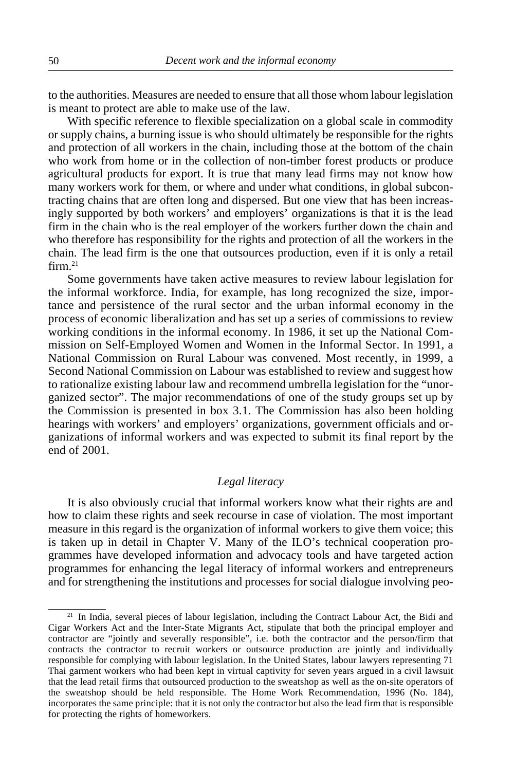to the authorities. Measures are needed to ensure that all those whom labour legislation is meant to protect are able to make use of the law.

With specific reference to flexible specialization on a global scale in commodity or supply chains, a burning issue is who should ultimately be responsible for the rights and protection of all workers in the chain, including those at the bottom of the chain who work from home or in the collection of non-timber forest products or produce agricultural products for export. It is true that many lead firms may not know how many workers work for them, or where and under what conditions, in global subcontracting chains that are often long and dispersed. But one view that has been increasingly supported by both workers' and employers' organizations is that it is the lead firm in the chain who is the real employer of the workers further down the chain and who therefore has responsibility for the rights and protection of all the workers in the chain. The lead firm is the one that outsources production, even if it is only a retail firm.[21]

Some governments have taken active measures to review labour legislation for the informal workforce. India, for example, has long recognized the size, importance and persistence of the rural sector and the urban informal economy in the process of economic liberalization and has set up a series of commissions to review working conditions in the informal economy. In 1986, it set up the National Commission on Self-Employed Women and Women in the Informal Sector. In 1991, a National Commission on Rural Labour was convened. Most recently, in 1999, a Second National Commission on Labour was established to review and suggest how to rationalize existing labour law and recommend umbrella legislation for the "unorganized sector". The major recommendations of one of the study groups set up by the Commission is presented in box 3.1. The Commission has also been holding hearings with workers' and employers' organizations, government officials and organizations of informal workers and was expected to submit its final report by the end of 2001.

### *Legal literacy*

It is also obviously crucial that informal workers know what their rights are and how to claim these rights and seek recourse in case of violation. The most important measure in this regard is the organization of informal workers to give them voice; this is taken up in detail in Chapter V. Many of the ILO's technical cooperation programmes have developed information and advocacy tools and have targeted action programmes for enhancing the legal literacy of informal workers and entrepreneurs and for strengthening the institutions and processes for social dialogue involving peo-

---

[21] In India, several pieces of labour legislation, including the Contract Labour Act, the Bidi and Cigar Workers Act and the Inter-State Migrants Act, stipulate that both the principal employer and contractor are "jointly and severally responsible", i.e. both the contractor and the person/firm that contracts the contractor to recruit workers or outsource production are jointly and individually responsible for complying with labour legislation. In the United States, labour lawyers representing 71 Thai garment workers who had been kept in virtual captivity for seven years argued in a civil lawsuit that the lead retail firms that outsourced production to the sweatshop as well as the on-site operators of the sweatshop should be held responsible. The Home Work Recommendation, 1996 (No. 184), incorporates the same principle: that it is not only the contractor but also the lead firm that is responsible for protecting the rights of homeworkers.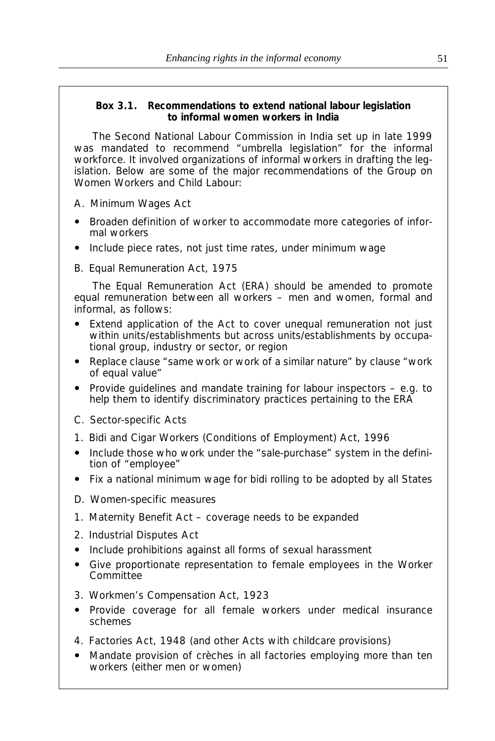**Box 3.1. Recommendations to extend national labour legislation to informal women workers in India**

The Second National Labour Commission in India set up in late 1999 was mandated to recommend "umbrella legislation" for the informal workforce. It involved organizations of informal workers in drafting the legislation. Below are some of the major recommendations of the Group on Women Workers and Child Labour:

A. Minimum Wages Act

- Broaden definition of worker to accommodate more categories of informal workers
- Include piece rates, not just time rates, under minimum wage

B. Equal Remuneration Act, 1975

The Equal Remuneration Act (ERA) should be amended to promote equal remuneration between all workers – men and women, formal and informal, as follows:

- Extend application of the Act to cover unequal remuneration not just within units/establishments but across units/establishments by occupational group, industry or sector, or region
- Replace clause "same work or work of a similar nature" by clause "work of equal value"
- Provide guidelines and mandate training for labour inspectors – e.g. to help them to identify discriminatory practices pertaining to the ERA

C. Sector-specific Acts

1. Bidi and Cigar Workers (Conditions of Employment) Act, 1996

- Include those who work under the "sale-purchase" system in the definition of "employee"
- Fix a national minimum wage for bidi rolling to be adopted by all States

D. Women-specific measures

1. Maternity Benefit Act – coverage needs to be expanded

2. Industrial Disputes Act

- Include prohibitions against all forms of sexual harassment
- Give proportionate representation to female employees in the Worker Committee

3. Workmen's Compensation Act, 1923

- Provide coverage for all female workers under medical insurance schemes

4. Factories Act, 1948 (and other Acts with childcare provisions)

- Mandate provision of crèches in all factories employing more than ten workers (either men or women)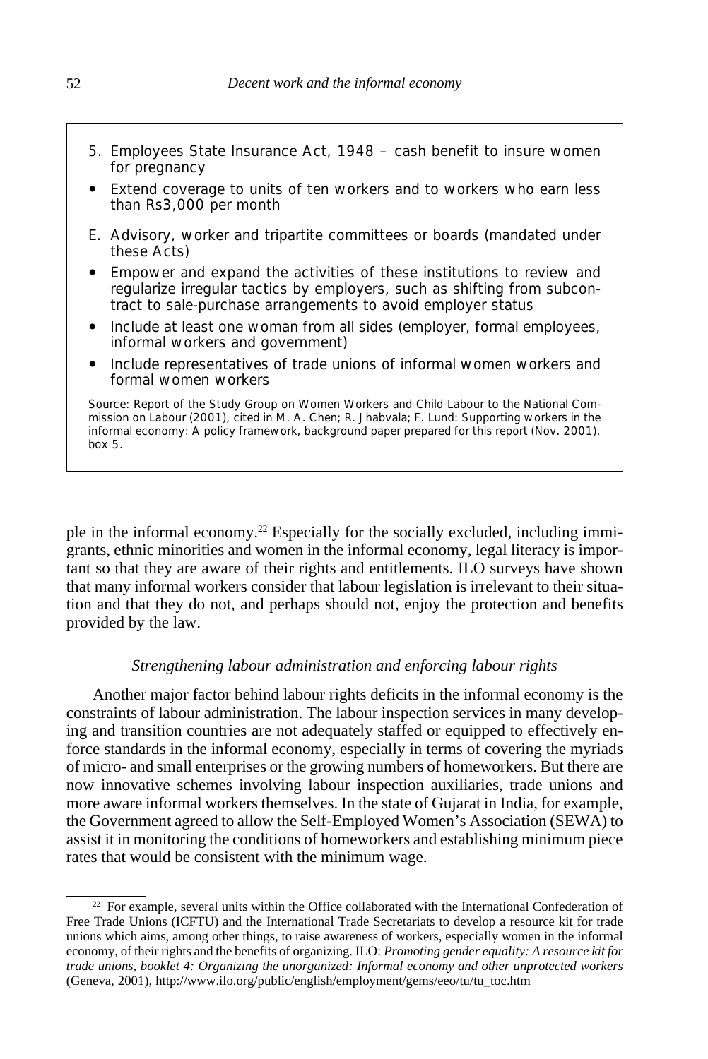5. Employees State Insurance Act, 1948 – cash benefit to insure women for pregnancy

- Extend coverage to units of ten workers and to workers who earn less than Rs3,000 per month

E. Advisory, worker and tripartite committees or boards (mandated under these Acts)

- Empower and expand the activities of these institutions to review and regularize irregular tactics by employers, such as shifting from subcontract to sale-purchase arrangements to avoid employer status
- Include at least one woman from all sides (employer, formal employees, informal workers and government)
- Include representatives of trade unions of informal women workers and formal women workers

Source: Report of the Study Group on Women Workers and Child Labour to the National Commission on Labour (2001), cited in M. A. Chen; R. Jhabvala; F. Lund: Supporting workers in the informal economy: A policy framework, background paper prepared for this report (Nov. 2001), box 5.

ple in the informal economy.[22] Especially for the socially excluded, including immigrants, ethnic minorities and women in the informal economy, legal literacy is important so that they are aware of their rights and entitlements. ILO surveys have shown that many informal workers consider that labour legislation is irrelevant to their situation and that they do not, and perhaps should not, enjoy the protection and benefits provided by the law.

### *Strengthening labour administration and enforcing labour rights*

Another major factor behind labour rights deficits in the informal economy is the constraints of labour administration. The labour inspection services in many developing and transition countries are not adequately staffed or equipped to effectively enforce standards in the informal economy, especially in terms of covering the myriads of micro- and small enterprises or the growing numbers of homeworkers. But there are now innovative schemes involving labour inspection auxiliaries, trade unions and more aware informal workers themselves. In the state of Gujarat in India, for example, the Government agreed to allow the Self-Employed Women's Association (SEWA) to assist it in monitoring the conditions of homeworkers and establishing minimum piece rates that would be consistent with the minimum wage.

---

[22] For example, several units within the Office collaborated with the International Confederation of Free Trade Unions (ICFTU) and the International Trade Secretariats to develop a resource kit for trade unions which aims, among other things, to raise awareness of workers, especially women in the informal economy, of their rights and the benefits of organizing. ILO: *Promoting gender equality: A resource kit for trade unions, booklet 4: Organizing the unorganized: Informal economy and other unprotected workers* (Geneva, 2001), http://www.ilo.org/public/english/employment/gems/eeo/tu/tu_toc.htm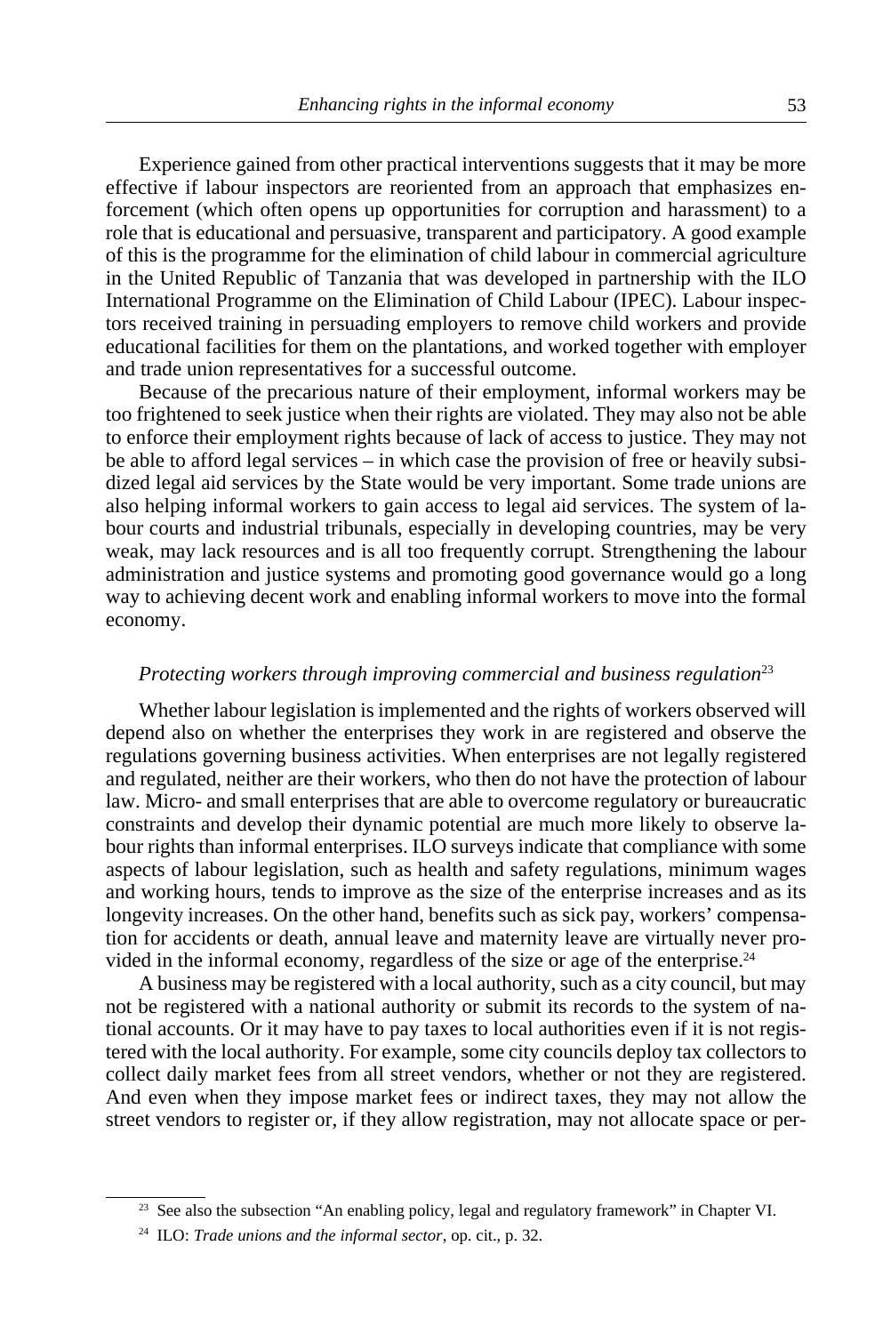Experience gained from other practical interventions suggests that it may be more effective if labour inspectors are reoriented from an approach that emphasizes enforcement (which often opens up opportunities for corruption and harassment) to a role that is educational and persuasive, transparent and participatory. A good example of this is the programme for the elimination of child labour in commercial agriculture in the United Republic of Tanzania that was developed in partnership with the ILO International Programme on the Elimination of Child Labour (IPEC). Labour inspectors received training in persuading employers to remove child workers and provide educational facilities for them on the plantations, and worked together with employer and trade union representatives for a successful outcome.

Because of the precarious nature of their employment, informal workers may be too frightened to seek justice when their rights are violated. They may also not be able to enforce their employment rights because of lack of access to justice. They may not be able to afford legal services – in which case the provision of free or heavily subsidized legal aid services by the State would be very important. Some trade unions are also helping informal workers to gain access to legal aid services. The system of labour courts and industrial tribunals, especially in developing countries, may be very weak, may lack resources and is all too frequently corrupt. Strengthening the labour administration and justice systems and promoting good governance would go a long way to achieving decent work and enabling informal workers to move into the formal economy.

### *Protecting workers through improving commercial and business regulation*[23]

Whether labour legislation is implemented and the rights of workers observed will depend also on whether the enterprises they work in are registered and observe the regulations governing business activities. When enterprises are not legally registered and regulated, neither are their workers, who then do not have the protection of labour law. Micro- and small enterprises that are able to overcome regulatory or bureaucratic constraints and develop their dynamic potential are much more likely to observe labour rights than informal enterprises. ILO surveys indicate that compliance with some aspects of labour legislation, such as health and safety regulations, minimum wages and working hours, tends to improve as the size of the enterprise increases and as its longevity increases. On the other hand, benefits such as sick pay, workers' compensation for accidents or death, annual leave and maternity leave are virtually never provided in the informal economy, regardless of the size or age of the enterprise.[24]

A business may be registered with a local authority, such as a city council, but may not be registered with a national authority or submit its records to the system of national accounts. Or it may have to pay taxes to local authorities even if it is not registered with the local authority. For example, some city councils deploy tax collectors to collect daily market fees from all street vendors, whether or not they are registered. And even when they impose market fees or indirect taxes, they may not allow the street vendors to register or, if they allow registration, may not allocate space or per-

---

[23] See also the subsection "An enabling policy, legal and regulatory framework" in Chapter VI.

[24] ILO: *Trade unions and the informal sector*, op. cit., p. 32.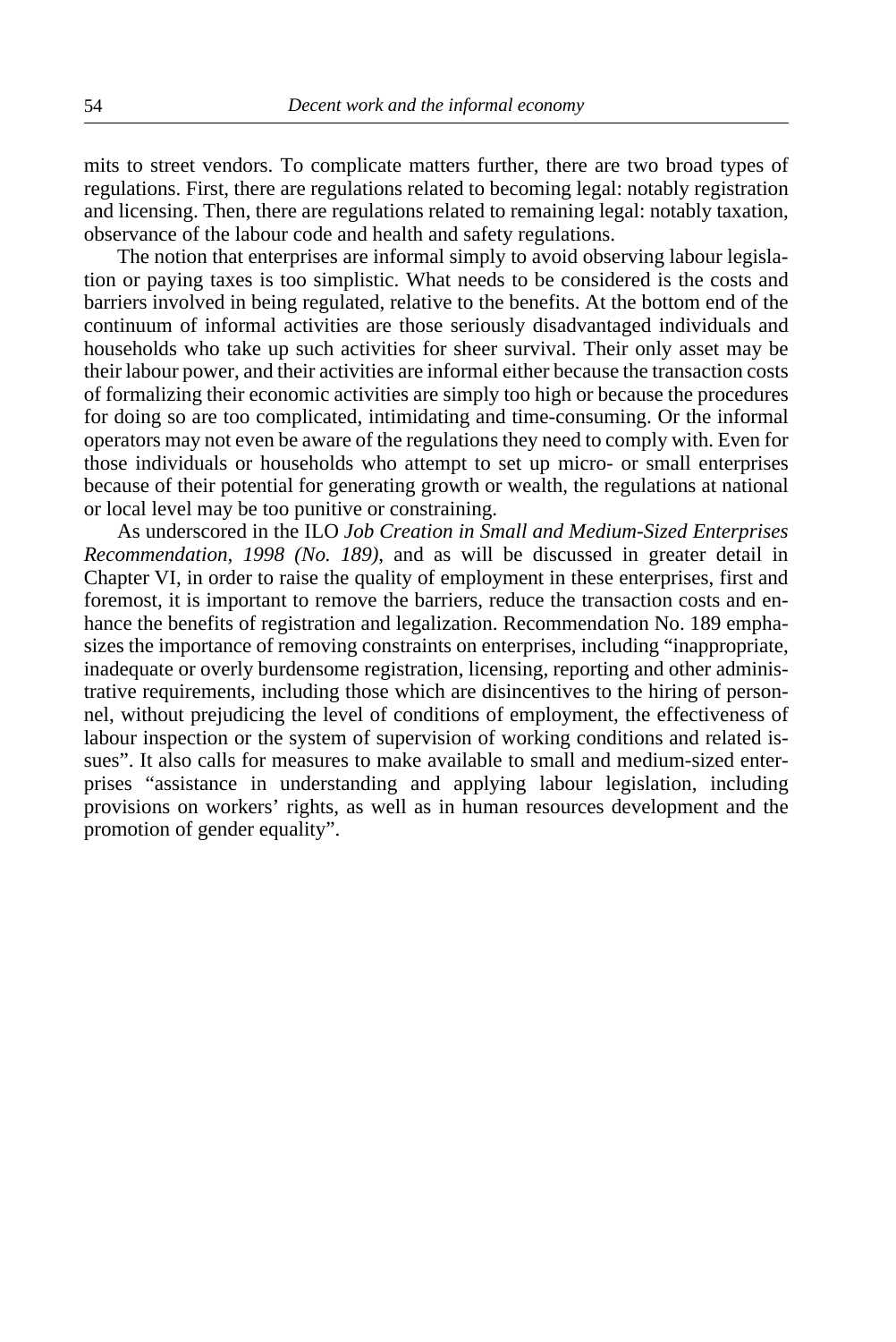mits to street vendors. To complicate matters further, there are two broad types of regulations. First, there are regulations related to becoming legal: notably registration and licensing. Then, there are regulations related to remaining legal: notably taxation, observance of the labour code and health and safety regulations.

The notion that enterprises are informal simply to avoid observing labour legislation or paying taxes is too simplistic. What needs to be considered is the costs and barriers involved in being regulated, relative to the benefits. At the bottom end of the continuum of informal activities are those seriously disadvantaged individuals and households who take up such activities for sheer survival. Their only asset may be their labour power, and their activities are informal either because the transaction costs of formalizing their economic activities are simply too high or because the procedures for doing so are too complicated, intimidating and time-consuming. Or the informal operators may not even be aware of the regulations they need to comply with. Even for those individuals or households who attempt to set up micro- or small enterprises because of their potential for generating growth or wealth, the regulations at national or local level may be too punitive or constraining.

As underscored in the ILO *Job Creation in Small and Medium-Sized Enterprises Recommendation, 1998 (No. 189)*, and as will be discussed in greater detail in Chapter VI, in order to raise the quality of employment in these enterprises, first and foremost, it is important to remove the barriers, reduce the transaction costs and enhance the benefits of registration and legalization. Recommendation No. 189 emphasizes the importance of removing constraints on enterprises, including "inappropriate, inadequate or overly burdensome registration, licensing, reporting and other administrative requirements, including those which are disincentives to the hiring of personnel, without prejudicing the level of conditions of employment, the effectiveness of labour inspection or the system of supervision of working conditions and related issues". It also calls for measures to make available to small and medium-sized enterprises "assistance in understanding and applying labour legislation, including provisions on workers' rights, as well as in human resources development and the promotion of gender equality".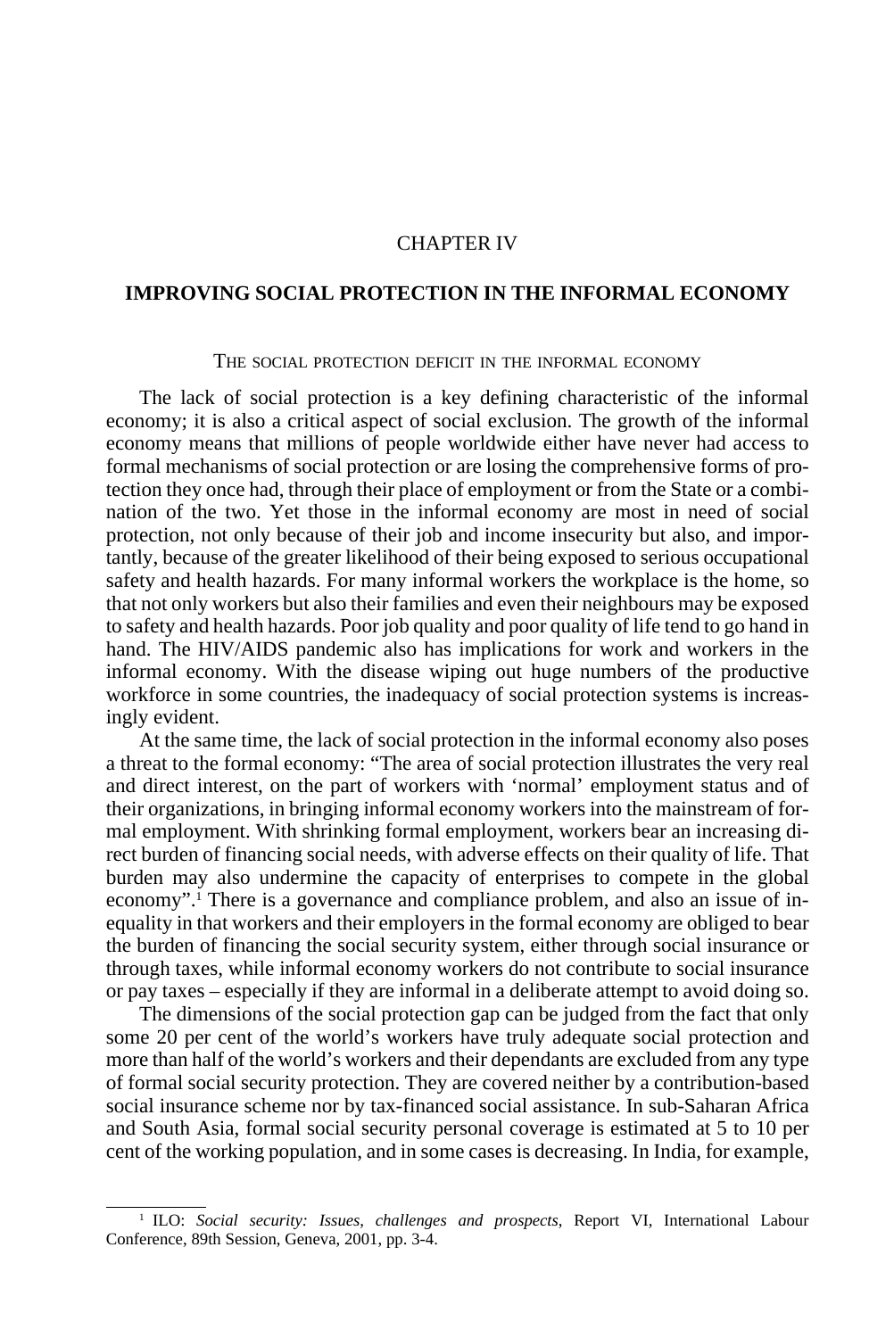# CHAPTER IV

## IMPROVING SOCIAL PROTECTION IN THE INFORMAL ECONOMY

### THE SOCIAL PROTECTION DEFICIT IN THE INFORMAL ECONOMY

The lack of social protection is a key defining characteristic of the informal economy; it is also a critical aspect of social exclusion. The growth of the informal economy means that millions of people worldwide either have never had access to formal mechanisms of social protection or are losing the comprehensive forms of protection they once had, through their place of employment or from the State or a combination of the two. Yet those in the informal economy are most in need of social protection, not only because of their job and income insecurity but also, and importantly, because of the greater likelihood of their being exposed to serious occupational safety and health hazards. For many informal workers the workplace is the home, so that not only workers but also their families and even their neighbours may be exposed to safety and health hazards. Poor job quality and poor quality of life tend to go hand in hand. The HIV/AIDS pandemic also has implications for work and workers in the informal economy. With the disease wiping out huge numbers of the productive workforce in some countries, the inadequacy of social protection systems is increasingly evident.

At the same time, the lack of social protection in the informal economy also poses a threat to the formal economy: "The area of social protection illustrates the very real and direct interest, on the part of workers with 'normal' employment status and of their organizations, in bringing informal economy workers into the mainstream of formal employment. With shrinking formal employment, workers bear an increasing direct burden of financing social needs, with adverse effects on their quality of life. That burden may also undermine the capacity of enterprises to compete in the global economy".[1] There is a governance and compliance problem, and also an issue of inequality in that workers and their employers in the formal economy are obliged to bear the burden of financing the social security system, either through social insurance or through taxes, while informal economy workers do not contribute to social insurance or pay taxes – especially if they are informal in a deliberate attempt to avoid doing so.

The dimensions of the social protection gap can be judged from the fact that only some 20 per cent of the world's workers have truly adequate social protection and more than half of the world's workers and their dependants are excluded from any type of formal social security protection. They are covered neither by a contribution-based social insurance scheme nor by tax-financed social assistance. In sub-Saharan Africa and South Asia, formal social security personal coverage is estimated at 5 to 10 per cent of the working population, and in some cases is decreasing. In India, for example,

---

[1] ILO: *Social security: Issues, challenges and prospects*, Report VI, International Labour Conference, 89th Session, Geneva, 2001, pp. 3-4.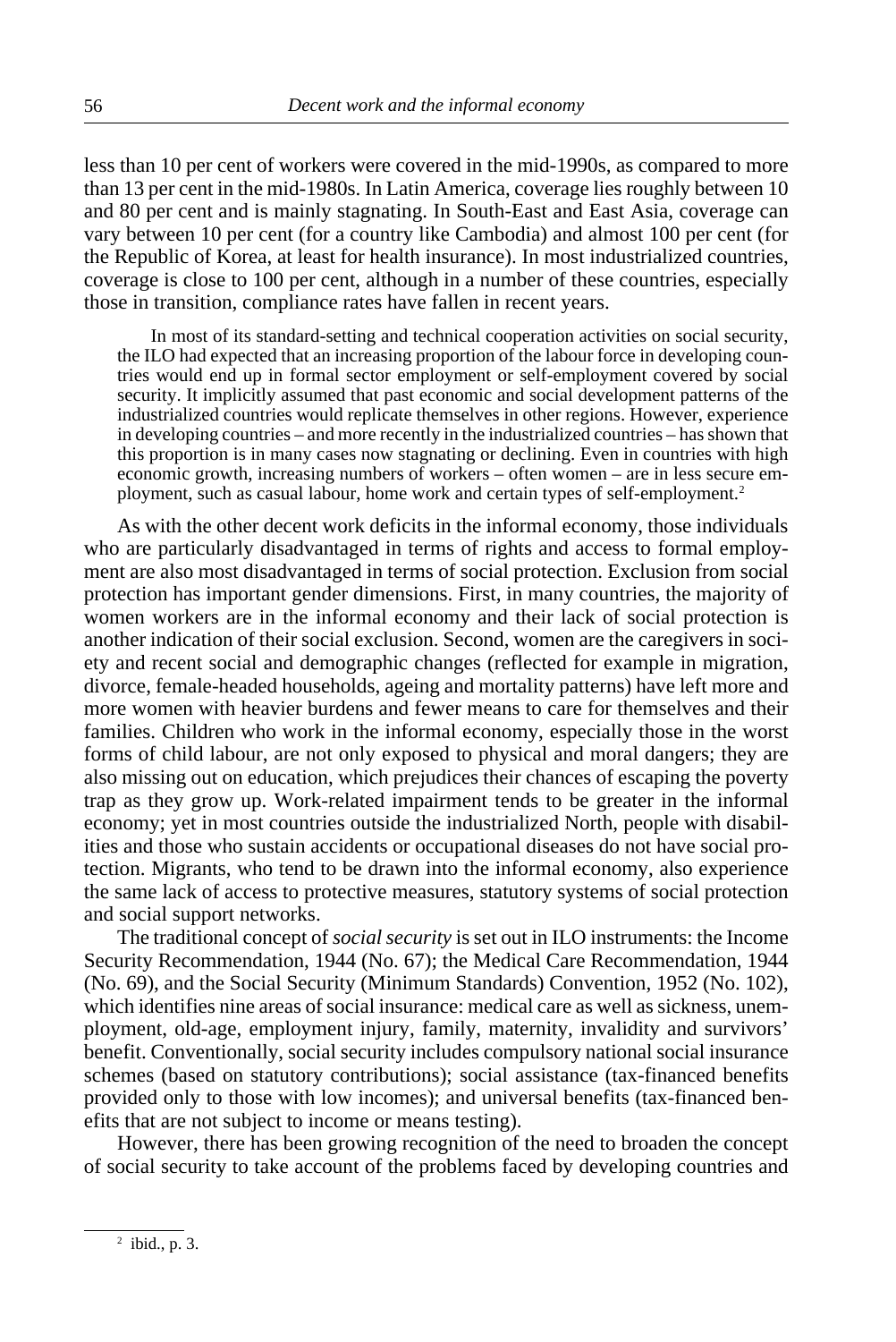less than 10 per cent of workers were covered in the mid-1990s, as compared to more than 13 per cent in the mid-1980s. In Latin America, coverage lies roughly between 10 and 80 per cent and is mainly stagnating. In South-East and East Asia, coverage can vary between 10 per cent (for a country like Cambodia) and almost 100 per cent (for the Republic of Korea, at least for health insurance). In most industrialized countries, coverage is close to 100 per cent, although in a number of these countries, especially those in transition, compliance rates have fallen in recent years.

> In most of its standard-setting and technical cooperation activities on social security, the ILO had expected that an increasing proportion of the labour force in developing countries would end up in formal sector employment or self-employment covered by social security. It implicitly assumed that past economic and social development patterns of the industrialized countries would replicate themselves in other regions. However, experience in developing countries – and more recently in the industrialized countries – has shown that this proportion is in many cases now stagnating or declining. Even in countries with high economic growth, increasing numbers of workers – often women – are in less secure employment, such as casual labour, home work and certain types of self-employment.[2]

As with the other decent work deficits in the informal economy, those individuals who are particularly disadvantaged in terms of rights and access to formal employment are also most disadvantaged in terms of social protection. Exclusion from social protection has important gender dimensions. First, in many countries, the majority of women workers are in the informal economy and their lack of social protection is another indication of their social exclusion. Second, women are the caregivers in society and recent social and demographic changes (reflected for example in migration, divorce, female-headed households, ageing and mortality patterns) have left more and more women with heavier burdens and fewer means to care for themselves and their families. Children who work in the informal economy, especially those in the worst forms of child labour, are not only exposed to physical and moral dangers; they are also missing out on education, which prejudices their chances of escaping the poverty trap as they grow up. Work-related impairment tends to be greater in the informal economy; yet in most countries outside the industrialized North, people with disabilities and those who sustain accidents or occupational diseases do not have social protection. Migrants, who tend to be drawn into the informal economy, also experience the same lack of access to protective measures, statutory systems of social protection and social support networks.

The traditional concept of *social security* is set out in ILO instruments: the Income Security Recommendation, 1944 (No. 67); the Medical Care Recommendation, 1944 (No. 69), and the Social Security (Minimum Standards) Convention, 1952 (No. 102), which identifies nine areas of social insurance: medical care as well as sickness, unemployment, old-age, employment injury, family, maternity, invalidity and survivors' benefit. Conventionally, social security includes compulsory national social insurance schemes (based on statutory contributions); social assistance (tax-financed benefits provided only to those with low incomes); and universal benefits (tax-financed benefits that are not subject to income or means testing).

However, there has been growing recognition of the need to broaden the concept of social security to take account of the problems faced by developing countries and

---

[2] ibid., p. 3.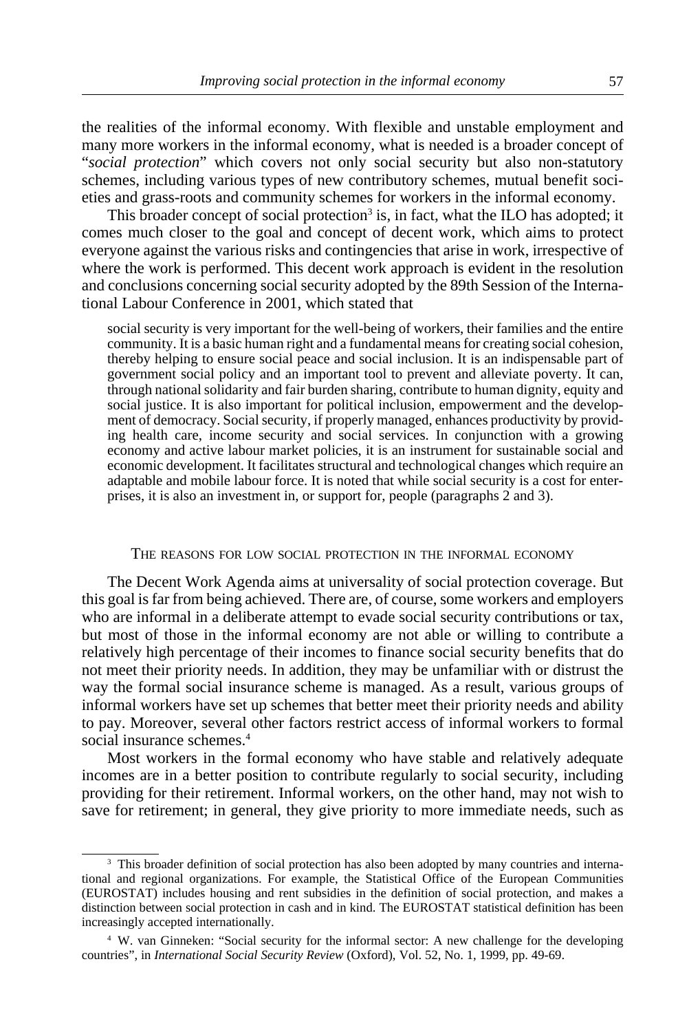the realities of the informal economy. With flexible and unstable employment and many more workers in the informal economy, what is needed is a broader concept of "*social protection*" which covers not only social security but also non-statutory schemes, including various types of new contributory schemes, mutual benefit societies and grass-roots and community schemes for workers in the informal economy.

This broader concept of social protection[3] is, in fact, what the ILO has adopted; it comes much closer to the goal and concept of decent work, which aims to protect everyone against the various risks and contingencies that arise in work, irrespective of where the work is performed. This decent work approach is evident in the resolution and conclusions concerning social security adopted by the 89th Session of the International Labour Conference in 2001, which stated that

> social security is very important for the well-being of workers, their families and the entire community. It is a basic human right and a fundamental means for creating social cohesion, thereby helping to ensure social peace and social inclusion. It is an indispensable part of government social policy and an important tool to prevent and alleviate poverty. It can, through national solidarity and fair burden sharing, contribute to human dignity, equity and social justice. It is also important for political inclusion, empowerment and the development of democracy. Social security, if properly managed, enhances productivity by providing health care, income security and social services. In conjunction with a growing economy and active labour market policies, it is an instrument for sustainable social and economic development. It facilitates structural and technological changes which require an adaptable and mobile labour force. It is noted that while social security is a cost for enterprises, it is also an investment in, or support for, people (paragraphs 2 and 3).

## The reasons for low social protection in the informal economy

The Decent Work Agenda aims at universality of social protection coverage. But this goal is far from being achieved. There are, of course, some workers and employers who are informal in a deliberate attempt to evade social security contributions or tax, but most of those in the informal economy are not able or willing to contribute a relatively high percentage of their incomes to finance social security benefits that do not meet their priority needs. In addition, they may be unfamiliar with or distrust the way the formal social insurance scheme is managed. As a result, various groups of informal workers have set up schemes that better meet their priority needs and ability to pay. Moreover, several other factors restrict access of informal workers to formal social insurance schemes.[4]

Most workers in the formal economy who have stable and relatively adequate incomes are in a better position to contribute regularly to social security, including providing for their retirement. Informal workers, on the other hand, may not wish to save for retirement; in general, they give priority to more immediate needs, such as

---

[3] This broader definition of social protection has also been adopted by many countries and international and regional organizations. For example, the Statistical Office of the European Communities (EUROSTAT) includes housing and rent subsidies in the definition of social protection, and makes a distinction between social protection in cash and in kind. The EUROSTAT statistical definition has been increasingly accepted internationally.

[4] W. van Ginneken: "Social security for the informal sector: A new challenge for the developing countries", in *International Social Security Review* (Oxford), Vol. 52, No. 1, 1999, pp. 49-69.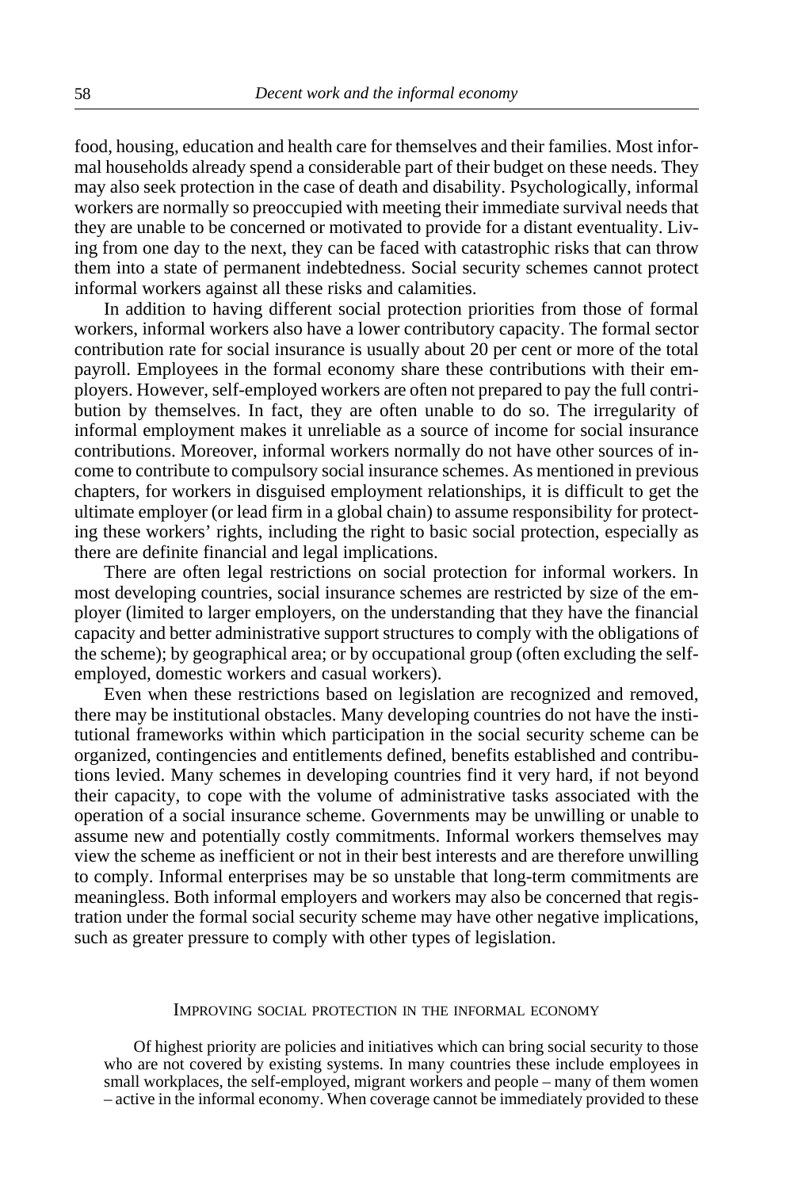food, housing, education and health care for themselves and their families. Most informal households already spend a considerable part of their budget on these needs. They may also seek protection in the case of death and disability. Psychologically, informal workers are normally so preoccupied with meeting their immediate survival needs that they are unable to be concerned or motivated to provide for a distant eventuality. Living from one day to the next, they can be faced with catastrophic risks that can throw them into a state of permanent indebtedness. Social security schemes cannot protect informal workers against all these risks and calamities.

In addition to having different social protection priorities from those of formal workers, informal workers also have a lower contributory capacity. The formal sector contribution rate for social insurance is usually about 20 per cent or more of the total payroll. Employees in the formal economy share these contributions with their employers. However, self-employed workers are often not prepared to pay the full contribution by themselves. In fact, they are often unable to do so. The irregularity of informal employment makes it unreliable as a source of income for social insurance contributions. Moreover, informal workers normally do not have other sources of income to contribute to compulsory social insurance schemes. As mentioned in previous chapters, for workers in disguised employment relationships, it is difficult to get the ultimate employer (or lead firm in a global chain) to assume responsibility for protecting these workers' rights, including the right to basic social protection, especially as there are definite financial and legal implications.

There are often legal restrictions on social protection for informal workers. In most developing countries, social insurance schemes are restricted by size of the employer (limited to larger employers, on the understanding that they have the financial capacity and better administrative support structures to comply with the obligations of the scheme); by geographical area; or by occupational group (often excluding the self-employed, domestic workers and casual workers).

Even when these restrictions based on legislation are recognized and removed, there may be institutional obstacles. Many developing countries do not have the institutional frameworks within which participation in the social security scheme can be organized, contingencies and entitlements defined, benefits established and contributions levied. Many schemes in developing countries find it very hard, if not beyond their capacity, to cope with the volume of administrative tasks associated with the operation of a social insurance scheme. Governments may be unwilling or unable to assume new and potentially costly commitments. Informal workers themselves may view the scheme as inefficient or not in their best interests and are therefore unwilling to comply. Informal enterprises may be so unstable that long-term commitments are meaningless. Both informal employers and workers may also be concerned that registration under the formal social security scheme may have other negative implications, such as greater pressure to comply with other types of legislation.

### Improving social protection in the informal economy

> Of highest priority are policies and initiatives which can bring social security to those who are not covered by existing systems. In many countries these include employees in small workplaces, the self-employed, migrant workers and people – many of them women – active in the informal economy. When coverage cannot be immediately provided to these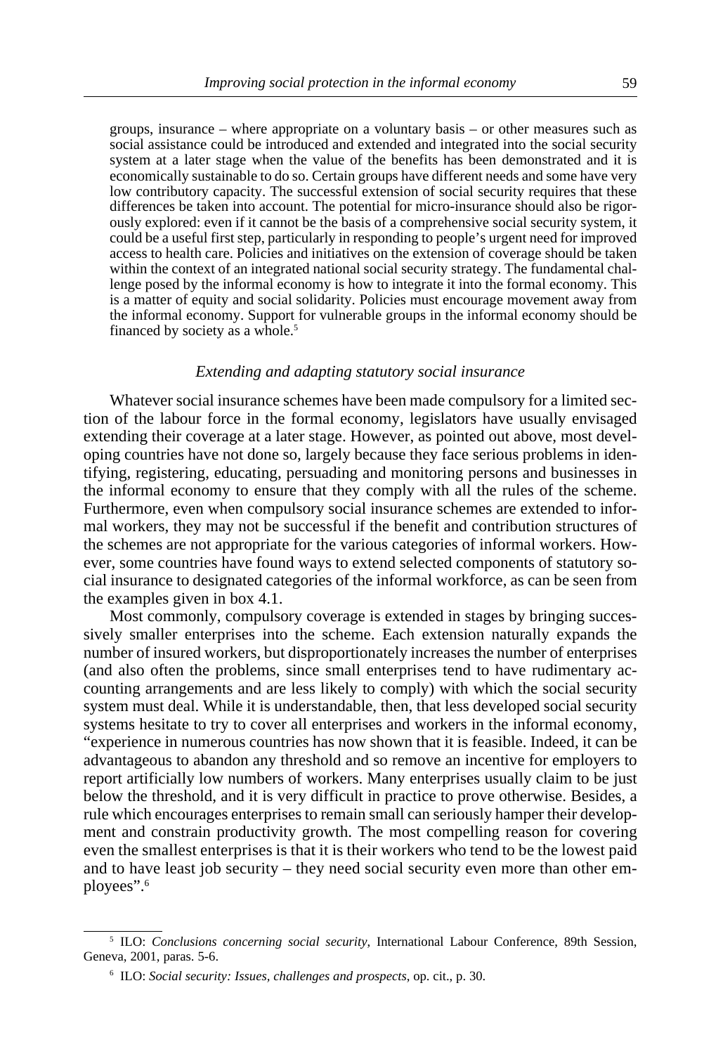groups, insurance – where appropriate on a voluntary basis – or other measures such as social assistance could be introduced and extended and integrated into the social security system at a later stage when the value of the benefits has been demonstrated and it is economically sustainable to do so. Certain groups have different needs and some have very low contributory capacity. The successful extension of social security requires that these differences be taken into account. The potential for micro-insurance should also be rigorously explored: even if it cannot be the basis of a comprehensive social security system, it could be a useful first step, particularly in responding to people's urgent need for improved access to health care. Policies and initiatives on the extension of coverage should be taken within the context of an integrated national social security strategy. The fundamental challenge posed by the informal economy is how to integrate it into the formal economy. This is a matter of equity and social solidarity. Policies must encourage movement away from the informal economy. Support for vulnerable groups in the informal economy should be financed by society as a whole.[5]

### *Extending and adapting statutory social insurance*

Whatever social insurance schemes have been made compulsory for a limited section of the labour force in the formal economy, legislators have usually envisaged extending their coverage at a later stage. However, as pointed out above, most developing countries have not done so, largely because they face serious problems in identifying, registering, educating, persuading and monitoring persons and businesses in the informal economy to ensure that they comply with all the rules of the scheme. Furthermore, even when compulsory social insurance schemes are extended to informal workers, they may not be successful if the benefit and contribution structures of the schemes are not appropriate for the various categories of informal workers. However, some countries have found ways to extend selected components of statutory social insurance to designated categories of the informal workforce, as can be seen from the examples given in box 4.1.

Most commonly, compulsory coverage is extended in stages by bringing successively smaller enterprises into the scheme. Each extension naturally expands the number of insured workers, but disproportionately increases the number of enterprises (and also often the problems, since small enterprises tend to have rudimentary accounting arrangements and are less likely to comply) with which the social security system must deal. While it is understandable, then, that less developed social security systems hesitate to try to cover all enterprises and workers in the informal economy, "experience in numerous countries has now shown that it is feasible. Indeed, it can be advantageous to abandon any threshold and so remove an incentive for employers to report artificially low numbers of workers. Many enterprises usually claim to be just below the threshold, and it is very difficult in practice to prove otherwise. Besides, a rule which encourages enterprises to remain small can seriously hamper their development and constrain productivity growth. The most compelling reason for covering even the smallest enterprises is that it is their workers who tend to be the lowest paid and to have least job security – they need social security even more than other employees".[6]

---

[5] ILO: *Conclusions concerning social security*, International Labour Conference, 89th Session, Geneva, 2001, paras. 5-6.

[6] ILO: *Social security: Issues, challenges and prospects*, op. cit., p. 30.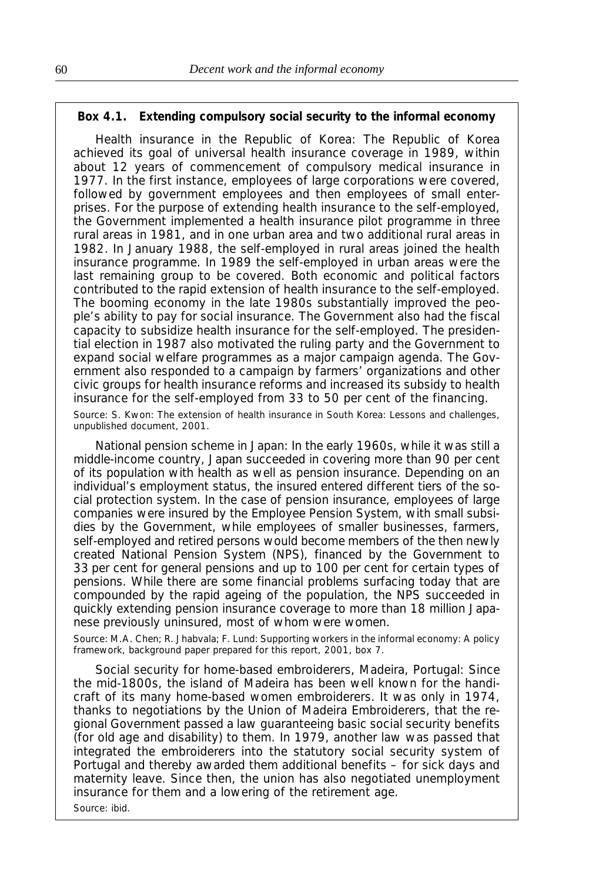**Box 4.1. Extending compulsory social security to the informal economy**

Health insurance in the Republic of Korea: The Republic of Korea achieved its goal of universal health insurance coverage in 1989, within about 12 years of commencement of compulsory medical insurance in 1977. In the first instance, employees of large corporations were covered, followed by government employees and then employees of small enterprises. For the purpose of extending health insurance to the self-employed, the Government implemented a health insurance pilot programme in three rural areas in 1981, and in one urban area and two additional rural areas in 1982. In January 1988, the self-employed in rural areas joined the health insurance programme. In 1989 the self-employed in urban areas were the last remaining group to be covered. Both economic and political factors contributed to the rapid extension of health insurance to the self-employed. The booming economy in the late 1980s substantially improved the people's ability to pay for social insurance. The Government also had the fiscal capacity to subsidize health insurance for the self-employed. The presidential election in 1987 also motivated the ruling party and the Government to expand social welfare programmes as a major campaign agenda. The Government also responded to a campaign by farmers' organizations and other civic groups for health insurance reforms and increased its subsidy to health insurance for the self-employed from 33 to 50 per cent of the financing.

Source: S. Kwon: The extension of health insurance in South Korea: Lessons and challenges, unpublished document, 2001.

National pension scheme in Japan: In the early 1960s, while it was still a middle-income country, Japan succeeded in covering more than 90 per cent of its population with health as well as pension insurance. Depending on an individual's employment status, the insured entered different tiers of the social protection system. In the case of pension insurance, employees of large companies were insured by the Employee Pension System, with small subsidies by the Government, while employees of smaller businesses, farmers, self-employed and retired persons would become members of the then newly created National Pension System (NPS), financed by the Government to 33 per cent for general pensions and up to 100 per cent for certain types of pensions. While there are some financial problems surfacing today that are compounded by the rapid ageing of the population, the NPS succeeded in quickly extending pension insurance coverage to more than 18 million Japanese previously uninsured, most of whom were women.

Source: M.A. Chen; R. Jhabvala; F. Lund: Supporting workers in the informal economy: A policy framework, background paper prepared for this report, 2001, box 7.

Social security for home-based embroiderers, Madeira, Portugal: Since the mid-1800s, the island of Madeira has been well known for the handicraft of its many home-based women embroiderers. It was only in 1974, thanks to negotiations by the Union of Madeira Embroiderers, that the regional Government passed a law guaranteeing basic social security benefits (for old age and disability) to them. In 1979, another law was passed that integrated the embroiderers into the statutory social security system of Portugal and thereby awarded them additional benefits – for sick days and maternity leave. Since then, the union has also negotiated unemployment insurance for them and a lowering of the retirement age.

Source: ibid.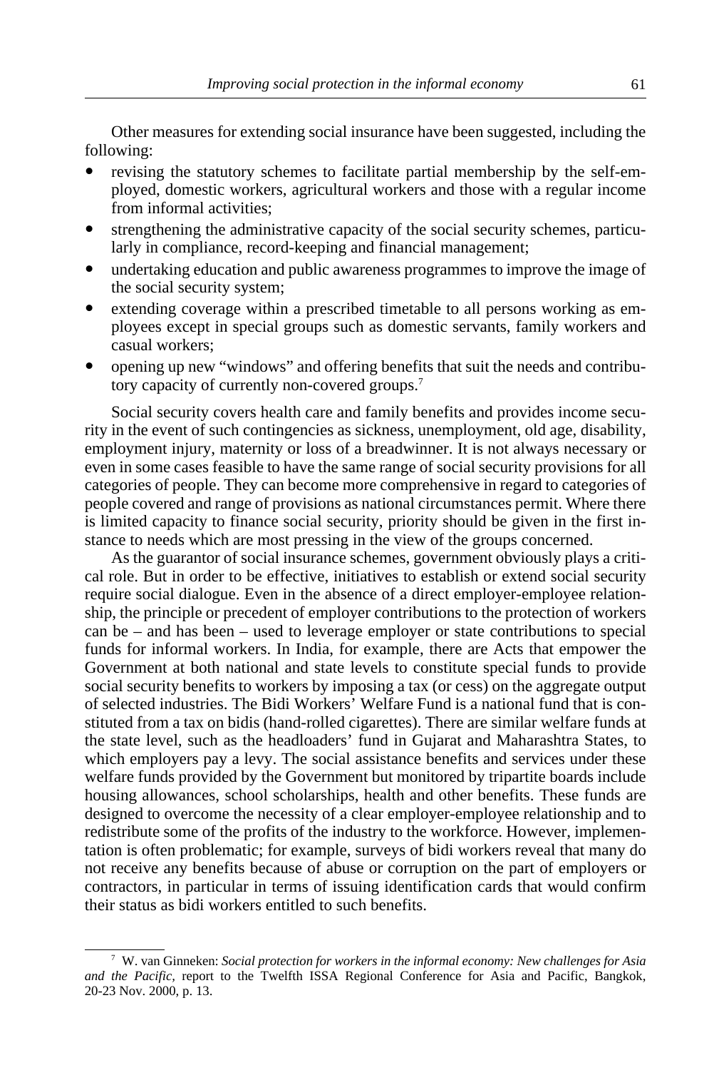Other measures for extending social insurance have been suggested, including the following:

- revising the statutory schemes to facilitate partial membership by the self-employed, domestic workers, agricultural workers and those with a regular income from informal activities;
- strengthening the administrative capacity of the social security schemes, particularly in compliance, record-keeping and financial management;
- undertaking education and public awareness programmes to improve the image of the social security system;
- extending coverage within a prescribed timetable to all persons working as employees except in special groups such as domestic servants, family workers and casual workers;
- opening up new "windows" and offering benefits that suit the needs and contributory capacity of currently non-covered groups.[7]

Social security covers health care and family benefits and provides income security in the event of such contingencies as sickness, unemployment, old age, disability, employment injury, maternity or loss of a breadwinner. It is not always necessary or even in some cases feasible to have the same range of social security provisions for all categories of people. They can become more comprehensive in regard to categories of people covered and range of provisions as national circumstances permit. Where there is limited capacity to finance social security, priority should be given in the first instance to needs which are most pressing in the view of the groups concerned.

As the guarantor of social insurance schemes, government obviously plays a critical role. But in order to be effective, initiatives to establish or extend social security require social dialogue. Even in the absence of a direct employer-employee relationship, the principle or precedent of employer contributions to the protection of workers can be – and has been – used to leverage employer or state contributions to special funds for informal workers. In India, for example, there are Acts that empower the Government at both national and state levels to constitute special funds to provide social security benefits to workers by imposing a tax (or cess) on the aggregate output of selected industries. The Bidi Workers' Welfare Fund is a national fund that is constituted from a tax on bidis (hand-rolled cigarettes). There are similar welfare funds at the state level, such as the headloaders' fund in Gujarat and Maharashtra States, to which employers pay a levy. The social assistance benefits and services under these welfare funds provided by the Government but monitored by tripartite boards include housing allowances, school scholarships, health and other benefits. These funds are designed to overcome the necessity of a clear employer-employee relationship and to redistribute some of the profits of the industry to the workforce. However, implementation is often problematic; for example, surveys of bidi workers reveal that many do not receive any benefits because of abuse or corruption on the part of employers or contractors, in particular in terms of issuing identification cards that would confirm their status as bidi workers entitled to such benefits.

---

[7] W. van Ginneken: *Social protection for workers in the informal economy: New challenges for Asia and the Pacific*, report to the Twelfth ISSA Regional Conference for Asia and Pacific, Bangkok, 20-23 Nov. 2000, p. 13.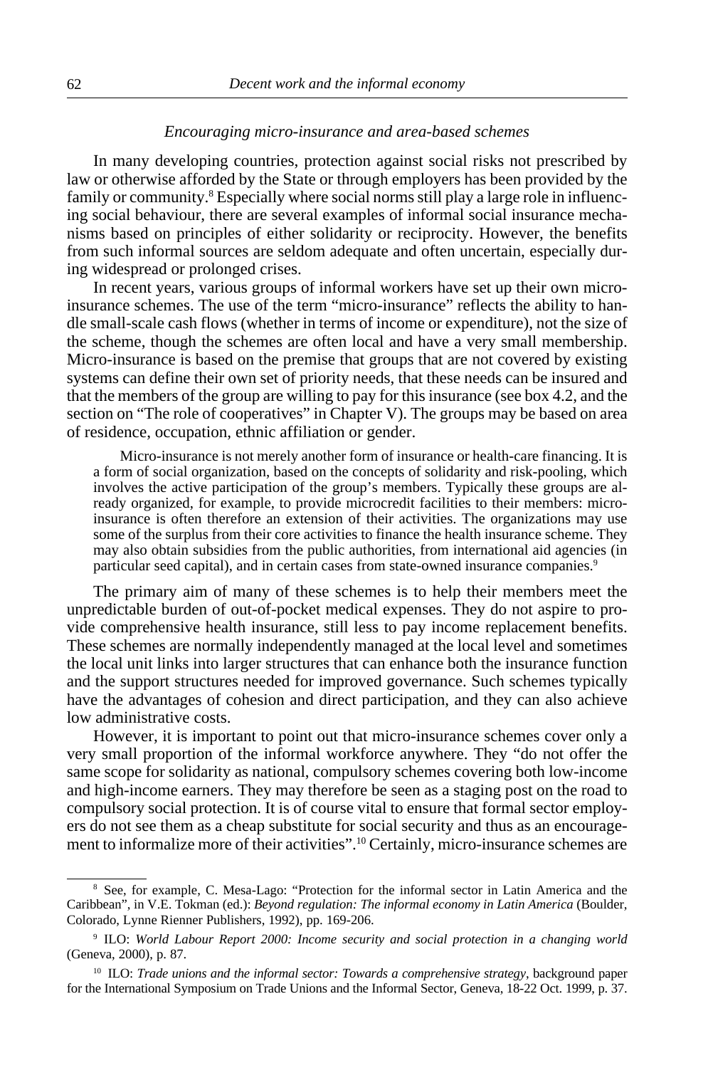### *Encouraging micro-insurance and area-based schemes*

In many developing countries, protection against social risks not prescribed by law or otherwise afforded by the State or through employers has been provided by the family or community.[8] Especially where social norms still play a large role in influencing social behaviour, there are several examples of informal social insurance mechanisms based on principles of either solidarity or reciprocity. However, the benefits from such informal sources are seldom adequate and often uncertain, especially during widespread or prolonged crises.

In recent years, various groups of informal workers have set up their own micro-insurance schemes. The use of the term "micro-insurance" reflects the ability to handle small-scale cash flows (whether in terms of income or expenditure), not the size of the scheme, though the schemes are often local and have a very small membership. Micro-insurance is based on the premise that groups that are not covered by existing systems can define their own set of priority needs, that these needs can be insured and that the members of the group are willing to pay for this insurance (see box 4.2, and the section on "The role of cooperatives" in Chapter V). The groups may be based on area of residence, occupation, ethnic affiliation or gender.

> Micro-insurance is not merely another form of insurance or health-care financing. It is a form of social organization, based on the concepts of solidarity and risk-pooling, which involves the active participation of the group's members. Typically these groups are already organized, for example, to provide microcredit facilities to their members: micro-insurance is often therefore an extension of their activities. The organizations may use some of the surplus from their core activities to finance the health insurance scheme. They may also obtain subsidies from the public authorities, from international aid agencies (in particular seed capital), and in certain cases from state-owned insurance companies.[9]

The primary aim of many of these schemes is to help their members meet the unpredictable burden of out-of-pocket medical expenses. They do not aspire to provide comprehensive health insurance, still less to pay income replacement benefits. These schemes are normally independently managed at the local level and sometimes the local unit links into larger structures that can enhance both the insurance function and the support structures needed for improved governance. Such schemes typically have the advantages of cohesion and direct participation, and they can also achieve low administrative costs.

However, it is important to point out that micro-insurance schemes cover only a very small proportion of the informal workforce anywhere. They "do not offer the same scope for solidarity as national, compulsory schemes covering both low-income and high-income earners. They may therefore be seen as a staging post on the road to compulsory social protection. It is of course vital to ensure that formal sector employers do not see them as a cheap substitute for social security and thus as an encouragement to informalize more of their activities".[10] Certainly, micro-insurance schemes are

---

[8] See, for example, C. Mesa-Lago: "Protection for the informal sector in Latin America and the Caribbean", in V.E. Tokman (ed.): *Beyond regulation: The informal economy in Latin America* (Boulder, Colorado, Lynne Rienner Publishers, 1992), pp. 169-206.

[9] ILO: *World Labour Report 2000: Income security and social protection in a changing world* (Geneva, 2000), p. 87.

[10] ILO: *Trade unions and the informal sector: Towards a comprehensive strategy*, background paper for the International Symposium on Trade Unions and the Informal Sector, Geneva, 18-22 Oct. 1999, p. 37.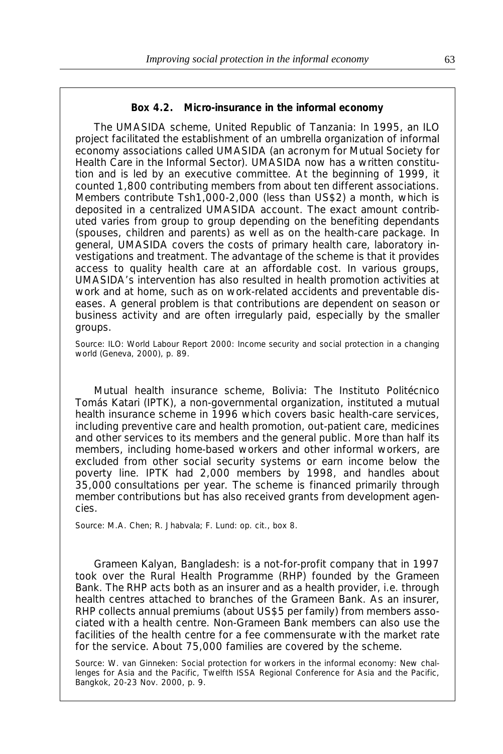**Box 4.2. Micro-insurance in the informal economy**

The UMASIDA scheme, United Republic of Tanzania: In 1995, an ILO project facilitated the establishment of an umbrella organization of informal economy associations called UMASIDA (an acronym for Mutual Society for Health Care in the Informal Sector). UMASIDA now has a written constitution and is led by an executive committee. At the beginning of 1999, it counted 1,800 contributing members from about ten different associations. Members contribute Tsh1,000-2,000 (less than US$2) a month, which is deposited in a centralized UMASIDA account. The exact amount contributed varies from group to group depending on the benefiting dependants (spouses, children and parents) as well as on the health-care package. In general, UMASIDA covers the costs of primary health care, laboratory investigations and treatment. The advantage of the scheme is that it provides access to quality health care at an affordable cost. In various groups, UMASIDA's intervention has also resulted in health promotion activities at work and at home, such as on work-related accidents and preventable diseases. A general problem is that contributions are dependent on season or business activity and are often irregularly paid, especially by the smaller groups.

Source: ILO: *World Labour Report 2000: Income security and social protection in a changing world* (Geneva, 2000), p. 89.

Mutual health insurance scheme, Bolivia: The Instituto Politécnico Tomás Katari (IPTK), a non-governmental organization, instituted a mutual health insurance scheme in 1996 which covers basic health-care services, including preventive care and health promotion, out-patient care, medicines and other services to its members and the general public. More than half its members, including home-based workers and other informal workers, are excluded from other social security systems or earn income below the poverty line. IPTK had 2,000 members by 1998, and handles about 35,000 consultations per year. The scheme is financed primarily through member contributions but has also received grants from development agencies.

Source: M.A. Chen; R. Jhabvala; F. Lund: op. cit., box 8.

Grameen Kalyan, Bangladesh: is a not-for-profit company that in 1997 took over the Rural Health Programme (RHP) founded by the Grameen Bank. The RHP acts both as an insurer and as a health provider, i.e. through health centres attached to branches of the Grameen Bank. As an insurer, RHP collects annual premiums (about US$5 per family) from members associated with a health centre. Non-Grameen Bank members can also use the facilities of the health centre for a fee commensurate with the market rate for the service. About 75,000 families are covered by the scheme.

Source: W. van Ginneken: *Social protection for workers in the informal economy: New challenges for Asia and the Pacific*, Twelfth ISSA Regional Conference for Asia and the Pacific, Bangkok, 20-23 Nov. 2000, p. 9.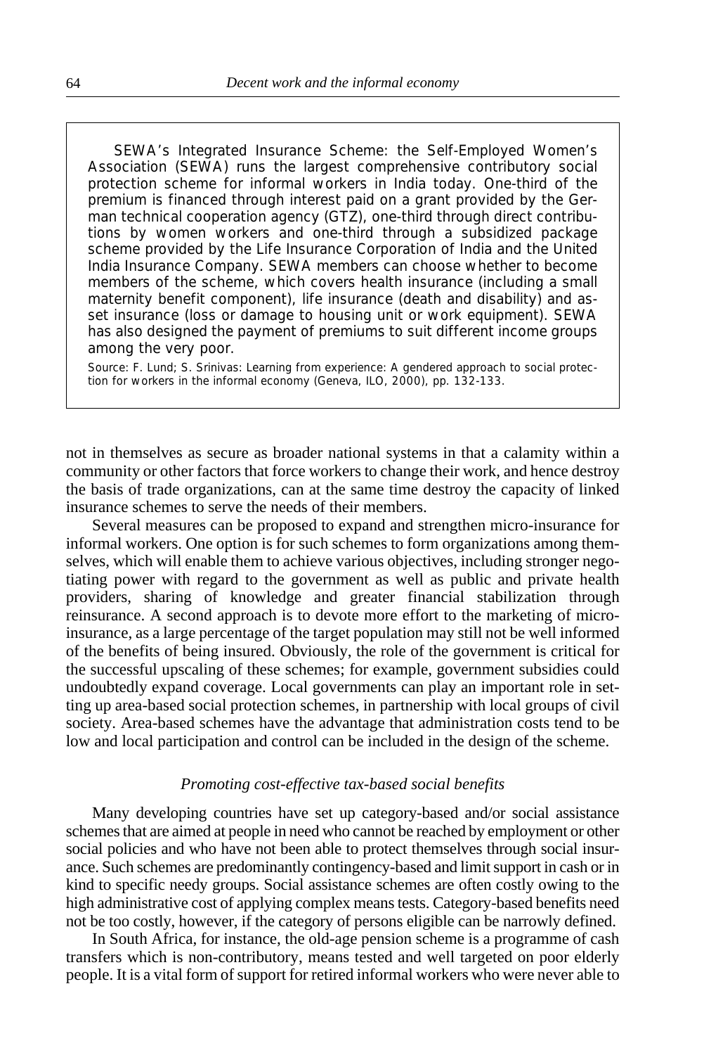> SEWA's Integrated Insurance Scheme: the Self-Employed Women's Association (SEWA) runs the largest comprehensive contributory social protection scheme for informal workers in India today. One-third of the premium is financed through interest paid on a grant provided by the German technical cooperation agency (GTZ), one-third through direct contributions by women workers and one-third through a subsidized package scheme provided by the Life Insurance Corporation of India and the United India Insurance Company. SEWA members can choose whether to become members of the scheme, which covers health insurance (including a small maternity benefit component), life insurance (death and disability) and asset insurance (loss or damage to housing unit or work equipment). SEWA has also designed the payment of premiums to suit different income groups among the very poor.
>
> Source: F. Lund; S. Srinivas: Learning from experience: A gendered approach to social protection for workers in the informal economy (Geneva, ILO, 2000), pp. 132-133.

not in themselves as secure as broader national systems in that a calamity within a community or other factors that force workers to change their work, and hence destroy the basis of trade organizations, can at the same time destroy the capacity of linked insurance schemes to serve the needs of their members.

Several measures can be proposed to expand and strengthen micro-insurance for informal workers. One option is for such schemes to form organizations among themselves, which will enable them to achieve various objectives, including stronger negotiating power with regard to the government as well as public and private health providers, sharing of knowledge and greater financial stabilization through reinsurance. A second approach is to devote more effort to the marketing of micro-insurance, as a large percentage of the target population may still not be well informed of the benefits of being insured. Obviously, the role of the government is critical for the successful upscaling of these schemes; for example, government subsidies could undoubtedly expand coverage. Local governments can play an important role in setting up area-based social protection schemes, in partnership with local groups of civil society. Area-based schemes have the advantage that administration costs tend to be low and local participation and control can be included in the design of the scheme.

### *Promoting cost-effective tax-based social benefits*

Many developing countries have set up category-based and/or social assistance schemes that are aimed at people in need who cannot be reached by employment or other social policies and who have not been able to protect themselves through social insurance. Such schemes are predominantly contingency-based and limit support in cash or in kind to specific needy groups. Social assistance schemes are often costly owing to the high administrative cost of applying complex means tests. Category-based benefits need not be too costly, however, if the category of persons eligible can be narrowly defined.

In South Africa, for instance, the old-age pension scheme is a programme of cash transfers which is non-contributory, means tested and well targeted on poor elderly people. It is a vital form of support for retired informal workers who were never able to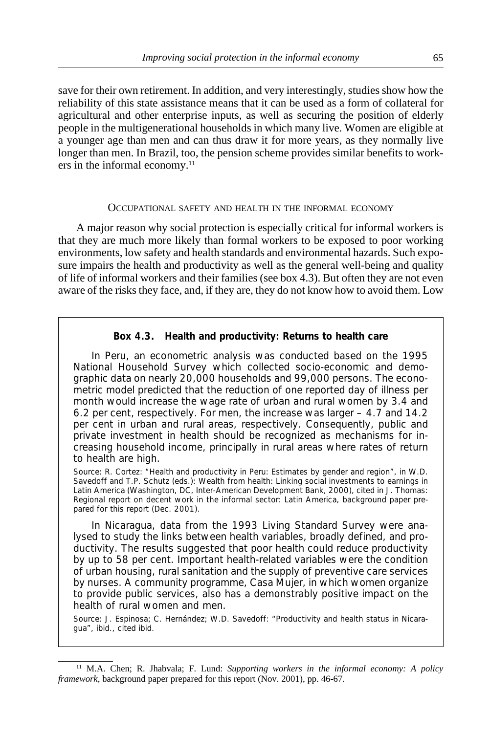save for their own retirement. In addition, and very interestingly, studies show how the reliability of this state assistance means that it can be used as a form of collateral for agricultural and other enterprise inputs, as well as securing the position of elderly people in the multigenerational households in which many live. Women are eligible at a younger age than men and can thus draw it for more years, as they normally live longer than men. In Brazil, too, the pension scheme provides similar benefits to workers in the informal economy.[11]

### OCCUPATIONAL SAFETY AND HEALTH IN THE INFORMAL ECONOMY

A major reason why social protection is especially critical for informal workers is that they are much more likely than formal workers to be exposed to poor working environments, low safety and health standards and environmental hazards. Such exposure impairs the health and productivity as well as the general well-being and quality of life of informal workers and their families (see box 4.3). But often they are not even aware of the risks they face, and, if they are, they do not know how to avoid them. Low

> **Box 4.3. Health and productivity: Returns to health care**
>
> In Peru, an econometric analysis was conducted based on the 1995 National Household Survey which collected socio-economic and demographic data on nearly 20,000 households and 99,000 persons. The econometric model predicted that the reduction of one reported day of illness per month would increase the wage rate of urban and rural women by 3.4 and 6.2 per cent, respectively. For men, the increase was larger – 4.7 and 14.2 per cent in urban and rural areas, respectively. Consequently, public and private investment in health should be recognized as mechanisms for increasing household income, principally in rural areas where rates of return to health are high.
>
> Source: R. Cortez: "Health and productivity in Peru: Estimates by gender and region", in W.D. Savedoff and T.P. Schutz (eds.): Wealth from health: Linking social investments to earnings in Latin America (Washington, DC, Inter-American Development Bank, 2000), cited in J. Thomas: Regional report on decent work in the informal sector: Latin America, background paper prepared for this report (Dec. 2001).
>
> In Nicaragua, data from the 1993 Living Standard Survey were analysed to study the links between health variables, broadly defined, and productivity. The results suggested that poor health could reduce productivity by up to 58 per cent. Important health-related variables were the condition of urban housing, rural sanitation and the supply of preventive care services by nurses. A community programme, Casa Mujer, in which women organize to provide public services, also has a demonstrably positive impact on the health of rural women and men.
>
> Source: J. Espinosa; C. Hernández; W.D. Savedoff: "Productivity and health status in Nicaragua", ibid., cited ibid.

[11] M.A. Chen; R. Jhabvala; F. Lund: *Supporting workers in the informal economy: A policy framework*, background paper prepared for this report (Nov. 2001), pp. 46-67.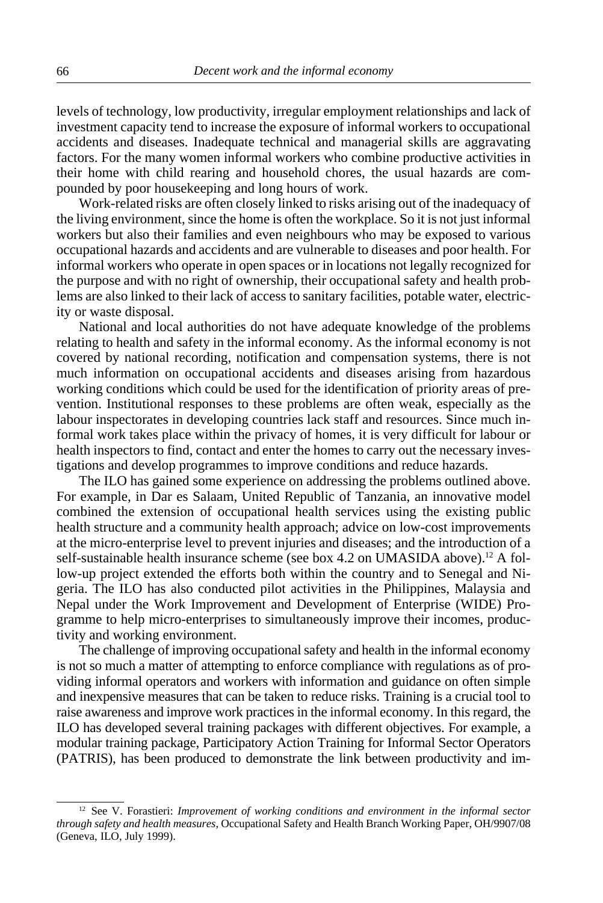levels of technology, low productivity, irregular employment relationships and lack of investment capacity tend to increase the exposure of informal workers to occupational accidents and diseases. Inadequate technical and managerial skills are aggravating factors. For the many women informal workers who combine productive activities in their home with child rearing and household chores, the usual hazards are compounded by poor housekeeping and long hours of work.

Work-related risks are often closely linked to risks arising out of the inadequacy of the living environment, since the home is often the workplace. So it is not just informal workers but also their families and even neighbours who may be exposed to various occupational hazards and accidents and are vulnerable to diseases and poor health. For informal workers who operate in open spaces or in locations not legally recognized for the purpose and with no right of ownership, their occupational safety and health problems are also linked to their lack of access to sanitary facilities, potable water, electricity or waste disposal.

National and local authorities do not have adequate knowledge of the problems relating to health and safety in the informal economy. As the informal economy is not covered by national recording, notification and compensation systems, there is not much information on occupational accidents and diseases arising from hazardous working conditions which could be used for the identification of priority areas of prevention. Institutional responses to these problems are often weak, especially as the labour inspectorates in developing countries lack staff and resources. Since much informal work takes place within the privacy of homes, it is very difficult for labour or health inspectors to find, contact and enter the homes to carry out the necessary investigations and develop programmes to improve conditions and reduce hazards.

The ILO has gained some experience on addressing the problems outlined above. For example, in Dar es Salaam, United Republic of Tanzania, an innovative model combined the extension of occupational health services using the existing public health structure and a community health approach; advice on low-cost improvements at the micro-enterprise level to prevent injuries and diseases; and the introduction of a self-sustainable health insurance scheme (see box 4.2 on UMASIDA above).[12] A follow-up project extended the efforts both within the country and to Senegal and Nigeria. The ILO has also conducted pilot activities in the Philippines, Malaysia and Nepal under the Work Improvement and Development of Enterprise (WIDE) Programme to help micro-enterprises to simultaneously improve their incomes, productivity and working environment.

The challenge of improving occupational safety and health in the informal economy is not so much a matter of attempting to enforce compliance with regulations as of providing informal operators and workers with information and guidance on often simple and inexpensive measures that can be taken to reduce risks. Training is a crucial tool to raise awareness and improve work practices in the informal economy. In this regard, the ILO has developed several training packages with different objectives. For example, a modular training package, Participatory Action Training for Informal Sector Operators (PATRIS), has been produced to demonstrate the link between productivity and im-

---

[12] See V. Forastieri: *Improvement of working conditions and environment in the informal sector through safety and health measures*, Occupational Safety and Health Branch Working Paper, OH/9907/08 (Geneva, ILO, July 1999).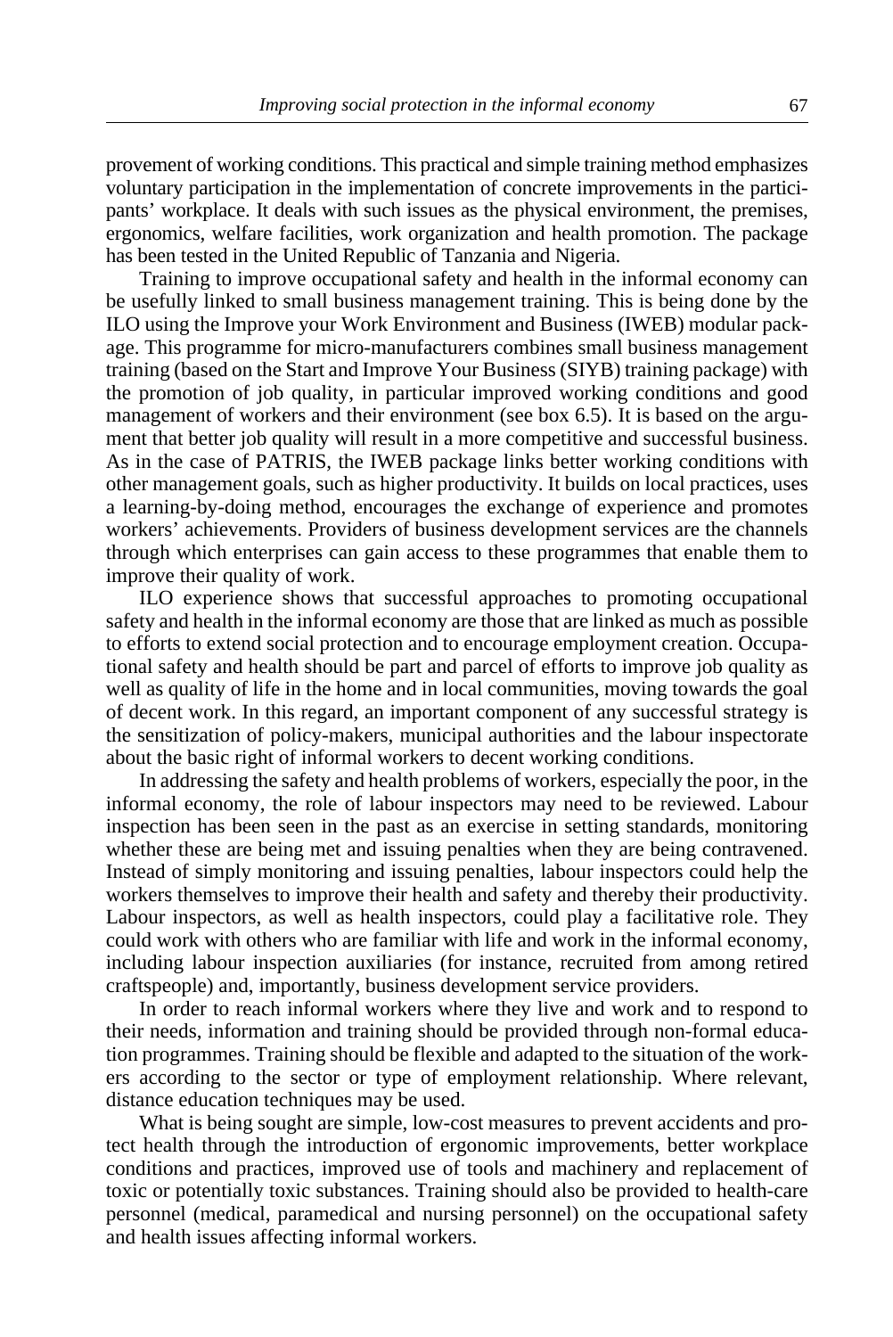provement of working conditions. This practical and simple training method emphasizes voluntary participation in the implementation of concrete improvements in the participants' workplace. It deals with such issues as the physical environment, the premises, ergonomics, welfare facilities, work organization and health promotion. The package has been tested in the United Republic of Tanzania and Nigeria.

Training to improve occupational safety and health in the informal economy can be usefully linked to small business management training. This is being done by the ILO using the Improve your Work Environment and Business (IWEB) modular package. This programme for micro-manufacturers combines small business management training (based on the Start and Improve Your Business (SIYB) training package) with the promotion of job quality, in particular improved working conditions and good management of workers and their environment (see box 6.5). It is based on the argument that better job quality will result in a more competitive and successful business. As in the case of PATRIS, the IWEB package links better working conditions with other management goals, such as higher productivity. It builds on local practices, uses a learning-by-doing method, encourages the exchange of experience and promotes workers' achievements. Providers of business development services are the channels through which enterprises can gain access to these programmes that enable them to improve their quality of work.

ILO experience shows that successful approaches to promoting occupational safety and health in the informal economy are those that are linked as much as possible to efforts to extend social protection and to encourage employment creation. Occupational safety and health should be part and parcel of efforts to improve job quality as well as quality of life in the home and in local communities, moving towards the goal of decent work. In this regard, an important component of any successful strategy is the sensitization of policy-makers, municipal authorities and the labour inspectorate about the basic right of informal workers to decent working conditions.

In addressing the safety and health problems of workers, especially the poor, in the informal economy, the role of labour inspectors may need to be reviewed. Labour inspection has been seen in the past as an exercise in setting standards, monitoring whether these are being met and issuing penalties when they are being contravened. Instead of simply monitoring and issuing penalties, labour inspectors could help the workers themselves to improve their health and safety and thereby their productivity. Labour inspectors, as well as health inspectors, could play a facilitative role. They could work with others who are familiar with life and work in the informal economy, including labour inspection auxiliaries (for instance, recruited from among retired craftspeople) and, importantly, business development service providers.

In order to reach informal workers where they live and work and to respond to their needs, information and training should be provided through non-formal education programmes. Training should be flexible and adapted to the situation of the workers according to the sector or type of employment relationship. Where relevant, distance education techniques may be used.

What is being sought are simple, low-cost measures to prevent accidents and protect health through the introduction of ergonomic improvements, better workplace conditions and practices, improved use of tools and machinery and replacement of toxic or potentially toxic substances. Training should also be provided to health-care personnel (medical, paramedical and nursing personnel) on the occupational safety and health issues affecting informal workers.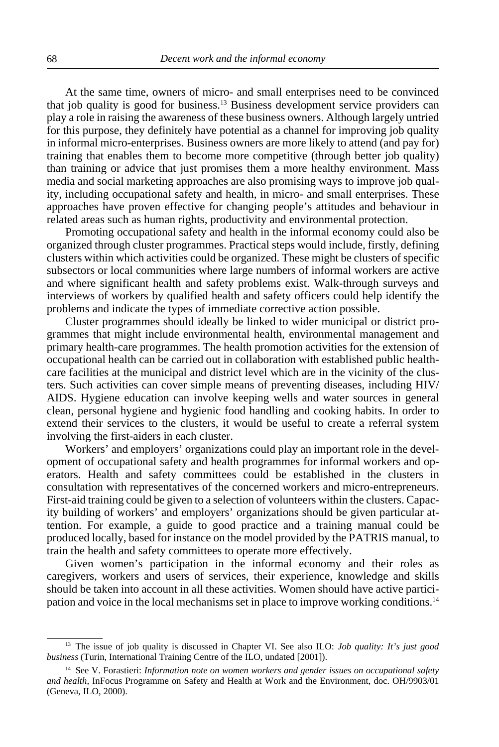At the same time, owners of micro- and small enterprises need to be convinced that job quality is good for business.[13] Business development service providers can play a role in raising the awareness of these business owners. Although largely untried for this purpose, they definitely have potential as a channel for improving job quality in informal micro-enterprises. Business owners are more likely to attend (and pay for) training that enables them to become more competitive (through better job quality) than training or advice that just promises them a more healthy environment. Mass media and social marketing approaches are also promising ways to improve job quality, including occupational safety and health, in micro- and small enterprises. These approaches have proven effective for changing people's attitudes and behaviour in related areas such as human rights, productivity and environmental protection.

Promoting occupational safety and health in the informal economy could also be organized through cluster programmes. Practical steps would include, firstly, defining clusters within which activities could be organized. These might be clusters of specific subsectors or local communities where large numbers of informal workers are active and where significant health and safety problems exist. Walk-through surveys and interviews of workers by qualified health and safety officers could help identify the problems and indicate the types of immediate corrective action possible.

Cluster programmes should ideally be linked to wider municipal or district programmes that might include environmental health, environmental management and primary health-care programmes. The health promotion activities for the extension of occupational health can be carried out in collaboration with established public health-care facilities at the municipal and district level which are in the vicinity of the clusters. Such activities can cover simple means of preventing diseases, including HIV/AIDS. Hygiene education can involve keeping wells and water sources in general clean, personal hygiene and hygienic food handling and cooking habits. In order to extend their services to the clusters, it would be useful to create a referral system involving the first-aiders in each cluster.

Workers' and employers' organizations could play an important role in the development of occupational safety and health programmes for informal workers and operators. Health and safety committees could be established in the clusters in consultation with representatives of the concerned workers and micro-entrepreneurs. First-aid training could be given to a selection of volunteers within the clusters. Capacity building of workers' and employers' organizations should be given particular attention. For example, a guide to good practice and a training manual could be produced locally, based for instance on the model provided by the PATRIS manual, to train the health and safety committees to operate more effectively.

Given women's participation in the informal economy and their roles as caregivers, workers and users of services, their experience, knowledge and skills should be taken into account in all these activities. Women should have active participation and voice in the local mechanisms set in place to improve working conditions.[14]

---

[13] The issue of job quality is discussed in Chapter VI. See also ILO: *Job quality: It's just good business* (Turin, International Training Centre of the ILO, undated [2001]).

[14] See V. Forastieri: *Information note on women workers and gender issues on occupational safety and health*, InFocus Programme on Safety and Health at Work and the Environment, doc. OH/9903/01 (Geneva, ILO, 2000).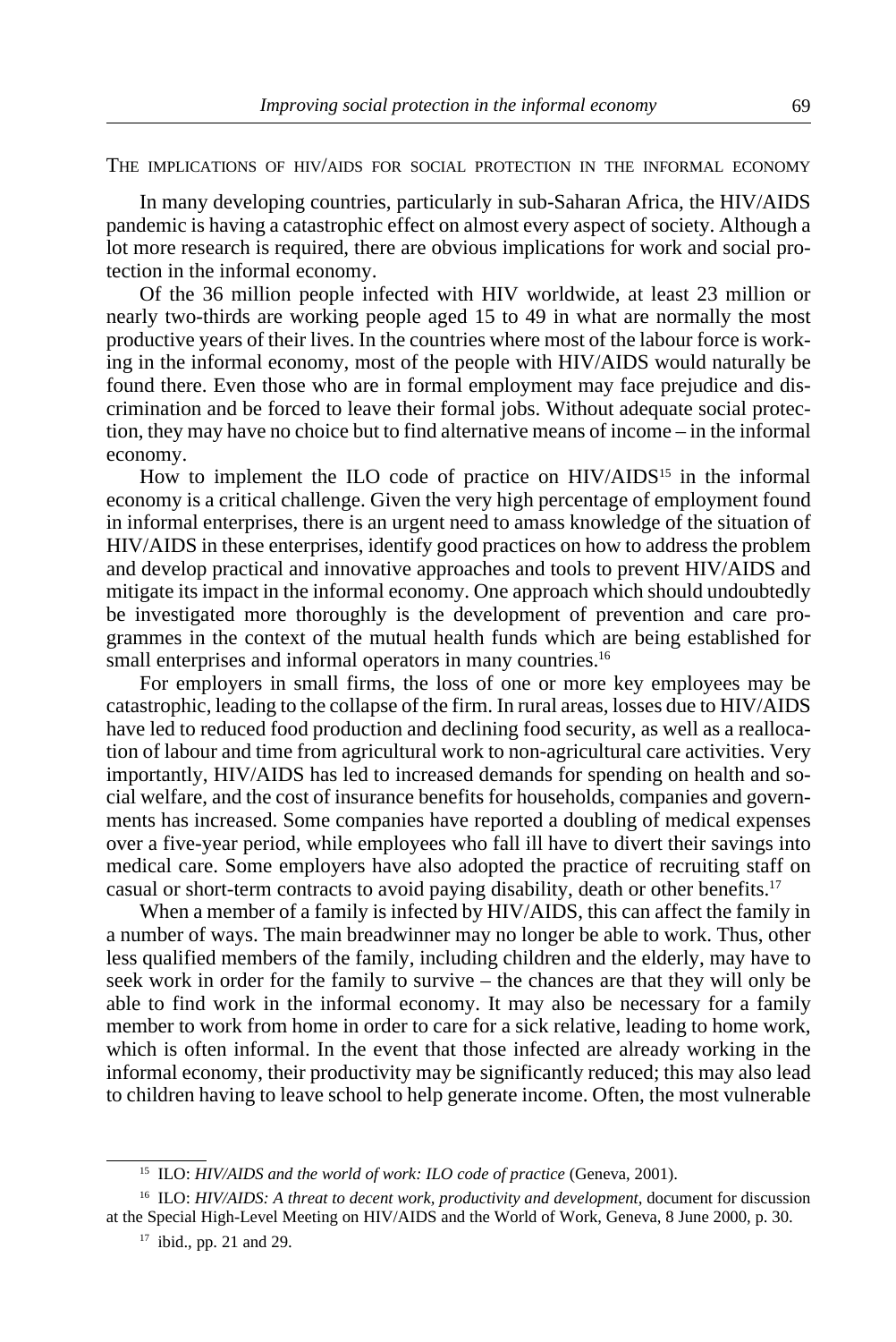### THE IMPLICATIONS OF HIV/AIDS FOR SOCIAL PROTECTION IN THE INFORMAL ECONOMY

In many developing countries, particularly in sub-Saharan Africa, the HIV/AIDS pandemic is having a catastrophic effect on almost every aspect of society. Although a lot more research is required, there are obvious implications for work and social protection in the informal economy.

Of the 36 million people infected with HIV worldwide, at least 23 million or nearly two-thirds are working people aged 15 to 49 in what are normally the most productive years of their lives. In the countries where most of the labour force is working in the informal economy, most of the people with HIV/AIDS would naturally be found there. Even those who are in formal employment may face prejudice and discrimination and be forced to leave their formal jobs. Without adequate social protection, they may have no choice but to find alternative means of income – in the informal economy.

How to implement the ILO code of practice on HIV/AIDS[15] in the informal economy is a critical challenge. Given the very high percentage of employment found in informal enterprises, there is an urgent need to amass knowledge of the situation of HIV/AIDS in these enterprises, identify good practices on how to address the problem and develop practical and innovative approaches and tools to prevent HIV/AIDS and mitigate its impact in the informal economy. One approach which should undoubtedly be investigated more thoroughly is the development of prevention and care programmes in the context of the mutual health funds which are being established for small enterprises and informal operators in many countries.[16]

For employers in small firms, the loss of one or more key employees may be catastrophic, leading to the collapse of the firm. In rural areas, losses due to HIV/AIDS have led to reduced food production and declining food security, as well as a reallocation of labour and time from agricultural work to non-agricultural care activities. Very importantly, HIV/AIDS has led to increased demands for spending on health and social welfare, and the cost of insurance benefits for households, companies and governments has increased. Some companies have reported a doubling of medical expenses over a five-year period, while employees who fall ill have to divert their savings into medical care. Some employers have also adopted the practice of recruiting staff on casual or short-term contracts to avoid paying disability, death or other benefits.[17]

When a member of a family is infected by HIV/AIDS, this can affect the family in a number of ways. The main breadwinner may no longer be able to work. Thus, other less qualified members of the family, including children and the elderly, may have to seek work in order for the family to survive – the chances are that they will only be able to find work in the informal economy. It may also be necessary for a family member to work from home in order to care for a sick relative, leading to home work, which is often informal. In the event that those infected are already working in the informal economy, their productivity may be significantly reduced; this may also lead to children having to leave school to help generate income. Often, the most vulnerable

---

[15] ILO: *HIV/AIDS and the world of work: ILO code of practice* (Geneva, 2001).

[16] ILO: *HIV/AIDS: A threat to decent work, productivity and development*, document for discussion at the Special High-Level Meeting on HIV/AIDS and the World of Work, Geneva, 8 June 2000, p. 30.

[17] ibid., pp. 21 and 29.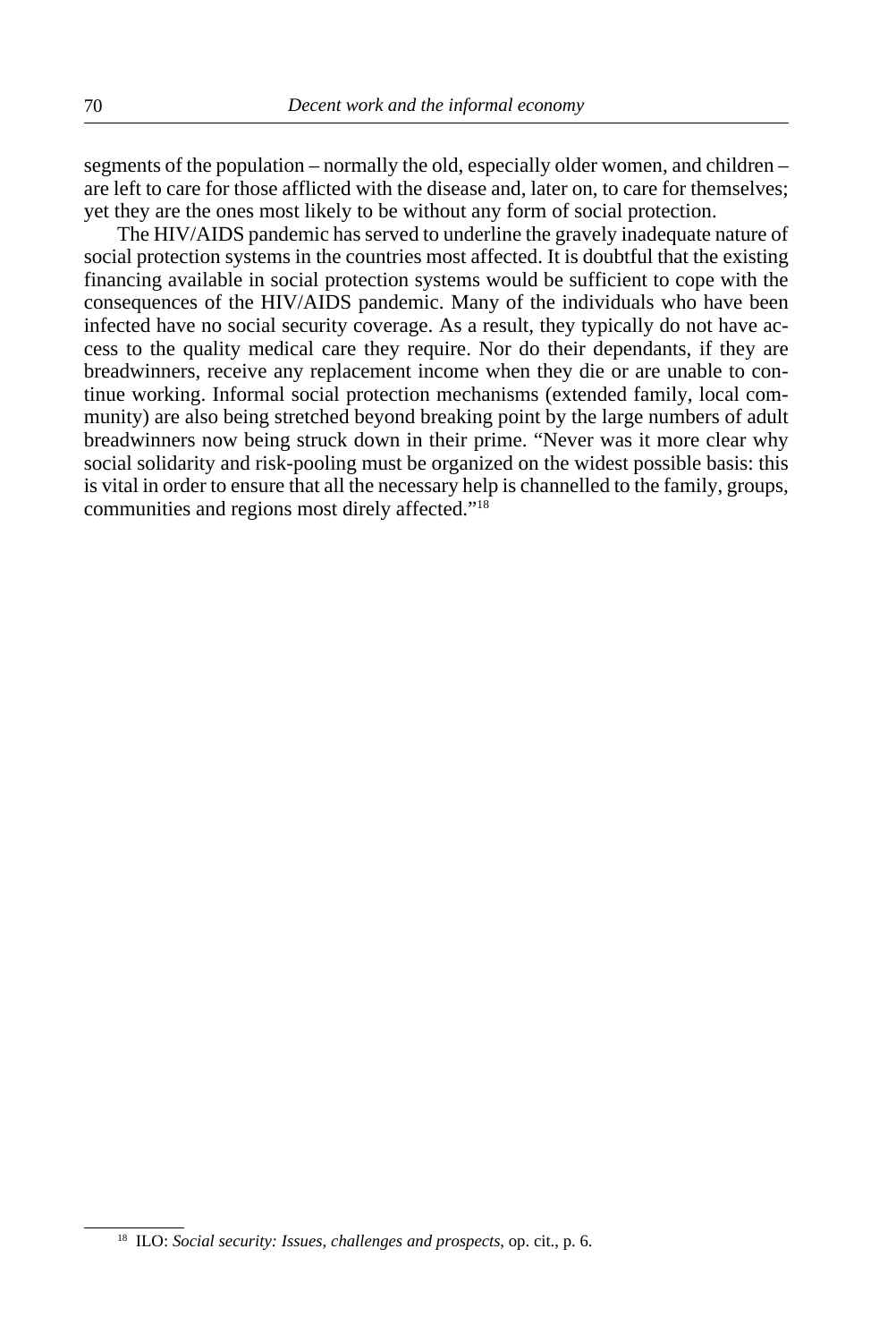segments of the population – normally the old, especially older women, and children – are left to care for those afflicted with the disease and, later on, to care for themselves; yet they are the ones most likely to be without any form of social protection.

The HIV/AIDS pandemic has served to underline the gravely inadequate nature of social protection systems in the countries most affected. It is doubtful that the existing financing available in social protection systems would be sufficient to cope with the consequences of the HIV/AIDS pandemic. Many of the individuals who have been infected have no social security coverage. As a result, they typically do not have access to the quality medical care they require. Nor do their dependants, if they are breadwinners, receive any replacement income when they die or are unable to continue working. Informal social protection mechanisms (extended family, local community) are also being stretched beyond breaking point by the large numbers of adult breadwinners now being struck down in their prime. "Never was it more clear why social solidarity and risk-pooling must be organized on the widest possible basis: this is vital in order to ensure that all the necessary help is channelled to the family, groups, communities and regions most direly affected."[18]

---

[18] ILO: *Social security: Issues, challenges and prospects*, op. cit., p. 6.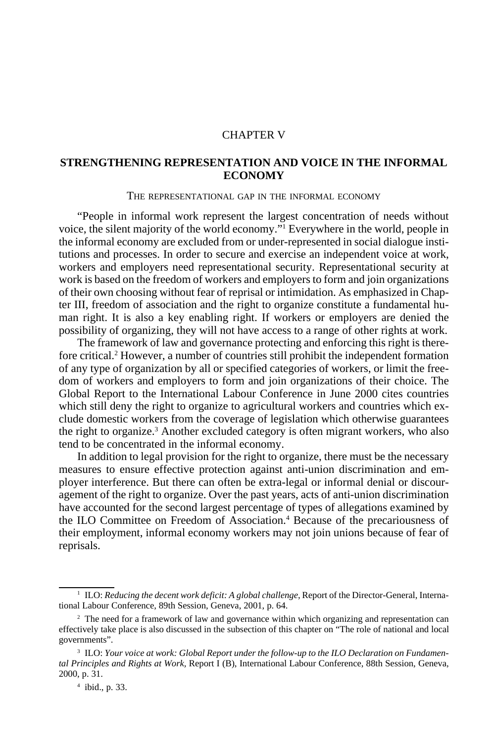# CHAPTER V

## STRENGTHENING REPRESENTATION AND VOICE IN THE INFORMAL ECONOMY

### The representational gap in the informal economy

"People in informal work represent the largest concentration of needs without voice, the silent majority of the world economy."[1] Everywhere in the world, people in the informal economy are excluded from or under-represented in social dialogue institutions and processes. In order to secure and exercise an independent voice at work, workers and employers need representational security. Representational security at work is based on the freedom of workers and employers to form and join organizations of their own choosing without fear of reprisal or intimidation. As emphasized in Chapter III, freedom of association and the right to organize constitute a fundamental human right. It is also a key enabling right. If workers or employers are denied the possibility of organizing, they will not have access to a range of other rights at work.

The framework of law and governance protecting and enforcing this right is therefore critical.[2] However, a number of countries still prohibit the independent formation of any type of organization by all or specified categories of workers, or limit the freedom of workers and employers to form and join organizations of their choice. The Global Report to the International Labour Conference in June 2000 cites countries which still deny the right to organize to agricultural workers and countries which exclude domestic workers from the coverage of legislation which otherwise guarantees the right to organize.[3] Another excluded category is often migrant workers, who also tend to be concentrated in the informal economy.

In addition to legal provision for the right to organize, there must be the necessary measures to ensure effective protection against anti-union discrimination and employer interference. But there can often be extra-legal or informal denial or discouragement of the right to organize. Over the past years, acts of anti-union discrimination have accounted for the second largest percentage of types of allegations examined by the ILO Committee on Freedom of Association.[4] Because of the precariousness of their employment, informal economy workers may not join unions because of fear of reprisals.

---

[1] ILO: *Reducing the decent work deficit: A global challenge,* Report of the Director-General, International Labour Conference, 89th Session, Geneva, 2001, p. 64.

[2] The need for a framework of law and governance within which organizing and representation can effectively take place is also discussed in the subsection of this chapter on "The role of national and local governments".

[3] ILO: *Your voice at work: Global Report under the follow-up to the ILO Declaration on Fundamental Principles and Rights at Work,* Report I (B), International Labour Conference, 88th Session, Geneva, 2000, p. 31.

[4] ibid., p. 33.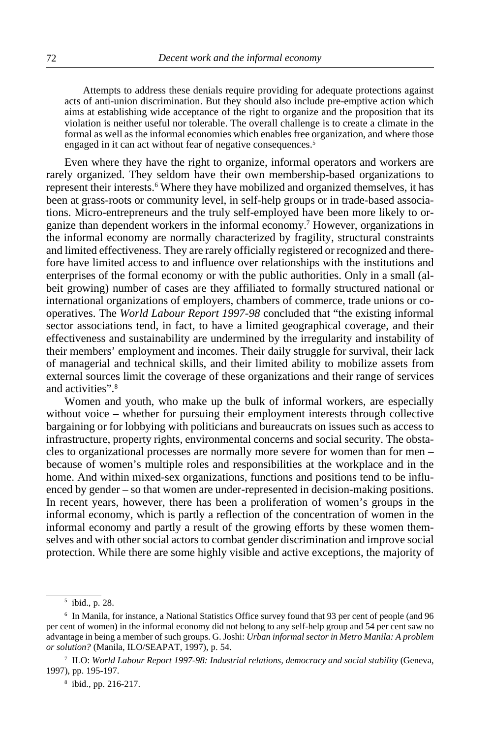> Attempts to address these denials require providing for adequate protections against acts of anti-union discrimination. But they should also include pre-emptive action which aims at establishing wide acceptance of the right to organize and the proposition that its violation is neither useful nor tolerable. The overall challenge is to create a climate in the formal as well as the informal economies which enables free organization, and where those engaged in it can act without fear of negative consequences.[5]

Even where they have the right to organize, informal operators and workers are rarely organized. They seldom have their own membership-based organizations to represent their interests.[6] Where they have mobilized and organized themselves, it has been at grass-roots or community level, in self-help groups or in trade-based associations. Micro-entrepreneurs and the truly self-employed have been more likely to organize than dependent workers in the informal economy.[7] However, organizations in the informal economy are normally characterized by fragility, structural constraints and limited effectiveness. They are rarely officially registered or recognized and therefore have limited access to and influence over relationships with the institutions and enterprises of the formal economy or with the public authorities. Only in a small (albeit growing) number of cases are they affiliated to formally structured national or international organizations of employers, chambers of commerce, trade unions or cooperatives. The *World Labour Report 1997-98* concluded that "the existing informal sector associations tend, in fact, to have a limited geographical coverage, and their effectiveness and sustainability are undermined by the irregularity and instability of their members' employment and incomes. Their daily struggle for survival, their lack of managerial and technical skills, and their limited ability to mobilize assets from external sources limit the coverage of these organizations and their range of services and activities".[8]

Women and youth, who make up the bulk of informal workers, are especially without voice – whether for pursuing their employment interests through collective bargaining or for lobbying with politicians and bureaucrats on issues such as access to infrastructure, property rights, environmental concerns and social security. The obstacles to organizational processes are normally more severe for women than for men – because of women's multiple roles and responsibilities at the workplace and in the home. And within mixed-sex organizations, functions and positions tend to be influenced by gender – so that women are under-represented in decision-making positions. In recent years, however, there has been a proliferation of women's groups in the informal economy, which is partly a reflection of the concentration of women in the informal economy and partly a result of the growing efforts by these women themselves and with other social actors to combat gender discrimination and improve social protection. While there are some highly visible and active exceptions, the majority of

---

[5] ibid., p. 28.

[6] In Manila, for instance, a National Statistics Office survey found that 93 per cent of people (and 96 per cent of women) in the informal economy did not belong to any self-help group and 54 per cent saw no advantage in being a member of such groups. G. Joshi: *Urban informal sector in Metro Manila: A problem or solution?* (Manila, ILO/SEAPAT, 1997), p. 54.

[7] ILO: *World Labour Report 1997-98: Industrial relations, democracy and social stability* (Geneva, 1997), pp. 195-197.

[8] ibid., pp. 216-217.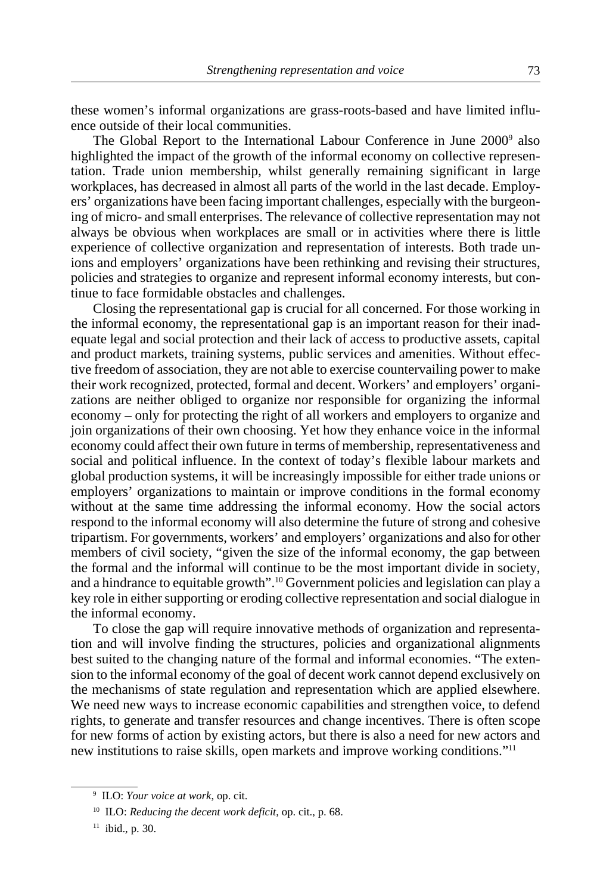these women's informal organizations are grass-roots-based and have limited influence outside of their local communities.

The Global Report to the International Labour Conference in June 2000[9] also highlighted the impact of the growth of the informal economy on collective representation. Trade union membership, whilst generally remaining significant in large workplaces, has decreased in almost all parts of the world in the last decade. Employers' organizations have been facing important challenges, especially with the burgeoning of micro- and small enterprises. The relevance of collective representation may not always be obvious when workplaces are small or in activities where there is little experience of collective organization and representation of interests. Both trade unions and employers' organizations have been rethinking and revising their structures, policies and strategies to organize and represent informal economy interests, but continue to face formidable obstacles and challenges.

Closing the representational gap is crucial for all concerned. For those working in the informal economy, the representational gap is an important reason for their inadequate legal and social protection and their lack of access to productive assets, capital and product markets, training systems, public services and amenities. Without effective freedom of association, they are not able to exercise countervailing power to make their work recognized, protected, formal and decent. Workers' and employers' organizations are neither obliged to organize nor responsible for organizing the informal economy – only for protecting the right of all workers and employers to organize and join organizations of their own choosing. Yet how they enhance voice in the informal economy could affect their own future in terms of membership, representativeness and social and political influence. In the context of today's flexible labour markets and global production systems, it will be increasingly impossible for either trade unions or employers' organizations to maintain or improve conditions in the formal economy without at the same time addressing the informal economy. How the social actors respond to the informal economy will also determine the future of strong and cohesive tripartism. For governments, workers' and employers' organizations and also for other members of civil society, "given the size of the informal economy, the gap between the formal and the informal will continue to be the most important divide in society, and a hindrance to equitable growth".[10] Government policies and legislation can play a key role in either supporting or eroding collective representation and social dialogue in the informal economy.

To close the gap will require innovative methods of organization and representation and will involve finding the structures, policies and organizational alignments best suited to the changing nature of the formal and informal economies. "The extension to the informal economy of the goal of decent work cannot depend exclusively on the mechanisms of state regulation and representation which are applied elsewhere. We need new ways to increase economic capabilities and strengthen voice, to defend rights, to generate and transfer resources and change incentives. There is often scope for new forms of action by existing actors, but there is also a need for new actors and new institutions to raise skills, open markets and improve working conditions."[11]

---

[9] ILO: *Your voice at work*, op. cit.

[10] ILO: *Reducing the decent work deficit*, op. cit., p. 68.

[11] ibid., p. 30.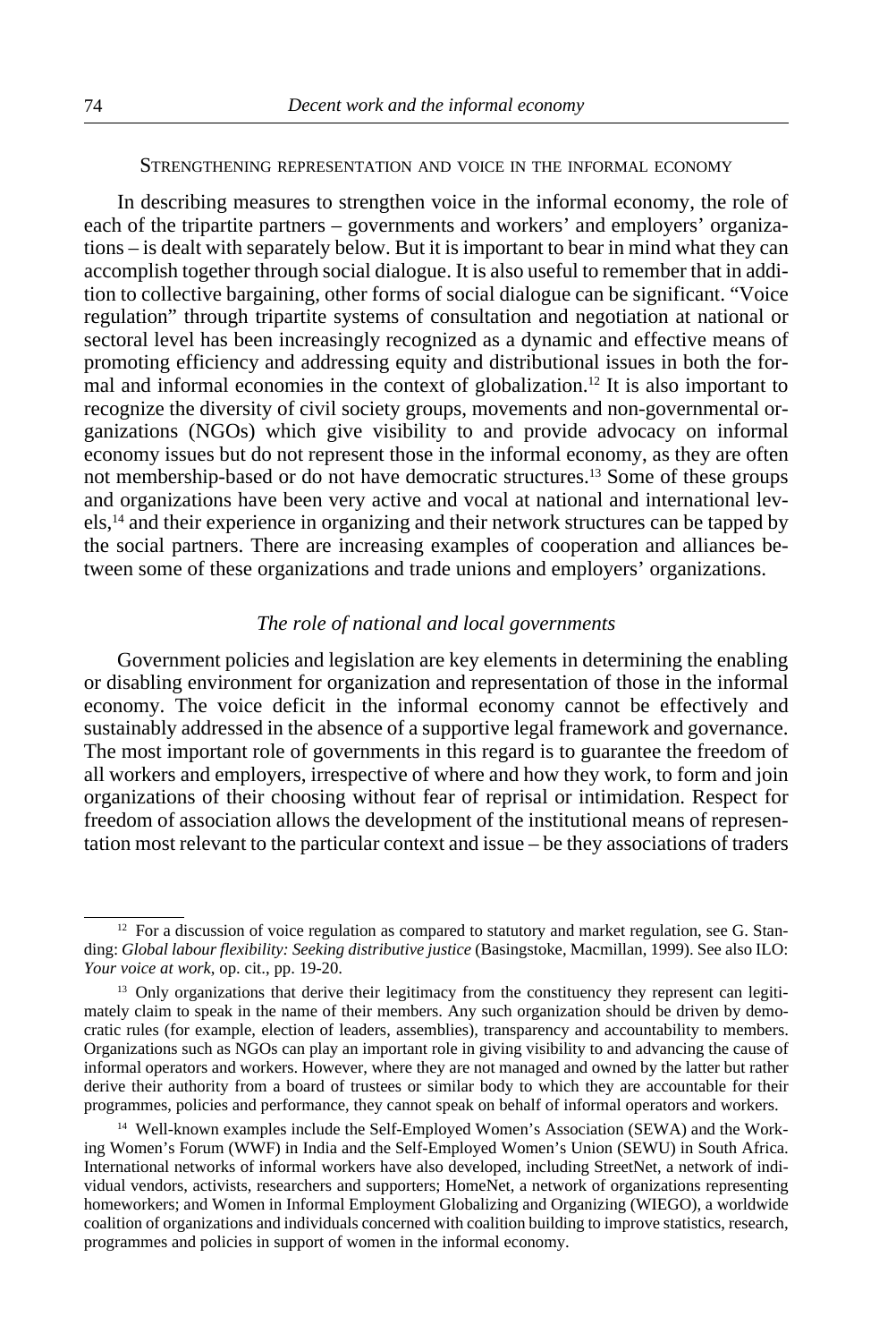### Strengthening representation and voice in the informal economy

In describing measures to strengthen voice in the informal economy, the role of each of the tripartite partners – governments and workers' and employers' organizations – is dealt with separately below. But it is important to bear in mind what they can accomplish together through social dialogue. It is also useful to remember that in addition to collective bargaining, other forms of social dialogue can be significant. "Voice regulation" through tripartite systems of consultation and negotiation at national or sectoral level has been increasingly recognized as a dynamic and effective means of promoting efficiency and addressing equity and distributional issues in both the formal and informal economies in the context of globalization.[12] It is also important to recognize the diversity of civil society groups, movements and non-governmental organizations (NGOs) which give visibility to and provide advocacy on informal economy issues but do not represent those in the informal economy, as they are often not membership-based or do not have democratic structures.[13] Some of these groups and organizations have been very active and vocal at national and international levels,[14] and their experience in organizing and their network structures can be tapped by the social partners. There are increasing examples of cooperation and alliances between some of these organizations and trade unions and employers' organizations.

#### *The role of national and local governments*

Government policies and legislation are key elements in determining the enabling or disabling environment for organization and representation of those in the informal economy. The voice deficit in the informal economy cannot be effectively and sustainably addressed in the absence of a supportive legal framework and governance. The most important role of governments in this regard is to guarantee the freedom of all workers and employers, irrespective of where and how they work, to form and join organizations of their choosing without fear of reprisal or intimidation. Respect for freedom of association allows the development of the institutional means of representation most relevant to the particular context and issue – be they associations of traders

---

[12] For a discussion of voice regulation as compared to statutory and market regulation, see G. Standing: *Global labour flexibility: Seeking distributive justice* (Basingstoke, Macmillan, 1999). See also ILO: *Your voice at work*, op. cit., pp. 19-20.

[13] Only organizations that derive their legitimacy from the constituency they represent can legitimately claim to speak in the name of their members. Any such organization should be driven by democratic rules (for example, election of leaders, assemblies), transparency and accountability to members. Organizations such as NGOs can play an important role in giving visibility to and advancing the cause of informal operators and workers. However, where they are not managed and owned by the latter but rather derive their authority from a board of trustees or similar body to which they are accountable for their programmes, policies and performance, they cannot speak on behalf of informal operators and workers.

[14] Well-known examples include the Self-Employed Women's Association (SEWA) and the Working Women's Forum (WWF) in India and the Self-Employed Women's Union (SEWU) in South Africa. International networks of informal workers have also developed, including StreetNet, a network of individual vendors, activists, researchers and supporters; HomeNet, a network of organizations representing homeworkers; and Women in Informal Employment Globalizing and Organizing (WIEGO), a worldwide coalition of organizations and individuals concerned with coalition building to improve statistics, research, programmes and policies in support of women in the informal economy.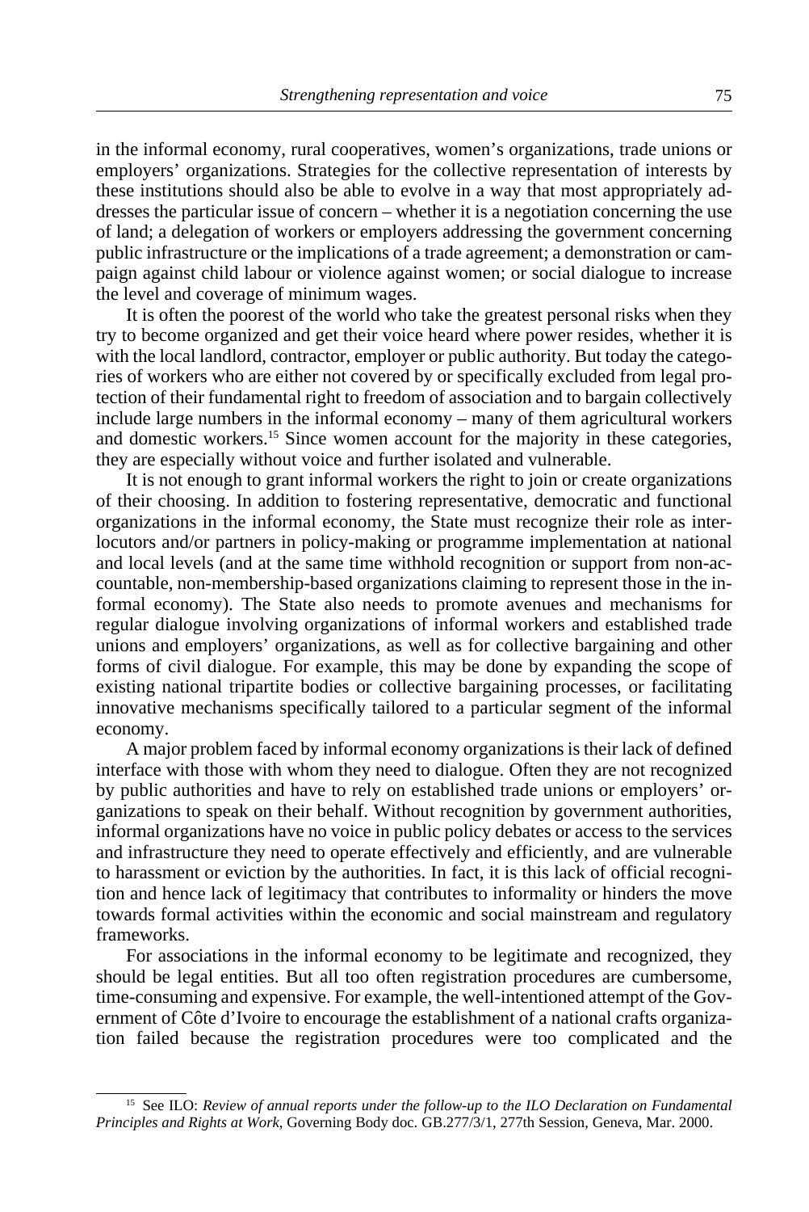in the informal economy, rural cooperatives, women's organizations, trade unions or employers' organizations. Strategies for the collective representation of interests by these institutions should also be able to evolve in a way that most appropriately addresses the particular issue of concern – whether it is a negotiation concerning the use of land; a delegation of workers or employers addressing the government concerning public infrastructure or the implications of a trade agreement; a demonstration or campaign against child labour or violence against women; or social dialogue to increase the level and coverage of minimum wages.

It is often the poorest of the world who take the greatest personal risks when they try to become organized and get their voice heard where power resides, whether it is with the local landlord, contractor, employer or public authority. But today the categories of workers who are either not covered by or specifically excluded from legal protection of their fundamental right to freedom of association and to bargain collectively include large numbers in the informal economy – many of them agricultural workers and domestic workers.[15] Since women account for the majority in these categories, they are especially without voice and further isolated and vulnerable.

It is not enough to grant informal workers the right to join or create organizations of their choosing. In addition to fostering representative, democratic and functional organizations in the informal economy, the State must recognize their role as interlocutors and/or partners in policy-making or programme implementation at national and local levels (and at the same time withhold recognition or support from non-accountable, non-membership-based organizations claiming to represent those in the informal economy). The State also needs to promote avenues and mechanisms for regular dialogue involving organizations of informal workers and established trade unions and employers' organizations, as well as for collective bargaining and other forms of civil dialogue. For example, this may be done by expanding the scope of existing national tripartite bodies or collective bargaining processes, or facilitating innovative mechanisms specifically tailored to a particular segment of the informal economy.

A major problem faced by informal economy organizations is their lack of defined interface with those with whom they need to dialogue. Often they are not recognized by public authorities and have to rely on established trade unions or employers' organizations to speak on their behalf. Without recognition by government authorities, informal organizations have no voice in public policy debates or access to the services and infrastructure they need to operate effectively and efficiently, and are vulnerable to harassment or eviction by the authorities. In fact, it is this lack of official recognition and hence lack of legitimacy that contributes to informality or hinders the move towards formal activities within the economic and social mainstream and regulatory frameworks.

For associations in the informal economy to be legitimate and recognized, they should be legal entities. But all too often registration procedures are cumbersome, time-consuming and expensive. For example, the well-intentioned attempt of the Government of Côte d'Ivoire to encourage the establishment of a national crafts organization failed because the registration procedures were too complicated and the

---

[15] See ILO: *Review of annual reports under the follow-up to the ILO Declaration on Fundamental Principles and Rights at Work*, Governing Body doc. GB.277/3/1, 277th Session, Geneva, Mar. 2000.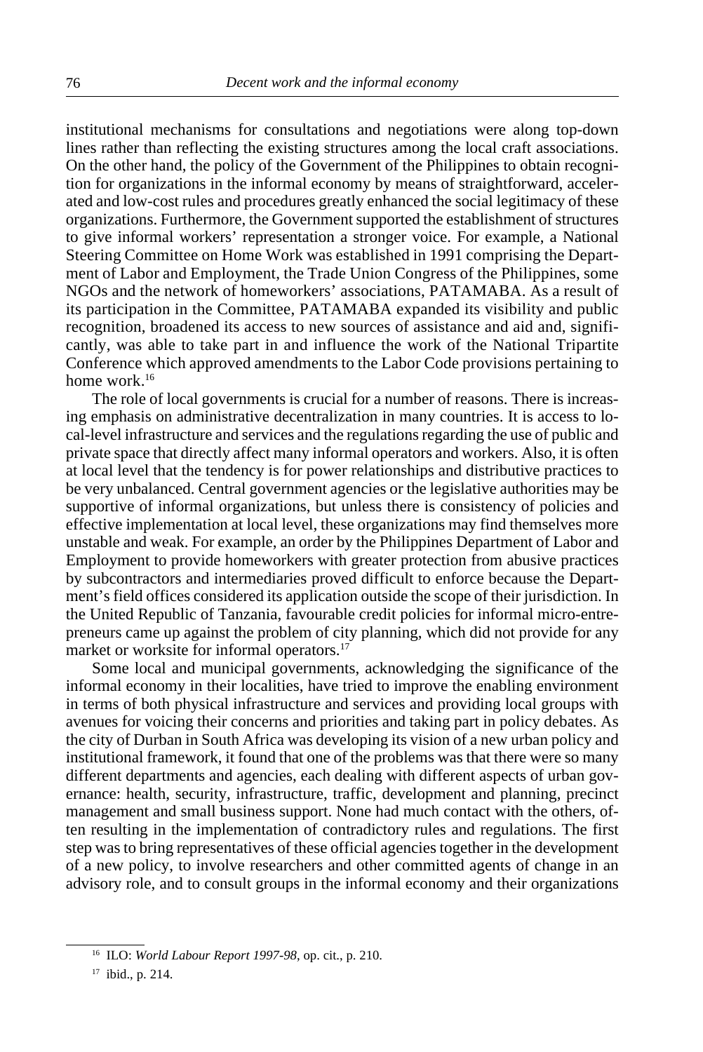institutional mechanisms for consultations and negotiations were along top-down lines rather than reflecting the existing structures among the local craft associations. On the other hand, the policy of the Government of the Philippines to obtain recognition for organizations in the informal economy by means of straightforward, accelerated and low-cost rules and procedures greatly enhanced the social legitimacy of these organizations. Furthermore, the Government supported the establishment of structures to give informal workers' representation a stronger voice. For example, a National Steering Committee on Home Work was established in 1991 comprising the Department of Labor and Employment, the Trade Union Congress of the Philippines, some NGOs and the network of homeworkers' associations, PATAMABA. As a result of its participation in the Committee, PATAMABA expanded its visibility and public recognition, broadened its access to new sources of assistance and aid and, significantly, was able to take part in and influence the work of the National Tripartite Conference which approved amendments to the Labor Code provisions pertaining to home work.[16]

The role of local governments is crucial for a number of reasons. There is increasing emphasis on administrative decentralization in many countries. It is access to local-level infrastructure and services and the regulations regarding the use of public and private space that directly affect many informal operators and workers. Also, it is often at local level that the tendency is for power relationships and distributive practices to be very unbalanced. Central government agencies or the legislative authorities may be supportive of informal organizations, but unless there is consistency of policies and effective implementation at local level, these organizations may find themselves more unstable and weak. For example, an order by the Philippines Department of Labor and Employment to provide homeworkers with greater protection from abusive practices by subcontractors and intermediaries proved difficult to enforce because the Department's field offices considered its application outside the scope of their jurisdiction. In the United Republic of Tanzania, favourable credit policies for informal micro-entrepreneurs came up against the problem of city planning, which did not provide for any market or worksite for informal operators.[17]

Some local and municipal governments, acknowledging the significance of the informal economy in their localities, have tried to improve the enabling environment in terms of both physical infrastructure and services and providing local groups with avenues for voicing their concerns and priorities and taking part in policy debates. As the city of Durban in South Africa was developing its vision of a new urban policy and institutional framework, it found that one of the problems was that there were so many different departments and agencies, each dealing with different aspects of urban governance: health, security, infrastructure, traffic, development and planning, precinct management and small business support. None had much contact with the others, often resulting in the implementation of contradictory rules and regulations. The first step was to bring representatives of these official agencies together in the development of a new policy, to involve researchers and other committed agents of change in an advisory role, and to consult groups in the informal economy and their organizations

[16] ILO: *World Labour Report 1997-98*, op. cit., p. 210.

[17] ibid., p. 214.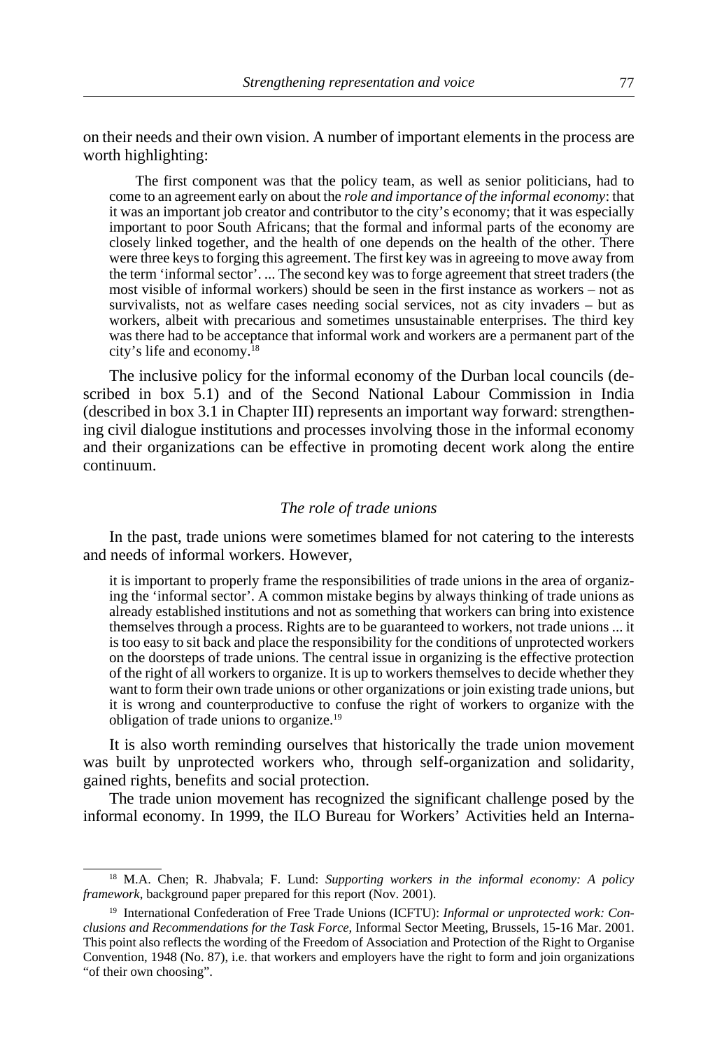on their needs and their own vision. A number of important elements in the process are worth highlighting:

> The first component was that the policy team, as well as senior politicians, had to come to an agreement early on about the *role and importance of the informal economy*: that it was an important job creator and contributor to the city's economy; that it was especially important to poor South Africans; that the formal and informal parts of the economy are closely linked together, and the health of one depends on the health of the other. There were three keys to forging this agreement. The first key was in agreeing to move away from the term 'informal sector'. ... The second key was to forge agreement that street traders (the most visible of informal workers) should be seen in the first instance as workers – not as survivalists, not as welfare cases needing social services, not as city invaders – but as workers, albeit with precarious and sometimes unsustainable enterprises. The third key was there had to be acceptance that informal work and workers are a permanent part of the city's life and economy.[18]

The inclusive policy for the informal economy of the Durban local councils (described in box 5.1) and of the Second National Labour Commission in India (described in box 3.1 in Chapter III) represents an important way forward: strengthening civil dialogue institutions and processes involving those in the informal economy and their organizations can be effective in promoting decent work along the entire continuum.

### *The role of trade unions*

In the past, trade unions were sometimes blamed for not catering to the interests and needs of informal workers. However,

> it is important to properly frame the responsibilities of trade unions in the area of organizing the 'informal sector'. A common mistake begins by always thinking of trade unions as already established institutions and not as something that workers can bring into existence themselves through a process. Rights are to be guaranteed to workers, not trade unions ... it is too easy to sit back and place the responsibility for the conditions of unprotected workers on the doorsteps of trade unions. The central issue in organizing is the effective protection of the right of all workers to organize. It is up to workers themselves to decide whether they want to form their own trade unions or other organizations or join existing trade unions, but it is wrong and counterproductive to confuse the right of workers to organize with the obligation of trade unions to organize.[19]

It is also worth reminding ourselves that historically the trade union movement was built by unprotected workers who, through self-organization and solidarity, gained rights, benefits and social protection.

The trade union movement has recognized the significant challenge posed by the informal economy. In 1999, the ILO Bureau for Workers' Activities held an Interna-

---

[18] M.A. Chen; R. Jhabvala; F. Lund: *Supporting workers in the informal economy: A policy framework*, background paper prepared for this report (Nov. 2001).

[19] International Confederation of Free Trade Unions (ICFTU): *Informal or unprotected work: Conclusions and Recommendations for the Task Force*, Informal Sector Meeting, Brussels, 15-16 Mar. 2001. This point also reflects the wording of the Freedom of Association and Protection of the Right to Organise Convention, 1948 (No. 87), i.e. that workers and employers have the right to form and join organizations "of their own choosing".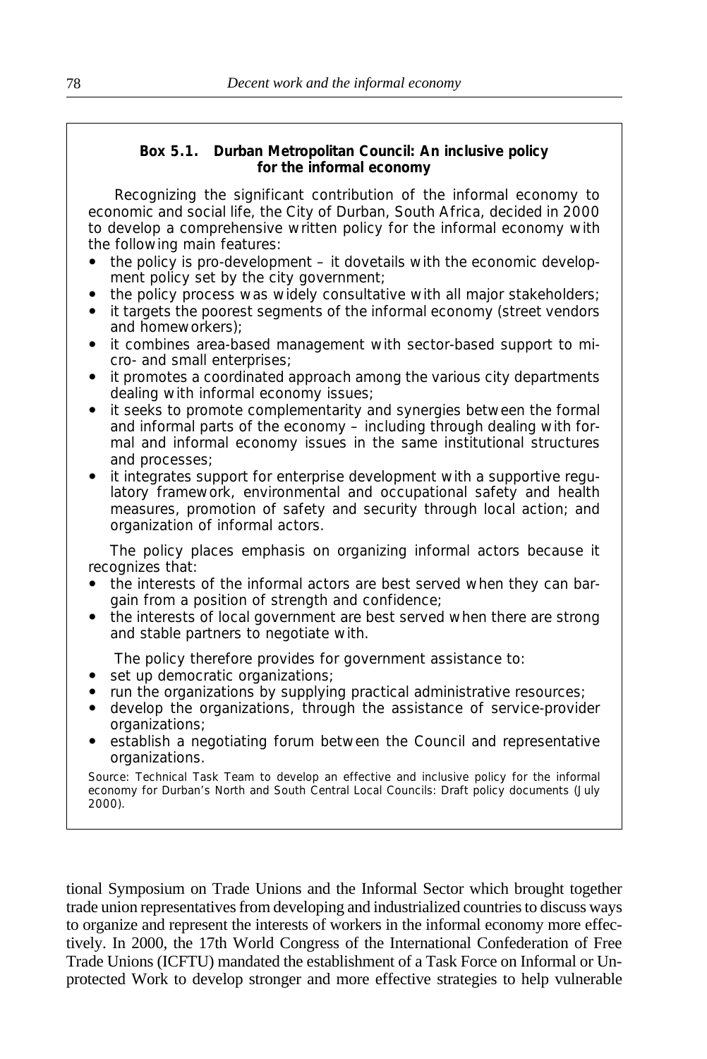**Box 5.1. Durban Metropolitan Council: An inclusive policy for the informal economy**

Recognizing the significant contribution of the informal economy to economic and social life, the City of Durban, South Africa, decided in 2000 to develop a comprehensive written policy for the informal economy with the following main features:

- the policy is pro-development – it dovetails with the economic development policy set by the city government;
- the policy process was widely consultative with all major stakeholders;
- it targets the poorest segments of the informal economy (street vendors and homeworkers);
- it combines area-based management with sector-based support to micro- and small enterprises;
- it promotes a coordinated approach among the various city departments dealing with informal economy issues;
- it seeks to promote complementarity and synergies between the formal and informal parts of the economy – including through dealing with formal and informal economy issues in the same institutional structures and processes;
- it integrates support for enterprise development with a supportive regulatory framework, environmental and occupational safety and health measures, promotion of safety and security through local action; and organization of informal actors.

The policy places emphasis on organizing informal actors because it recognizes that:

- the interests of the informal actors are best served when they can bargain from a position of strength and confidence;
- the interests of local government are best served when there are strong and stable partners to negotiate with.

The policy therefore provides for government assistance to:

- set up democratic organizations;
- run the organizations by supplying practical administrative resources;
- develop the organizations, through the assistance of service-provider organizations;
- establish a negotiating forum between the Council and representative organizations.

Source: Technical Task Team to develop an effective and inclusive policy for the informal economy for Durban's North and South Central Local Councils: Draft policy documents (July 2000).

tional Symposium on Trade Unions and the Informal Sector which brought together trade union representatives from developing and industrialized countries to discuss ways to organize and represent the interests of workers in the informal economy more effectively. In 2000, the 17th World Congress of the International Confederation of Free Trade Unions (ICFTU) mandated the establishment of a Task Force on Informal or Unprotected Work to develop stronger and more effective strategies to help vulnerable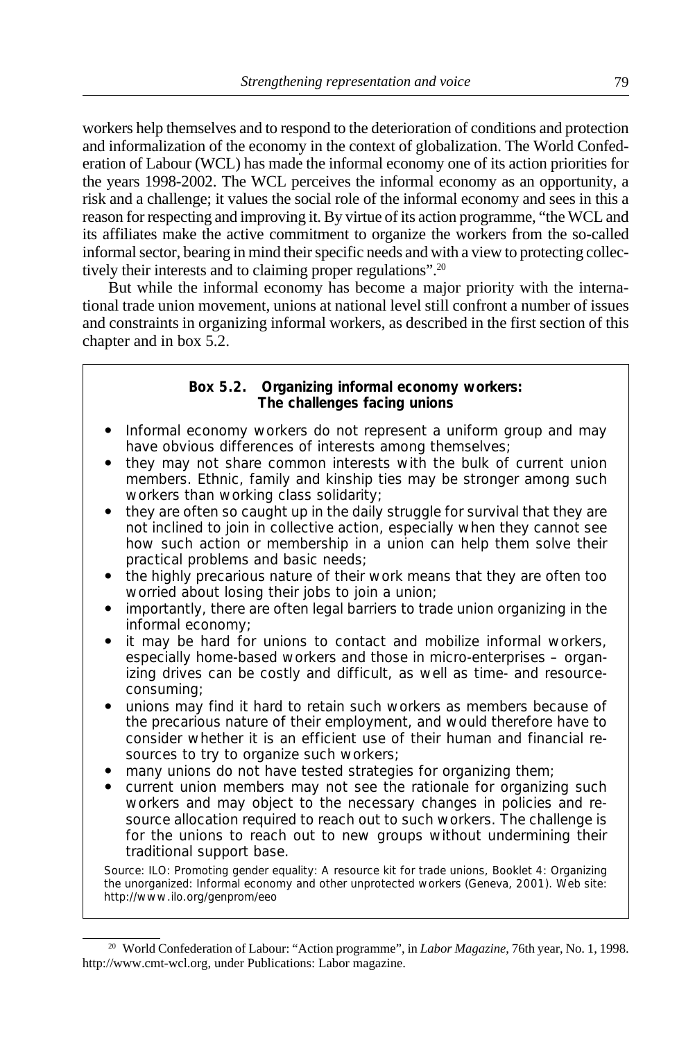workers help themselves and to respond to the deterioration of conditions and protection and informalization of the economy in the context of globalization. The World Confederation of Labour (WCL) has made the informal economy one of its action priorities for the years 1998-2002. The WCL perceives the informal economy as an opportunity, a risk and a challenge; it values the social role of the informal economy and sees in this a reason for respecting and improving it. By virtue of its action programme, "the WCL and its affiliates make the active commitment to organize the workers from the so-called informal sector, bearing in mind their specific needs and with a view to protecting collectively their interests and to claiming proper regulations".[20]

But while the informal economy has become a major priority with the international trade union movement, unions at national level still confront a number of issues and constraints in organizing informal workers, as described in the first section of this chapter and in box 5.2.

**Box 5.2. Organizing informal economy workers: The challenges facing unions**

- Informal economy workers do not represent a uniform group and may have obvious differences of interests among themselves;
- they may not share common interests with the bulk of current union members. Ethnic, family and kinship ties may be stronger among such workers than working class solidarity;
- they are often so caught up in the daily struggle for survival that they are not inclined to join in collective action, especially when they cannot see how such action or membership in a union can help them solve their practical problems and basic needs;
- the highly precarious nature of their work means that they are often too worried about losing their jobs to join a union;
- importantly, there are often legal barriers to trade union organizing in the informal economy;
- it may be hard for unions to contact and mobilize informal workers, especially home-based workers and those in micro-enterprises – organizing drives can be costly and difficult, as well as time- and resource-consuming;
- unions may find it hard to retain such workers as members because of the precarious nature of their employment, and would therefore have to consider whether it is an efficient use of their human and financial resources to try to organize such workers;
- many unions do not have tested strategies for organizing them;
- current union members may not see the rationale for organizing such workers and may object to the necessary changes in policies and resource allocation required to reach out to such workers. The challenge is for the unions to reach out to new groups without undermining their traditional support base.

Source: ILO: Promoting gender equality: A resource kit for trade unions, Booklet 4: Organizing the unorganized: Informal economy and other unprotected workers (Geneva, 2001). Web site: http://www.ilo.org/genprom/eeo

[20] World Confederation of Labour: "Action programme", in *Labor Magazine*, 76th year, No. 1, 1998. http://www.cmt-wcl.org, under Publications: Labor magazine.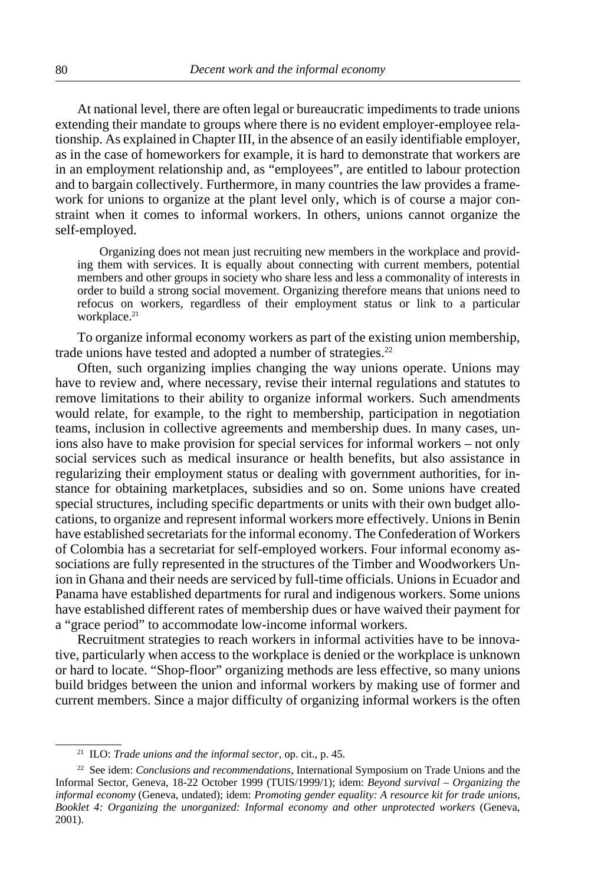At national level, there are often legal or bureaucratic impediments to trade unions extending their mandate to groups where there is no evident employer-employee relationship. As explained in Chapter III, in the absence of an easily identifiable employer, as in the case of homeworkers for example, it is hard to demonstrate that workers are in an employment relationship and, as "employees", are entitled to labour protection and to bargain collectively. Furthermore, in many countries the law provides a framework for unions to organize at the plant level only, which is of course a major constraint when it comes to informal workers. In others, unions cannot organize the self-employed.

> Organizing does not mean just recruiting new members in the workplace and providing them with services. It is equally about connecting with current members, potential members and other groups in society who share less and less a commonality of interests in order to build a strong social movement. Organizing therefore means that unions need to refocus on workers, regardless of their employment status or link to a particular workplace.[21]

To organize informal economy workers as part of the existing union membership, trade unions have tested and adopted a number of strategies.[22]

Often, such organizing implies changing the way unions operate. Unions may have to review and, where necessary, revise their internal regulations and statutes to remove limitations to their ability to organize informal workers. Such amendments would relate, for example, to the right to membership, participation in negotiation teams, inclusion in collective agreements and membership dues. In many cases, unions also have to make provision for special services for informal workers – not only social services such as medical insurance or health benefits, but also assistance in regularizing their employment status or dealing with government authorities, for instance for obtaining marketplaces, subsidies and so on. Some unions have created special structures, including specific departments or units with their own budget allocations, to organize and represent informal workers more effectively. Unions in Benin have established secretariats for the informal economy. The Confederation of Workers of Colombia has a secretariat for self-employed workers. Four informal economy associations are fully represented in the structures of the Timber and Woodworkers Union in Ghana and their needs are serviced by full-time officials. Unions in Ecuador and Panama have established departments for rural and indigenous workers. Some unions have established different rates of membership dues or have waived their payment for a "grace period" to accommodate low-income informal workers.

Recruitment strategies to reach workers in informal activities have to be innovative, particularly when access to the workplace is denied or the workplace is unknown or hard to locate. "Shop-floor" organizing methods are less effective, so many unions build bridges between the union and informal workers by making use of former and current members. Since a major difficulty of organizing informal workers is the often

---

[21] ILO: *Trade unions and the informal sector*, op. cit., p. 45.

[22] See idem: *Conclusions and recommendations*, International Symposium on Trade Unions and the Informal Sector, Geneva, 18-22 October 1999 (TUIS/1999/1); idem: *Beyond survival – Organizing the informal economy* (Geneva, undated); idem: *Promoting gender equality: A resource kit for trade unions, Booklet 4: Organizing the unorganized: Informal economy and other unprotected workers* (Geneva, 2001).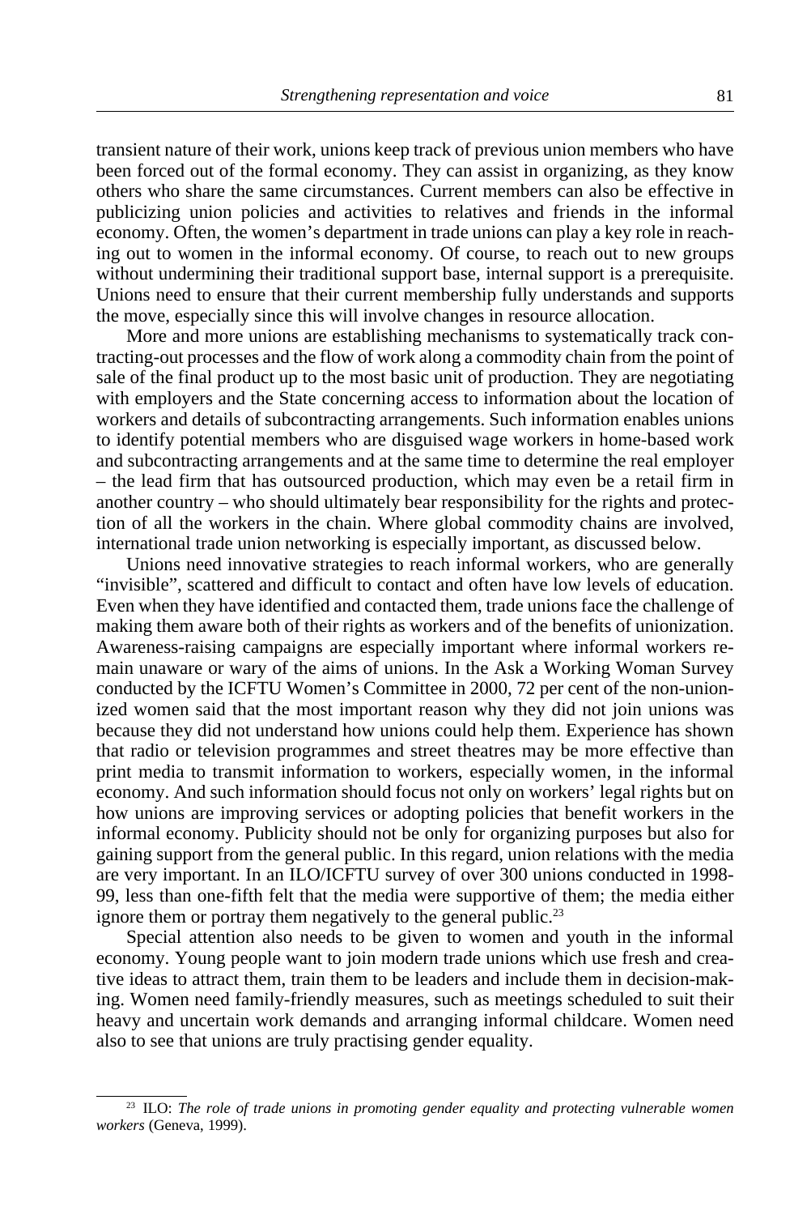transient nature of their work, unions keep track of previous union members who have been forced out of the formal economy. They can assist in organizing, as they know others who share the same circumstances. Current members can also be effective in publicizing union policies and activities to relatives and friends in the informal economy. Often, the women's department in trade unions can play a key role in reaching out to women in the informal economy. Of course, to reach out to new groups without undermining their traditional support base, internal support is a prerequisite. Unions need to ensure that their current membership fully understands and supports the move, especially since this will involve changes in resource allocation.

More and more unions are establishing mechanisms to systematically track contracting-out processes and the flow of work along a commodity chain from the point of sale of the final product up to the most basic unit of production. They are negotiating with employers and the State concerning access to information about the location of workers and details of subcontracting arrangements. Such information enables unions to identify potential members who are disguised wage workers in home-based work and subcontracting arrangements and at the same time to determine the real employer – the lead firm that has outsourced production, which may even be a retail firm in another country – who should ultimately bear responsibility for the rights and protection of all the workers in the chain. Where global commodity chains are involved, international trade union networking is especially important, as discussed below.

Unions need innovative strategies to reach informal workers, who are generally "invisible", scattered and difficult to contact and often have low levels of education. Even when they have identified and contacted them, trade unions face the challenge of making them aware both of their rights as workers and of the benefits of unionization. Awareness-raising campaigns are especially important where informal workers remain unaware or wary of the aims of unions. In the Ask a Working Woman Survey conducted by the ICFTU Women's Committee in 2000, 72 per cent of the non-unionized women said that the most important reason why they did not join unions was because they did not understand how unions could help them. Experience has shown that radio or television programmes and street theatres may be more effective than print media to transmit information to workers, especially women, in the informal economy. And such information should focus not only on workers' legal rights but on how unions are improving services or adopting policies that benefit workers in the informal economy. Publicity should not be only for organizing purposes but also for gaining support from the general public. In this regard, union relations with the media are very important. In an ILO/ICFTU survey of over 300 unions conducted in 1998-99, less than one-fifth felt that the media were supportive of them; the media either ignore them or portray them negatively to the general public.[23]

Special attention also needs to be given to women and youth in the informal economy. Young people want to join modern trade unions which use fresh and creative ideas to attract them, train them to be leaders and include them in decision-making. Women need family-friendly measures, such as meetings scheduled to suit their heavy and uncertain work demands and arranging informal childcare. Women need also to see that unions are truly practising gender equality.

---

[23] ILO: *The role of trade unions in promoting gender equality and protecting vulnerable women workers* (Geneva, 1999).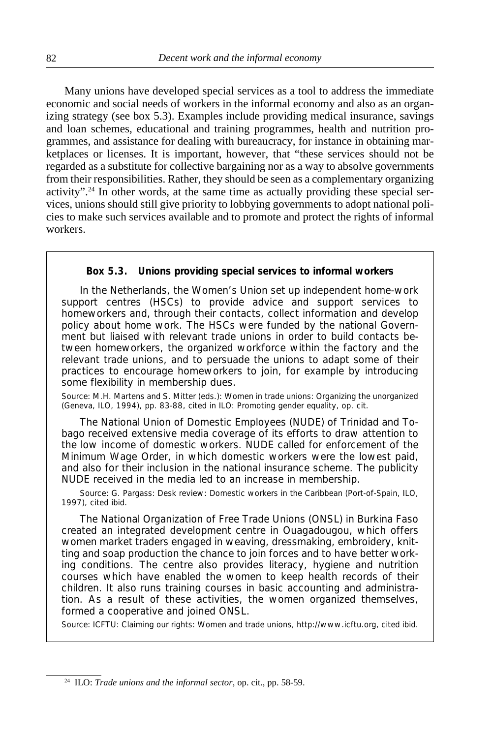Many unions have developed special services as a tool to address the immediate economic and social needs of workers in the informal economy and also as an organizing strategy (see box 5.3). Examples include providing medical insurance, savings and loan schemes, educational and training programmes, health and nutrition programmes, and assistance for dealing with bureaucracy, for instance in obtaining marketplaces or licenses. It is important, however, that "these services should not be regarded as a substitute for collective bargaining nor as a way to absolve governments from their responsibilities. Rather, they should be seen as a complementary organizing activity".[24] In other words, at the same time as actually providing these special services, unions should still give priority to lobbying governments to adopt national policies to make such services available and to promote and protect the rights of informal workers.

**Box 5.3. Unions providing special services to informal workers**

In the Netherlands, the Women's Union set up independent home-work support centres (HSCs) to provide advice and support services to homeworkers and, through their contacts, collect information and develop policy about home work. The HSCs were funded by the national Government but liaised with relevant trade unions in order to build contacts between homeworkers, the organized workforce within the factory and the relevant trade unions, and to persuade the unions to adapt some of their practices to encourage homeworkers to join, for example by introducing some flexibility in membership dues.

Source: M.H. Martens and S. Mitter (eds.): *Women in trade unions: Organizing the unorganized* (Geneva, ILO, 1994), pp. 83-88, cited in ILO: *Promoting gender equality*, op. cit.

The National Union of Domestic Employees (NUDE) of Trinidad and Tobago received extensive media coverage of its efforts to draw attention to the low income of domestic workers. NUDE called for enforcement of the Minimum Wage Order, in which domestic workers were the lowest paid, and also for their inclusion in the national insurance scheme. The publicity NUDE received in the media led to an increase in membership.

Source: G. Pargass: *Desk review: Domestic workers in the Caribbean* (Port-of-Spain, ILO, 1997), cited ibid.

The National Organization of Free Trade Unions (ONSL) in Burkina Faso created an integrated development centre in Ouagadougou, which offers women market traders engaged in weaving, dressmaking, embroidery, knitting and soap production the chance to join forces and to have better working conditions. The centre also provides literacy, hygiene and nutrition courses which have enabled the women to keep health records of their children. It also runs training courses in basic accounting and administration. As a result of these activities, the women organized themselves, formed a cooperative and joined ONSL.

Source: ICFTU: *Claiming our rights: Women and trade unions*, http://www.icftu.org, cited ibid.

---

[24] ILO: *Trade unions and the informal sector*, op. cit., pp. 58-59.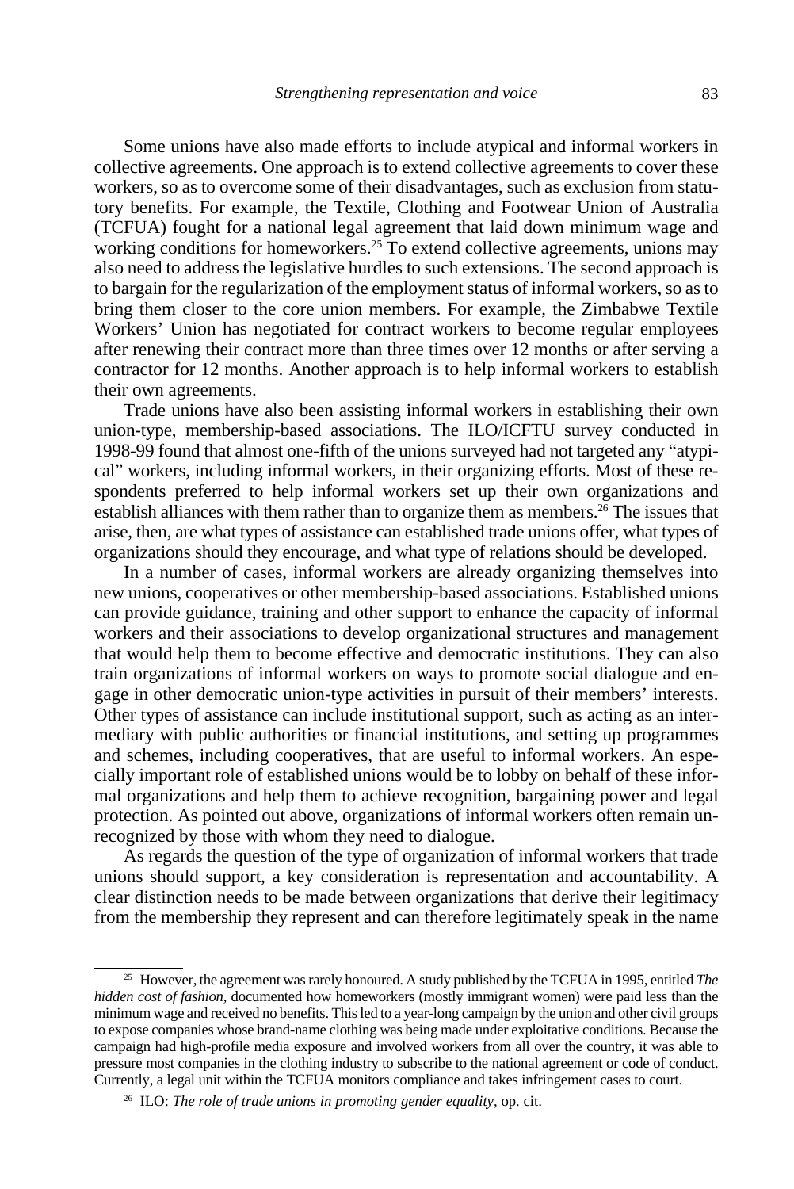Some unions have also made efforts to include atypical and informal workers in collective agreements. One approach is to extend collective agreements to cover these workers, so as to overcome some of their disadvantages, such as exclusion from statutory benefits. For example, the Textile, Clothing and Footwear Union of Australia (TCFUA) fought for a national legal agreement that laid down minimum wage and working conditions for homeworkers.[25] To extend collective agreements, unions may also need to address the legislative hurdles to such extensions. The second approach is to bargain for the regularization of the employment status of informal workers, so as to bring them closer to the core union members. For example, the Zimbabwe Textile Workers' Union has negotiated for contract workers to become regular employees after renewing their contract more than three times over 12 months or after serving a contractor for 12 months. Another approach is to help informal workers to establish their own agreements.

Trade unions have also been assisting informal workers in establishing their own union-type, membership-based associations. The ILO/ICFTU survey conducted in 1998-99 found that almost one-fifth of the unions surveyed had not targeted any "atypical" workers, including informal workers, in their organizing efforts. Most of these respondents preferred to help informal workers set up their own organizations and establish alliances with them rather than to organize them as members.[26] The issues that arise, then, are what types of assistance can established trade unions offer, what types of organizations should they encourage, and what type of relations should be developed.

In a number of cases, informal workers are already organizing themselves into new unions, cooperatives or other membership-based associations. Established unions can provide guidance, training and other support to enhance the capacity of informal workers and their associations to develop organizational structures and management that would help them to become effective and democratic institutions. They can also train organizations of informal workers on ways to promote social dialogue and engage in other democratic union-type activities in pursuit of their members' interests. Other types of assistance can include institutional support, such as acting as an intermediary with public authorities or financial institutions, and setting up programmes and schemes, including cooperatives, that are useful to informal workers. An especially important role of established unions would be to lobby on behalf of these informal organizations and help them to achieve recognition, bargaining power and legal protection. As pointed out above, organizations of informal workers often remain unrecognized by those with whom they need to dialogue.

As regards the question of the type of organization of informal workers that trade unions should support, a key consideration is representation and accountability. A clear distinction needs to be made between organizations that derive their legitimacy from the membership they represent and can therefore legitimately speak in the name

---

[25] However, the agreement was rarely honoured. A study published by the TCFUA in 1995, entitled *The hidden cost of fashion*, documented how homeworkers (mostly immigrant women) were paid less than the minimum wage and received no benefits. This led to a year-long campaign by the union and other civil groups to expose companies whose brand-name clothing was being made under exploitative conditions. Because the campaign had high-profile media exposure and involved workers from all over the country, it was able to pressure most companies in the clothing industry to subscribe to the national agreement or code of conduct. Currently, a legal unit within the TCFUA monitors compliance and takes infringement cases to court.

[26] ILO: *The role of trade unions in promoting gender equality*, op. cit.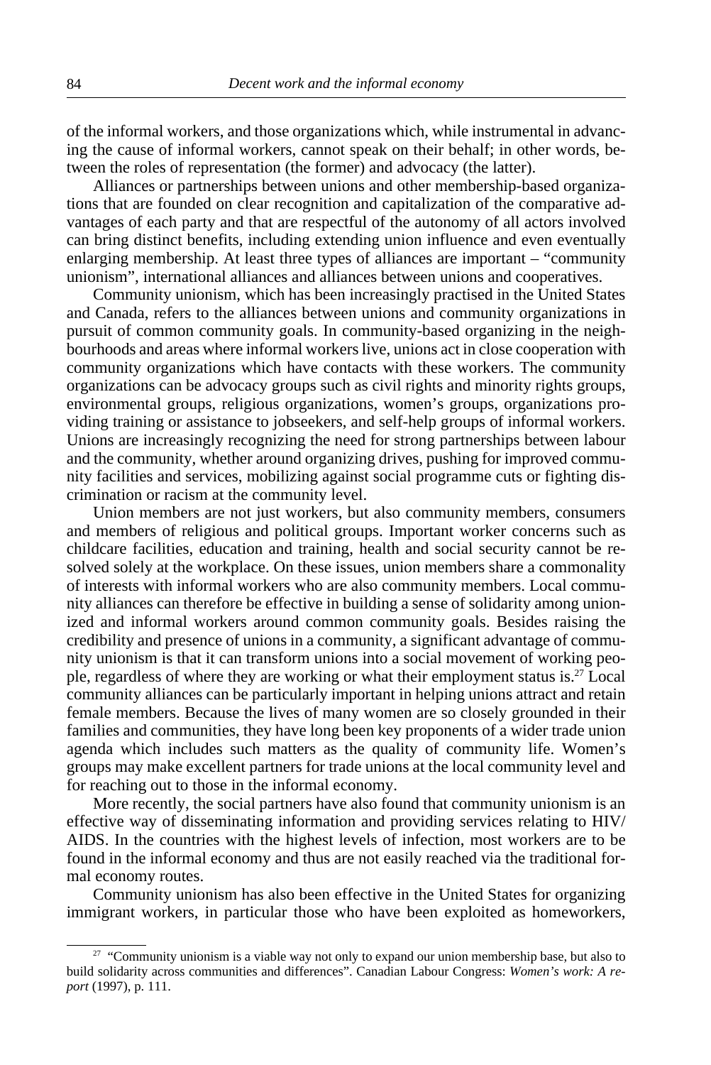of the informal workers, and those organizations which, while instrumental in advancing the cause of informal workers, cannot speak on their behalf; in other words, between the roles of representation (the former) and advocacy (the latter).

Alliances or partnerships between unions and other membership-based organizations that are founded on clear recognition and capitalization of the comparative advantages of each party and that are respectful of the autonomy of all actors involved can bring distinct benefits, including extending union influence and even eventually enlarging membership. At least three types of alliances are important – "community unionism", international alliances and alliances between unions and cooperatives.

Community unionism, which has been increasingly practised in the United States and Canada, refers to the alliances between unions and community organizations in pursuit of common community goals. In community-based organizing in the neighbourhoods and areas where informal workers live, unions act in close cooperation with community organizations which have contacts with these workers. The community organizations can be advocacy groups such as civil rights and minority rights groups, environmental groups, religious organizations, women's groups, organizations providing training or assistance to jobseekers, and self-help groups of informal workers. Unions are increasingly recognizing the need for strong partnerships between labour and the community, whether around organizing drives, pushing for improved community facilities and services, mobilizing against social programme cuts or fighting discrimination or racism at the community level.

Union members are not just workers, but also community members, consumers and members of religious and political groups. Important worker concerns such as childcare facilities, education and training, health and social security cannot be resolved solely at the workplace. On these issues, union members share a commonality of interests with informal workers who are also community members. Local community alliances can therefore be effective in building a sense of solidarity among unionized and informal workers around common community goals. Besides raising the credibility and presence of unions in a community, a significant advantage of community unionism is that it can transform unions into a social movement of working people, regardless of where they are working or what their employment status is.[27] Local community alliances can be particularly important in helping unions attract and retain female members. Because the lives of many women are so closely grounded in their families and communities, they have long been key proponents of a wider trade union agenda which includes such matters as the quality of community life. Women's groups may make excellent partners for trade unions at the local community level and for reaching out to those in the informal economy.

More recently, the social partners have also found that community unionism is an effective way of disseminating information and providing services relating to HIV/AIDS. In the countries with the highest levels of infection, most workers are to be found in the informal economy and thus are not easily reached via the traditional formal economy routes.

Community unionism has also been effective in the United States for organizing immigrant workers, in particular those who have been exploited as homeworkers,

[27] "Community unionism is a viable way not only to expand our union membership base, but also to build solidarity across communities and differences". Canadian Labour Congress: *Women's work: A report* (1997), p. 111.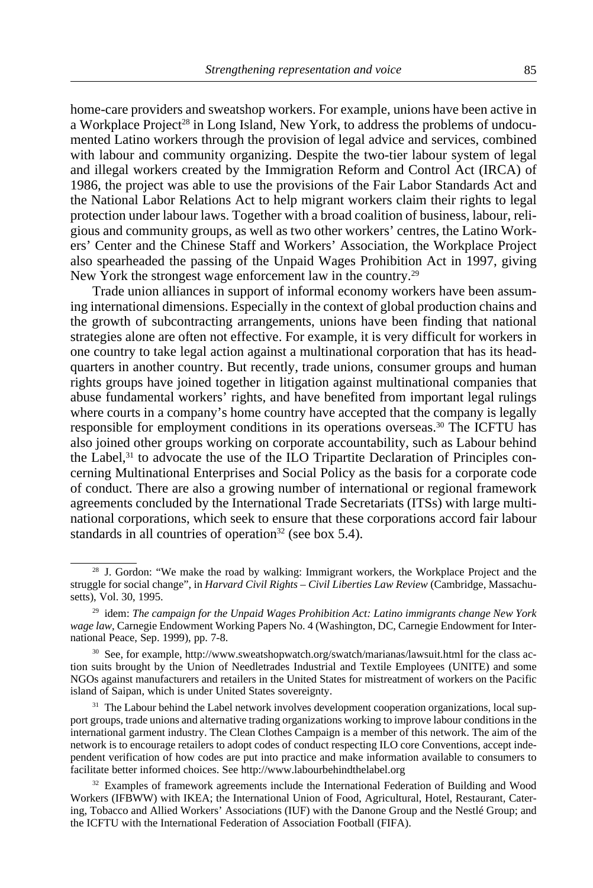home-care providers and sweatshop workers. For example, unions have been active in a Workplace Project[28] in Long Island, New York, to address the problems of undocumented Latino workers through the provision of legal advice and services, combined with labour and community organizing. Despite the two-tier labour system of legal and illegal workers created by the Immigration Reform and Control Act (IRCA) of 1986, the project was able to use the provisions of the Fair Labor Standards Act and the National Labor Relations Act to help migrant workers claim their rights to legal protection under labour laws. Together with a broad coalition of business, labour, religious and community groups, as well as two other workers' centres, the Latino Workers' Center and the Chinese Staff and Workers' Association, the Workplace Project also spearheaded the passing of the Unpaid Wages Prohibition Act in 1997, giving New York the strongest wage enforcement law in the country.[29]

Trade union alliances in support of informal economy workers have been assuming international dimensions. Especially in the context of global production chains and the growth of subcontracting arrangements, unions have been finding that national strategies alone are often not effective. For example, it is very difficult for workers in one country to take legal action against a multinational corporation that has its headquarters in another country. But recently, trade unions, consumer groups and human rights groups have joined together in litigation against multinational companies that abuse fundamental workers' rights, and have benefited from important legal rulings where courts in a company's home country have accepted that the company is legally responsible for employment conditions in its operations overseas.[30] The ICFTU has also joined other groups working on corporate accountability, such as Labour behind the Label,[31] to advocate the use of the ILO Tripartite Declaration of Principles concerning Multinational Enterprises and Social Policy as the basis for a corporate code of conduct. There are also a growing number of international or regional framework agreements concluded by the International Trade Secretariats (ITSs) with large multinational corporations, which seek to ensure that these corporations accord fair labour standards in all countries of operation[32] (see box 5.4).

---

[28] J. Gordon: "We make the road by walking: Immigrant workers, the Workplace Project and the struggle for social change", in *Harvard Civil Rights – Civil Liberties Law Review* (Cambridge, Massachusetts), Vol. 30, 1995.

[29] idem: *The campaign for the Unpaid Wages Prohibition Act: Latino immigrants change New York wage law*, Carnegie Endowment Working Papers No. 4 (Washington, DC, Carnegie Endowment for International Peace, Sep. 1999), pp. 7-8.

[30] See, for example, http://www.sweatshopwatch.org/swatch/marianas/lawsuit.html for the class action suits brought by the Union of Needletrades Industrial and Textile Employees (UNITE) and some NGOs against manufacturers and retailers in the United States for mistreatment of workers on the Pacific island of Saipan, which is under United States sovereignty.

[31] The Labour behind the Label network involves development cooperation organizations, local support groups, trade unions and alternative trading organizations working to improve labour conditions in the international garment industry. The Clean Clothes Campaign is a member of this network. The aim of the network is to encourage retailers to adopt codes of conduct respecting ILO core Conventions, accept independent verification of how codes are put into practice and make information available to consumers to facilitate better informed choices. See http://www.labourbehindthelabel.org

[32] Examples of framework agreements include the International Federation of Building and Wood Workers (IFBWW) with IKEA; the International Union of Food, Agricultural, Hotel, Restaurant, Catering, Tobacco and Allied Workers' Associations (IUF) with the Danone Group and the Nestlé Group; and the ICFTU with the International Federation of Association Football (FIFA).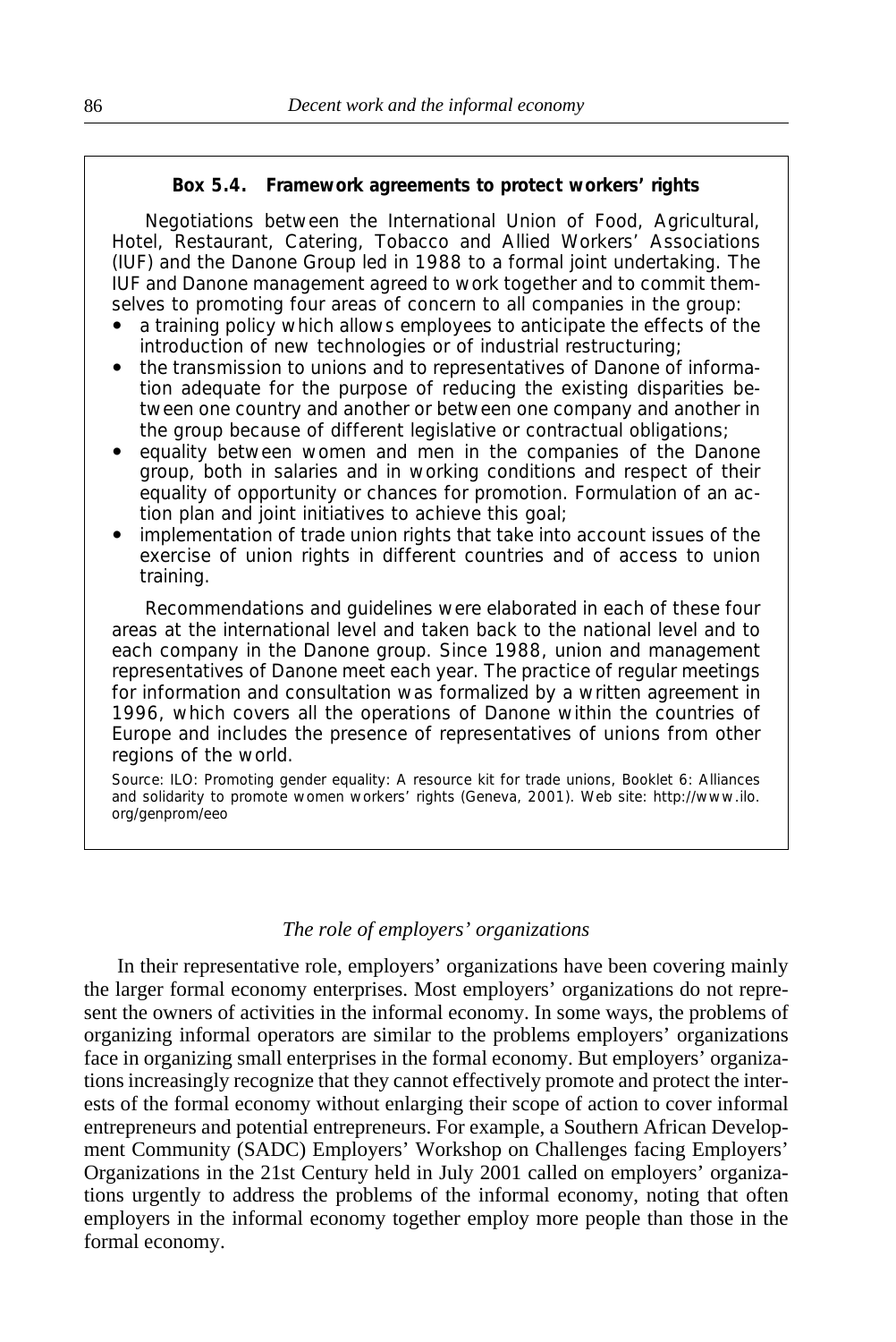**Box 5.4. Framework agreements to protect workers' rights**

Negotiations between the International Union of Food, Agricultural, Hotel, Restaurant, Catering, Tobacco and Allied Workers' Associations (IUF) and the Danone Group led in 1988 to a formal joint undertaking. The IUF and Danone management agreed to work together and to commit themselves to promoting four areas of concern to all companies in the group:

- a training policy which allows employees to anticipate the effects of the introduction of new technologies or of industrial restructuring;
- the transmission to unions and to representatives of Danone of information adequate for the purpose of reducing the existing disparities between one country and another or between one company and another in the group because of different legislative or contractual obligations;
- equality between women and men in the companies of the Danone group, both in salaries and in working conditions and respect of their equality of opportunity or chances for promotion. Formulation of an action plan and joint initiatives to achieve this goal;
- implementation of trade union rights that take into account issues of the exercise of union rights in different countries and of access to union training.

Recommendations and guidelines were elaborated in each of these four areas at the international level and taken back to the national level and to each company in the Danone group. Since 1988, union and management representatives of Danone meet each year. The practice of regular meetings for information and consultation was formalized by a written agreement in 1996, which covers all the operations of Danone within the countries of Europe and includes the presence of representatives of unions from other regions of the world.

Source: ILO: Promoting gender equality: A resource kit for trade unions, Booklet 6: Alliances and solidarity to promote women workers' rights (Geneva, 2001). Web site: http://www.ilo.org/genprom/eeo

### *The role of employers' organizations*

In their representative role, employers' organizations have been covering mainly the larger formal economy enterprises. Most employers' organizations do not represent the owners of activities in the informal economy. In some ways, the problems of organizing informal operators are similar to the problems employers' organizations face in organizing small enterprises in the formal economy. But employers' organizations increasingly recognize that they cannot effectively promote and protect the interests of the formal economy without enlarging their scope of action to cover informal entrepreneurs and potential entrepreneurs. For example, a Southern African Development Community (SADC) Employers' Workshop on Challenges facing Employers' Organizations in the 21st Century held in July 2001 called on employers' organizations urgently to address the problems of the informal economy, noting that often employers in the informal economy together employ more people than those in the formal economy.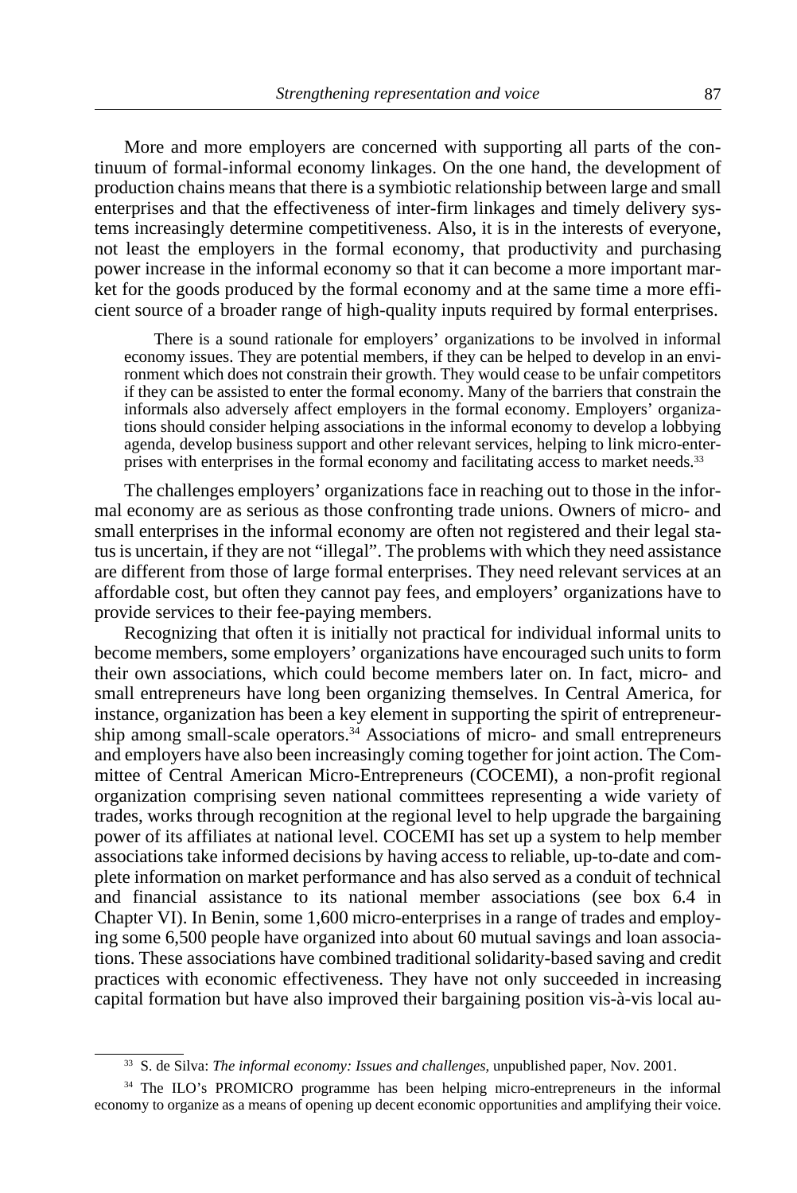More and more employers are concerned with supporting all parts of the continuum of formal-informal economy linkages. On the one hand, the development of production chains means that there is a symbiotic relationship between large and small enterprises and that the effectiveness of inter-firm linkages and timely delivery systems increasingly determine competitiveness. Also, it is in the interests of everyone, not least the employers in the formal economy, that productivity and purchasing power increase in the informal economy so that it can become a more important market for the goods produced by the formal economy and at the same time a more efficient source of a broader range of high-quality inputs required by formal enterprises.

> There is a sound rationale for employers' organizations to be involved in informal economy issues. They are potential members, if they can be helped to develop in an environment which does not constrain their growth. They would cease to be unfair competitors if they can be assisted to enter the formal economy. Many of the barriers that constrain the informals also adversely affect employers in the formal economy. Employers' organizations should consider helping associations in the informal economy to develop a lobbying agenda, develop business support and other relevant services, helping to link micro-enterprises with enterprises in the formal economy and facilitating access to market needs.[33]

The challenges employers' organizations face in reaching out to those in the informal economy are as serious as those confronting trade unions. Owners of micro- and small enterprises in the informal economy are often not registered and their legal status is uncertain, if they are not "illegal". The problems with which they need assistance are different from those of large formal enterprises. They need relevant services at an affordable cost, but often they cannot pay fees, and employers' organizations have to provide services to their fee-paying members.

Recognizing that often it is initially not practical for individual informal units to become members, some employers' organizations have encouraged such units to form their own associations, which could become members later on. In fact, micro- and small entrepreneurs have long been organizing themselves. In Central America, for instance, organization has been a key element in supporting the spirit of entrepreneurship among small-scale operators.[34] Associations of micro- and small entrepreneurs and employers have also been increasingly coming together for joint action. The Committee of Central American Micro-Entrepreneurs (COCEMI), a non-profit regional organization comprising seven national committees representing a wide variety of trades, works through recognition at the regional level to help upgrade the bargaining power of its affiliates at national level. COCEMI has set up a system to help member associations take informed decisions by having access to reliable, up-to-date and complete information on market performance and has also served as a conduit of technical and financial assistance to its national member associations (see box 6.4 in Chapter VI). In Benin, some 1,600 micro-enterprises in a range of trades and employing some 6,500 people have organized into about 60 mutual savings and loan associations. These associations have combined traditional solidarity-based saving and credit practices with economic effectiveness. They have not only succeeded in increasing capital formation but have also improved their bargaining position vis-à-vis local au-

---

[33] S. de Silva: *The informal economy: Issues and challenges*, unpublished paper, Nov. 2001.

[34] The ILO's PROMICRO programme has been helping micro-entrepreneurs in the informal economy to organize as a means of opening up decent economic opportunities and amplifying their voice.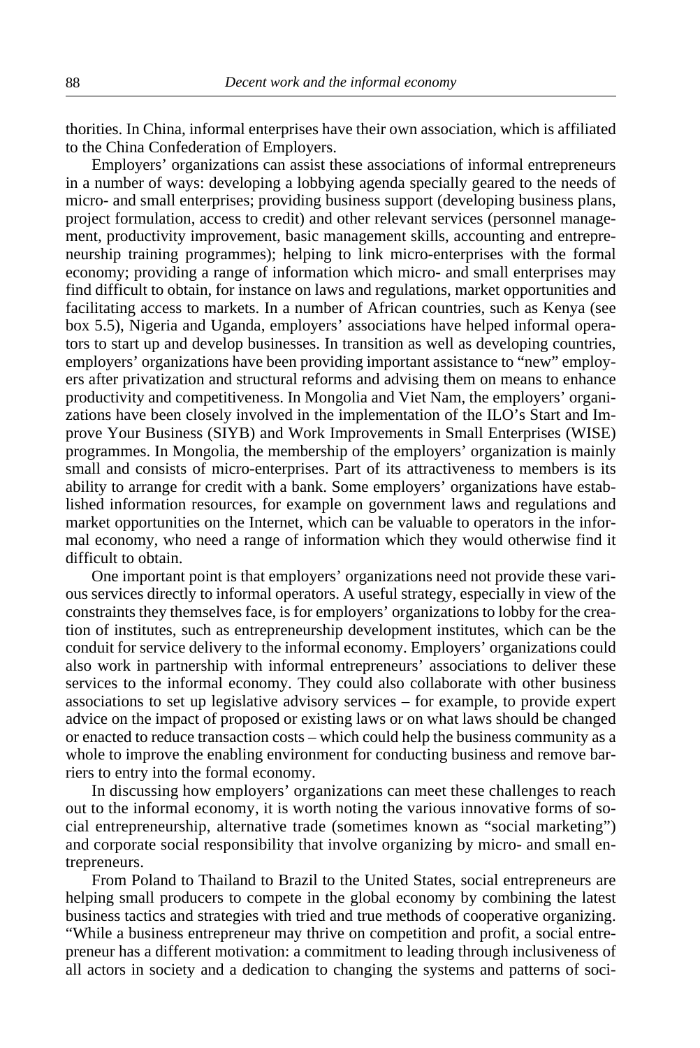thorities. In China, informal enterprises have their own association, which is affiliated to the China Confederation of Employers.

Employers' organizations can assist these associations of informal entrepreneurs in a number of ways: developing a lobbying agenda specially geared to the needs of micro- and small enterprises; providing business support (developing business plans, project formulation, access to credit) and other relevant services (personnel management, productivity improvement, basic management skills, accounting and entrepreneurship training programmes); helping to link micro-enterprises with the formal economy; providing a range of information which micro- and small enterprises may find difficult to obtain, for instance on laws and regulations, market opportunities and facilitating access to markets. In a number of African countries, such as Kenya (see box 5.5), Nigeria and Uganda, employers' associations have helped informal operators to start up and develop businesses. In transition as well as developing countries, employers' organizations have been providing important assistance to "new" employers after privatization and structural reforms and advising them on means to enhance productivity and competitiveness. In Mongolia and Viet Nam, the employers' organizations have been closely involved in the implementation of the ILO's Start and Improve Your Business (SIYB) and Work Improvements in Small Enterprises (WISE) programmes. In Mongolia, the membership of the employers' organization is mainly small and consists of micro-enterprises. Part of its attractiveness to members is its ability to arrange for credit with a bank. Some employers' organizations have established information resources, for example on government laws and regulations and market opportunities on the Internet, which can be valuable to operators in the informal economy, who need a range of information which they would otherwise find it difficult to obtain.

One important point is that employers' organizations need not provide these various services directly to informal operators. A useful strategy, especially in view of the constraints they themselves face, is for employers' organizations to lobby for the creation of institutes, such as entrepreneurship development institutes, which can be the conduit for service delivery to the informal economy. Employers' organizations could also work in partnership with informal entrepreneurs' associations to deliver these services to the informal economy. They could also collaborate with other business associations to set up legislative advisory services – for example, to provide expert advice on the impact of proposed or existing laws or on what laws should be changed or enacted to reduce transaction costs – which could help the business community as a whole to improve the enabling environment for conducting business and remove barriers to entry into the formal economy.

In discussing how employers' organizations can meet these challenges to reach out to the informal economy, it is worth noting the various innovative forms of social entrepreneurship, alternative trade (sometimes known as "social marketing") and corporate social responsibility that involve organizing by micro- and small entrepreneurs.

From Poland to Thailand to Brazil to the United States, social entrepreneurs are helping small producers to compete in the global economy by combining the latest business tactics and strategies with tried and true methods of cooperative organizing. "While a business entrepreneur may thrive on competition and profit, a social entrepreneur has a different motivation: a commitment to leading through inclusiveness of all actors in society and a dedication to changing the systems and patterns of soci-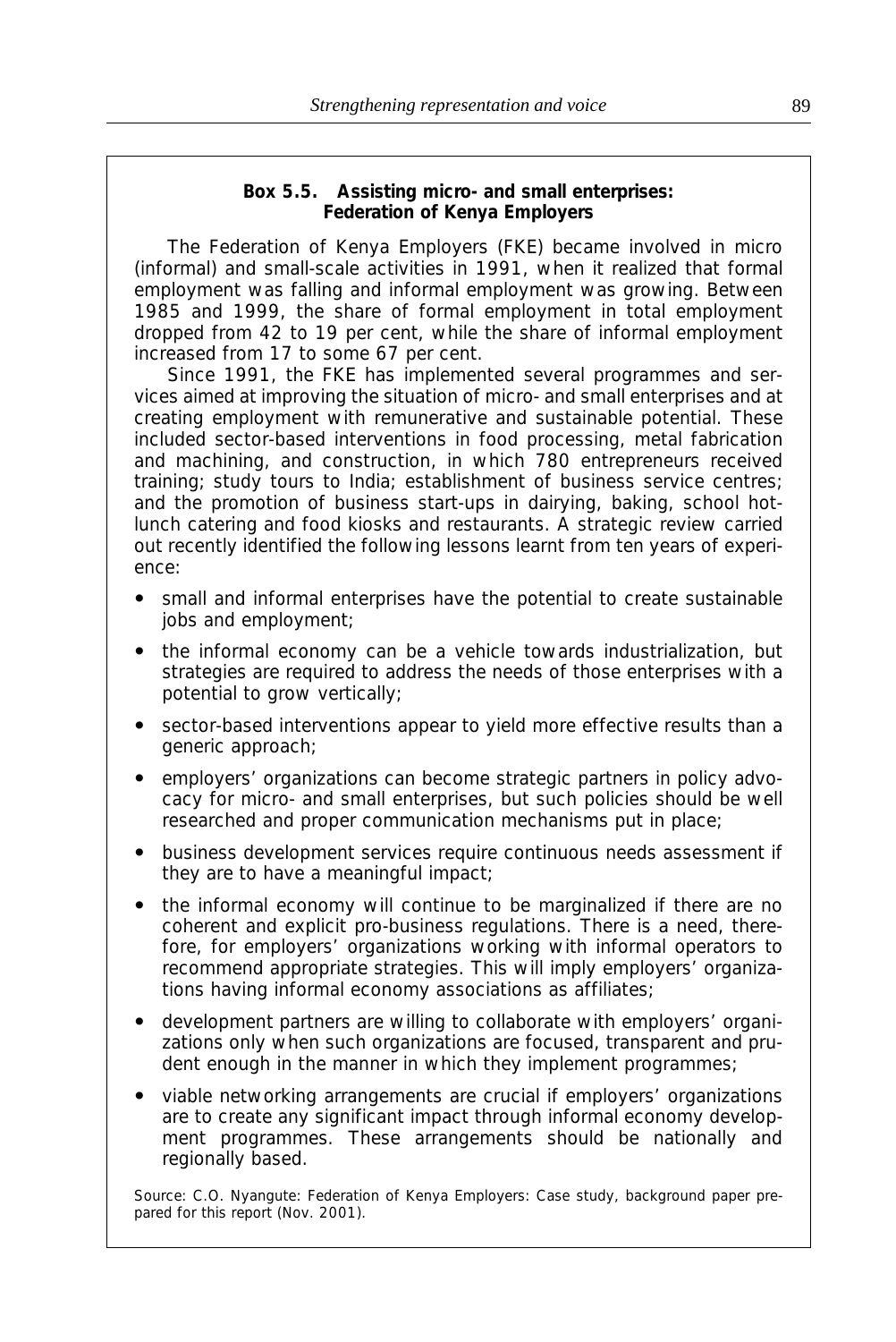**Box 5.5. Assisting micro- and small enterprises: Federation of Kenya Employers**

The Federation of Kenya Employers (FKE) became involved in micro (informal) and small-scale activities in 1991, when it realized that formal employment was falling and informal employment was growing. Between 1985 and 1999, the share of formal employment in total employment dropped from 42 to 19 per cent, while the share of informal employment increased from 17 to some 67 per cent.

Since 1991, the FKE has implemented several programmes and services aimed at improving the situation of micro- and small enterprises and at creating employment with remunerative and sustainable potential. These included sector-based interventions in food processing, metal fabrication and machining, and construction, in which 780 entrepreneurs received training; study tours to India; establishment of business service centres; and the promotion of business start-ups in dairying, baking, school hot-lunch catering and food kiosks and restaurants. A strategic review carried out recently identified the following lessons learnt from ten years of experience:

- small and informal enterprises have the potential to create sustainable jobs and employment;
- the informal economy can be a vehicle towards industrialization, but strategies are required to address the needs of those enterprises with a potential to grow vertically;
- sector-based interventions appear to yield more effective results than a generic approach;
- employers' organizations can become strategic partners in policy advocacy for micro- and small enterprises, but such policies should be well researched and proper communication mechanisms put in place;
- business development services require continuous needs assessment if they are to have a meaningful impact;
- the informal economy will continue to be marginalized if there are no coherent and explicit pro-business regulations. There is a need, therefore, for employers' organizations working with informal operators to recommend appropriate strategies. This will imply employers' organizations having informal economy associations as affiliates;
- development partners are willing to collaborate with employers' organizations only when such organizations are focused, transparent and prudent enough in the manner in which they implement programmes;
- viable networking arrangements are crucial if employers' organizations are to create any significant impact through informal economy development programmes. These arrangements should be nationally and regionally based.

Source: C.O. Nyangute: Federation of Kenya Employers: Case study, background paper prepared for this report (Nov. 2001).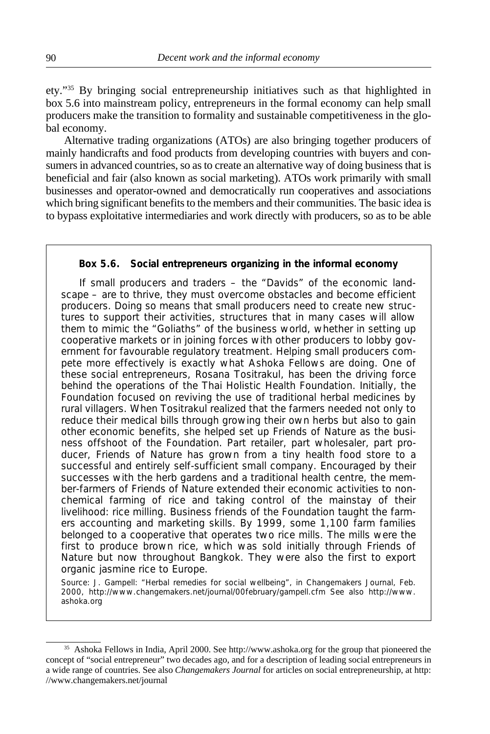ety."[35] By bringing social entrepreneurship initiatives such as that highlighted in box 5.6 into mainstream policy, entrepreneurs in the formal economy can help small producers make the transition to formality and sustainable competitiveness in the global economy.

Alternative trading organizations (ATOs) are also bringing together producers of mainly handicrafts and food products from developing countries with buyers and consumers in advanced countries, so as to create an alternative way of doing business that is beneficial and fair (also known as social marketing). ATOs work primarily with small businesses and operator-owned and democratically run cooperatives and associations which bring significant benefits to the members and their communities. The basic idea is to bypass exploitative intermediaries and work directly with producers, so as to be able

> **Box 5.6. Social entrepreneurs organizing in the informal economy**
>
> If small producers and traders – the "Davids" of the economic landscape – are to thrive, they must overcome obstacles and become efficient producers. Doing so means that small producers need to create new structures to support their activities, structures that in many cases will allow them to mimic the "Goliaths" of the business world, whether in setting up cooperative markets or in joining forces with other producers to lobby government for favourable regulatory treatment. Helping small producers compete more effectively is exactly what Ashoka Fellows are doing. One of these social entrepreneurs, Rosana Tositrakul, has been the driving force behind the operations of the Thai Holistic Health Foundation. Initially, the Foundation focused on reviving the use of traditional herbal medicines by rural villagers. When Tositrakul realized that the farmers needed not only to reduce their medical bills through growing their own herbs but also to gain other economic benefits, she helped set up Friends of Nature as the business offshoot of the Foundation. Part retailer, part wholesaler, part producer, Friends of Nature has grown from a tiny health food store to a successful and entirely self-sufficient small company. Encouraged by their successes with the herb gardens and a traditional health centre, the member-farmers of Friends of Nature extended their economic activities to non-chemical farming of rice and taking control of the mainstay of their livelihood: rice milling. Business friends of the Foundation taught the farmers accounting and marketing skills. By 1999, some 1,100 farm families belonged to a cooperative that operates two rice mills. The mills were the first to produce brown rice, which was sold initially through Friends of Nature but now throughout Bangkok. They were also the first to export organic jasmine rice to Europe.
>
> Source: J. Gampell: "Herbal remedies for social wellbeing", in Changemakers Journal, Feb. 2000, http://www.changemakers.net/journal/00february/gampell.cfm See also http://www.ashoka.org

[35] Ashoka Fellows in India, April 2000. See http://www.ashoka.org for the group that pioneered the concept of "social entrepreneur" two decades ago, and for a description of leading social entrepreneurs in a wide range of countries. See also *Changemakers Journal* for articles on social entrepreneurship, at http://www.changemakers.net/journal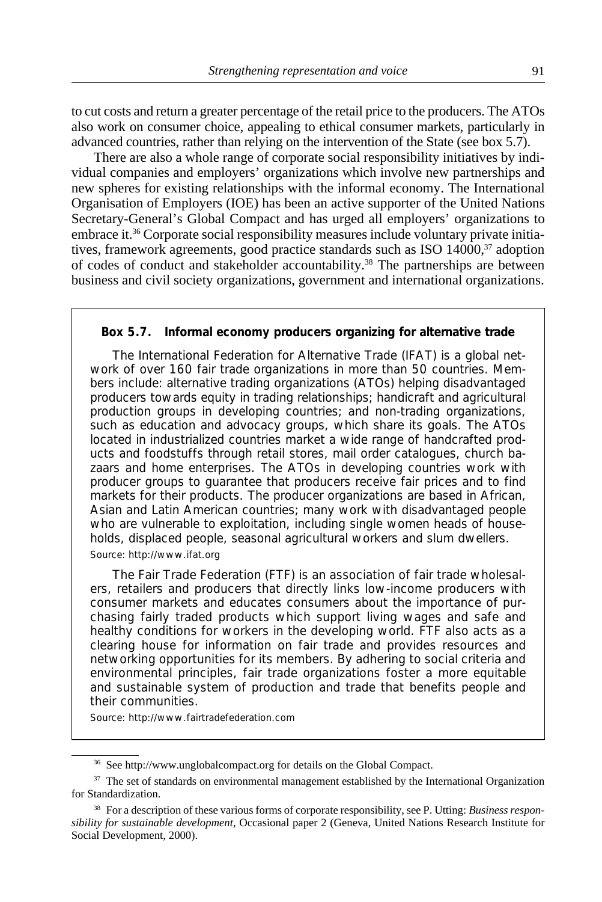to cut costs and return a greater percentage of the retail price to the producers. The ATOs also work on consumer choice, appealing to ethical consumer markets, particularly in advanced countries, rather than relying on the intervention of the State (see box 5.7).

There are also a whole range of corporate social responsibility initiatives by individual companies and employers' organizations which involve new partnerships and new spheres for existing relationships with the informal economy. The International Organisation of Employers (IOE) has been an active supporter of the United Nations Secretary-General's Global Compact and has urged all employers' organizations to embrace it.[36] Corporate social responsibility measures include voluntary private initiatives, framework agreements, good practice standards such as ISO 14000,[37] adoption of codes of conduct and stakeholder accountability.[38] The partnerships are between business and civil society organizations, government and international organizations.

**Box 5.7. Informal economy producers organizing for alternative trade**

The International Federation for Alternative Trade (IFAT) is a global network of over 160 fair trade organizations in more than 50 countries. Members include: alternative trading organizations (ATOs) helping disadvantaged producers towards equity in trading relationships; handicraft and agricultural production groups in developing countries; and non-trading organizations, such as education and advocacy groups, which share its goals. The ATOs located in industrialized countries market a wide range of handcrafted products and foodstuffs through retail stores, mail order catalogues, church bazaars and home enterprises. The ATOs in developing countries work with producer groups to guarantee that producers receive fair prices and to find markets for their products. The producer organizations are based in African, Asian and Latin American countries; many work with disadvantaged people who are vulnerable to exploitation, including single women heads of households, displaced people, seasonal agricultural workers and slum dwellers.

Source: http://www.ifat.org

The Fair Trade Federation (FTF) is an association of fair trade wholesalers, retailers and producers that directly links low-income producers with consumer markets and educates consumers about the importance of purchasing fairly traded products which support living wages and safe and healthy conditions for workers in the developing world. FTF also acts as a clearing house for information on fair trade and provides resources and networking opportunities for its members. By adhering to social criteria and environmental principles, fair trade organizations foster a more equitable and sustainable system of production and trade that benefits people and their communities.

Source: http://www.fairtradefederation.com

---

[36] See http://www.unglobalcompact.org for details on the Global Compact.

[37] The set of standards on environmental management established by the International Organization for Standardization.

[38] For a description of these various forms of corporate responsibility, see P. Utting: *Business responsibility for sustainable development*, Occasional paper 2 (Geneva, United Nations Research Institute for Social Development, 2000).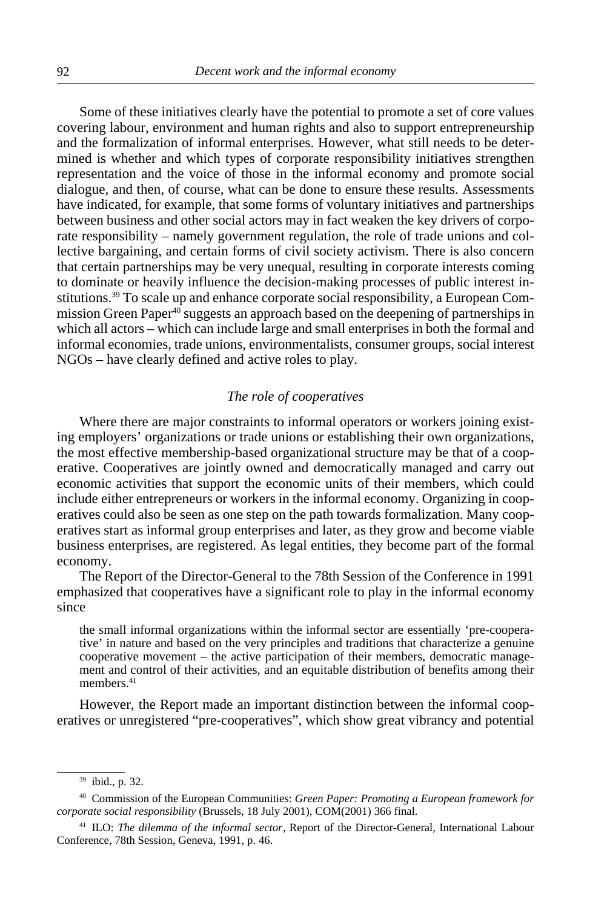Some of these initiatives clearly have the potential to promote a set of core values covering labour, environment and human rights and also to support entrepreneurship and the formalization of informal enterprises. However, what still needs to be determined is whether and which types of corporate responsibility initiatives strengthen representation and the voice of those in the informal economy and promote social dialogue, and then, of course, what can be done to ensure these results. Assessments have indicated, for example, that some forms of voluntary initiatives and partnerships between business and other social actors may in fact weaken the key drivers of corporate responsibility – namely government regulation, the role of trade unions and collective bargaining, and certain forms of civil society activism. There is also concern that certain partnerships may be very unequal, resulting in corporate interests coming to dominate or heavily influence the decision-making processes of public interest institutions.[39] To scale up and enhance corporate social responsibility, a European Commission Green Paper[40] suggests an approach based on the deepening of partnerships in which all actors – which can include large and small enterprises in both the formal and informal economies, trade unions, environmentalists, consumer groups, social interest NGOs – have clearly defined and active roles to play.

### *The role of cooperatives*

Where there are major constraints to informal operators or workers joining existing employers' organizations or trade unions or establishing their own organizations, the most effective membership-based organizational structure may be that of a cooperative. Cooperatives are jointly owned and democratically managed and carry out economic activities that support the economic units of their members, which could include either entrepreneurs or workers in the informal economy. Organizing in cooperatives could also be seen as one step on the path towards formalization. Many cooperatives start as informal group enterprises and later, as they grow and become viable business enterprises, are registered. As legal entities, they become part of the formal economy.

The Report of the Director-General to the 78th Session of the Conference in 1991 emphasized that cooperatives have a significant role to play in the informal economy since

> the small informal organizations within the informal sector are essentially 'pre-cooperative' in nature and based on the very principles and traditions that characterize a genuine cooperative movement – the active participation of their members, democratic management and control of their activities, and an equitable distribution of benefits among their members.[41]

However, the Report made an important distinction between the informal cooperatives or unregistered "pre-cooperatives", which show great vibrancy and potential

---

[39] ibid., p. 32.

[40] Commission of the European Communities: *Green Paper: Promoting a European framework for corporate social responsibility* (Brussels, 18 July 2001), COM(2001) 366 final.

[41] ILO: *The dilemma of the informal sector*, Report of the Director-General, International Labour Conference, 78th Session, Geneva, 1991, p. 46.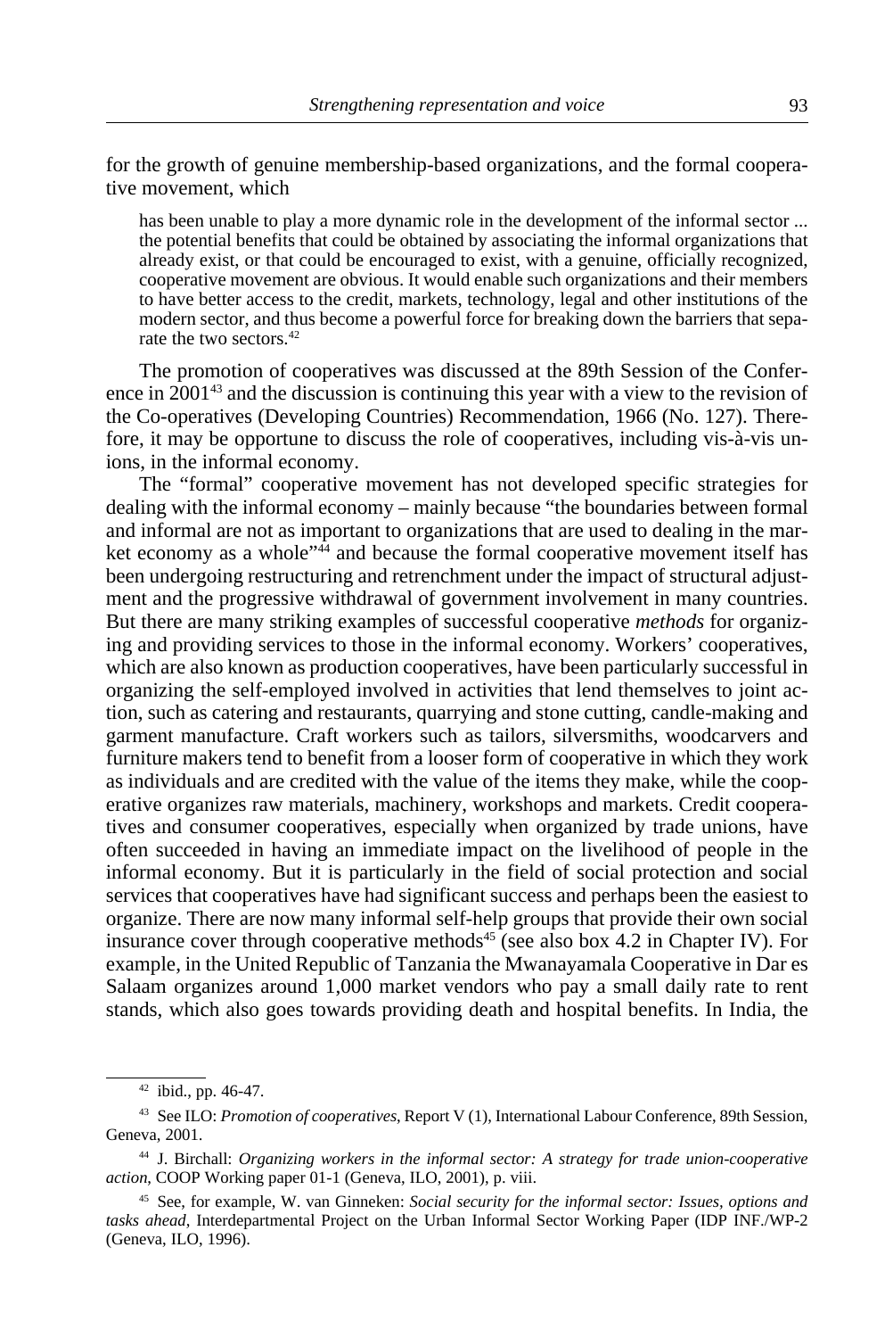for the growth of genuine membership-based organizations, and the formal cooperative movement, which

> has been unable to play a more dynamic role in the development of the informal sector ... the potential benefits that could be obtained by associating the informal organizations that already exist, or that could be encouraged to exist, with a genuine, officially recognized, cooperative movement are obvious. It would enable such organizations and their members to have better access to the credit, markets, technology, legal and other institutions of the modern sector, and thus become a powerful force for breaking down the barriers that separate the two sectors.[42]

The promotion of cooperatives was discussed at the 89th Session of the Conference in 2001[43] and the discussion is continuing this year with a view to the revision of the Co-operatives (Developing Countries) Recommendation, 1966 (No. 127). Therefore, it may be opportune to discuss the role of cooperatives, including vis-à-vis unions, in the informal economy.

The "formal" cooperative movement has not developed specific strategies for dealing with the informal economy – mainly because "the boundaries between formal and informal are not as important to organizations that are used to dealing in the market economy as a whole"[44] and because the formal cooperative movement itself has been undergoing restructuring and retrenchment under the impact of structural adjustment and the progressive withdrawal of government involvement in many countries. But there are many striking examples of successful cooperative *methods* for organizing and providing services to those in the informal economy. Workers' cooperatives, which are also known as production cooperatives, have been particularly successful in organizing the self-employed involved in activities that lend themselves to joint action, such as catering and restaurants, quarrying and stone cutting, candle-making and garment manufacture. Craft workers such as tailors, silversmiths, woodcarvers and furniture makers tend to benefit from a looser form of cooperative in which they work as individuals and are credited with the value of the items they make, while the cooperative organizes raw materials, machinery, workshops and markets. Credit cooperatives and consumer cooperatives, especially when organized by trade unions, have often succeeded in having an immediate impact on the livelihood of people in the informal economy. But it is particularly in the field of social protection and social services that cooperatives have had significant success and perhaps been the easiest to organize. There are now many informal self-help groups that provide their own social insurance cover through cooperative methods[45] (see also box 4.2 in Chapter IV). For example, in the United Republic of Tanzania the Mwanayamala Cooperative in Dar es Salaam organizes around 1,000 market vendors who pay a small daily rate to rent stands, which also goes towards providing death and hospital benefits. In India, the

---

[42] ibid., pp. 46-47.

[43] See ILO: *Promotion of cooperatives*, Report V (1), International Labour Conference, 89th Session, Geneva, 2001.

[44] J. Birchall: *Organizing workers in the informal sector: A strategy for trade union-cooperative action*, COOP Working paper 01-1 (Geneva, ILO, 2001), p. viii.

[45] See, for example, W. van Ginneken: *Social security for the informal sector: Issues, options and tasks ahead*, Interdepartmental Project on the Urban Informal Sector Working Paper (IDP INF./WP-2 (Geneva, ILO, 1996).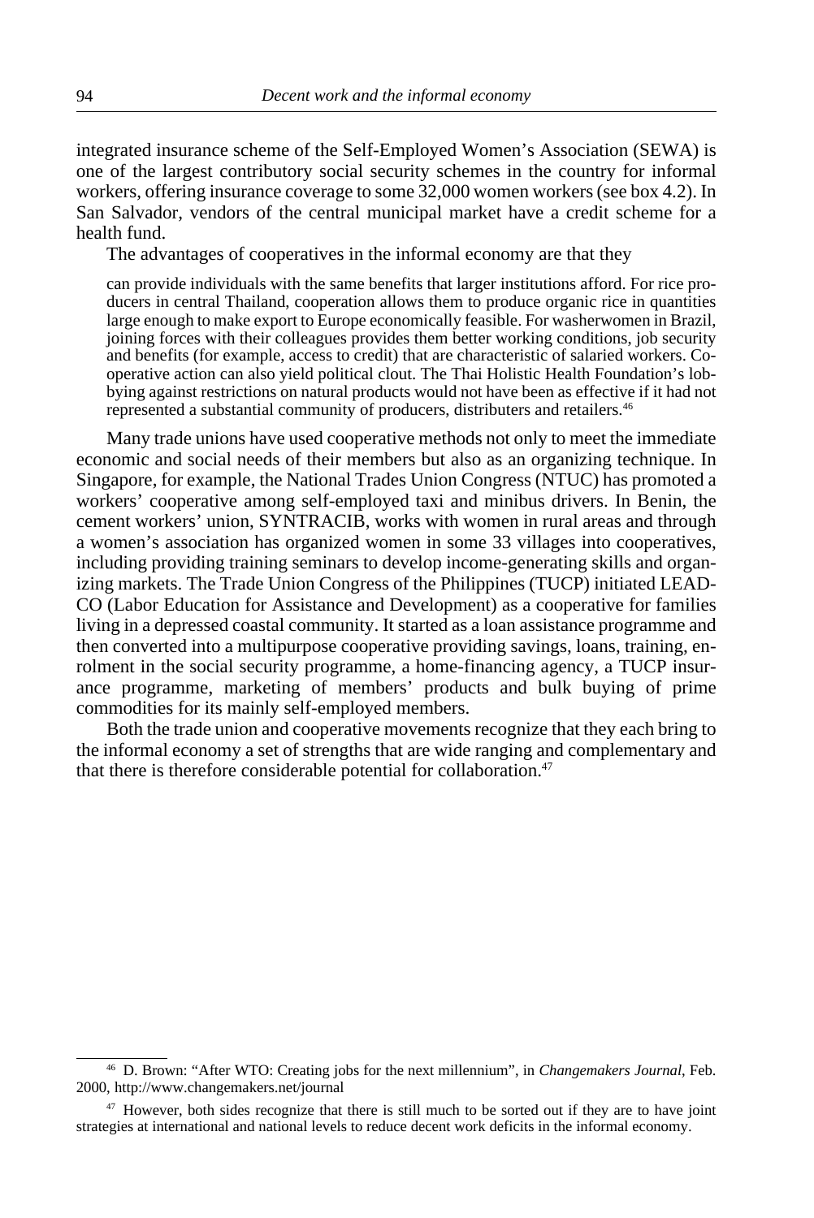integrated insurance scheme of the Self-Employed Women's Association (SEWA) is one of the largest contributory social security schemes in the country for informal workers, offering insurance coverage to some 32,000 women workers (see box 4.2). In San Salvador, vendors of the central municipal market have a credit scheme for a health fund.

The advantages of cooperatives in the informal economy are that they

> can provide individuals with the same benefits that larger institutions afford. For rice producers in central Thailand, cooperation allows them to produce organic rice in quantities large enough to make export to Europe economically feasible. For washerwomen in Brazil, joining forces with their colleagues provides them better working conditions, job security and benefits (for example, access to credit) that are characteristic of salaried workers. Cooperative action can also yield political clout. The Thai Holistic Health Foundation's lobbying against restrictions on natural products would not have been as effective if it had not represented a substantial community of producers, distributers and retailers.[46]

Many trade unions have used cooperative methods not only to meet the immediate economic and social needs of their members but also as an organizing technique. In Singapore, for example, the National Trades Union Congress (NTUC) has promoted a workers' cooperative among self-employed taxi and minibus drivers. In Benin, the cement workers' union, SYNTRACIB, works with women in rural areas and through a women's association has organized women in some 33 villages into cooperatives, including providing training seminars to develop income-generating skills and organizing markets. The Trade Union Congress of the Philippines (TUCP) initiated LEAD-CO (Labor Education for Assistance and Development) as a cooperative for families living in a depressed coastal community. It started as a loan assistance programme and then converted into a multipurpose cooperative providing savings, loans, training, enrolment in the social security programme, a home-financing agency, a TUCP insurance programme, marketing of members' products and bulk buying of prime commodities for its mainly self-employed members.

Both the trade union and cooperative movements recognize that they each bring to the informal economy a set of strengths that are wide ranging and complementary and that there is therefore considerable potential for collaboration.[47]

---

[46] D. Brown: "After WTO: Creating jobs for the next millennium", in *Changemakers Journal*, Feb. 2000, http://www.changemakers.net/journal

[47] However, both sides recognize that there is still much to be sorted out if they are to have joint strategies at international and national levels to reduce decent work deficits in the informal economy.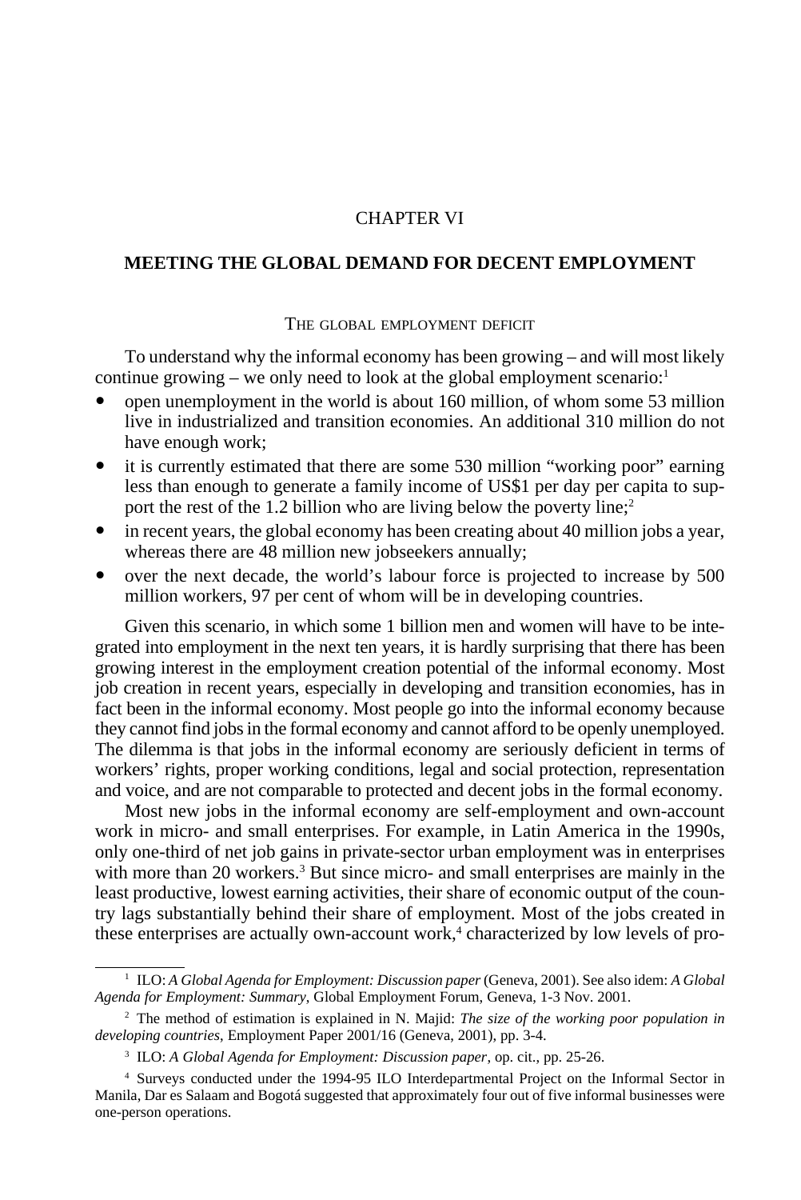# CHAPTER VI

## MEETING THE GLOBAL DEMAND FOR DECENT EMPLOYMENT

### The global employment deficit

To understand why the informal economy has been growing – and will most likely continue growing – we only need to look at the global employment scenario:[1]

- open unemployment in the world is about 160 million, of whom some 53 million live in industrialized and transition economies. An additional 310 million do not have enough work;
- it is currently estimated that there are some 530 million "working poor" earning less than enough to generate a family income of US$1 per day per capita to support the rest of the 1.2 billion who are living below the poverty line;[2]
- in recent years, the global economy has been creating about 40 million jobs a year, whereas there are 48 million new jobseekers annually;
- over the next decade, the world's labour force is projected to increase by 500 million workers, 97 per cent of whom will be in developing countries.

Given this scenario, in which some 1 billion men and women will have to be integrated into employment in the next ten years, it is hardly surprising that there has been growing interest in the employment creation potential of the informal economy. Most job creation in recent years, especially in developing and transition economies, has in fact been in the informal economy. Most people go into the informal economy because they cannot find jobs in the formal economy and cannot afford to be openly unemployed. The dilemma is that jobs in the informal economy are seriously deficient in terms of workers' rights, proper working conditions, legal and social protection, representation and voice, and are not comparable to protected and decent jobs in the formal economy.

Most new jobs in the informal economy are self-employment and own-account work in micro- and small enterprises. For example, in Latin America in the 1990s, only one-third of net job gains in private-sector urban employment was in enterprises with more than 20 workers.[3] But since micro- and small enterprises are mainly in the least productive, lowest earning activities, their share of economic output of the country lags substantially behind their share of employment. Most of the jobs created in these enterprises are actually own-account work,[4] characterized by low levels of pro-

---

[1] ILO: *A Global Agenda for Employment: Discussion paper* (Geneva, 2001). See also idem: *A Global Agenda for Employment: Summary*, Global Employment Forum, Geneva, 1-3 Nov. 2001.

[2] The method of estimation is explained in N. Majid: *The size of the working poor population in developing countries*, Employment Paper 2001/16 (Geneva, 2001), pp. 3-4.

[3] ILO: *A Global Agenda for Employment: Discussion paper*, op. cit., pp. 25-26.

[4] Surveys conducted under the 1994-95 ILO Interdepartmental Project on the Informal Sector in Manila, Dar es Salaam and Bogotá suggested that approximately four out of five informal businesses were one-person operations.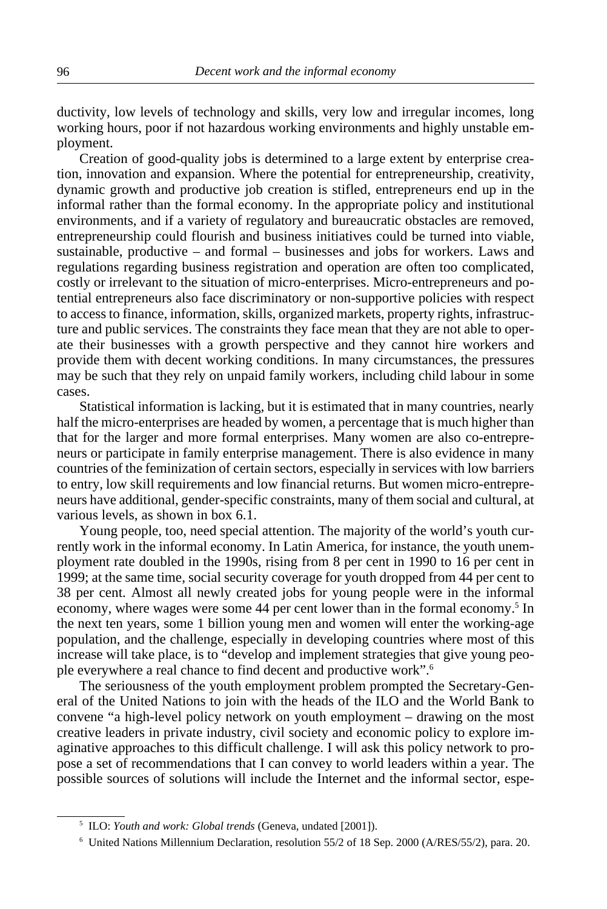ductivity, low levels of technology and skills, very low and irregular incomes, long working hours, poor if not hazardous working environments and highly unstable employment.

Creation of good-quality jobs is determined to a large extent by enterprise creation, innovation and expansion. Where the potential for entrepreneurship, creativity, dynamic growth and productive job creation is stifled, entrepreneurs end up in the informal rather than the formal economy. In the appropriate policy and institutional environments, and if a variety of regulatory and bureaucratic obstacles are removed, entrepreneurship could flourish and business initiatives could be turned into viable, sustainable, productive – and formal – businesses and jobs for workers. Laws and regulations regarding business registration and operation are often too complicated, costly or irrelevant to the situation of micro-enterprises. Micro-entrepreneurs and potential entrepreneurs also face discriminatory or non-supportive policies with respect to access to finance, information, skills, organized markets, property rights, infrastructure and public services. The constraints they face mean that they are not able to operate their businesses with a growth perspective and they cannot hire workers and provide them with decent working conditions. In many circumstances, the pressures may be such that they rely on unpaid family workers, including child labour in some cases.

Statistical information is lacking, but it is estimated that in many countries, nearly half the micro-enterprises are headed by women, a percentage that is much higher than that for the larger and more formal enterprises. Many women are also co-entrepreneurs or participate in family enterprise management. There is also evidence in many countries of the feminization of certain sectors, especially in services with low barriers to entry, low skill requirements and low financial returns. But women micro-entrepreneurs have additional, gender-specific constraints, many of them social and cultural, at various levels, as shown in box 6.1.

Young people, too, need special attention. The majority of the world's youth currently work in the informal economy. In Latin America, for instance, the youth unemployment rate doubled in the 1990s, rising from 8 per cent in 1990 to 16 per cent in 1999; at the same time, social security coverage for youth dropped from 44 per cent to 38 per cent. Almost all newly created jobs for young people were in the informal economy, where wages were some 44 per cent lower than in the formal economy.[5] In the next ten years, some 1 billion young men and women will enter the working-age population, and the challenge, especially in developing countries where most of this increase will take place, is to "develop and implement strategies that give young people everywhere a real chance to find decent and productive work".[6]

The seriousness of the youth employment problem prompted the Secretary-General of the United Nations to join with the heads of the ILO and the World Bank to convene "a high-level policy network on youth employment – drawing on the most creative leaders in private industry, civil society and economic policy to explore imaginative approaches to this difficult challenge. I will ask this policy network to propose a set of recommendations that I can convey to world leaders within a year. The possible sources of solutions will include the Internet and the informal sector, espe-

---

[5] ILO: *Youth and work: Global trends* (Geneva, undated [2001]).

[6] United Nations Millennium Declaration, resolution 55/2 of 18 Sep. 2000 (A/RES/55/2), para. 20.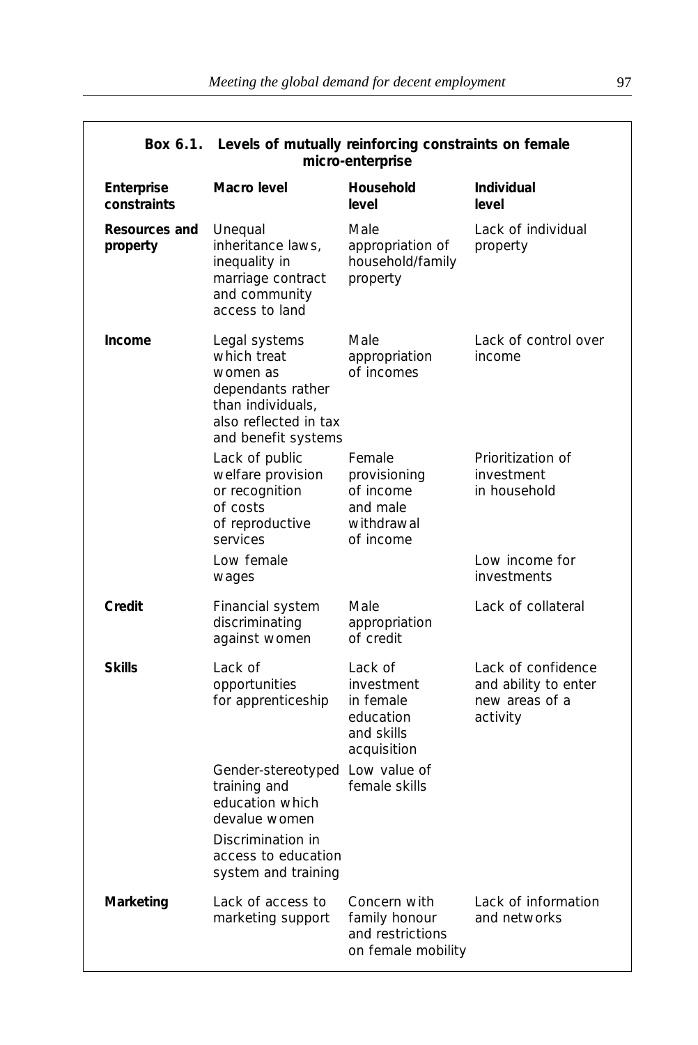**Box 6.1. Levels of mutually reinforcing constraints on female micro-enterprise**

| Enterprise constraints | Macro level | Household level | Individual level |
|---|---|---|---|
| **Resources and property** | Unequal inheritance laws, inequality in marriage contract and community access to land | Male appropriation of household/family property | Lack of individual property |
| **Income** | Legal systems which treat women as dependants rather than individuals, also reflected in tax and benefit systems | Male appropriation of incomes | Lack of control over income |
| | Lack of public welfare provision or recognition of costs of reproductive services | Female provisioning of income and male withdrawal of income | Prioritization of investment in household |
| | Low female wages | | Low income for investments |
| **Credit** | Financial system discriminating against women | Male appropriation of credit | Lack of collateral |
| **Skills** | Lack of opportunities for apprenticeship | Lack of investment in female education and skills acquisition | Lack of confidence and ability to enter new areas of a activity |
| | Gender-stereotyped training and education which devalue women | Low value of female skills | |
| | Discrimination in access to education system and training | | |
| **Marketing** | Lack of access to marketing support | Concern with family honour and restrictions on female mobility | Lack of information and networks |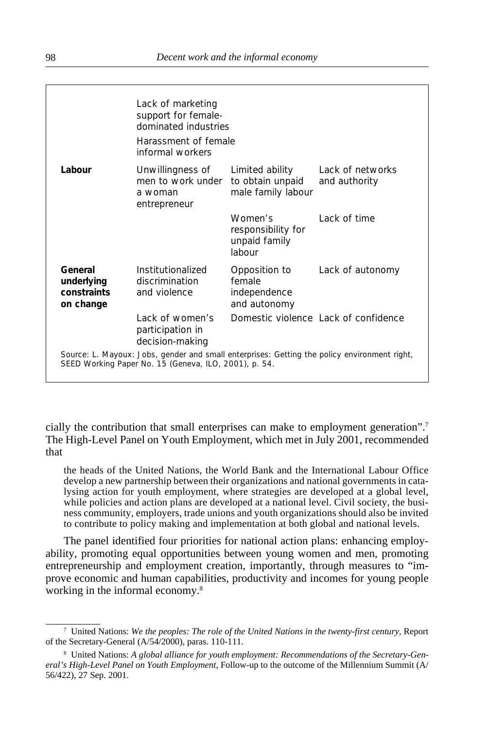| | | | |
|---|---|---|---|
| | Lack of marketing support for female-dominated industries | | |
| | Harassment of female informal workers | | |
| **Labour** | Unwillingness of men to work under a woman entrepreneur | Limited ability to obtain unpaid male family labour | Lack of networks and authority |
| | | Women's responsibility for unpaid family labour | Lack of time |
| **General underlying constraints on change** | Institutionalized discrimination and violence | Opposition to female independence and autonomy | Lack of autonomy |
| | Lack of women's participation in decision-making | Domestic violence | Lack of confidence |

Source: L. Mayoux: Jobs, gender and small enterprises: Getting the policy environment right, SEED Working Paper No. 15 (Geneva, ILO, 2001), p. 54.

cially the contribution that small enterprises can make to employment generation".[7] The High-Level Panel on Youth Employment, which met in July 2001, recommended that

> the heads of the United Nations, the World Bank and the International Labour Office develop a new partnership between their organizations and national governments in catalysing action for youth employment, where strategies are developed at a global level, while policies and action plans are developed at a national level. Civil society, the business community, employers, trade unions and youth organizations should also be invited to contribute to policy making and implementation at both global and national levels.

The panel identified four priorities for national action plans: enhancing employability, promoting equal opportunities between young women and men, promoting entrepreneurship and employment creation, importantly, through measures to "improve economic and human capabilities, productivity and incomes for young people working in the informal economy.[8]

---

[7] United Nations: *We the peoples: The role of the United Nations in the twenty-first century*, Report of the Secretary-General (A/54/2000), paras. 110-111.

[8] United Nations: *A global alliance for youth employment: Recommendations of the Secretary-General's High-Level Panel on Youth Employment*, Follow-up to the outcome of the Millennium Summit (A/56/422), 27 Sep. 2001.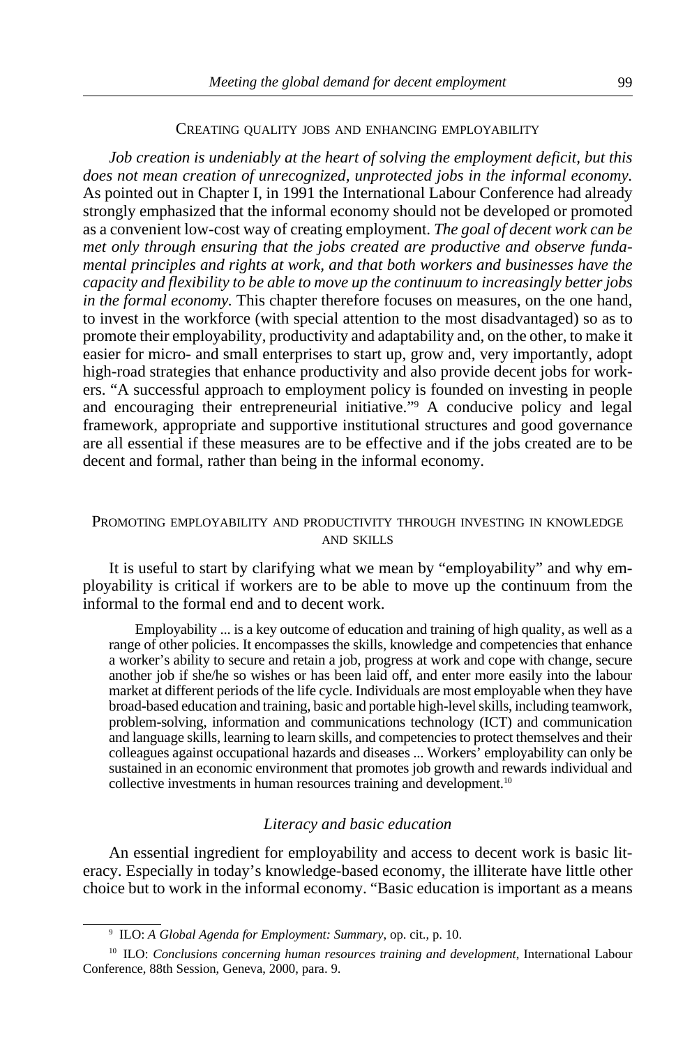## Creating quality jobs and enhancing employability

*Job creation is undeniably at the heart of solving the employment deficit, but this does not mean creation of unrecognized, unprotected jobs in the informal economy.* As pointed out in Chapter I, in 1991 the International Labour Conference had already strongly emphasized that the informal economy should not be developed or promoted as a convenient low-cost way of creating employment. *The goal of decent work can be met only through ensuring that the jobs created are productive and observe fundamental principles and rights at work, and that both workers and businesses have the capacity and flexibility to be able to move up the continuum to increasingly better jobs in the formal economy.* This chapter therefore focuses on measures, on the one hand, to invest in the workforce (with special attention to the most disadvantaged) so as to promote their employability, productivity and adaptability and, on the other, to make it easier for micro- and small enterprises to start up, grow and, very importantly, adopt high-road strategies that enhance productivity and also provide decent jobs for workers. "A successful approach to employment policy is founded on investing in people and encouraging their entrepreneurial initiative."[9] A conducive policy and legal framework, appropriate and supportive institutional structures and good governance are all essential if these measures are to be effective and if the jobs created are to be decent and formal, rather than being in the informal economy.

## Promoting employability and productivity through investing in knowledge and skills

It is useful to start by clarifying what we mean by "employability" and why employability is critical if workers are to be able to move up the continuum from the informal to the formal end and to decent work.

> Employability ... is a key outcome of education and training of high quality, as well as a range of other policies. It encompasses the skills, knowledge and competencies that enhance a worker's ability to secure and retain a job, progress at work and cope with change, secure another job if she/he so wishes or has been laid off, and enter more easily into the labour market at different periods of the life cycle. Individuals are most employable when they have broad-based education and training, basic and portable high-level skills, including teamwork, problem-solving, information and communications technology (ICT) and communication and language skills, learning to learn skills, and competencies to protect themselves and their colleagues against occupational hazards and diseases ... Workers' employability can only be sustained in an economic environment that promotes job growth and rewards individual and collective investments in human resources training and development.[10]

### *Literacy and basic education*

An essential ingredient for employability and access to decent work is basic literacy. Especially in today's knowledge-based economy, the illiterate have little other choice but to work in the informal economy. "Basic education is important as a means

---

[9] ILO: *A Global Agenda for Employment: Summary*, op. cit., p. 10.

[10] ILO: *Conclusions concerning human resources training and development*, International Labour Conference, 88th Session, Geneva, 2000, para. 9.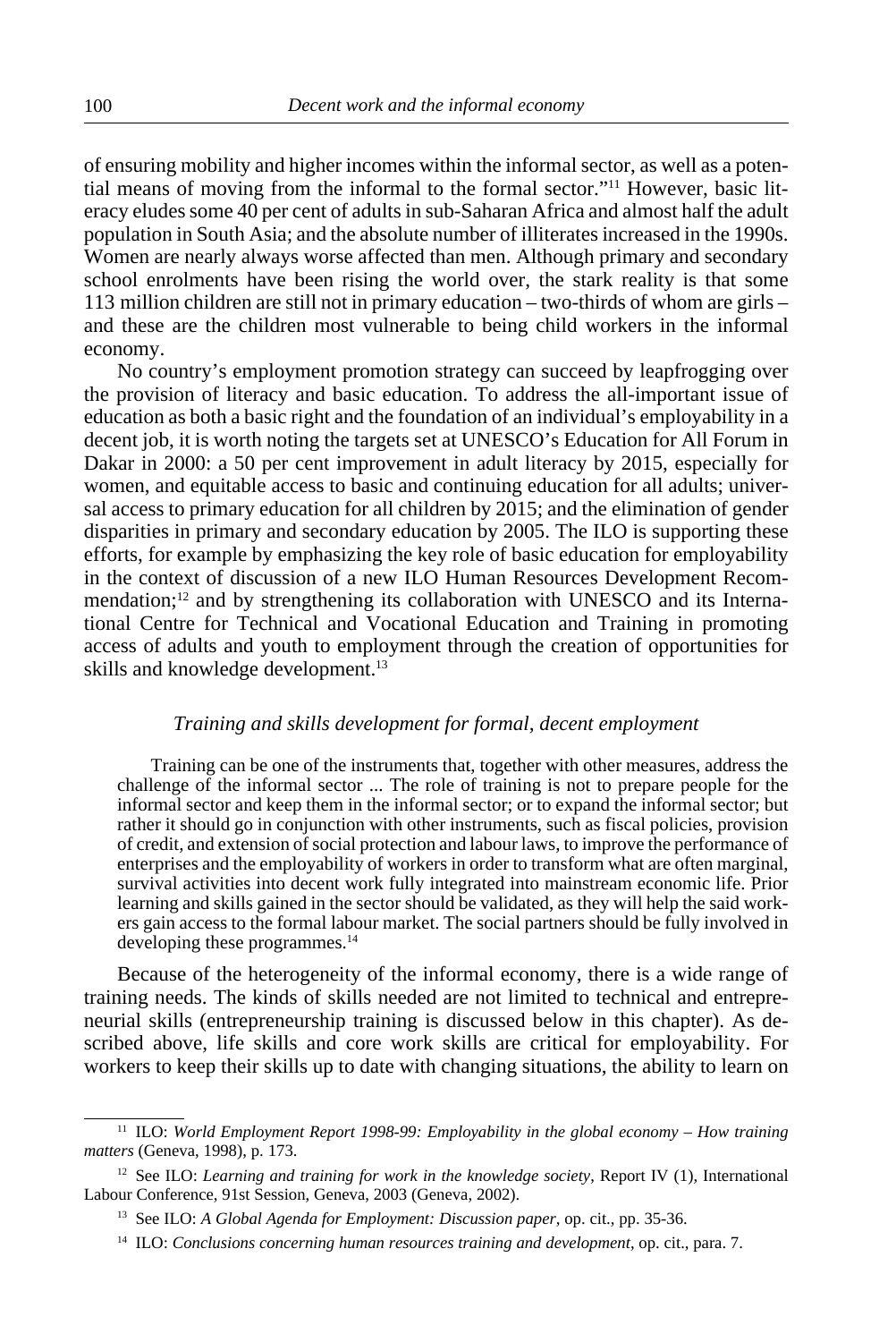of ensuring mobility and higher incomes within the informal sector, as well as a potential means of moving from the informal to the formal sector."[11] However, basic literacy eludes some 40 per cent of adults in sub-Saharan Africa and almost half the adult population in South Asia; and the absolute number of illiterates increased in the 1990s. Women are nearly always worse affected than men. Although primary and secondary school enrolments have been rising the world over, the stark reality is that some 113 million children are still not in primary education – two-thirds of whom are girls – and these are the children most vulnerable to being child workers in the informal economy.

No country's employment promotion strategy can succeed by leapfrogging over the provision of literacy and basic education. To address the all-important issue of education as both a basic right and the foundation of an individual's employability in a decent job, it is worth noting the targets set at UNESCO's Education for All Forum in Dakar in 2000: a 50 per cent improvement in adult literacy by 2015, especially for women, and equitable access to basic and continuing education for all adults; universal access to primary education for all children by 2015; and the elimination of gender disparities in primary and secondary education by 2005. The ILO is supporting these efforts, for example by emphasizing the key role of basic education for employability in the context of discussion of a new ILO Human Resources Development Recommendation;[12] and by strengthening its collaboration with UNESCO and its International Centre for Technical and Vocational Education and Training in promoting access of adults and youth to employment through the creation of opportunities for skills and knowledge development.[13]

### *Training and skills development for formal, decent employment*

> Training can be one of the instruments that, together with other measures, address the challenge of the informal sector ... The role of training is not to prepare people for the informal sector and keep them in the informal sector; or to expand the informal sector; but rather it should go in conjunction with other instruments, such as fiscal policies, provision of credit, and extension of social protection and labour laws, to improve the performance of enterprises and the employability of workers in order to transform what are often marginal, survival activities into decent work fully integrated into mainstream economic life. Prior learning and skills gained in the sector should be validated, as they will help the said workers gain access to the formal labour market. The social partners should be fully involved in developing these programmes.[14]

Because of the heterogeneity of the informal economy, there is a wide range of training needs. The kinds of skills needed are not limited to technical and entrepreneurial skills (entrepreneurship training is discussed below in this chapter). As described above, life skills and core work skills are critical for employability. For workers to keep their skills up to date with changing situations, the ability to learn on

---

[11] ILO: *World Employment Report 1998-99: Employability in the global economy – How training matters* (Geneva, 1998), p. 173.

[12] See ILO: *Learning and training for work in the knowledge society*, Report IV (1), International Labour Conference, 91st Session, Geneva, 2003 (Geneva, 2002).

[13] See ILO: *A Global Agenda for Employment: Discussion paper*, op. cit., pp. 35-36.

[14] ILO: *Conclusions concerning human resources training and development*, op. cit., para. 7.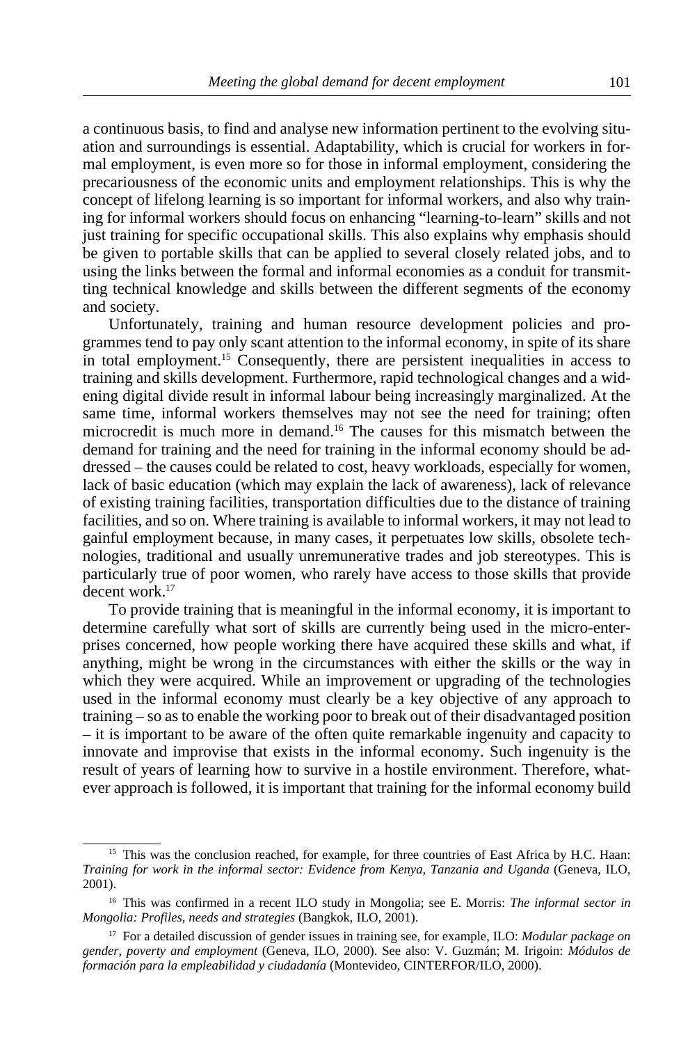a continuous basis, to find and analyse new information pertinent to the evolving situation and surroundings is essential. Adaptability, which is crucial for workers in formal employment, is even more so for those in informal employment, considering the precariousness of the economic units and employment relationships. This is why the concept of lifelong learning is so important for informal workers, and also why training for informal workers should focus on enhancing "learning-to-learn" skills and not just training for specific occupational skills. This also explains why emphasis should be given to portable skills that can be applied to several closely related jobs, and to using the links between the formal and informal economies as a conduit for transmitting technical knowledge and skills between the different segments of the economy and society.

Unfortunately, training and human resource development policies and programmes tend to pay only scant attention to the informal economy, in spite of its share in total employment.[15] Consequently, there are persistent inequalities in access to training and skills development. Furthermore, rapid technological changes and a widening digital divide result in informal labour being increasingly marginalized. At the same time, informal workers themselves may not see the need for training; often microcredit is much more in demand.[16] The causes for this mismatch between the demand for training and the need for training in the informal economy should be addressed – the causes could be related to cost, heavy workloads, especially for women, lack of basic education (which may explain the lack of awareness), lack of relevance of existing training facilities, transportation difficulties due to the distance of training facilities, and so on. Where training is available to informal workers, it may not lead to gainful employment because, in many cases, it perpetuates low skills, obsolete technologies, traditional and usually unremunerative trades and job stereotypes. This is particularly true of poor women, who rarely have access to those skills that provide decent work.[17]

To provide training that is meaningful in the informal economy, it is important to determine carefully what sort of skills are currently being used in the micro-enterprises concerned, how people working there have acquired these skills and what, if anything, might be wrong in the circumstances with either the skills or the way in which they were acquired. While an improvement or upgrading of the technologies used in the informal economy must clearly be a key objective of any approach to training – so as to enable the working poor to break out of their disadvantaged position – it is important to be aware of the often quite remarkable ingenuity and capacity to innovate and improvise that exists in the informal economy. Such ingenuity is the result of years of learning how to survive in a hostile environment. Therefore, whatever approach is followed, it is important that training for the informal economy build

---

[15] This was the conclusion reached, for example, for three countries of East Africa by H.C. Haan: *Training for work in the informal sector: Evidence from Kenya, Tanzania and Uganda* (Geneva, ILO, 2001).

[16] This was confirmed in a recent ILO study in Mongolia; see E. Morris: *The informal sector in Mongolia: Profiles, needs and strategies* (Bangkok, ILO, 2001).

[17] For a detailed discussion of gender issues in training see, for example, ILO: *Modular package on gender, poverty and employment* (Geneva, ILO, 2000). See also: V. Guzmán; M. Irigoin: *Módulos de formación para la empleabilidad y ciudadanía* (Montevideo, CINTERFOR/ILO, 2000).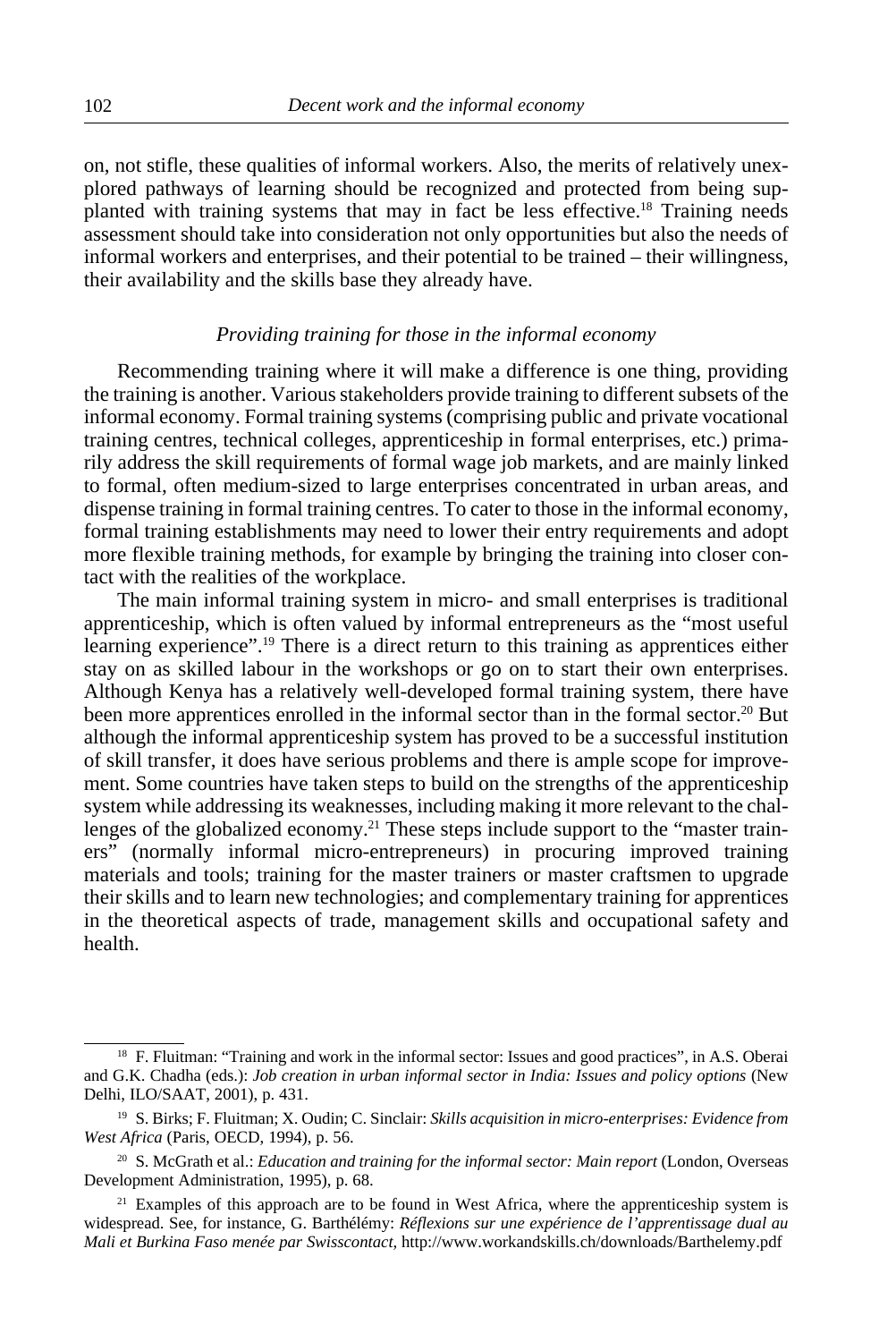on, not stifle, these qualities of informal workers. Also, the merits of relatively unexplored pathways of learning should be recognized and protected from being supplanted with training systems that may in fact be less effective.[18] Training needs assessment should take into consideration not only opportunities but also the needs of informal workers and enterprises, and their potential to be trained – their willingness, their availability and the skills base they already have.

### *Providing training for those in the informal economy*

Recommending training where it will make a difference is one thing, providing the training is another. Various stakeholders provide training to different subsets of the informal economy. Formal training systems (comprising public and private vocational training centres, technical colleges, apprenticeship in formal enterprises, etc.) primarily address the skill requirements of formal wage job markets, and are mainly linked to formal, often medium-sized to large enterprises concentrated in urban areas, and dispense training in formal training centres. To cater to those in the informal economy, formal training establishments may need to lower their entry requirements and adopt more flexible training methods, for example by bringing the training into closer contact with the realities of the workplace.

The main informal training system in micro- and small enterprises is traditional apprenticeship, which is often valued by informal entrepreneurs as the "most useful learning experience".[19] There is a direct return to this training as apprentices either stay on as skilled labour in the workshops or go on to start their own enterprises. Although Kenya has a relatively well-developed formal training system, there have been more apprentices enrolled in the informal sector than in the formal sector.[20] But although the informal apprenticeship system has proved to be a successful institution of skill transfer, it does have serious problems and there is ample scope for improvement. Some countries have taken steps to build on the strengths of the apprenticeship system while addressing its weaknesses, including making it more relevant to the challenges of the globalized economy.[21] These steps include support to the "master trainers" (normally informal micro-entrepreneurs) in procuring improved training materials and tools; training for the master trainers or master craftsmen to upgrade their skills and to learn new technologies; and complementary training for apprentices in the theoretical aspects of trade, management skills and occupational safety and health.

---

[18] F. Fluitman: "Training and work in the informal sector: Issues and good practices", in A.S. Oberai and G.K. Chadha (eds.): *Job creation in urban informal sector in India: Issues and policy options* (New Delhi, ILO/SAAT, 2001), p. 431.

[19] S. Birks; F. Fluitman; X. Oudin; C. Sinclair: *Skills acquisition in micro-enterprises: Evidence from West Africa* (Paris, OECD, 1994), p. 56.

[20] S. McGrath et al.: *Education and training for the informal sector: Main report* (London, Overseas Development Administration, 1995), p. 68.

[21] Examples of this approach are to be found in West Africa, where the apprenticeship system is widespread. See, for instance, G. Barthélémy: *Réflexions sur une expérience de l'apprentissage dual au Mali et Burkina Faso menée par Swisscontact*, http://www.workandskills.ch/downloads/Barthelemy.pdf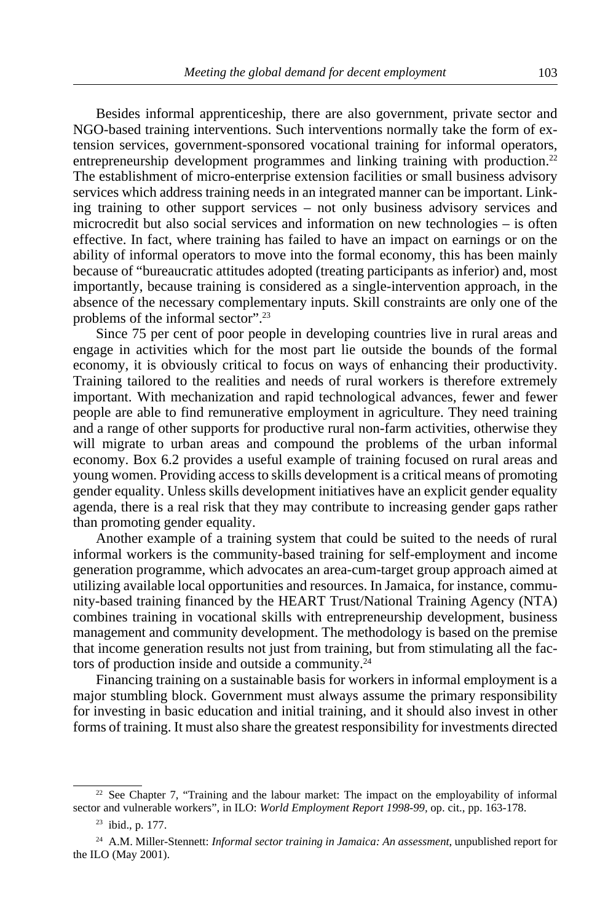Besides informal apprenticeship, there are also government, private sector and NGO-based training interventions. Such interventions normally take the form of extension services, government-sponsored vocational training for informal operators, entrepreneurship development programmes and linking training with production.[22] The establishment of micro-enterprise extension facilities or small business advisory services which address training needs in an integrated manner can be important. Linking training to other support services – not only business advisory services and microcredit but also social services and information on new technologies – is often effective. In fact, where training has failed to have an impact on earnings or on the ability of informal operators to move into the formal economy, this has been mainly because of "bureaucratic attitudes adopted (treating participants as inferior) and, most importantly, because training is considered as a single-intervention approach, in the absence of the necessary complementary inputs. Skill constraints are only one of the problems of the informal sector".[23]

Since 75 per cent of poor people in developing countries live in rural areas and engage in activities which for the most part lie outside the bounds of the formal economy, it is obviously critical to focus on ways of enhancing their productivity. Training tailored to the realities and needs of rural workers is therefore extremely important. With mechanization and rapid technological advances, fewer and fewer people are able to find remunerative employment in agriculture. They need training and a range of other supports for productive rural non-farm activities, otherwise they will migrate to urban areas and compound the problems of the urban informal economy. Box 6.2 provides a useful example of training focused on rural areas and young women. Providing access to skills development is a critical means of promoting gender equality. Unless skills development initiatives have an explicit gender equality agenda, there is a real risk that they may contribute to increasing gender gaps rather than promoting gender equality.

Another example of a training system that could be suited to the needs of rural informal workers is the community-based training for self-employment and income generation programme, which advocates an area-cum-target group approach aimed at utilizing available local opportunities and resources. In Jamaica, for instance, community-based training financed by the HEART Trust/National Training Agency (NTA) combines training in vocational skills with entrepreneurship development, business management and community development. The methodology is based on the premise that income generation results not just from training, but from stimulating all the factors of production inside and outside a community.[24]

Financing training on a sustainable basis for workers in informal employment is a major stumbling block. Government must always assume the primary responsibility for investing in basic education and initial training, and it should also invest in other forms of training. It must also share the greatest responsibility for investments directed

---

[22] See Chapter 7, "Training and the labour market: The impact on the employability of informal sector and vulnerable workers", in ILO: *World Employment Report 1998-99,* op. cit., pp. 163-178.

[23] ibid., p. 177.

[24] A.M. Miller-Stennett: *Informal sector training in Jamaica: An assessment*, unpublished report for the ILO (May 2001).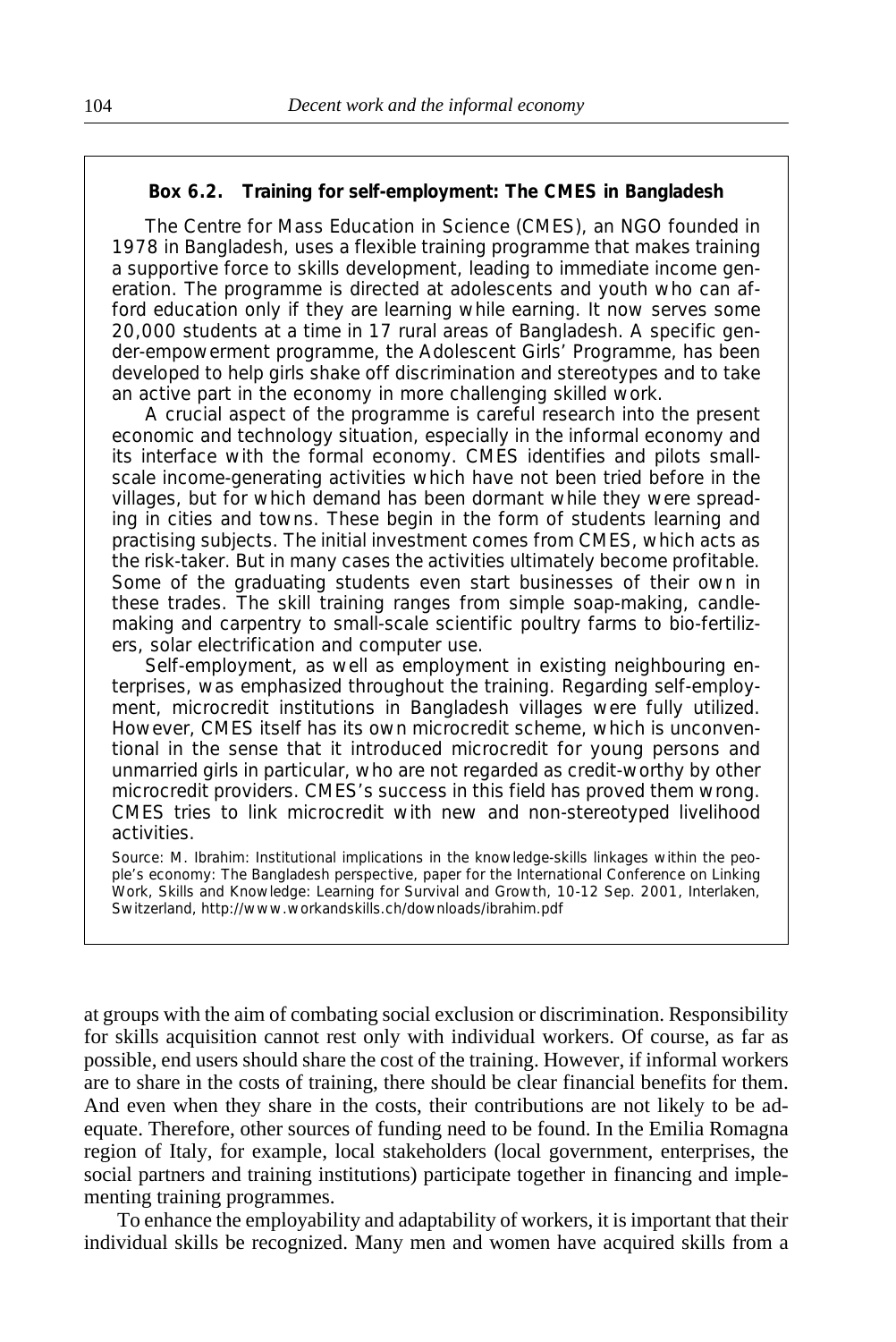**Box 6.2. Training for self-employment: The CMES in Bangladesh**

The Centre for Mass Education in Science (CMES), an NGO founded in 1978 in Bangladesh, uses a flexible training programme that makes training a supportive force to skills development, leading to immediate income generation. The programme is directed at adolescents and youth who can afford education only if they are learning while earning. It now serves some 20,000 students at a time in 17 rural areas of Bangladesh. A specific gender-empowerment programme, the Adolescent Girls' Programme, has been developed to help girls shake off discrimination and stereotypes and to take an active part in the economy in more challenging skilled work.

A crucial aspect of the programme is careful research into the present economic and technology situation, especially in the informal economy and its interface with the formal economy. CMES identifies and pilots small-scale income-generating activities which have not been tried before in the villages, but for which demand has been dormant while they were spreading in cities and towns. These begin in the form of students learning and practising subjects. The initial investment comes from CMES, which acts as the risk-taker. But in many cases the activities ultimately become profitable. Some of the graduating students even start businesses of their own in these trades. The skill training ranges from simple soap-making, candle-making and carpentry to small-scale scientific poultry farms to bio-fertilizers, solar electrification and computer use.

Self-employment, as well as employment in existing neighbouring enterprises, was emphasized throughout the training. Regarding self-employment, microcredit institutions in Bangladesh villages were fully utilized. However, CMES itself has its own microcredit scheme, which is unconventional in the sense that it introduced microcredit for young persons and unmarried girls in particular, who are not regarded as credit-worthy by other microcredit providers. CMES's success in this field has proved them wrong. CMES tries to link microcredit with new and non-stereotyped livelihood activities.

Source: M. Ibrahim: Institutional implications in the knowledge-skills linkages within the people's economy: The Bangladesh perspective, paper for the International Conference on Linking Work, Skills and Knowledge: Learning for Survival and Growth, 10-12 Sep. 2001, Interlaken, Switzerland, http://www.workandskills.ch/downloads/ibrahim.pdf

at groups with the aim of combating social exclusion or discrimination. Responsibility for skills acquisition cannot rest only with individual workers. Of course, as far as possible, end users should share the cost of the training. However, if informal workers are to share in the costs of training, there should be clear financial benefits for them. And even when they share in the costs, their contributions are not likely to be adequate. Therefore, other sources of funding need to be found. In the Emilia Romagna region of Italy, for example, local stakeholders (local government, enterprises, the social partners and training institutions) participate together in financing and implementing training programmes.

To enhance the employability and adaptability of workers, it is important that their individual skills be recognized. Many men and women have acquired skills from a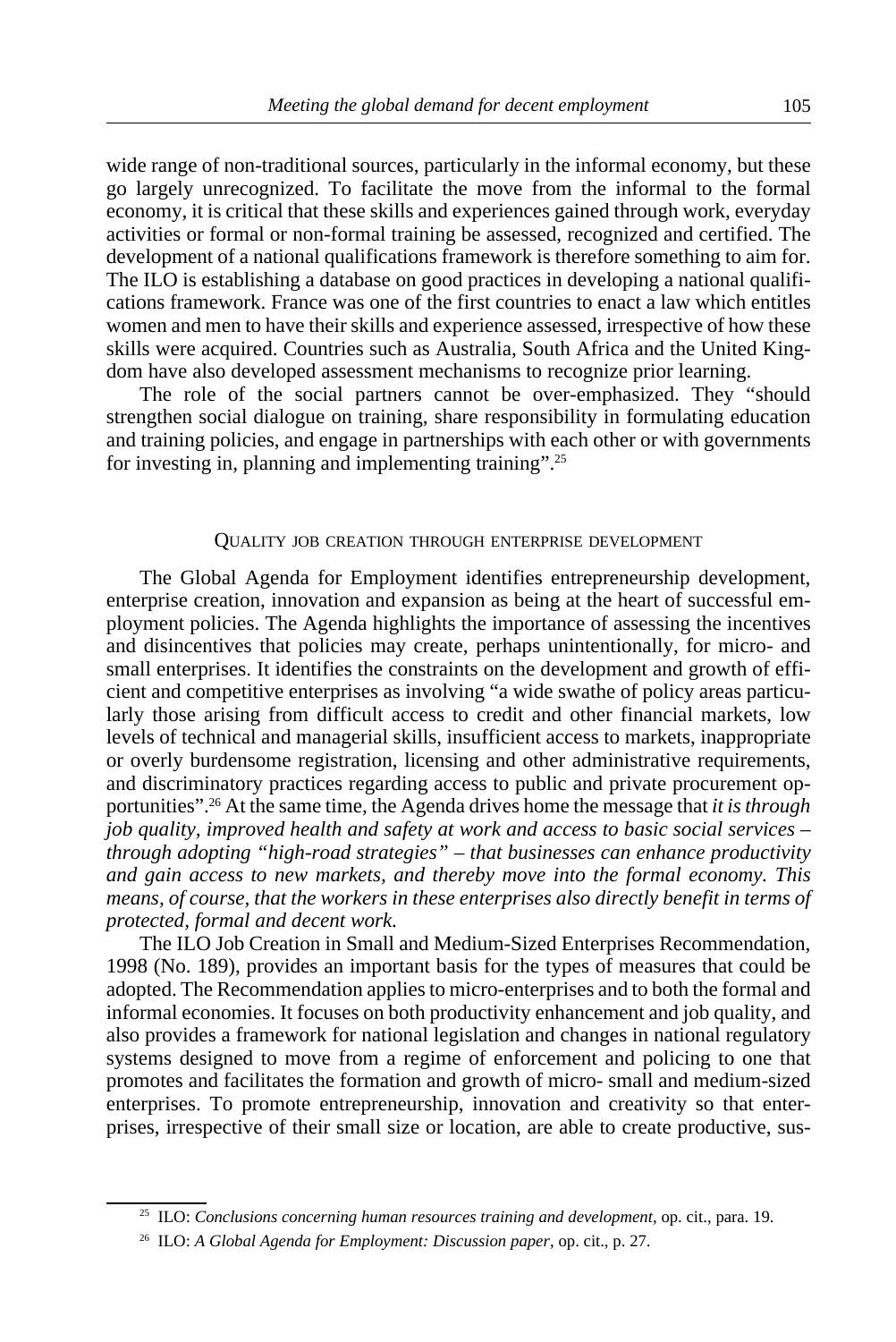wide range of non-traditional sources, particularly in the informal economy, but these go largely unrecognized. To facilitate the move from the informal to the formal economy, it is critical that these skills and experiences gained through work, everyday activities or formal or non-formal training be assessed, recognized and certified. The development of a national qualifications framework is therefore something to aim for. The ILO is establishing a database on good practices in developing a national qualifications framework. France was one of the first countries to enact a law which entitles women and men to have their skills and experience assessed, irrespective of how these skills were acquired. Countries such as Australia, South Africa and the United Kingdom have also developed assessment mechanisms to recognize prior learning.

The role of the social partners cannot be over-emphasized. They "should strengthen social dialogue on training, share responsibility in formulating education and training policies, and engage in partnerships with each other or with governments for investing in, planning and implementing training".[25]

## Quality job creation through enterprise development

The Global Agenda for Employment identifies entrepreneurship development, enterprise creation, innovation and expansion as being at the heart of successful employment policies. The Agenda highlights the importance of assessing the incentives and disincentives that policies may create, perhaps unintentionally, for micro- and small enterprises. It identifies the constraints on the development and growth of efficient and competitive enterprises as involving "a wide swathe of policy areas particularly those arising from difficult access to credit and other financial markets, low levels of technical and managerial skills, insufficient access to markets, inappropriate or overly burdensome registration, licensing and other administrative requirements, and discriminatory practices regarding access to public and private procurement opportunities".[26] At the same time, the Agenda drives home the message that *it is through job quality, improved health and safety at work and access to basic social services – through adopting "high-road strategies" – that businesses can enhance productivity and gain access to new markets, and thereby move into the formal economy. This means, of course, that the workers in these enterprises also directly benefit in terms of protected, formal and decent work.*

The ILO Job Creation in Small and Medium-Sized Enterprises Recommendation, 1998 (No. 189), provides an important basis for the types of measures that could be adopted. The Recommendation applies to micro-enterprises and to both the formal and informal economies. It focuses on both productivity enhancement and job quality, and also provides a framework for national legislation and changes in national regulatory systems designed to move from a regime of enforcement and policing to one that promotes and facilitates the formation and growth of micro- small and medium-sized enterprises. To promote entrepreneurship, innovation and creativity so that enterprises, irrespective of their small size or location, are able to create productive, sus-

---

[25] ILO: *Conclusions concerning human resources training and development*, op. cit., para. 19.

[26] ILO: *A Global Agenda for Employment: Discussion paper*, op. cit., p. 27.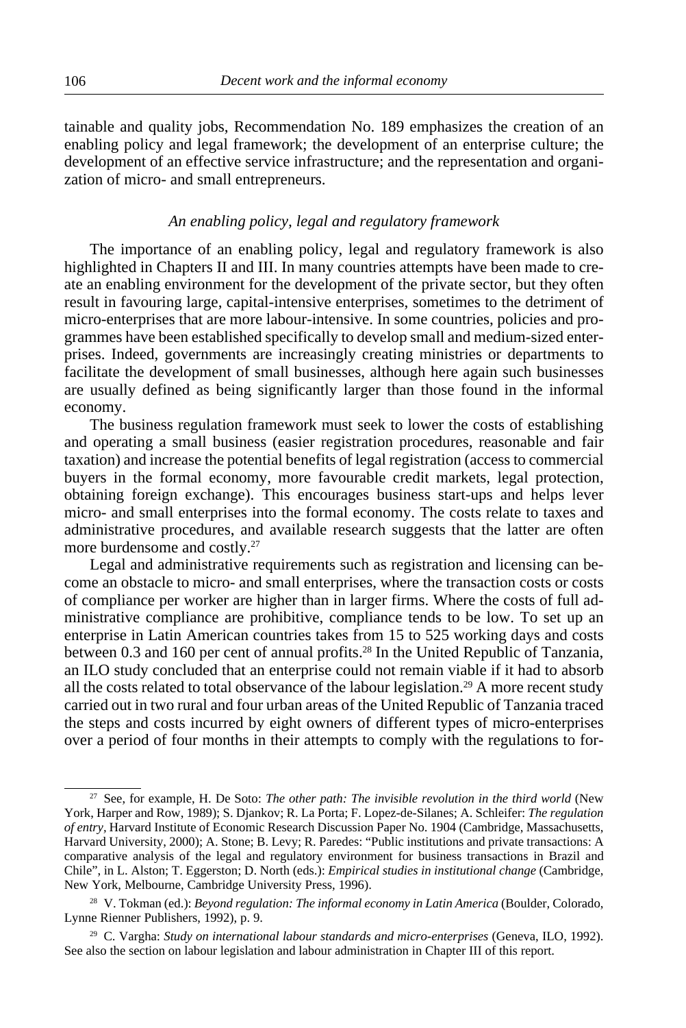tainable and quality jobs, Recommendation No. 189 emphasizes the creation of an enabling policy and legal framework; the development of an enterprise culture; the development of an effective service infrastructure; and the representation and organization of micro- and small entrepreneurs.

### *An enabling policy, legal and regulatory framework*

The importance of an enabling policy, legal and regulatory framework is also highlighted in Chapters II and III. In many countries attempts have been made to create an enabling environment for the development of the private sector, but they often result in favouring large, capital-intensive enterprises, sometimes to the detriment of micro-enterprises that are more labour-intensive. In some countries, policies and programmes have been established specifically to develop small and medium-sized enterprises. Indeed, governments are increasingly creating ministries or departments to facilitate the development of small businesses, although here again such businesses are usually defined as being significantly larger than those found in the informal economy.

The business regulation framework must seek to lower the costs of establishing and operating a small business (easier registration procedures, reasonable and fair taxation) and increase the potential benefits of legal registration (access to commercial buyers in the formal economy, more favourable credit markets, legal protection, obtaining foreign exchange). This encourages business start-ups and helps lever micro- and small enterprises into the formal economy. The costs relate to taxes and administrative procedures, and available research suggests that the latter are often more burdensome and costly.[27]

Legal and administrative requirements such as registration and licensing can become an obstacle to micro- and small enterprises, where the transaction costs or costs of compliance per worker are higher than in larger firms. Where the costs of full administrative compliance are prohibitive, compliance tends to be low. To set up an enterprise in Latin American countries takes from 15 to 525 working days and costs between 0.3 and 160 per cent of annual profits.[28] In the United Republic of Tanzania, an ILO study concluded that an enterprise could not remain viable if it had to absorb all the costs related to total observance of the labour legislation.[29] A more recent study carried out in two rural and four urban areas of the United Republic of Tanzania traced the steps and costs incurred by eight owners of different types of micro-enterprises over a period of four months in their attempts to comply with the regulations to for-

---

[27] See, for example, H. De Soto: *The other path: The invisible revolution in the third world* (New York, Harper and Row, 1989); S. Djankov; R. La Porta; F. Lopez-de-Silanes; A. Schleifer: *The regulation of entry*, Harvard Institute of Economic Research Discussion Paper No. 1904 (Cambridge, Massachusetts, Harvard University, 2000); A. Stone; B. Levy; R. Paredes: "Public institutions and private transactions: A comparative analysis of the legal and regulatory environment for business transactions in Brazil and Chile", in L. Alston; T. Eggerston; D. North (eds.): *Empirical studies in institutional change* (Cambridge, New York, Melbourne, Cambridge University Press, 1996).

[28] V. Tokman (ed.): *Beyond regulation: The informal economy in Latin America* (Boulder, Colorado, Lynne Rienner Publishers, 1992), p. 9.

[29] C. Vargha: *Study on international labour standards and micro-enterprises* (Geneva, ILO, 1992). See also the section on labour legislation and labour administration in Chapter III of this report.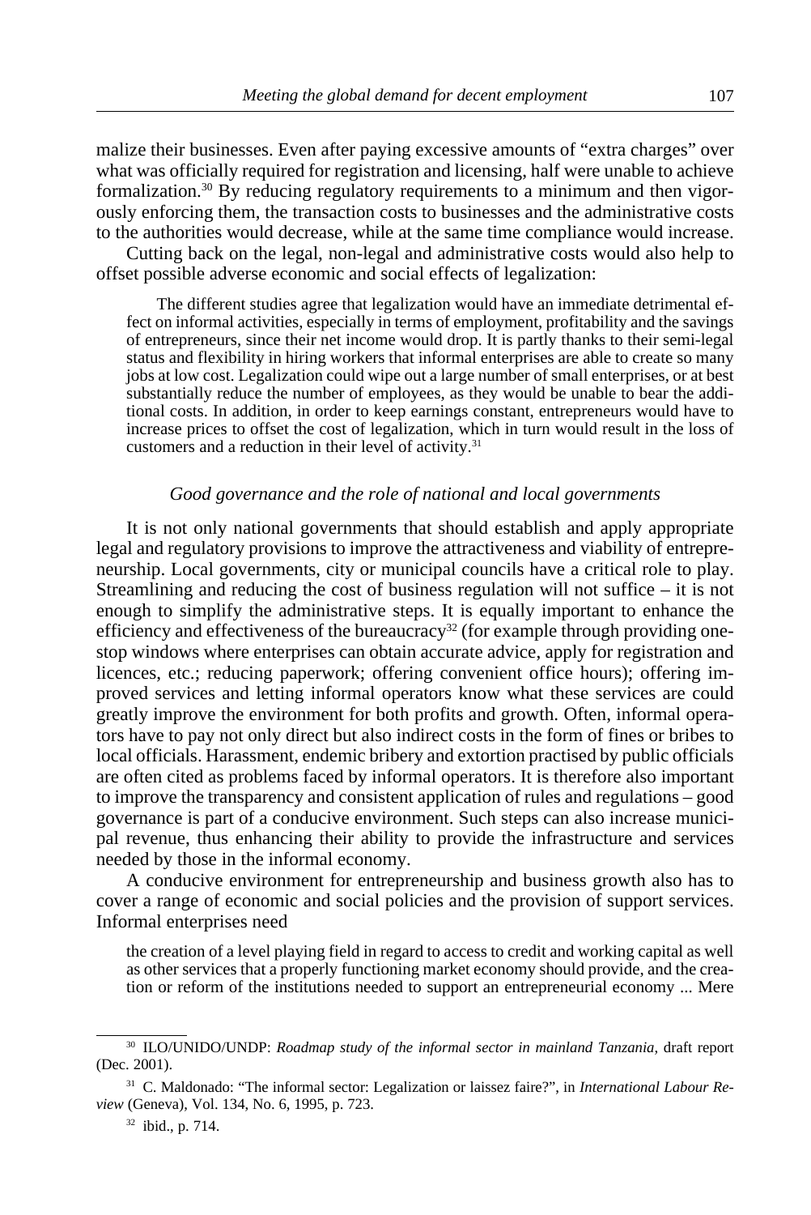malize their businesses. Even after paying excessive amounts of "extra charges" over what was officially required for registration and licensing, half were unable to achieve formalization.[30] By reducing regulatory requirements to a minimum and then vigorously enforcing them, the transaction costs to businesses and the administrative costs to the authorities would decrease, while at the same time compliance would increase.

Cutting back on the legal, non-legal and administrative costs would also help to offset possible adverse economic and social effects of legalization:

> The different studies agree that legalization would have an immediate detrimental effect on informal activities, especially in terms of employment, profitability and the savings of entrepreneurs, since their net income would drop. It is partly thanks to their semi-legal status and flexibility in hiring workers that informal enterprises are able to create so many jobs at low cost. Legalization could wipe out a large number of small enterprises, or at best substantially reduce the number of employees, as they would be unable to bear the additional costs. In addition, in order to keep earnings constant, entrepreneurs would have to increase prices to offset the cost of legalization, which in turn would result in the loss of customers and a reduction in their level of activity.[31]

### *Good governance and the role of national and local governments*

It is not only national governments that should establish and apply appropriate legal and regulatory provisions to improve the attractiveness and viability of entrepreneurship. Local governments, city or municipal councils have a critical role to play. Streamlining and reducing the cost of business regulation will not suffice – it is not enough to simplify the administrative steps. It is equally important to enhance the efficiency and effectiveness of the bureaucracy[32] (for example through providing one-stop windows where enterprises can obtain accurate advice, apply for registration and licences, etc.; reducing paperwork; offering convenient office hours); offering improved services and letting informal operators know what these services are could greatly improve the environment for both profits and growth. Often, informal operators have to pay not only direct but also indirect costs in the form of fines or bribes to local officials. Harassment, endemic bribery and extortion practised by public officials are often cited as problems faced by informal operators. It is therefore also important to improve the transparency and consistent application of rules and regulations – good governance is part of a conducive environment. Such steps can also increase municipal revenue, thus enhancing their ability to provide the infrastructure and services needed by those in the informal economy.

A conducive environment for entrepreneurship and business growth also has to cover a range of economic and social policies and the provision of support services. Informal enterprises need

> the creation of a level playing field in regard to access to credit and working capital as well as other services that a properly functioning market economy should provide, and the creation or reform of the institutions needed to support an entrepreneurial economy ... Mere

---

[30] ILO/UNIDO/UNDP: *Roadmap study of the informal sector in mainland Tanzania*, draft report (Dec. 2001).

[31] C. Maldonado: "The informal sector: Legalization or laissez faire?", in *International Labour Review* (Geneva), Vol. 134, No. 6, 1995, p. 723.

[32] ibid., p. 714.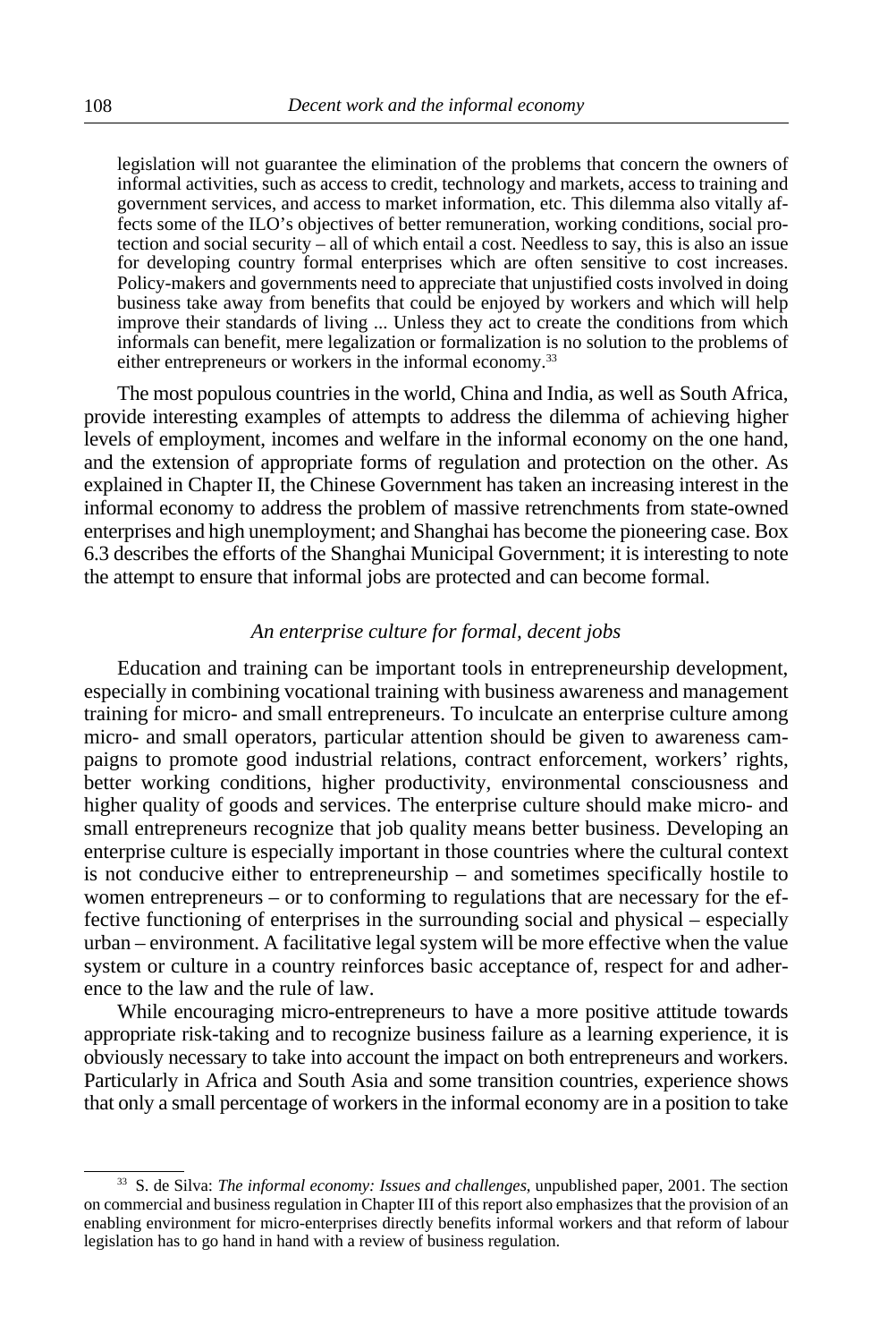legislation will not guarantee the elimination of the problems that concern the owners of informal activities, such as access to credit, technology and markets, access to training and government services, and access to market information, etc. This dilemma also vitally affects some of the ILO's objectives of better remuneration, working conditions, social protection and social security – all of which entail a cost. Needless to say, this is also an issue for developing country formal enterprises which are often sensitive to cost increases. Policy-makers and governments need to appreciate that unjustified costs involved in doing business take away from benefits that could be enjoyed by workers and which will help improve their standards of living ... Unless they act to create the conditions from which informals can benefit, mere legalization or formalization is no solution to the problems of either entrepreneurs or workers in the informal economy.[33]

The most populous countries in the world, China and India, as well as South Africa, provide interesting examples of attempts to address the dilemma of achieving higher levels of employment, incomes and welfare in the informal economy on the one hand, and the extension of appropriate forms of regulation and protection on the other. As explained in Chapter II, the Chinese Government has taken an increasing interest in the informal economy to address the problem of massive retrenchments from state-owned enterprises and high unemployment; and Shanghai has become the pioneering case. Box 6.3 describes the efforts of the Shanghai Municipal Government; it is interesting to note the attempt to ensure that informal jobs are protected and can become formal.

### *An enterprise culture for formal, decent jobs*

Education and training can be important tools in entrepreneurship development, especially in combining vocational training with business awareness and management training for micro- and small entrepreneurs. To inculcate an enterprise culture among micro- and small operators, particular attention should be given to awareness campaigns to promote good industrial relations, contract enforcement, workers' rights, better working conditions, higher productivity, environmental consciousness and higher quality of goods and services. The enterprise culture should make micro- and small entrepreneurs recognize that job quality means better business. Developing an enterprise culture is especially important in those countries where the cultural context is not conducive either to entrepreneurship – and sometimes specifically hostile to women entrepreneurs – or to conforming to regulations that are necessary for the effective functioning of enterprises in the surrounding social and physical – especially urban – environment. A facilitative legal system will be more effective when the value system or culture in a country reinforces basic acceptance of, respect for and adherence to the law and the rule of law.

While encouraging micro-entrepreneurs to have a more positive attitude towards appropriate risk-taking and to recognize business failure as a learning experience, it is obviously necessary to take into account the impact on both entrepreneurs and workers. Particularly in Africa and South Asia and some transition countries, experience shows that only a small percentage of workers in the informal economy are in a position to take

[33] S. de Silva: *The informal economy: Issues and challenges*, unpublished paper, 2001. The section on commercial and business regulation in Chapter III of this report also emphasizes that the provision of an enabling environment for micro-enterprises directly benefits informal workers and that reform of labour legislation has to go hand in hand with a review of business regulation.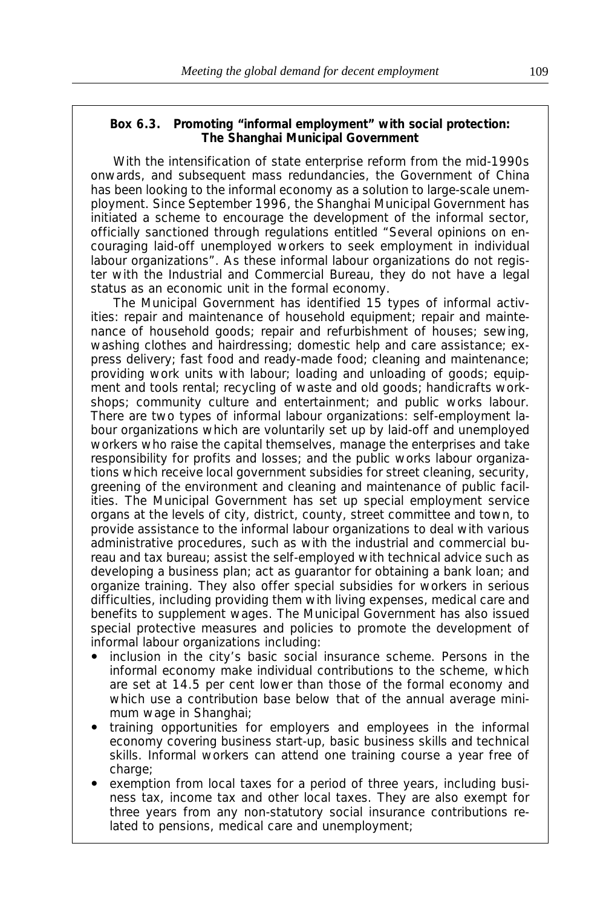**Box 6.3. Promoting "informal employment" with social protection: The Shanghai Municipal Government**

With the intensification of state enterprise reform from the mid-1990s onwards, and subsequent mass redundancies, the Government of China has been looking to the informal economy as a solution to large-scale unemployment. Since September 1996, the Shanghai Municipal Government has initiated a scheme to encourage the development of the informal sector, officially sanctioned through regulations entitled "Several opinions on encouraging laid-off unemployed workers to seek employment in individual labour organizations". As these informal labour organizations do not register with the Industrial and Commercial Bureau, they do not have a legal status as an economic unit in the formal economy.

The Municipal Government has identified 15 types of informal activities: repair and maintenance of household equipment; repair and maintenance of household goods; repair and refurbishment of houses; sewing, washing clothes and hairdressing; domestic help and care assistance; express delivery; fast food and ready-made food; cleaning and maintenance; providing work units with labour; loading and unloading of goods; equipment and tools rental; recycling of waste and old goods; handicrafts workshops; community culture and entertainment; and public works labour. There are two types of informal labour organizations: self-employment labour organizations which are voluntarily set up by laid-off and unemployed workers who raise the capital themselves, manage the enterprises and take responsibility for profits and losses; and the public works labour organizations which receive local government subsidies for street cleaning, security, greening of the environment and cleaning and maintenance of public facilities. The Municipal Government has set up special employment service organs at the levels of city, district, county, street committee and town, to provide assistance to the informal labour organizations to deal with various administrative procedures, such as with the industrial and commercial bureau and tax bureau; assist the self-employed with technical advice such as developing a business plan; act as guarantor for obtaining a bank loan; and organize training. They also offer special subsidies for workers in serious difficulties, including providing them with living expenses, medical care and benefits to supplement wages. The Municipal Government has also issued special protective measures and policies to promote the development of informal labour organizations including:

- inclusion in the city's basic social insurance scheme. Persons in the informal economy make individual contributions to the scheme, which are set at 14.5 per cent lower than those of the formal economy and which use a contribution base below that of the annual average minimum wage in Shanghai;
- training opportunities for employers and employees in the informal economy covering business start-up, basic business skills and technical skills. Informal workers can attend one training course a year free of charge;
- exemption from local taxes for a period of three years, including business tax, income tax and other local taxes. They are also exempt for three years from any non-statutory social insurance contributions related to pensions, medical care and unemployment;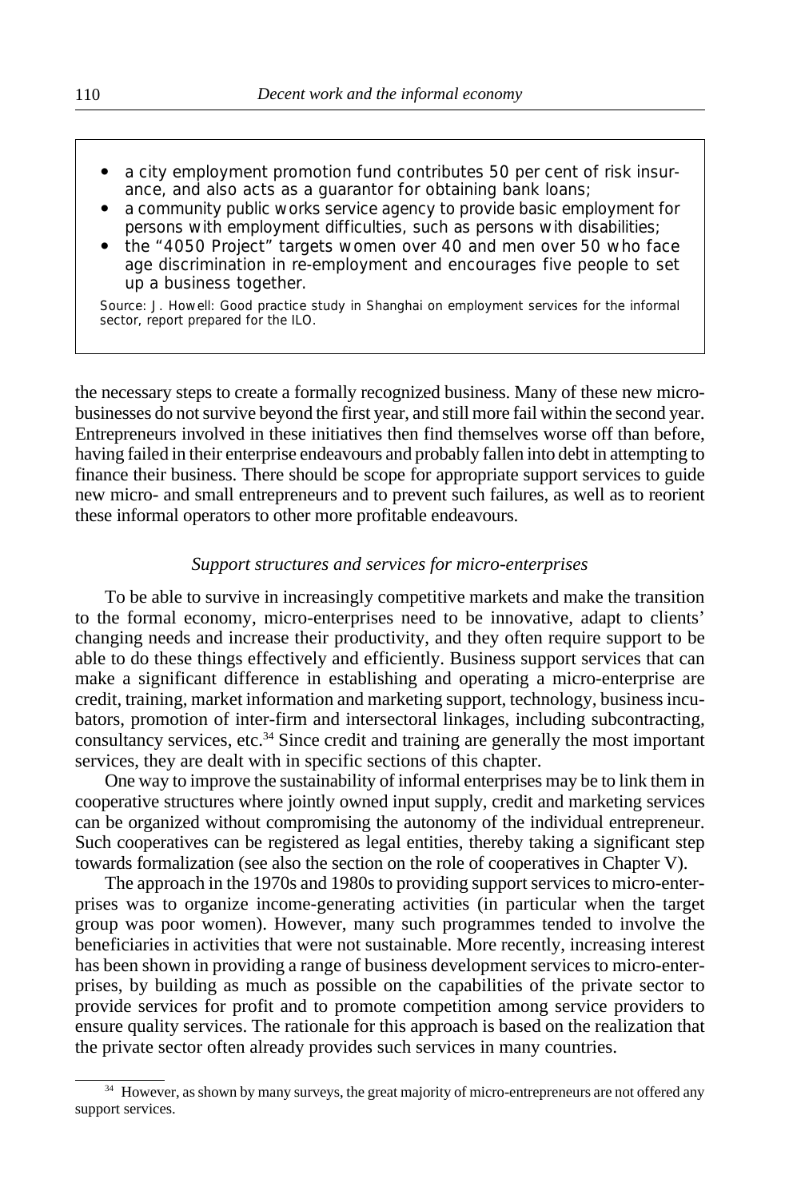- a city employment promotion fund contributes 50 per cent of risk insurance, and also acts as a guarantor for obtaining bank loans;
- a community public works service agency to provide basic employment for persons with employment difficulties, such as persons with disabilities;
- the "4050 Project" targets women over 40 and men over 50 who face age discrimination in re-employment and encourages five people to set up a business together.

Source: J. Howell: Good practice study in Shanghai on employment services for the informal sector, report prepared for the ILO.

the necessary steps to create a formally recognized business. Many of these new micro-businesses do not survive beyond the first year, and still more fail within the second year. Entrepreneurs involved in these initiatives then find themselves worse off than before, having failed in their enterprise endeavours and probably fallen into debt in attempting to finance their business. There should be scope for appropriate support services to guide new micro- and small entrepreneurs and to prevent such failures, as well as to reorient these informal operators to other more profitable endeavours.

### *Support structures and services for micro-enterprises*

To be able to survive in increasingly competitive markets and make the transition to the formal economy, micro-enterprises need to be innovative, adapt to clients' changing needs and increase their productivity, and they often require support to be able to do these things effectively and efficiently. Business support services that can make a significant difference in establishing and operating a micro-enterprise are credit, training, market information and marketing support, technology, business incubators, promotion of inter-firm and intersectoral linkages, including subcontracting, consultancy services, etc.[34] Since credit and training are generally the most important services, they are dealt with in specific sections of this chapter.

One way to improve the sustainability of informal enterprises may be to link them in cooperative structures where jointly owned input supply, credit and marketing services can be organized without compromising the autonomy of the individual entrepreneur. Such cooperatives can be registered as legal entities, thereby taking a significant step towards formalization (see also the section on the role of cooperatives in Chapter V).

The approach in the 1970s and 1980s to providing support services to micro-enterprises was to organize income-generating activities (in particular when the target group was poor women). However, many such programmes tended to involve the beneficiaries in activities that were not sustainable. More recently, increasing interest has been shown in providing a range of business development services to micro-enterprises, by building as much as possible on the capabilities of the private sector to provide services for profit and to promote competition among service providers to ensure quality services. The rationale for this approach is based on the realization that the private sector often already provides such services in many countries.

[34] However, as shown by many surveys, the great majority of micro-entrepreneurs are not offered any support services.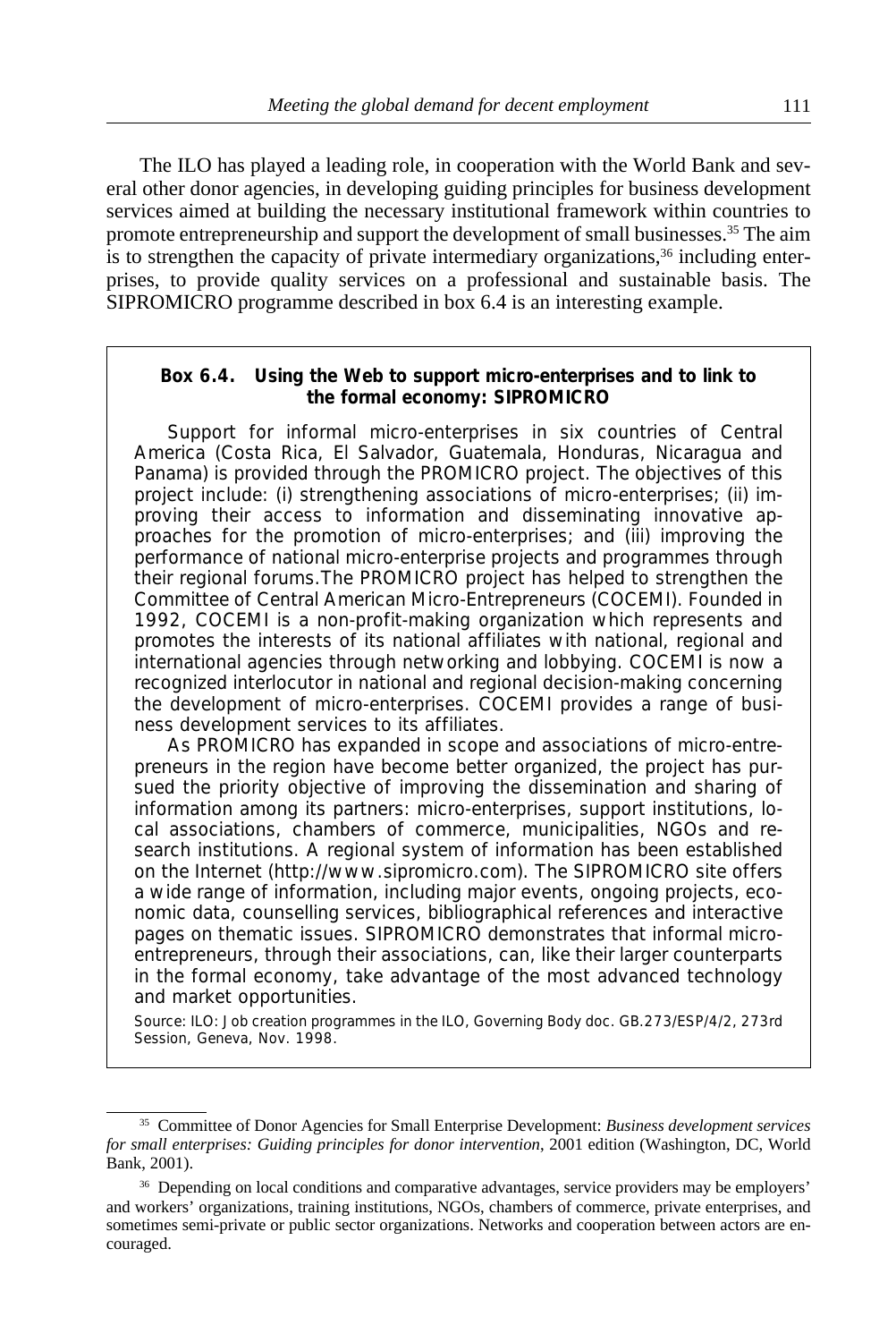The ILO has played a leading role, in cooperation with the World Bank and several other donor agencies, in developing guiding principles for business development services aimed at building the necessary institutional framework within countries to promote entrepreneurship and support the development of small businesses.[35] The aim is to strengthen the capacity of private intermediary organizations,[36] including enterprises, to provide quality services on a professional and sustainable basis. The SIPROMICRO programme described in box 6.4 is an interesting example.

> **Box 6.4. Using the Web to support micro-enterprises and to link to the formal economy: SIPROMICRO**
>
> Support for informal micro-enterprises in six countries of Central America (Costa Rica, El Salvador, Guatemala, Honduras, Nicaragua and Panama) is provided through the PROMICRO project. The objectives of this project include: (i) strengthening associations of micro-enterprises; (ii) improving their access to information and disseminating innovative approaches for the promotion of micro-enterprises; and (iii) improving the performance of national micro-enterprise projects and programmes through their regional forums.The PROMICRO project has helped to strengthen the Committee of Central American Micro-Entrepreneurs (COCEMI). Founded in 1992, COCEMI is a non-profit-making organization which represents and promotes the interests of its national affiliates with national, regional and international agencies through networking and lobbying. COCEMI is now a recognized interlocutor in national and regional decision-making concerning the development of micro-enterprises. COCEMI provides a range of business development services to its affiliates.
>
> As PROMICRO has expanded in scope and associations of micro-entrepreneurs in the region have become better organized, the project has pursued the priority objective of improving the dissemination and sharing of information among its partners: micro-enterprises, support institutions, local associations, chambers of commerce, municipalities, NGOs and research institutions. A regional system of information has been established on the Internet (http://www.sipromicro.com). The SIPROMICRO site offers a wide range of information, including major events, ongoing projects, economic data, counselling services, bibliographical references and interactive pages on thematic issues. SIPROMICRO demonstrates that informal micro-entrepreneurs, through their associations, can, like their larger counterparts in the formal economy, take advantage of the most advanced technology and market opportunities.
>
> Source: ILO: *Job creation programmes in the ILO*, Governing Body doc. GB.273/ESP/4/2, 273rd Session, Geneva, Nov. 1998.

---

[35] Committee of Donor Agencies for Small Enterprise Development: *Business development services for small enterprises: Guiding principles for donor intervention*, 2001 edition (Washington, DC, World Bank, 2001).

[36] Depending on local conditions and comparative advantages, service providers may be employers' and workers' organizations, training institutions, NGOs, chambers of commerce, private enterprises, and sometimes semi-private or public sector organizations. Networks and cooperation between actors are encouraged.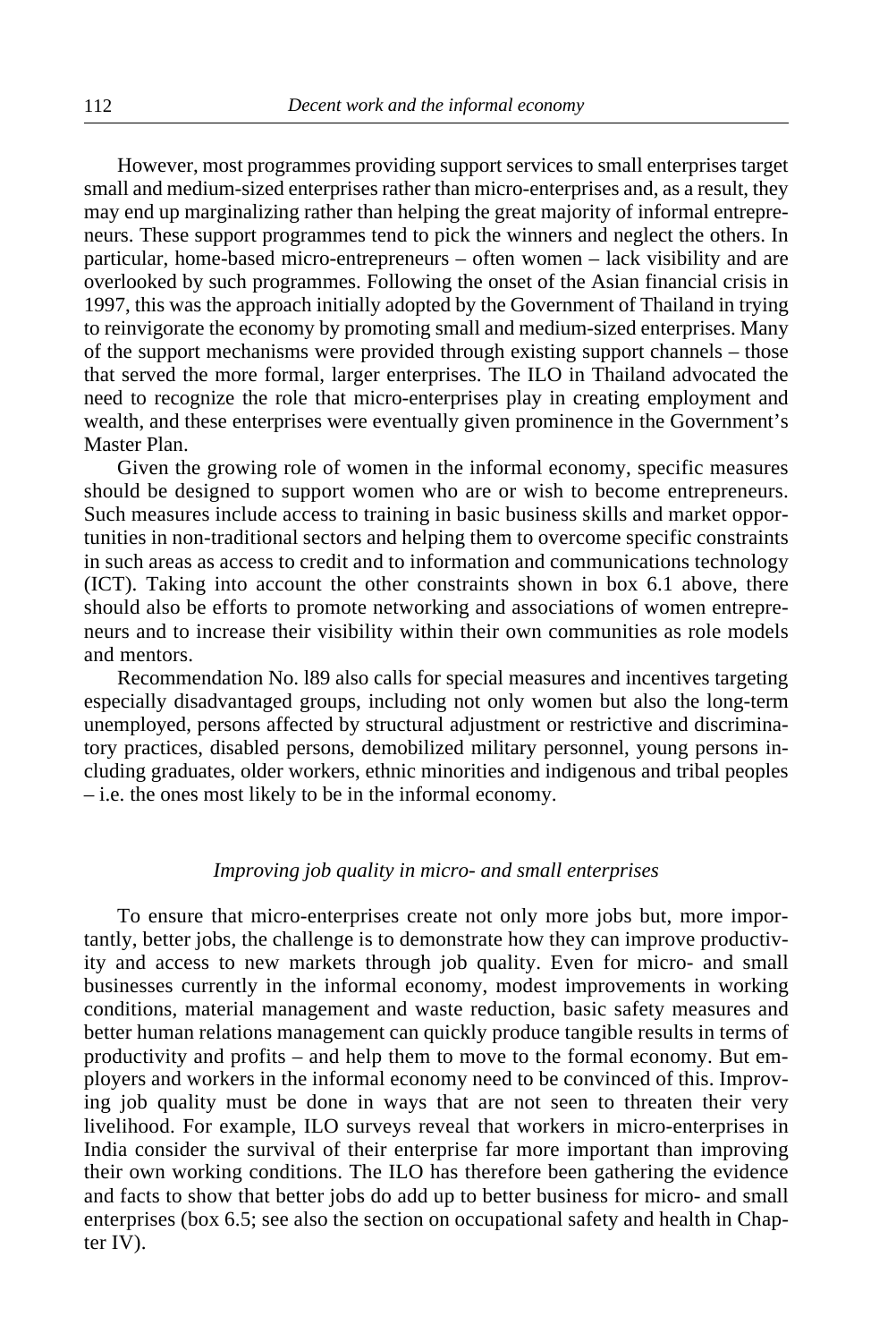However, most programmes providing support services to small enterprises target small and medium-sized enterprises rather than micro-enterprises and, as a result, they may end up marginalizing rather than helping the great majority of informal entrepreneurs. These support programmes tend to pick the winners and neglect the others. In particular, home-based micro-entrepreneurs – often women – lack visibility and are overlooked by such programmes. Following the onset of the Asian financial crisis in 1997, this was the approach initially adopted by the Government of Thailand in trying to reinvigorate the economy by promoting small and medium-sized enterprises. Many of the support mechanisms were provided through existing support channels – those that served the more formal, larger enterprises. The ILO in Thailand advocated the need to recognize the role that micro-enterprises play in creating employment and wealth, and these enterprises were eventually given prominence in the Government's Master Plan.

Given the growing role of women in the informal economy, specific measures should be designed to support women who are or wish to become entrepreneurs. Such measures include access to training in basic business skills and market opportunities in non-traditional sectors and helping them to overcome specific constraints in such areas as access to credit and to information and communications technology (ICT). Taking into account the other constraints shown in box 6.1 above, there should also be efforts to promote networking and associations of women entrepreneurs and to increase their visibility within their own communities as role models and mentors.

Recommendation No. l89 also calls for special measures and incentives targeting especially disadvantaged groups, including not only women but also the long-term unemployed, persons affected by structural adjustment or restrictive and discriminatory practices, disabled persons, demobilized military personnel, young persons including graduates, older workers, ethnic minorities and indigenous and tribal peoples – i.e. the ones most likely to be in the informal economy.

### *Improving job quality in micro- and small enterprises*

To ensure that micro-enterprises create not only more jobs but, more importantly, better jobs, the challenge is to demonstrate how they can improve productivity and access to new markets through job quality. Even for micro- and small businesses currently in the informal economy, modest improvements in working conditions, material management and waste reduction, basic safety measures and better human relations management can quickly produce tangible results in terms of productivity and profits – and help them to move to the formal economy. But employers and workers in the informal economy need to be convinced of this. Improving job quality must be done in ways that are not seen to threaten their very livelihood. For example, ILO surveys reveal that workers in micro-enterprises in India consider the survival of their enterprise far more important than improving their own working conditions. The ILO has therefore been gathering the evidence and facts to show that better jobs do add up to better business for micro- and small enterprises (box 6.5; see also the section on occupational safety and health in Chapter IV).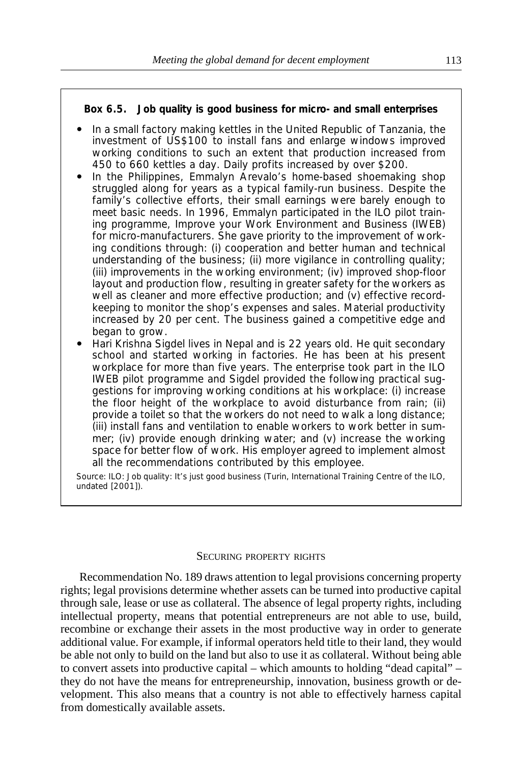**Box 6.5. Job quality is good business for micro- and small enterprises**

- In a small factory making kettles in the United Republic of Tanzania, the investment of US$100 to install fans and enlarge windows improved working conditions to such an extent that production increased from 450 to 660 kettles a day. Daily profits increased by over $200.
- In the Philippines, Emmalyn Arevalo's home-based shoemaking shop struggled along for years as a typical family-run business. Despite the family's collective efforts, their small earnings were barely enough to meet basic needs. In 1996, Emmalyn participated in the ILO pilot training programme, Improve your Work Environment and Business (IWEB) for micro-manufacturers. She gave priority to the improvement of working conditions through: (i) cooperation and better human and technical understanding of the business; (ii) more vigilance in controlling quality; (iii) improvements in the working environment; (iv) improved shop-floor layout and production flow, resulting in greater safety for the workers as well as cleaner and more effective production; and (v) effective record-keeping to monitor the shop's expenses and sales. Material productivity increased by 20 per cent. The business gained a competitive edge and began to grow.
- Hari Krishna Sigdel lives in Nepal and is 22 years old. He quit secondary school and started working in factories. He has been at his present workplace for more than five years. The enterprise took part in the ILO IWEB pilot programme and Sigdel provided the following practical suggestions for improving working conditions at his workplace: (i) increase the floor height of the workplace to avoid disturbance from rain; (ii) provide a toilet so that the workers do not need to walk a long distance; (iii) install fans and ventilation to enable workers to work better in summer; (iv) provide enough drinking water; and (v) increase the working space for better flow of work. His employer agreed to implement almost all the recommendations contributed by this employee.

Source: ILO: *Job quality: It's just good business* (Turin, International Training Centre of the ILO, undated [2001]).

### Securing property rights

Recommendation No. 189 draws attention to legal provisions concerning property rights; legal provisions determine whether assets can be turned into productive capital through sale, lease or use as collateral. The absence of legal property rights, including intellectual property, means that potential entrepreneurs are not able to use, build, recombine or exchange their assets in the most productive way in order to generate additional value. For example, if informal operators held title to their land, they would be able not only to build on the land but also to use it as collateral. Without being able to convert assets into productive capital – which amounts to holding "dead capital" – they do not have the means for entrepreneurship, innovation, business growth or development. This also means that a country is not able to effectively harness capital from domestically available assets.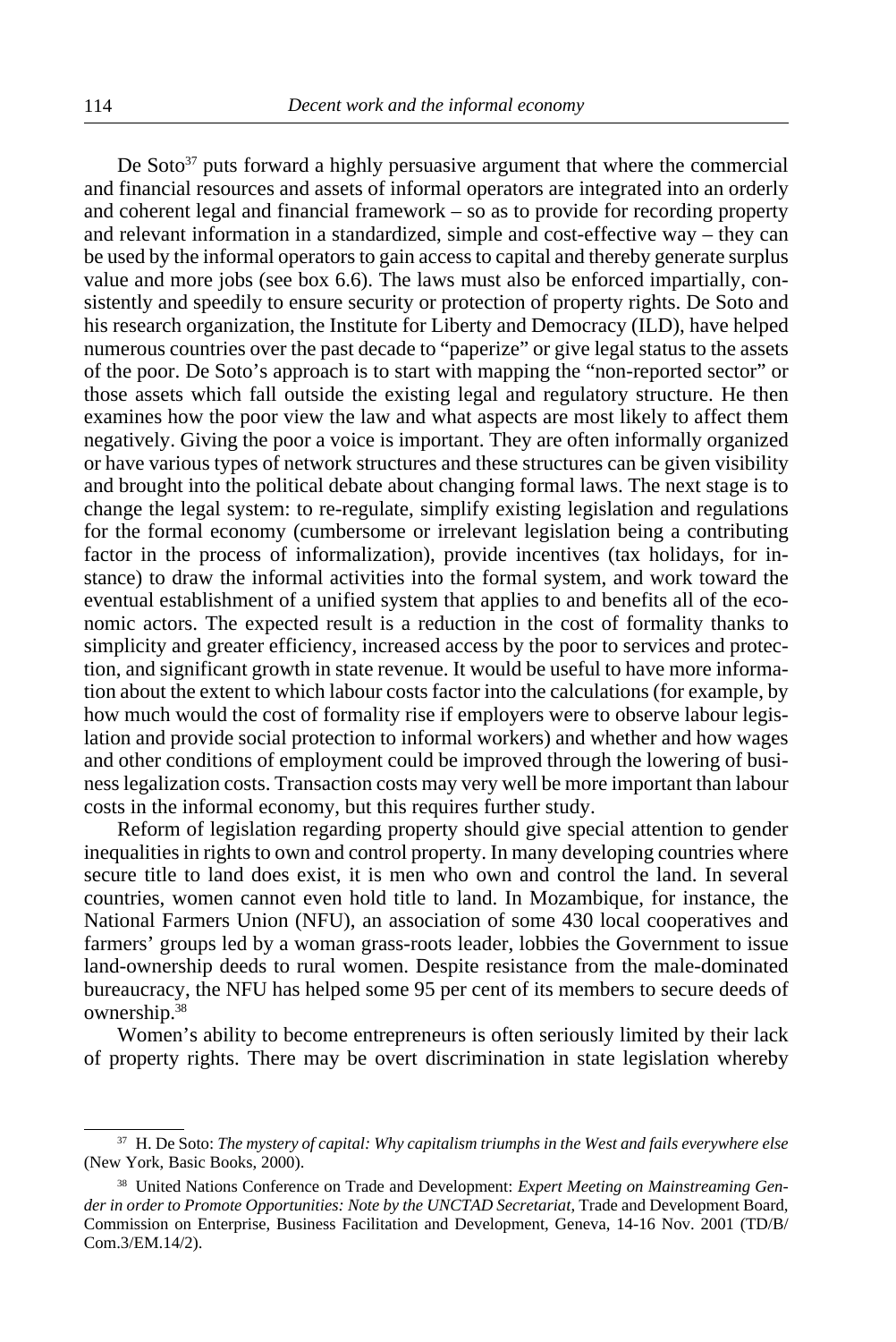De Soto[37] puts forward a highly persuasive argument that where the commercial and financial resources and assets of informal operators are integrated into an orderly and coherent legal and financial framework – so as to provide for recording property and relevant information in a standardized, simple and cost-effective way – they can be used by the informal operators to gain access to capital and thereby generate surplus value and more jobs (see box 6.6). The laws must also be enforced impartially, consistently and speedily to ensure security or protection of property rights. De Soto and his research organization, the Institute for Liberty and Democracy (ILD), have helped numerous countries over the past decade to "paperize" or give legal status to the assets of the poor. De Soto's approach is to start with mapping the "non-reported sector" or those assets which fall outside the existing legal and regulatory structure. He then examines how the poor view the law and what aspects are most likely to affect them negatively. Giving the poor a voice is important. They are often informally organized or have various types of network structures and these structures can be given visibility and brought into the political debate about changing formal laws. The next stage is to change the legal system: to re-regulate, simplify existing legislation and regulations for the formal economy (cumbersome or irrelevant legislation being a contributing factor in the process of informalization), provide incentives (tax holidays, for instance) to draw the informal activities into the formal system, and work toward the eventual establishment of a unified system that applies to and benefits all of the economic actors. The expected result is a reduction in the cost of formality thanks to simplicity and greater efficiency, increased access by the poor to services and protection, and significant growth in state revenue. It would be useful to have more information about the extent to which labour costs factor into the calculations (for example, by how much would the cost of formality rise if employers were to observe labour legislation and provide social protection to informal workers) and whether and how wages and other conditions of employment could be improved through the lowering of business legalization costs. Transaction costs may very well be more important than labour costs in the informal economy, but this requires further study.

Reform of legislation regarding property should give special attention to gender inequalities in rights to own and control property. In many developing countries where secure title to land does exist, it is men who own and control the land. In several countries, women cannot even hold title to land. In Mozambique, for instance, the National Farmers Union (NFU), an association of some 430 local cooperatives and farmers' groups led by a woman grass-roots leader, lobbies the Government to issue land-ownership deeds to rural women. Despite resistance from the male-dominated bureaucracy, the NFU has helped some 95 per cent of its members to secure deeds of ownership.[38]

Women's ability to become entrepreneurs is often seriously limited by their lack of property rights. There may be overt discrimination in state legislation whereby

---

[37] H. De Soto: *The mystery of capital: Why capitalism triumphs in the West and fails everywhere else* (New York, Basic Books, 2000).

[38] United Nations Conference on Trade and Development: *Expert Meeting on Mainstreaming Gender in order to Promote Opportunities: Note by the UNCTAD Secretariat*, Trade and Development Board, Commission on Enterprise, Business Facilitation and Development, Geneva, 14-16 Nov. 2001 (TD/B/Com.3/EM.14/2).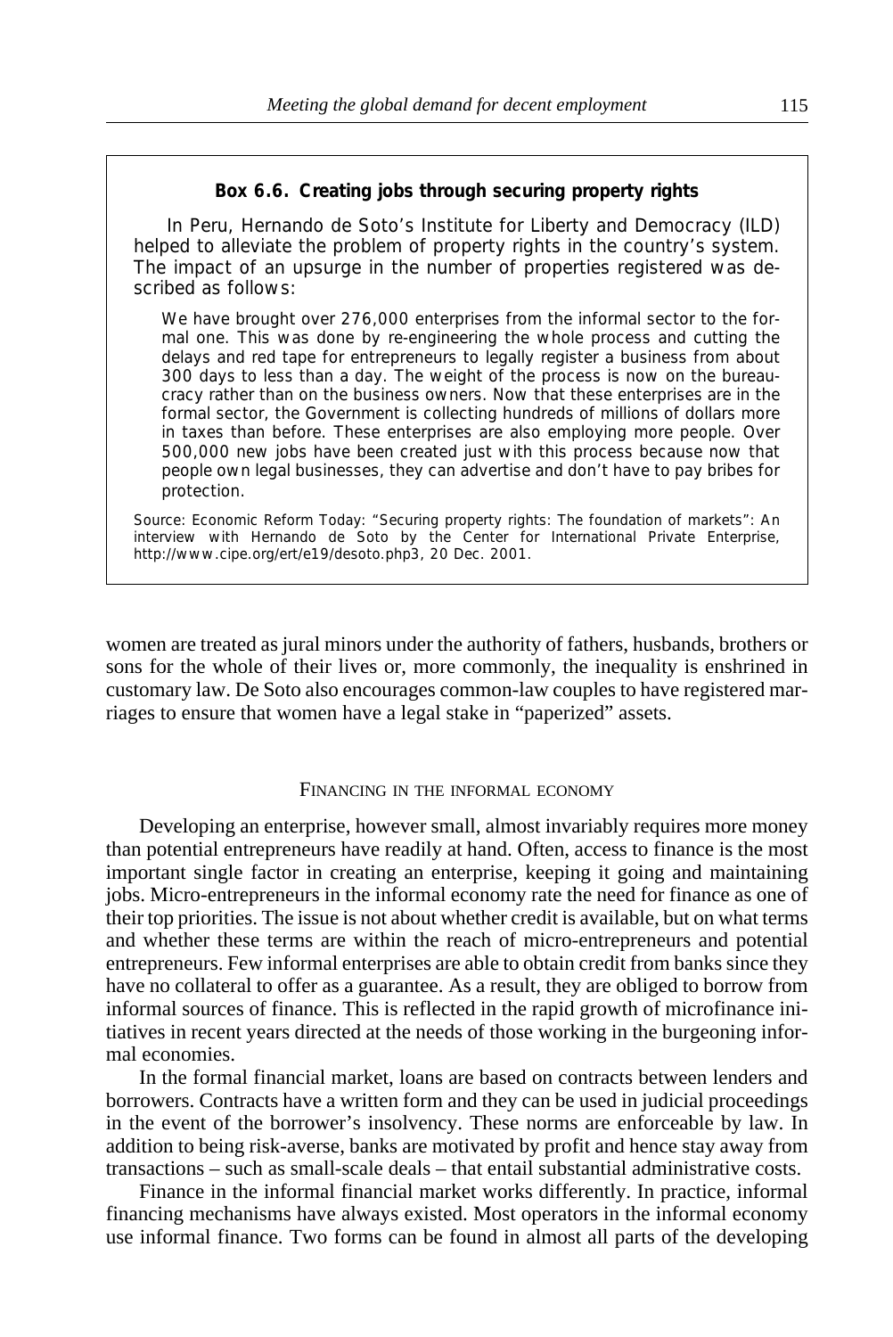**Box 6.6. Creating jobs through securing property rights**

In Peru, Hernando de Soto's Institute for Liberty and Democracy (ILD) helped to alleviate the problem of property rights in the country's system. The impact of an upsurge in the number of properties registered was described as follows:

> We have brought over 276,000 enterprises from the informal sector to the formal one. This was done by re-engineering the whole process and cutting the delays and red tape for entrepreneurs to legally register a business from about 300 days to less than a day. The weight of the process is now on the bureaucracy rather than on the business owners. Now that these enterprises are in the formal sector, the Government is collecting hundreds of millions of dollars more in taxes than before. These enterprises are also employing more people. Over 500,000 new jobs have been created just with this process because now that people own legal businesses, they can advertise and don't have to pay bribes for protection.

Source: Economic Reform Today: "Securing property rights: The foundation of markets": An interview with Hernando de Soto by the Center for International Private Enterprise, http://www.cipe.org/ert/e19/desoto.php3, 20 Dec. 2001.

women are treated as jural minors under the authority of fathers, husbands, brothers or sons for the whole of their lives or, more commonly, the inequality is enshrined in customary law. De Soto also encourages common-law couples to have registered marriages to ensure that women have a legal stake in "paperized" assets.

## Financing in the informal economy

Developing an enterprise, however small, almost invariably requires more money than potential entrepreneurs have readily at hand. Often, access to finance is the most important single factor in creating an enterprise, keeping it going and maintaining jobs. Micro-entrepreneurs in the informal economy rate the need for finance as one of their top priorities. The issue is not about whether credit is available, but on what terms and whether these terms are within the reach of micro-entrepreneurs and potential entrepreneurs. Few informal enterprises are able to obtain credit from banks since they have no collateral to offer as a guarantee. As a result, they are obliged to borrow from informal sources of finance. This is reflected in the rapid growth of microfinance initiatives in recent years directed at the needs of those working in the burgeoning informal economies.

In the formal financial market, loans are based on contracts between lenders and borrowers. Contracts have a written form and they can be used in judicial proceedings in the event of the borrower's insolvency. These norms are enforceable by law. In addition to being risk-averse, banks are motivated by profit and hence stay away from transactions – such as small-scale deals – that entail substantial administrative costs.

Finance in the informal financial market works differently. In practice, informal financing mechanisms have always existed. Most operators in the informal economy use informal finance. Two forms can be found in almost all parts of the developing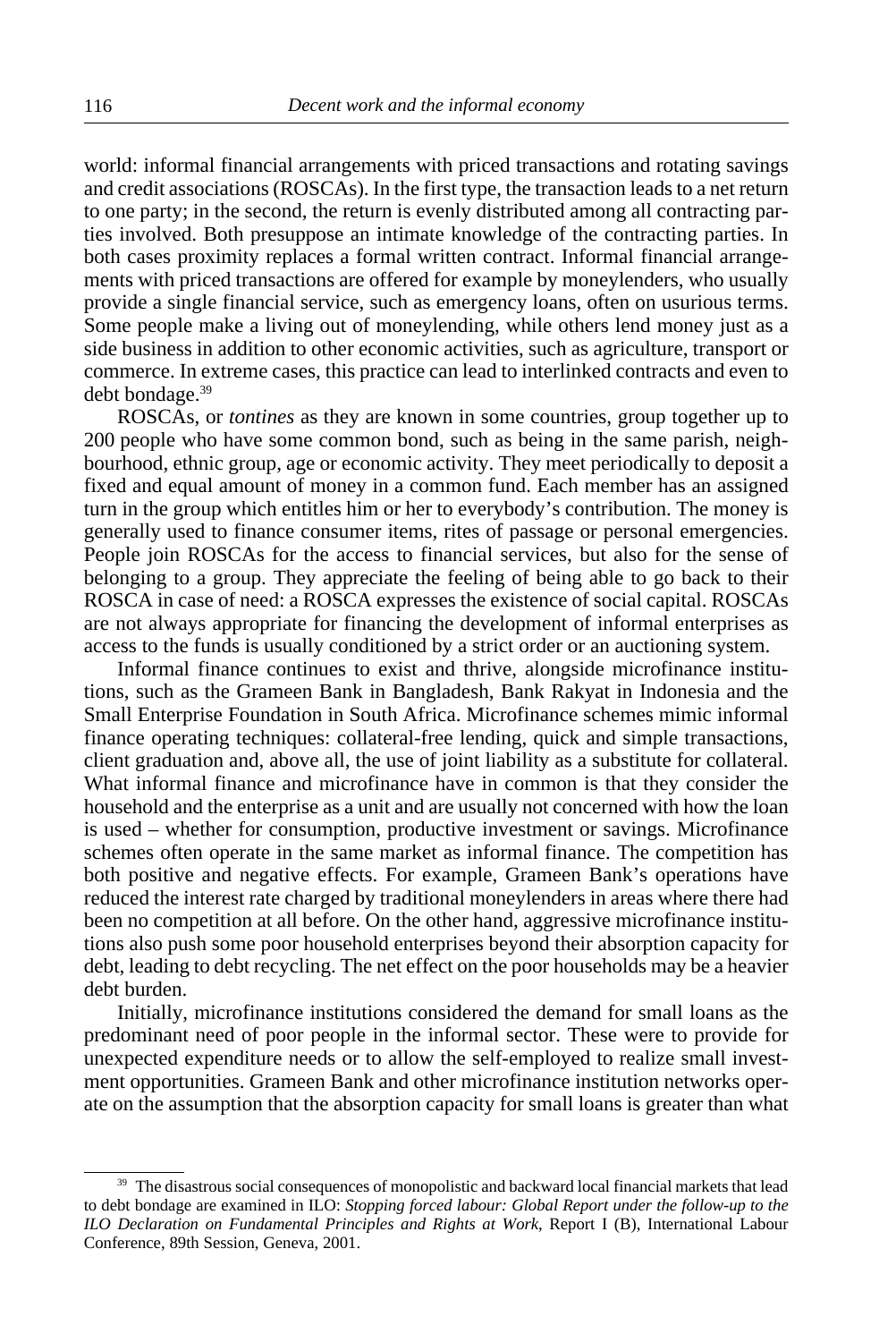world: informal financial arrangements with priced transactions and rotating savings and credit associations (ROSCAs). In the first type, the transaction leads to a net return to one party; in the second, the return is evenly distributed among all contracting parties involved. Both presuppose an intimate knowledge of the contracting parties. In both cases proximity replaces a formal written contract. Informal financial arrangements with priced transactions are offered for example by moneylenders, who usually provide a single financial service, such as emergency loans, often on usurious terms. Some people make a living out of moneylending, while others lend money just as a side business in addition to other economic activities, such as agriculture, transport or commerce. In extreme cases, this practice can lead to interlinked contracts and even to debt bondage.[39]

ROSCAs, or *tontines* as they are known in some countries, group together up to 200 people who have some common bond, such as being in the same parish, neighbourhood, ethnic group, age or economic activity. They meet periodically to deposit a fixed and equal amount of money in a common fund. Each member has an assigned turn in the group which entitles him or her to everybody's contribution. The money is generally used to finance consumer items, rites of passage or personal emergencies. People join ROSCAs for the access to financial services, but also for the sense of belonging to a group. They appreciate the feeling of being able to go back to their ROSCA in case of need: a ROSCA expresses the existence of social capital. ROSCAs are not always appropriate for financing the development of informal enterprises as access to the funds is usually conditioned by a strict order or an auctioning system.

Informal finance continues to exist and thrive, alongside microfinance institutions, such as the Grameen Bank in Bangladesh, Bank Rakyat in Indonesia and the Small Enterprise Foundation in South Africa. Microfinance schemes mimic informal finance operating techniques: collateral-free lending, quick and simple transactions, client graduation and, above all, the use of joint liability as a substitute for collateral. What informal finance and microfinance have in common is that they consider the household and the enterprise as a unit and are usually not concerned with how the loan is used – whether for consumption, productive investment or savings. Microfinance schemes often operate in the same market as informal finance. The competition has both positive and negative effects. For example, Grameen Bank's operations have reduced the interest rate charged by traditional moneylenders in areas where there had been no competition at all before. On the other hand, aggressive microfinance institutions also push some poor household enterprises beyond their absorption capacity for debt, leading to debt recycling. The net effect on the poor households may be a heavier debt burden.

Initially, microfinance institutions considered the demand for small loans as the predominant need of poor people in the informal sector. These were to provide for unexpected expenditure needs or to allow the self-employed to realize small investment opportunities. Grameen Bank and other microfinance institution networks operate on the assumption that the absorption capacity for small loans is greater than what

---

[39] The disastrous social consequences of monopolistic and backward local financial markets that lead to debt bondage are examined in ILO: *Stopping forced labour: Global Report under the follow-up to the ILO Declaration on Fundamental Principles and Rights at Work*, Report I (B), International Labour Conference, 89th Session, Geneva, 2001.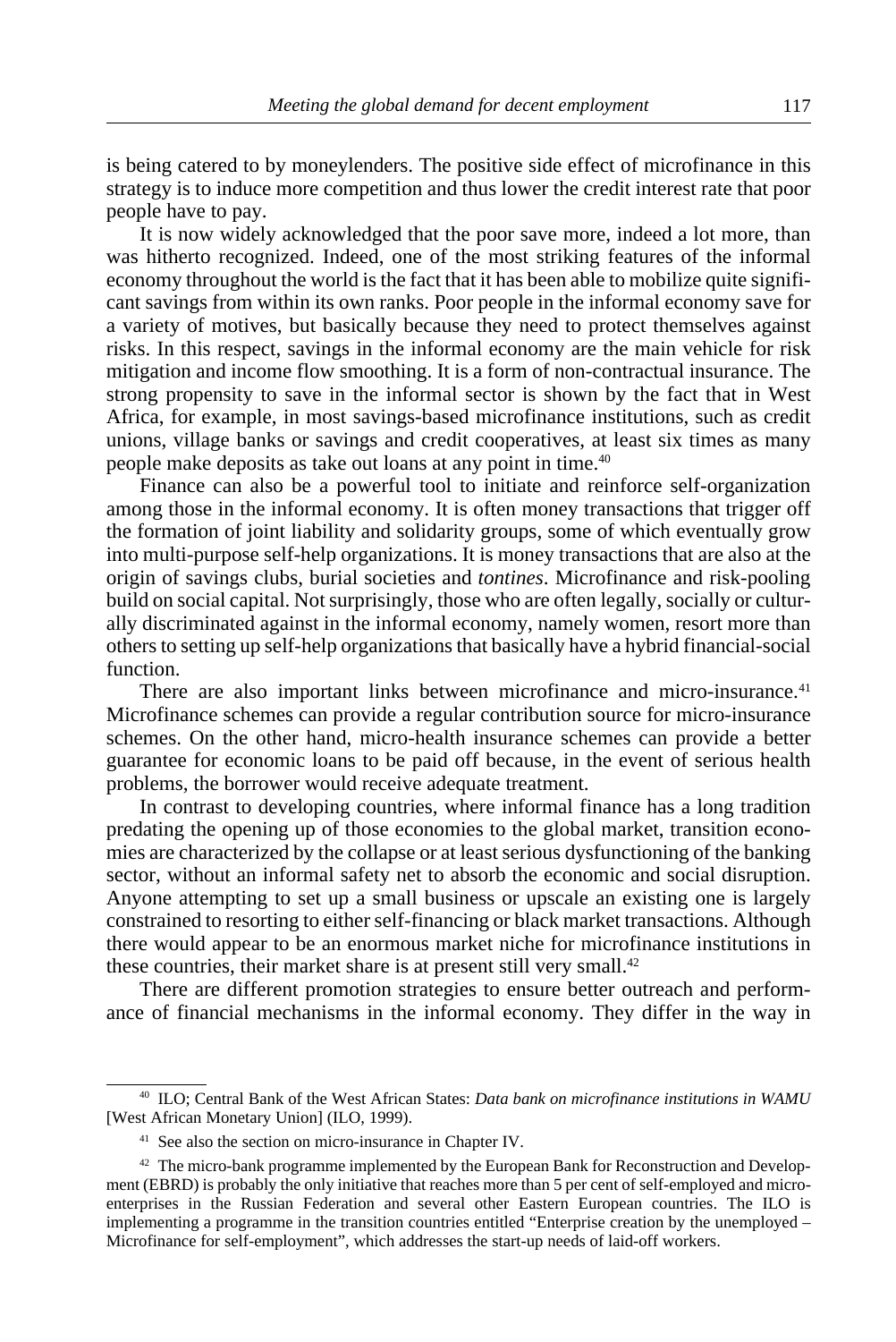is being catered to by moneylenders. The positive side effect of microfinance in this strategy is to induce more competition and thus lower the credit interest rate that poor people have to pay.

It is now widely acknowledged that the poor save more, indeed a lot more, than was hitherto recognized. Indeed, one of the most striking features of the informal economy throughout the world is the fact that it has been able to mobilize quite significant savings from within its own ranks. Poor people in the informal economy save for a variety of motives, but basically because they need to protect themselves against risks. In this respect, savings in the informal economy are the main vehicle for risk mitigation and income flow smoothing. It is a form of non-contractual insurance. The strong propensity to save in the informal sector is shown by the fact that in West Africa, for example, in most savings-based microfinance institutions, such as credit unions, village banks or savings and credit cooperatives, at least six times as many people make deposits as take out loans at any point in time.[40]

Finance can also be a powerful tool to initiate and reinforce self-organization among those in the informal economy. It is often money transactions that trigger off the formation of joint liability and solidarity groups, some of which eventually grow into multi-purpose self-help organizations. It is money transactions that are also at the origin of savings clubs, burial societies and *tontines*. Microfinance and risk-pooling build on social capital. Not surprisingly, those who are often legally, socially or culturally discriminated against in the informal economy, namely women, resort more than others to setting up self-help organizations that basically have a hybrid financial-social function.

There are also important links between microfinance and micro-insurance.[41] Microfinance schemes can provide a regular contribution source for micro-insurance schemes. On the other hand, micro-health insurance schemes can provide a better guarantee for economic loans to be paid off because, in the event of serious health problems, the borrower would receive adequate treatment.

In contrast to developing countries, where informal finance has a long tradition predating the opening up of those economies to the global market, transition economies are characterized by the collapse or at least serious dysfunctioning of the banking sector, without an informal safety net to absorb the economic and social disruption. Anyone attempting to set up a small business or upscale an existing one is largely constrained to resorting to either self-financing or black market transactions. Although there would appear to be an enormous market niche for microfinance institutions in these countries, their market share is at present still very small.[42]

There are different promotion strategies to ensure better outreach and performance of financial mechanisms in the informal economy. They differ in the way in

---

[40] ILO; Central Bank of the West African States: *Data bank on microfinance institutions in WAMU* [West African Monetary Union] (ILO, 1999).

[41] See also the section on micro-insurance in Chapter IV.

[42] The micro-bank programme implemented by the European Bank for Reconstruction and Development (EBRD) is probably the only initiative that reaches more than 5 per cent of self-employed and micro-enterprises in the Russian Federation and several other Eastern European countries. The ILO is implementing a programme in the transition countries entitled "Enterprise creation by the unemployed – Microfinance for self-employment", which addresses the start-up needs of laid-off workers.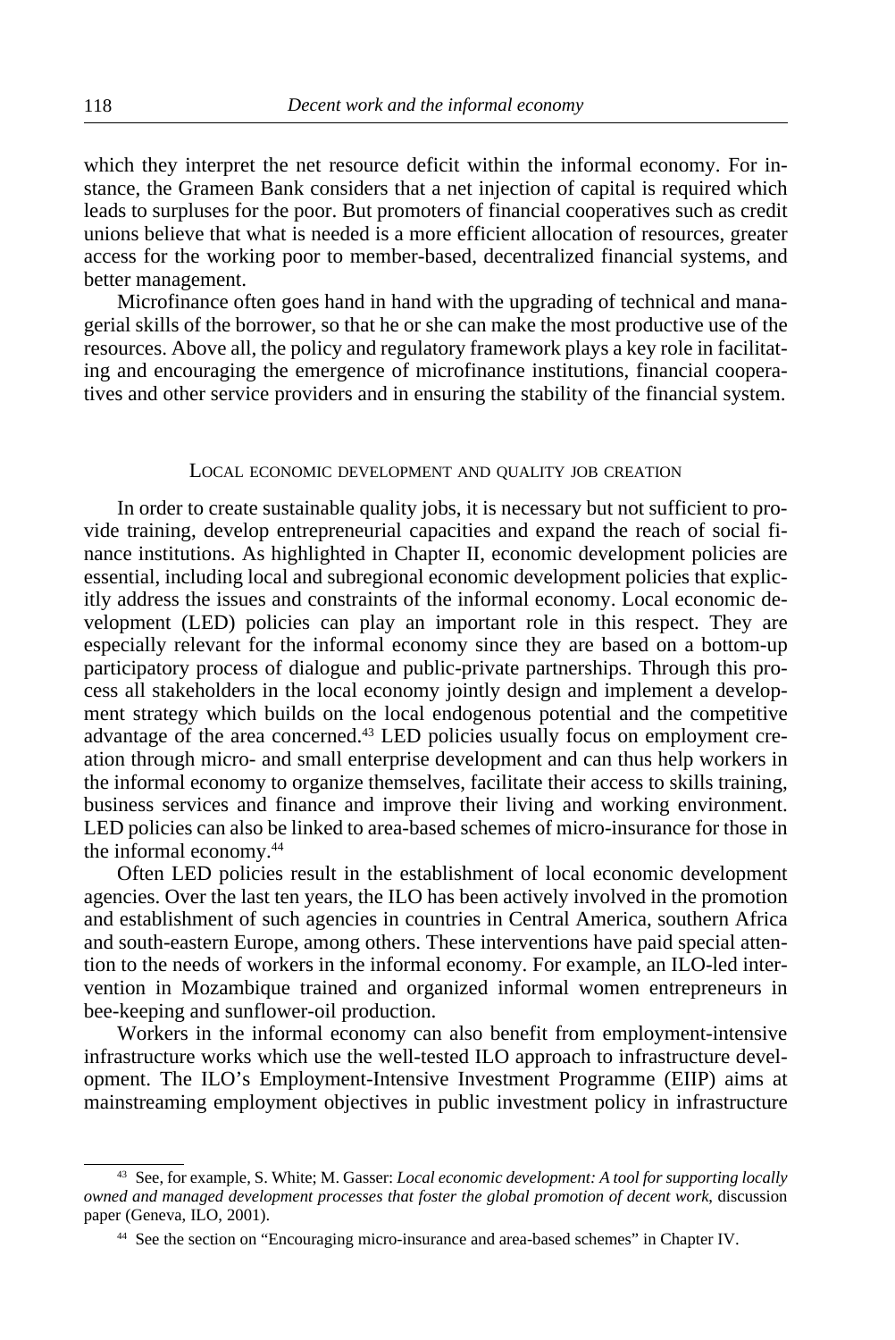which they interpret the net resource deficit within the informal economy. For instance, the Grameen Bank considers that a net injection of capital is required which leads to surpluses for the poor. But promoters of financial cooperatives such as credit unions believe that what is needed is a more efficient allocation of resources, greater access for the working poor to member-based, decentralized financial systems, and better management.

Microfinance often goes hand in hand with the upgrading of technical and managerial skills of the borrower, so that he or she can make the most productive use of the resources. Above all, the policy and regulatory framework plays a key role in facilitating and encouraging the emergence of microfinance institutions, financial cooperatives and other service providers and in ensuring the stability of the financial system.

## Local economic development and quality job creation

In order to create sustainable quality jobs, it is necessary but not sufficient to provide training, develop entrepreneurial capacities and expand the reach of social finance institutions. As highlighted in Chapter II, economic development policies are essential, including local and subregional economic development policies that explicitly address the issues and constraints of the informal economy. Local economic development (LED) policies can play an important role in this respect. They are especially relevant for the informal economy since they are based on a bottom-up participatory process of dialogue and public-private partnerships. Through this process all stakeholders in the local economy jointly design and implement a development strategy which builds on the local endogenous potential and the competitive advantage of the area concerned.[43] LED policies usually focus on employment creation through micro- and small enterprise development and can thus help workers in the informal economy to organize themselves, facilitate their access to skills training, business services and finance and improve their living and working environment. LED policies can also be linked to area-based schemes of micro-insurance for those in the informal economy.[44]

Often LED policies result in the establishment of local economic development agencies. Over the last ten years, the ILO has been actively involved in the promotion and establishment of such agencies in countries in Central America, southern Africa and south-eastern Europe, among others. These interventions have paid special attention to the needs of workers in the informal economy. For example, an ILO-led intervention in Mozambique trained and organized informal women entrepreneurs in bee-keeping and sunflower-oil production.

Workers in the informal economy can also benefit from employment-intensive infrastructure works which use the well-tested ILO approach to infrastructure development. The ILO's Employment-Intensive Investment Programme (EIIP) aims at mainstreaming employment objectives in public investment policy in infrastructure

---

[43] See, for example, S. White; M. Gasser: *Local economic development: A tool for supporting locally owned and managed development processes that foster the global promotion of decent work*, discussion paper (Geneva, ILO, 2001).

[44] See the section on "Encouraging micro-insurance and area-based schemes" in Chapter IV.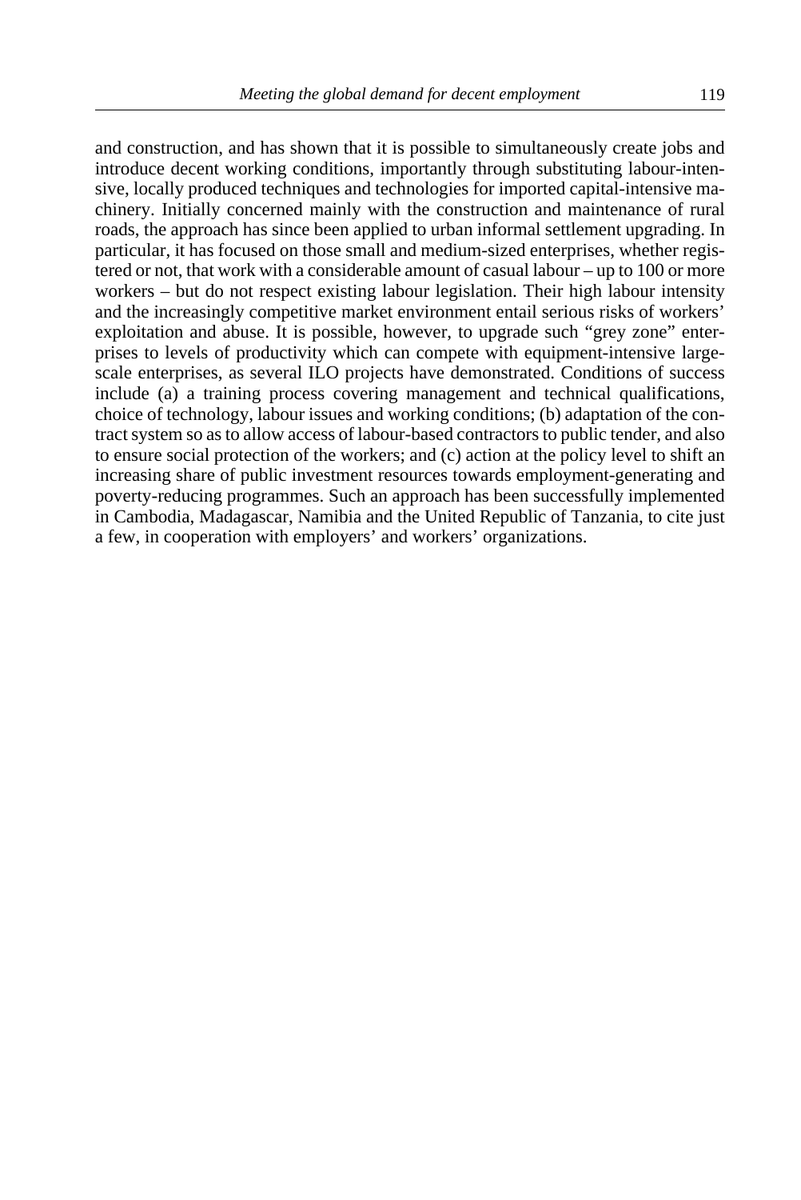and construction, and has shown that it is possible to simultaneously create jobs and introduce decent working conditions, importantly through substituting labour-intensive, locally produced techniques and technologies for imported capital-intensive machinery. Initially concerned mainly with the construction and maintenance of rural roads, the approach has since been applied to urban informal settlement upgrading. In particular, it has focused on those small and medium-sized enterprises, whether registered or not, that work with a considerable amount of casual labour – up to 100 or more workers – but do not respect existing labour legislation. Their high labour intensity and the increasingly competitive market environment entail serious risks of workers' exploitation and abuse. It is possible, however, to upgrade such "grey zone" enterprises to levels of productivity which can compete with equipment-intensive large-scale enterprises, as several ILO projects have demonstrated. Conditions of success include (a) a training process covering management and technical qualifications, choice of technology, labour issues and working conditions; (b) adaptation of the contract system so as to allow access of labour-based contractors to public tender, and also to ensure social protection of the workers; and (c) action at the policy level to shift an increasing share of public investment resources towards employment-generating and poverty-reducing programmes. Such an approach has been successfully implemented in Cambodia, Madagascar, Namibia and the United Republic of Tanzania, to cite just a few, in cooperation with employers' and workers' organizations.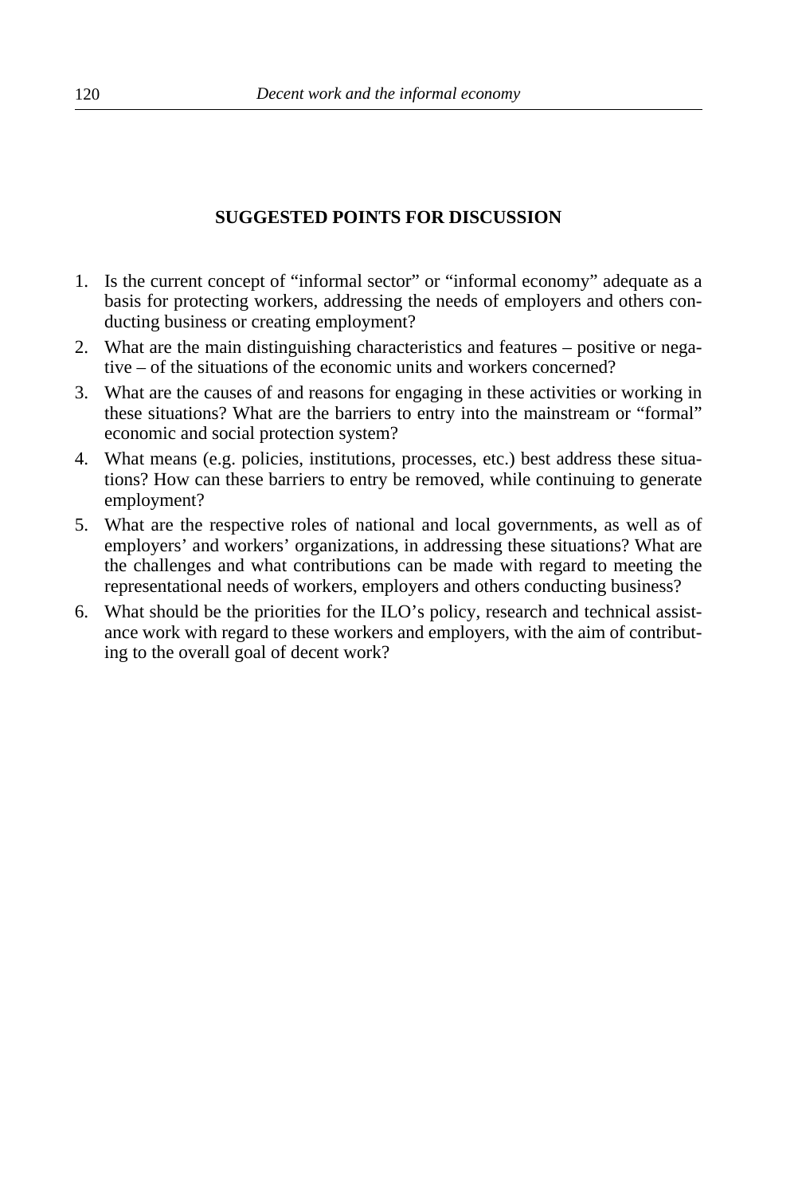## SUGGESTED POINTS FOR DISCUSSION

1. Is the current concept of "informal sector" or "informal economy" adequate as a basis for protecting workers, addressing the needs of employers and others conducting business or creating employment?
2. What are the main distinguishing characteristics and features – positive or negative – of the situations of the economic units and workers concerned?
3. What are the causes of and reasons for engaging in these activities or working in these situations? What are the barriers to entry into the mainstream or "formal" economic and social protection system?
4. What means (e.g. policies, institutions, processes, etc.) best address these situations? How can these barriers to entry be removed, while continuing to generate employment?
5. What are the respective roles of national and local governments, as well as of employers' and workers' organizations, in addressing these situations? What are the challenges and what contributions can be made with regard to meeting the representational needs of workers, employers and others conducting business?
6. What should be the priorities for the ILO's policy, research and technical assistance work with regard to these workers and employers, with the aim of contributing to the overall goal of decent work?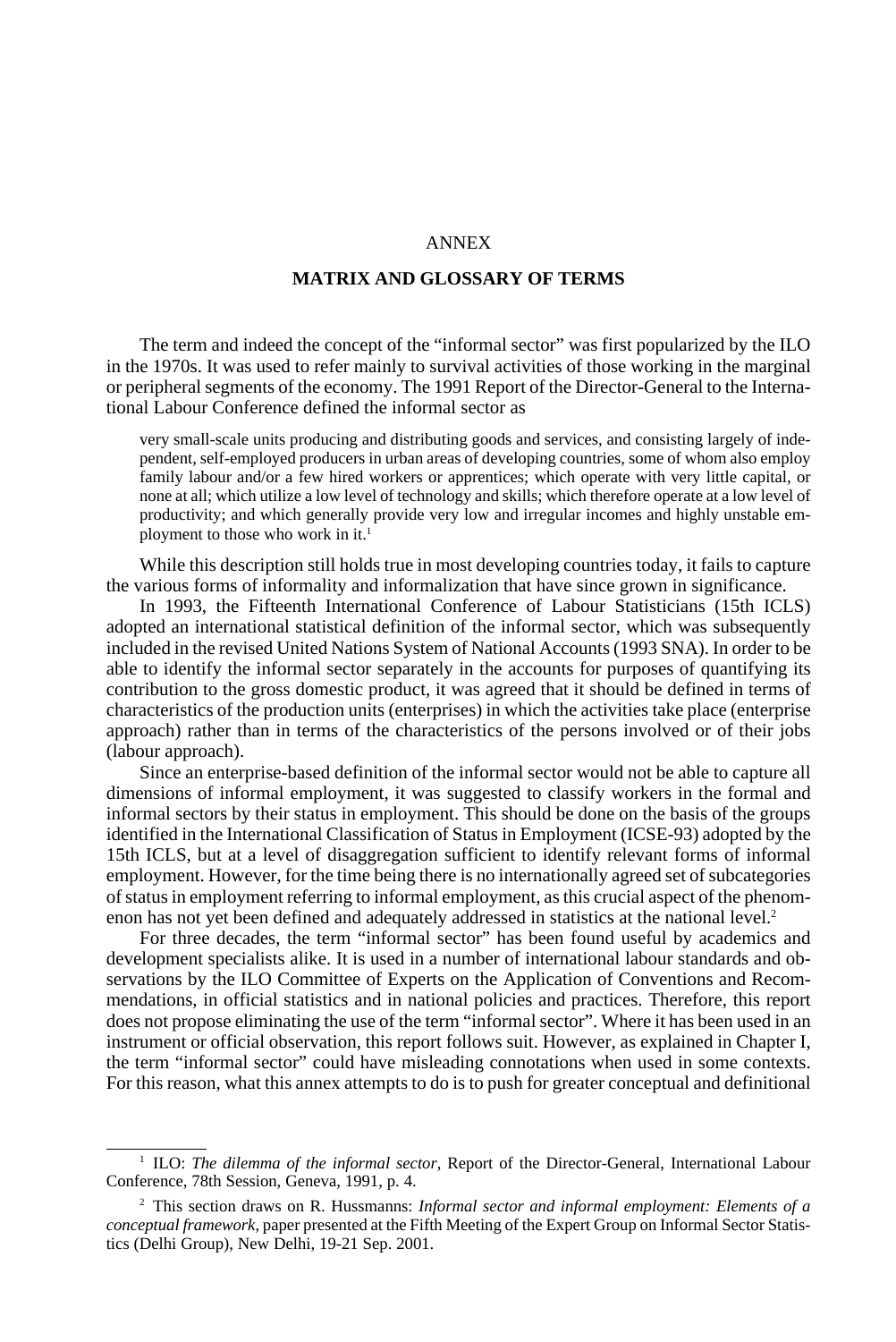# ANNEX

## MATRIX AND GLOSSARY OF TERMS

The term and indeed the concept of the "informal sector" was first popularized by the ILO in the 1970s. It was used to refer mainly to survival activities of those working in the marginal or peripheral segments of the economy. The 1991 Report of the Director-General to the International Labour Conference defined the informal sector as

> very small-scale units producing and distributing goods and services, and consisting largely of independent, self-employed producers in urban areas of developing countries, some of whom also employ family labour and/or a few hired workers or apprentices; which operate with very little capital, or none at all; which utilize a low level of technology and skills; which therefore operate at a low level of productivity; and which generally provide very low and irregular incomes and highly unstable employment to those who work in it.[1]

While this description still holds true in most developing countries today, it fails to capture the various forms of informality and informalization that have since grown in significance.

In 1993, the Fifteenth International Conference of Labour Statisticians (15th ICLS) adopted an international statistical definition of the informal sector, which was subsequently included in the revised United Nations System of National Accounts (1993 SNA). In order to be able to identify the informal sector separately in the accounts for purposes of quantifying its contribution to the gross domestic product, it was agreed that it should be defined in terms of characteristics of the production units (enterprises) in which the activities take place (enterprise approach) rather than in terms of the characteristics of the persons involved or of their jobs (labour approach).

Since an enterprise-based definition of the informal sector would not be able to capture all dimensions of informal employment, it was suggested to classify workers in the formal and informal sectors by their status in employment. This should be done on the basis of the groups identified in the International Classification of Status in Employment (ICSE-93) adopted by the 15th ICLS, but at a level of disaggregation sufficient to identify relevant forms of informal employment. However, for the time being there is no internationally agreed set of subcategories of status in employment referring to informal employment, as this crucial aspect of the phenomenon has not yet been defined and adequately addressed in statistics at the national level.[2]

For three decades, the term "informal sector" has been found useful by academics and development specialists alike. It is used in a number of international labour standards and observations by the ILO Committee of Experts on the Application of Conventions and Recommendations, in official statistics and in national policies and practices. Therefore, this report does not propose eliminating the use of the term "informal sector". Where it has been used in an instrument or official observation, this report follows suit. However, as explained in Chapter I, the term "informal sector" could have misleading connotations when used in some contexts. For this reason, what this annex attempts to do is to push for greater conceptual and definitional

---

[1] ILO: *The dilemma of the informal sector*, Report of the Director-General, International Labour Conference, 78th Session, Geneva, 1991, p. 4.

[2] This section draws on R. Hussmanns: *Informal sector and informal employment: Elements of a conceptual framework*, paper presented at the Fifth Meeting of the Expert Group on Informal Sector Statistics (Delhi Group), New Delhi, 19-21 Sep. 2001.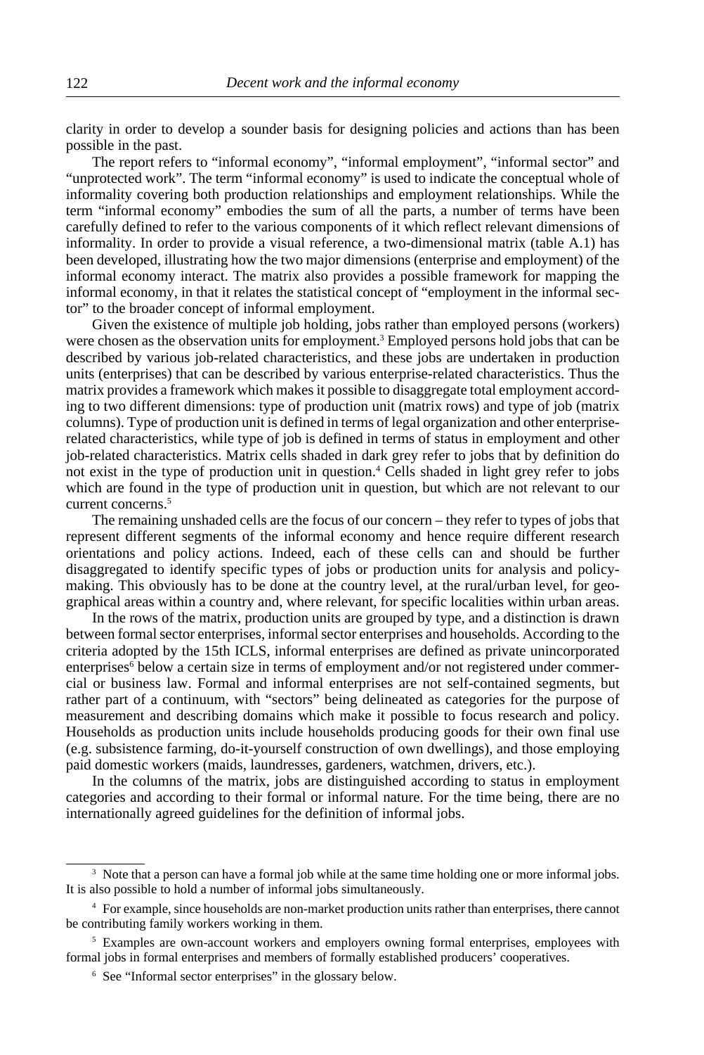clarity in order to develop a sounder basis for designing policies and actions than has been possible in the past.

The report refers to "informal economy", "informal employment", "informal sector" and "unprotected work". The term "informal economy" is used to indicate the conceptual whole of informality covering both production relationships and employment relationships. While the term "informal economy" embodies the sum of all the parts, a number of terms have been carefully defined to refer to the various components of it which reflect relevant dimensions of informality. In order to provide a visual reference, a two-dimensional matrix (table A.1) has been developed, illustrating how the two major dimensions (enterprise and employment) of the informal economy interact. The matrix also provides a possible framework for mapping the informal economy, in that it relates the statistical concept of "employment in the informal sector" to the broader concept of informal employment.

Given the existence of multiple job holding, jobs rather than employed persons (workers) were chosen as the observation units for employment.[3] Employed persons hold jobs that can be described by various job-related characteristics, and these jobs are undertaken in production units (enterprises) that can be described by various enterprise-related characteristics. Thus the matrix provides a framework which makes it possible to disaggregate total employment according to two different dimensions: type of production unit (matrix rows) and type of job (matrix columns). Type of production unit is defined in terms of legal organization and other enterprise-related characteristics, while type of job is defined in terms of status in employment and other job-related characteristics. Matrix cells shaded in dark grey refer to jobs that by definition do not exist in the type of production unit in question.[4] Cells shaded in light grey refer to jobs which are found in the type of production unit in question, but which are not relevant to our current concerns.[5]

The remaining unshaded cells are the focus of our concern – they refer to types of jobs that represent different segments of the informal economy and hence require different research orientations and policy actions. Indeed, each of these cells can and should be further disaggregated to identify specific types of jobs or production units for analysis and policy-making. This obviously has to be done at the country level, at the rural/urban level, for geographical areas within a country and, where relevant, for specific localities within urban areas.

In the rows of the matrix, production units are grouped by type, and a distinction is drawn between formal sector enterprises, informal sector enterprises and households. According to the criteria adopted by the 15th ICLS, informal enterprises are defined as private unincorporated enterprises[6] below a certain size in terms of employment and/or not registered under commercial or business law. Formal and informal enterprises are not self-contained segments, but rather part of a continuum, with "sectors" being delineated as categories for the purpose of measurement and describing domains which make it possible to focus research and policy. Households as production units include households producing goods for their own final use (e.g. subsistence farming, do-it-yourself construction of own dwellings), and those employing paid domestic workers (maids, laundresses, gardeners, watchmen, drivers, etc.).

In the columns of the matrix, jobs are distinguished according to status in employment categories and according to their formal or informal nature. For the time being, there are no internationally agreed guidelines for the definition of informal jobs.

---

[3] Note that a person can have a formal job while at the same time holding one or more informal jobs. It is also possible to hold a number of informal jobs simultaneously.

[4] For example, since households are non-market production units rather than enterprises, there cannot be contributing family workers working in them.

[5] Examples are own-account workers and employers owning formal enterprises, employees with formal jobs in formal enterprises and members of formally established producers' cooperatives.

[6] See "Informal sector enterprises" in the glossary below.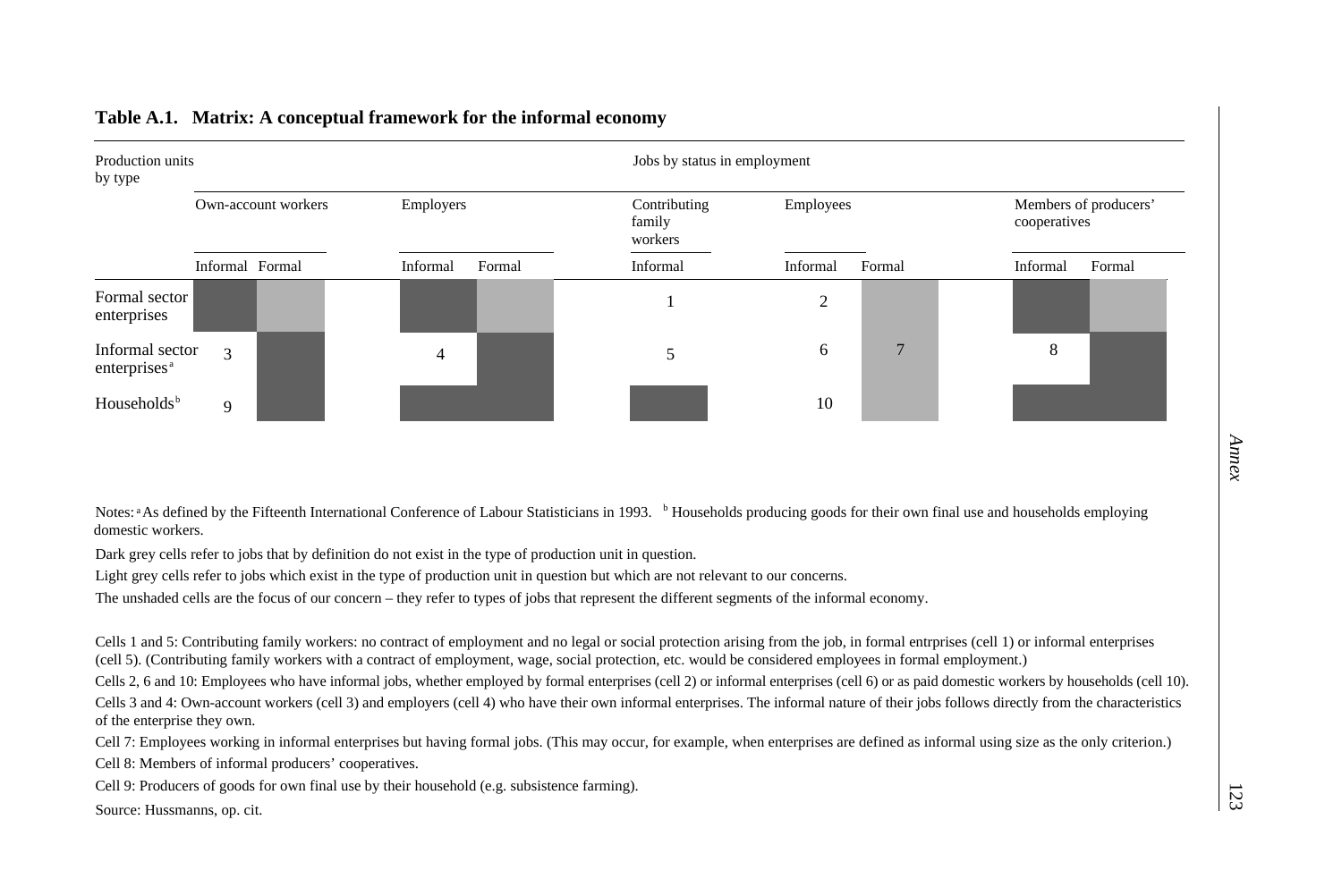**Table A.1. Matrix: A conceptual framework for the informal economy**

| Production units by type | Jobs by status in employment | | | | | | | | |
|---|---|---|---|---|---|---|---|---|---|
| | Own-account workers | | Employers | | Contributing family workers | Employees | | Members of producers' cooperatives | |
| | Informal | Formal | Informal | Formal | Informal | Informal | Formal | Informal | Formal |
| Formal sector enterprises | | | | | 1 | 2 | | | |
| Informal sector enterprises[a] | 3 | | 4 | | 5 | 6 | 7 | 8 | |
| Households[b] | 9 | | | | | 10 | | | |

Notes: [a] As defined by the Fifteenth International Conference of Labour Statisticians in 1993. [b] Households producing goods for their own final use and households employing domestic workers.

Dark grey cells refer to jobs that by definition do not exist in the type of production unit in question.

Light grey cells refer to jobs which exist in the type of production unit in question but which are not relevant to our concerns.

The unshaded cells are the focus of our concern – they refer to types of jobs that represent the different segments of the informal economy.

Cells 1 and 5: Contributing family workers: no contract of employment and no legal or social protection arising from the job, in formal entrprises (cell 1) or informal enterprises (cell 5). (Contributing family workers with a contract of employment, wage, social protection, etc. would be considered employees in formal employment.)

Cells 2, 6 and 10: Employees who have informal jobs, whether employed by formal enterprises (cell 2) or informal enterprises (cell 6) or as paid domestic workers by households (cell 10).

Cells 3 and 4: Own-account workers (cell 3) and employers (cell 4) who have their own informal enterprises. The informal nature of their jobs follows directly from the characteristics of the enterprise they own.

Cell 7: Employees working in informal enterprises but having formal jobs. (This may occur, for example, when enterprises are defined as informal using size as the only criterion.)

Cell 8: Members of informal producers' cooperatives.

Cell 9: Producers of goods for own final use by their household (e.g. subsistence farming).

Source: Hussmanns, op. cit.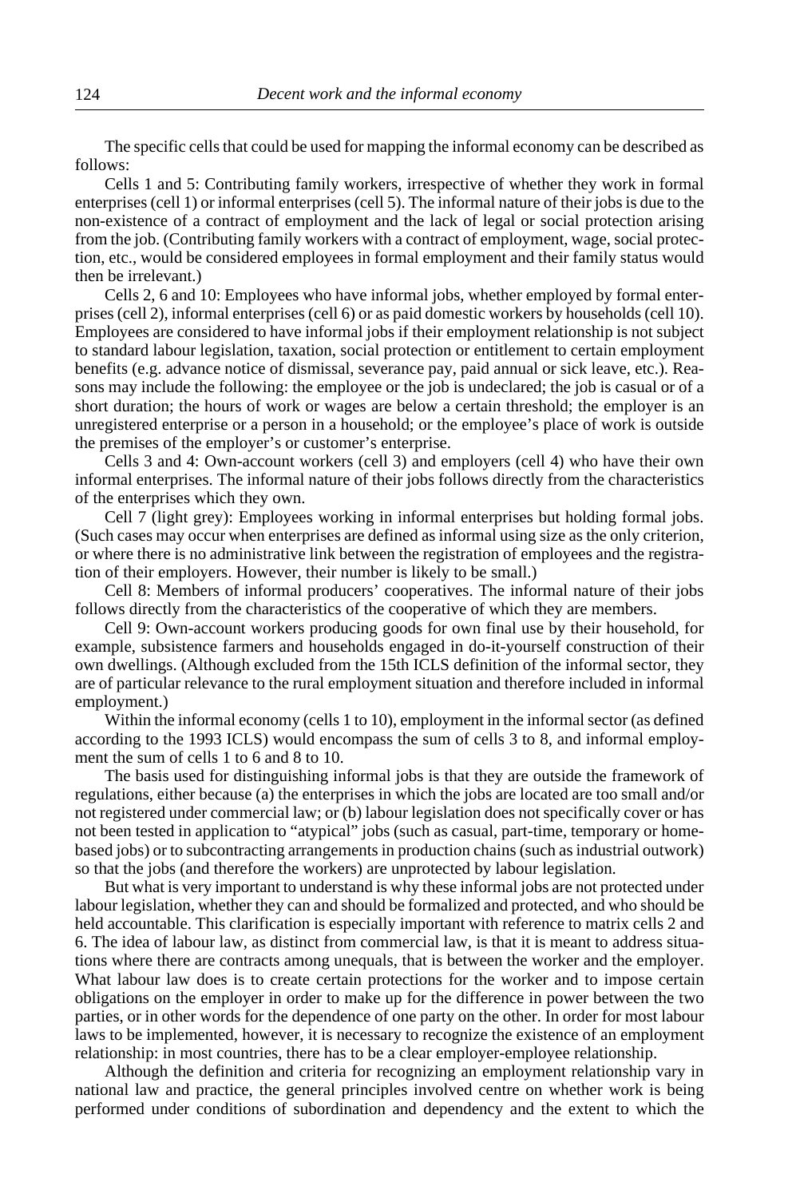The specific cells that could be used for mapping the informal economy can be described as follows:

Cells 1 and 5: Contributing family workers, irrespective of whether they work in formal enterprises (cell 1) or informal enterprises (cell 5). The informal nature of their jobs is due to the non-existence of a contract of employment and the lack of legal or social protection arising from the job. (Contributing family workers with a contract of employment, wage, social protection, etc., would be considered employees in formal employment and their family status would then be irrelevant.)

Cells 2, 6 and 10: Employees who have informal jobs, whether employed by formal enterprises (cell 2), informal enterprises (cell 6) or as paid domestic workers by households (cell 10). Employees are considered to have informal jobs if their employment relationship is not subject to standard labour legislation, taxation, social protection or entitlement to certain employment benefits (e.g. advance notice of dismissal, severance pay, paid annual or sick leave, etc.). Reasons may include the following: the employee or the job is undeclared; the job is casual or of a short duration; the hours of work or wages are below a certain threshold; the employer is an unregistered enterprise or a person in a household; or the employee's place of work is outside the premises of the employer's or customer's enterprise.

Cells 3 and 4: Own-account workers (cell 3) and employers (cell 4) who have their own informal enterprises. The informal nature of their jobs follows directly from the characteristics of the enterprises which they own.

Cell 7 (light grey): Employees working in informal enterprises but holding formal jobs. (Such cases may occur when enterprises are defined as informal using size as the only criterion, or where there is no administrative link between the registration of employees and the registration of their employers. However, their number is likely to be small.)

Cell 8: Members of informal producers' cooperatives. The informal nature of their jobs follows directly from the characteristics of the cooperative of which they are members.

Cell 9: Own-account workers producing goods for own final use by their household, for example, subsistence farmers and households engaged in do-it-yourself construction of their own dwellings. (Although excluded from the 15th ICLS definition of the informal sector, they are of particular relevance to the rural employment situation and therefore included in informal employment.)

Within the informal economy (cells 1 to 10), employment in the informal sector (as defined according to the 1993 ICLS) would encompass the sum of cells 3 to 8, and informal employment the sum of cells 1 to 6 and 8 to 10.

The basis used for distinguishing informal jobs is that they are outside the framework of regulations, either because (a) the enterprises in which the jobs are located are too small and/or not registered under commercial law; or (b) labour legislation does not specifically cover or has not been tested in application to "atypical" jobs (such as casual, part-time, temporary or home-based jobs) or to subcontracting arrangements in production chains (such as industrial outwork) so that the jobs (and therefore the workers) are unprotected by labour legislation.

But what is very important to understand is why these informal jobs are not protected under labour legislation, whether they can and should be formalized and protected, and who should be held accountable. This clarification is especially important with reference to matrix cells 2 and 6. The idea of labour law, as distinct from commercial law, is that it is meant to address situations where there are contracts among unequals, that is between the worker and the employer. What labour law does is to create certain protections for the worker and to impose certain obligations on the employer in order to make up for the difference in power between the two parties, or in other words for the dependence of one party on the other. In order for most labour laws to be implemented, however, it is necessary to recognize the existence of an employment relationship: in most countries, there has to be a clear employer-employee relationship.

Although the definition and criteria for recognizing an employment relationship vary in national law and practice, the general principles involved centre on whether work is being performed under conditions of subordination and dependency and the extent to which the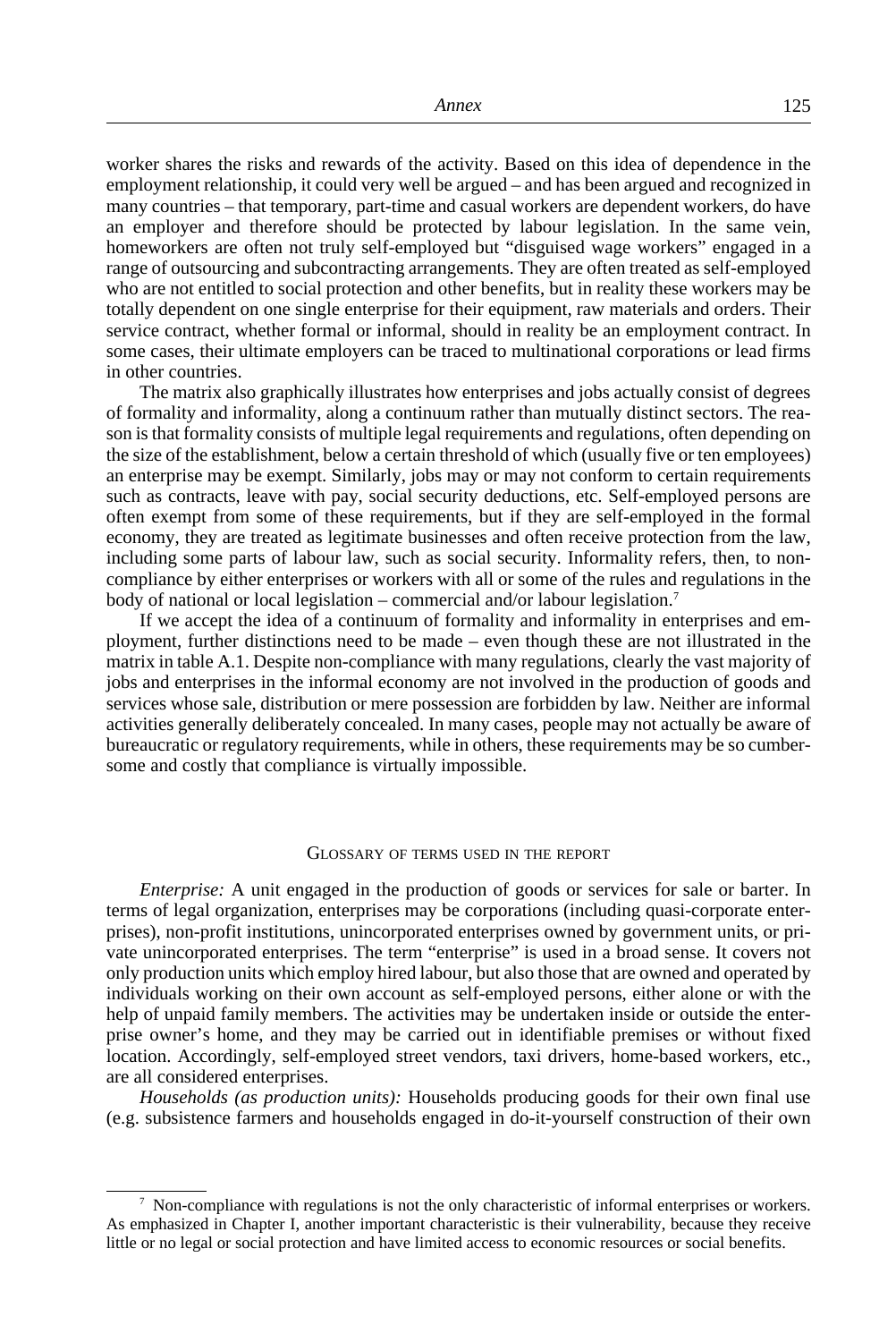worker shares the risks and rewards of the activity. Based on this idea of dependence in the employment relationship, it could very well be argued – and has been argued and recognized in many countries – that temporary, part-time and casual workers are dependent workers, do have an employer and therefore should be protected by labour legislation. In the same vein, homeworkers are often not truly self-employed but "disguised wage workers" engaged in a range of outsourcing and subcontracting arrangements. They are often treated as self-employed who are not entitled to social protection and other benefits, but in reality these workers may be totally dependent on one single enterprise for their equipment, raw materials and orders. Their service contract, whether formal or informal, should in reality be an employment contract. In some cases, their ultimate employers can be traced to multinational corporations or lead firms in other countries.

The matrix also graphically illustrates how enterprises and jobs actually consist of degrees of formality and informality, along a continuum rather than mutually distinct sectors. The reason is that formality consists of multiple legal requirements and regulations, often depending on the size of the establishment, below a certain threshold of which (usually five or ten employees) an enterprise may be exempt. Similarly, jobs may or may not conform to certain requirements such as contracts, leave with pay, social security deductions, etc. Self-employed persons are often exempt from some of these requirements, but if they are self-employed in the formal economy, they are treated as legitimate businesses and often receive protection from the law, including some parts of labour law, such as social security. Informality refers, then, to non-compliance by either enterprises or workers with all or some of the rules and regulations in the body of national or local legislation – commercial and/or labour legislation.[7]

If we accept the idea of a continuum of formality and informality in enterprises and employment, further distinctions need to be made – even though these are not illustrated in the matrix in table A.1. Despite non-compliance with many regulations, clearly the vast majority of jobs and enterprises in the informal economy are not involved in the production of goods and services whose sale, distribution or mere possession are forbidden by law. Neither are informal activities generally deliberately concealed. In many cases, people may not actually be aware of bureaucratic or regulatory requirements, while in others, these requirements may be so cumbersome and costly that compliance is virtually impossible.

## Glossary of terms used in the report

*Enterprise:* A unit engaged in the production of goods or services for sale or barter. In terms of legal organization, enterprises may be corporations (including quasi-corporate enterprises), non-profit institutions, unincorporated enterprises owned by government units, or private unincorporated enterprises. The term "enterprise" is used in a broad sense. It covers not only production units which employ hired labour, but also those that are owned and operated by individuals working on their own account as self-employed persons, either alone or with the help of unpaid family members. The activities may be undertaken inside or outside the enterprise owner's home, and they may be carried out in identifiable premises or without fixed location. Accordingly, self-employed street vendors, taxi drivers, home-based workers, etc., are all considered enterprises.

*Households (as production units):* Households producing goods for their own final use (e.g. subsistence farmers and households engaged in do-it-yourself construction of their own

---

[7] Non-compliance with regulations is not the only characteristic of informal enterprises or workers. As emphasized in Chapter I, another important characteristic is their vulnerability, because they receive little or no legal or social protection and have limited access to economic resources or social benefits.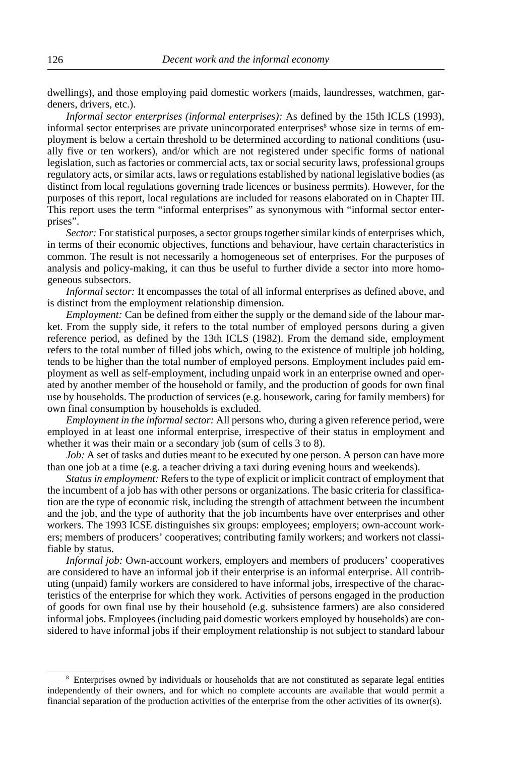dwellings), and those employing paid domestic workers (maids, laundresses, watchmen, gardeners, drivers, etc.).

*Informal sector enterprises (informal enterprises):* As defined by the 15th ICLS (1993), informal sector enterprises are private unincorporated enterprises[8] whose size in terms of employment is below a certain threshold to be determined according to national conditions (usually five or ten workers), and/or which are not registered under specific forms of national legislation, such as factories or commercial acts, tax or social security laws, professional groups regulatory acts, or similar acts, laws or regulations established by national legislative bodies (as distinct from local regulations governing trade licences or business permits). However, for the purposes of this report, local regulations are included for reasons elaborated on in Chapter III. This report uses the term "informal enterprises" as synonymous with "informal sector enterprises".

*Sector:* For statistical purposes, a sector groups together similar kinds of enterprises which, in terms of their economic objectives, functions and behaviour, have certain characteristics in common. The result is not necessarily a homogeneous set of enterprises. For the purposes of analysis and policy-making, it can thus be useful to further divide a sector into more homogeneous subsectors.

*Informal sector:* It encompasses the total of all informal enterprises as defined above, and is distinct from the employment relationship dimension.

*Employment:* Can be defined from either the supply or the demand side of the labour market. From the supply side, it refers to the total number of employed persons during a given reference period, as defined by the 13th ICLS (1982). From the demand side, employment refers to the total number of filled jobs which, owing to the existence of multiple job holding, tends to be higher than the total number of employed persons. Employment includes paid employment as well as self-employment, including unpaid work in an enterprise owned and operated by another member of the household or family, and the production of goods for own final use by households. The production of services (e.g. housework, caring for family members) for own final consumption by households is excluded.

*Employment in the informal sector:* All persons who, during a given reference period, were employed in at least one informal enterprise, irrespective of their status in employment and whether it was their main or a secondary job (sum of cells 3 to 8).

*Job:* A set of tasks and duties meant to be executed by one person. A person can have more than one job at a time (e.g. a teacher driving a taxi during evening hours and weekends).

*Status in employment:* Refers to the type of explicit or implicit contract of employment that the incumbent of a job has with other persons or organizations. The basic criteria for classification are the type of economic risk, including the strength of attachment between the incumbent and the job, and the type of authority that the job incumbents have over enterprises and other workers. The 1993 ICSE distinguishes six groups: employees; employers; own-account workers; members of producers' cooperatives; contributing family workers; and workers not classifiable by status.

*Informal job:* Own-account workers, employers and members of producers' cooperatives are considered to have an informal job if their enterprise is an informal enterprise. All contributing (unpaid) family workers are considered to have informal jobs, irrespective of the characteristics of the enterprise for which they work. Activities of persons engaged in the production of goods for own final use by their household (e.g. subsistence farmers) are also considered informal jobs. Employees (including paid domestic workers employed by households) are considered to have informal jobs if their employment relationship is not subject to standard labour

---

[8] Enterprises owned by individuals or households that are not constituted as separate legal entities independently of their owners, and for which no complete accounts are available that would permit a financial separation of the production activities of the enterprise from the other activities of its owner(s).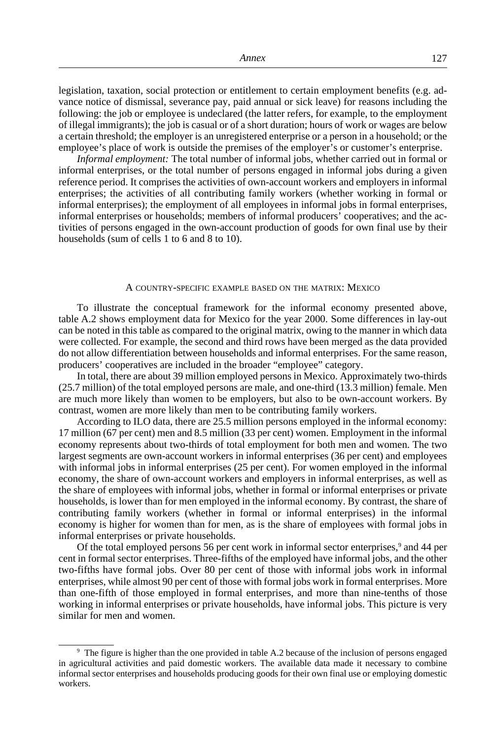legislation, taxation, social protection or entitlement to certain employment benefits (e.g. advance notice of dismissal, severance pay, paid annual or sick leave) for reasons including the following: the job or employee is undeclared (the latter refers, for example, to the employment of illegal immigrants); the job is casual or of a short duration; hours of work or wages are below a certain threshold; the employer is an unregistered enterprise or a person in a household; or the employee's place of work is outside the premises of the employer's or customer's enterprise.

*Informal employment:* The total number of informal jobs, whether carried out in formal or informal enterprises, or the total number of persons engaged in informal jobs during a given reference period. It comprises the activities of own-account workers and employers in informal enterprises; the activities of all contributing family workers (whether working in formal or informal enterprises); the employment of all employees in informal jobs in formal enterprises, informal enterprises or households; members of informal producers' cooperatives; and the activities of persons engaged in the own-account production of goods for own final use by their households (sum of cells 1 to 6 and 8 to 10).

## A country-specific example based on the matrix: Mexico

To illustrate the conceptual framework for the informal economy presented above, table A.2 shows employment data for Mexico for the year 2000. Some differences in lay-out can be noted in this table as compared to the original matrix, owing to the manner in which data were collected. For example, the second and third rows have been merged as the data provided do not allow differentiation between households and informal enterprises. For the same reason, producers' cooperatives are included in the broader "employee" category.

In total, there are about 39 million employed persons in Mexico. Approximately two-thirds (25.7 million) of the total employed persons are male, and one-third (13.3 million) female. Men are much more likely than women to be employers, but also to be own-account workers. By contrast, women are more likely than men to be contributing family workers.

According to ILO data, there are 25.5 million persons employed in the informal economy: 17 million (67 per cent) men and 8.5 million (33 per cent) women. Employment in the informal economy represents about two-thirds of total employment for both men and women. The two largest segments are own-account workers in informal enterprises (36 per cent) and employees with informal jobs in informal enterprises (25 per cent). For women employed in the informal economy, the share of own-account workers and employers in informal enterprises, as well as the share of employees with informal jobs, whether in formal or informal enterprises or private households, is lower than for men employed in the informal economy. By contrast, the share of contributing family workers (whether in formal or informal enterprises) in the informal economy is higher for women than for men, as is the share of employees with formal jobs in informal enterprises or private households.

Of the total employed persons 56 per cent work in informal sector enterprises,[9] and 44 per cent in formal sector enterprises. Three-fifths of the employed have informal jobs, and the other two-fifths have formal jobs. Over 80 per cent of those with informal jobs work in informal enterprises, while almost 90 per cent of those with formal jobs work in formal enterprises. More than one-fifth of those employed in formal enterprises, and more than nine-tenths of those working in informal enterprises or private households, have informal jobs. This picture is very similar for men and women.

[9] The figure is higher than the one provided in table A.2 because of the inclusion of persons engaged in agricultural activities and paid domestic workers. The available data made it necessary to combine informal sector enterprises and households producing goods for their own final use or employing domestic workers.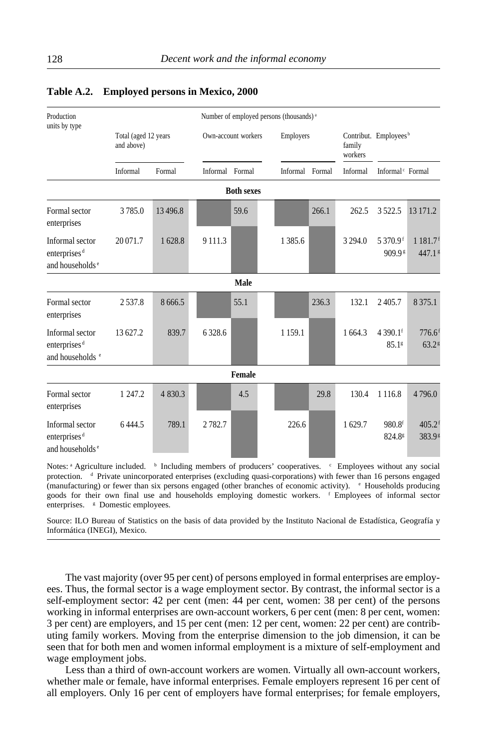**Table A.2. Employed persons in Mexico, 2000**

| Production units by type | Number of employed persons (thousands) [a] | | | | | | | | |
|---|---|---|---|---|---|---|---|---|---|
| | Total (aged 12 years and above) | | Own-account workers | | Employers | | Contribut. family workers | Employees [b] | |
| | Informal | Formal | Informal | Formal | Informal | Formal | Informal | Informal [c] | Formal |
| **Both sexes** | | | | | | | | | |
| Formal sector enterprises | 3 785.0 | 13 496.8 | | 59.6 | | 266.1 | 262.5 | 3 522.5 | 13 171.2 |
| Informal sector enterprises [d] and households [e] | 20 071.7 | 1 628.8 | 9 111.3 | | 1 385.6 | | 3 294.0 | 5 370.9 [f] 909.9 [g] | 1 181.7 [f] 447.1 [g] |
| **Male** | | | | | | | | | |
| Formal sector enterprises | 2 537.8 | 8 666.5 | | 55.1 | | 236.3 | 132.1 | 2 405.7 | 8 375.1 |
| Informal sector enterprises [d] and households [e] | 13 627.2 | 839.7 | 6 328.6 | | 1 159.1 | | 1 664.3 | 4 390.1 [f] 85.1 [g] | 776.6 [f] 63.2 [g] |
| **Female** | | | | | | | | | |
| Formal sector enterprises | 1 247.2 | 4 830.3 | | 4.5 | | 29.8 | 130.4 | 1 116.8 | 4 796.0 |
| Informal sector enterprises [d] and households [e] | 6 444.5 | 789.1 | 2 782.7 | | 226.6 | | 1 629.7 | 980.8 [f] 824.8 [g] | 405.2 [f] 383.9 [g] |

Notes: [a] Agriculture included. [b] Including members of producers' cooperatives. [c] Employees without any social protection. [d] Private unincorporated enterprises (excluding quasi-corporations) with fewer than 16 persons engaged (manufacturing) or fewer than six persons engaged (other branches of economic activity). [e] Households producing goods for their own final use and households employing domestic workers. [f] Employees of informal sector enterprises. [g] Domestic employees.

Source: ILO Bureau of Statistics on the basis of data provided by the Instituto Nacional de Estadística, Geografía y Informática (INEGI), Mexico.

The vast majority (over 95 per cent) of persons employed in formal enterprises are employees. Thus, the formal sector is a wage employment sector. By contrast, the informal sector is a self-employment sector: 42 per cent (men: 44 per cent, women: 38 per cent) of the persons working in informal enterprises are own-account workers, 6 per cent (men: 8 per cent, women: 3 per cent) are employers, and 15 per cent (men: 12 per cent, women: 22 per cent) are contributing family workers. Moving from the enterprise dimension to the job dimension, it can be seen that for both men and women informal employment is a mixture of self-employment and wage employment jobs.

Less than a third of own-account workers are women. Virtually all own-account workers, whether male or female, have informal enterprises. Female employers represent 16 per cent of all employers. Only 16 per cent of employers have formal enterprises; for female employers,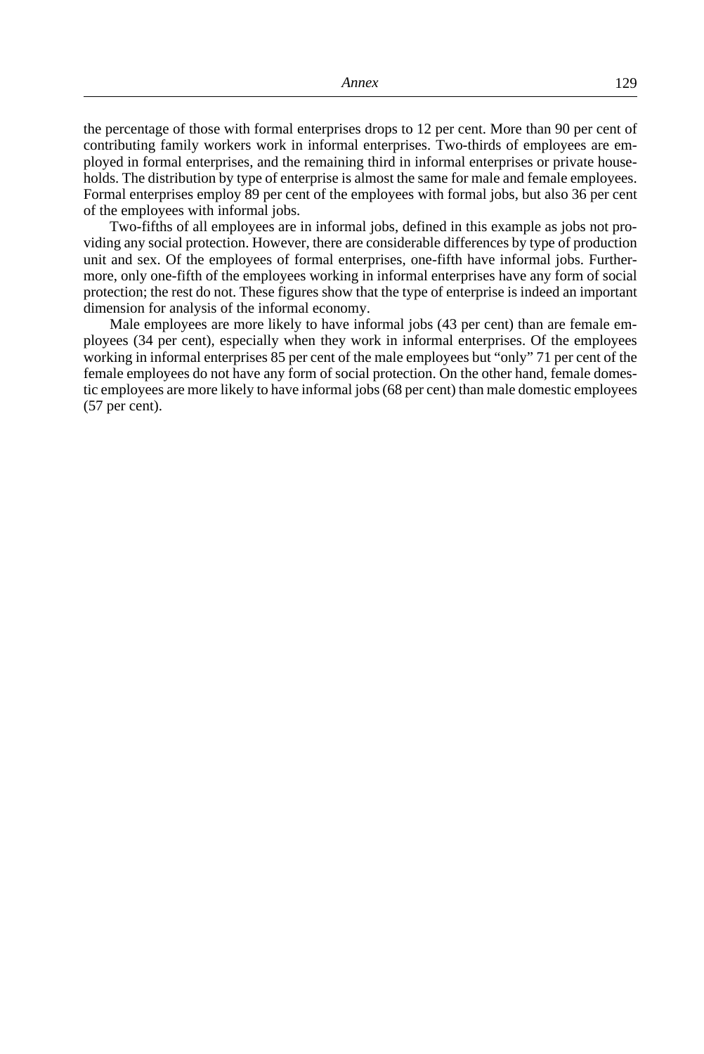the percentage of those with formal enterprises drops to 12 per cent. More than 90 per cent of contributing family workers work in informal enterprises. Two-thirds of employees are employed in formal enterprises, and the remaining third in informal enterprises or private households. The distribution by type of enterprise is almost the same for male and female employees. Formal enterprises employ 89 per cent of the employees with formal jobs, but also 36 per cent of the employees with informal jobs.

Two-fifths of all employees are in informal jobs, defined in this example as jobs not providing any social protection. However, there are considerable differences by type of production unit and sex. Of the employees of formal enterprises, one-fifth have informal jobs. Furthermore, only one-fifth of the employees working in informal enterprises have any form of social protection; the rest do not. These figures show that the type of enterprise is indeed an important dimension for analysis of the informal economy.

Male employees are more likely to have informal jobs (43 per cent) than are female employees (34 per cent), especially when they work in informal enterprises. Of the employees working in informal enterprises 85 per cent of the male employees but "only" 71 per cent of the female employees do not have any form of social protection. On the other hand, female domestic employees are more likely to have informal jobs (68 per cent) than male domestic employees (57 per cent).